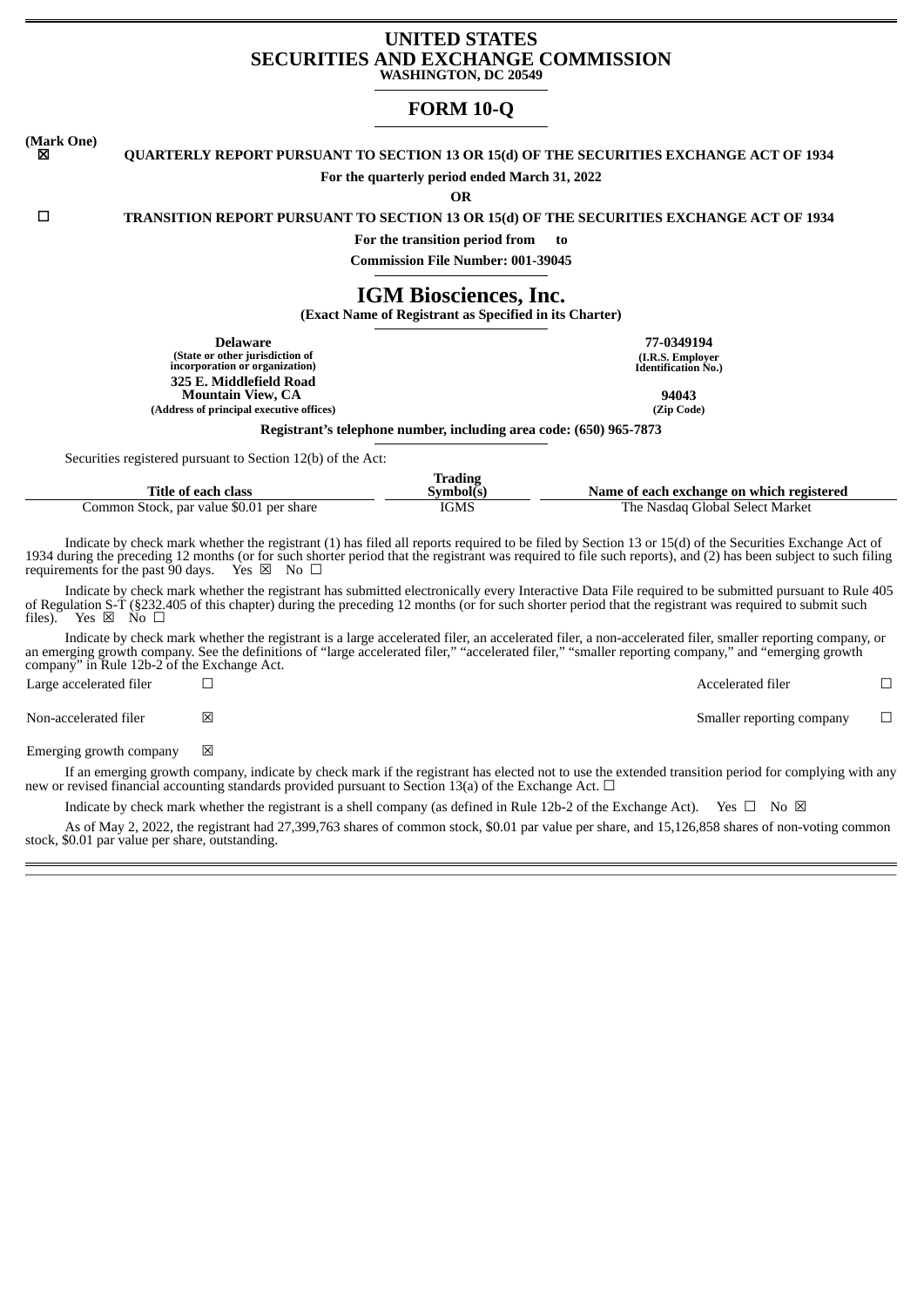# UNITED STATES
# SECURITIES AND EXCHANGE COMMISSION
**WASHINGTON, DC 20549**

## FORM 10-Q

**(Mark One)**

☒ **QUARTERLY REPORT PURSUANT TO SECTION 13 OR 15(d) OF THE SECURITIES EXCHANGE ACT OF 1934**

**For the quarterly period ended March 31, 2022**

**OR**

☐ **TRANSITION REPORT PURSUANT TO SECTION 13 OR 15(d) OF THE SECURITIES EXCHANGE ACT OF 1934**

**For the transition period from to**

**Commission File Number: 001-39045**

# IGM Biosciences, Inc.
**(Exact Name of Registrant as Specified in its Charter)**

| | |
|---|---|
| **Delaware** | **77-0349194** |
| **(State or other jurisdiction of incorporation or organization)** | **(I.R.S. Employer Identification No.)** |
| **325 E. Middlefield Road Mountain View, CA** | **94043** |
| **(Address of principal executive offices)** | **(Zip Code)** |

**Registrant's telephone number, including area code: (650) 965-7873**

Securities registered pursuant to Section 12(b) of the Act:

| Title of each class | Trading Symbol(s) | Name of each exchange on which registered |
|---|---|---|
| Common Stock, par value $0.01 per share | IGMS | The Nasdaq Global Select Market |

Indicate by check mark whether the registrant (1) has filed all reports required to be filed by Section 13 or 15(d) of the Securities Exchange Act of 1934 during the preceding 12 months (or for such shorter period that the registrant was required to file such reports), and (2) has been subject to such filing requirements for the past 90 days. Yes ☒ No ☐

Indicate by check mark whether the registrant has submitted electronically every Interactive Data File required to be submitted pursuant to Rule 405 of Regulation S-T (§232.405 of this chapter) during the preceding 12 months (or for such shorter period that the registrant was required to submit such files). Yes ☒ No ☐

Indicate by check mark whether the registrant is a large accelerated filer, an accelerated filer, a non-accelerated filer, smaller reporting company, or an emerging growth company. See the definitions of "large accelerated filer," "accelerated filer," "smaller reporting company," and "emerging growth company" in Rule 12b-2 of the Exchange Act.

| | | | |
|---|---|---|---|
| Large accelerated filer | ☐ | Accelerated filer | ☐ |
| Non-accelerated filer | ☒ | Smaller reporting company | ☐ |
| Emerging growth company | ☒ | | |

If an emerging growth company, indicate by check mark if the registrant has elected not to use the extended transition period for complying with any new or revised financial accounting standards provided pursuant to Section 13(a) of the Exchange Act. ☐

Indicate by check mark whether the registrant is a shell company (as defined in Rule 12b-2 of the Exchange Act). Yes ☐ No ☒

As of May 2, 2022, the registrant had 27,399,763 shares of common stock, $0.01 par value per share, and 15,126,858 shares of non-voting common stock, $0.01 par value per share, outstanding.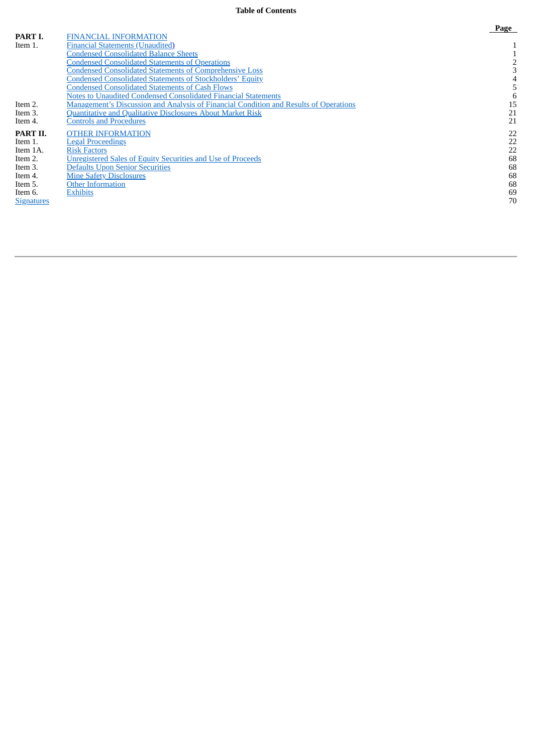# Table of Contents

| | | Page |
|---|---|---|
| **PART I.** | FINANCIAL INFORMATION | |
| Item 1. | Financial Statements (Unaudited) | 1 |
| | Condensed Consolidated Balance Sheets | 1 |
| | Condensed Consolidated Statements of Operations | 2 |
| | Condensed Consolidated Statements of Comprehensive Loss | 3 |
| | Condensed Consolidated Statements of Stockholders' Equity | 4 |
| | Condensed Consolidated Statements of Cash Flows | 5 |
| | Notes to Unaudited Condensed Consolidated Financial Statements | 6 |
| Item 2. | Management's Discussion and Analysis of Financial Condition and Results of Operations | 15 |
| Item 3. | Quantitative and Qualitative Disclosures About Market Risk | 21 |
| Item 4. | Controls and Procedures | 21 |
| **PART II.** | OTHER INFORMATION | 22 |
| Item 1. | Legal Proceedings | 22 |
| Item 1A. | Risk Factors | 22 |
| Item 2. | Unregistered Sales of Equity Securities and Use of Proceeds | 68 |
| Item 3. | Defaults Upon Senior Securities | 68 |
| Item 4. | Mine Safety Disclosures | 68 |
| Item 5. | Other Information | 68 |
| Item 6. | Exhibits | 69 |
| Signatures | | 70 |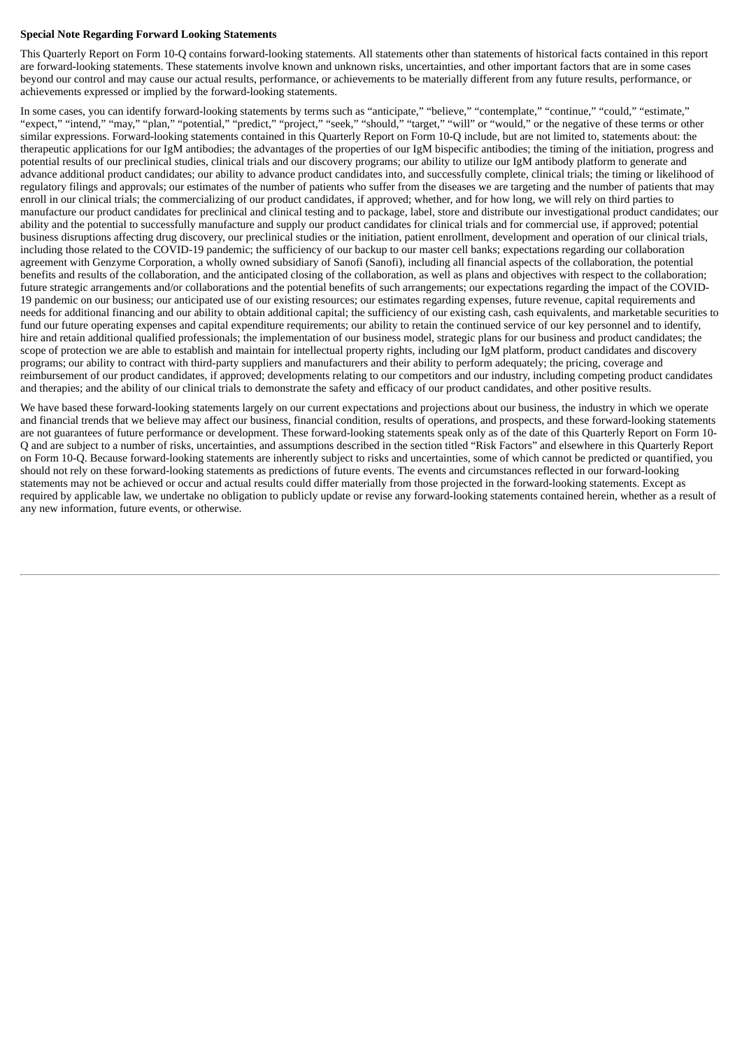**Special Note Regarding Forward Looking Statements**

This Quarterly Report on Form 10-Q contains forward-looking statements. All statements other than statements of historical facts contained in this report are forward-looking statements. These statements involve known and unknown risks, uncertainties, and other important factors that are in some cases beyond our control and may cause our actual results, performance, or achievements to be materially different from any future results, performance, or achievements expressed or implied by the forward-looking statements.

In some cases, you can identify forward-looking statements by terms such as "anticipate," "believe," "contemplate," "continue," "could," "estimate," "expect," "intend," "may," "plan," "potential," "predict," "project," "seek," "should," "target," "will" or "would," or the negative of these terms or other similar expressions. Forward-looking statements contained in this Quarterly Report on Form 10-Q include, but are not limited to, statements about: the therapeutic applications for our IgM antibodies; the advantages of the properties of our IgM bispecific antibodies; the timing of the initiation, progress and potential results of our preclinical studies, clinical trials and our discovery programs; our ability to utilize our IgM antibody platform to generate and advance additional product candidates; our ability to advance product candidates into, and successfully complete, clinical trials; the timing or likelihood of regulatory filings and approvals; our estimates of the number of patients who suffer from the diseases we are targeting and the number of patients that may enroll in our clinical trials; the commercializing of our product candidates, if approved; whether, and for how long, we will rely on third parties to manufacture our product candidates for preclinical and clinical testing and to package, label, store and distribute our investigational product candidates; our ability and the potential to successfully manufacture and supply our product candidates for clinical trials and for commercial use, if approved; potential business disruptions affecting drug discovery, our preclinical studies or the initiation, patient enrollment, development and operation of our clinical trials, including those related to the COVID-19 pandemic; the sufficiency of our backup to our master cell banks; expectations regarding our collaboration agreement with Genzyme Corporation, a wholly owned subsidiary of Sanofi (Sanofi), including all financial aspects of the collaboration, the potential benefits and results of the collaboration, and the anticipated closing of the collaboration, as well as plans and objectives with respect to the collaboration; future strategic arrangements and/or collaborations and the potential benefits of such arrangements; our expectations regarding the impact of the COVID-19 pandemic on our business; our anticipated use of our existing resources; our estimates regarding expenses, future revenue, capital requirements and needs for additional financing and our ability to obtain additional capital; the sufficiency of our existing cash, cash equivalents, and marketable securities to fund our future operating expenses and capital expenditure requirements; our ability to retain the continued service of our key personnel and to identify, hire and retain additional qualified professionals; the implementation of our business model, strategic plans for our business and product candidates; the scope of protection we are able to establish and maintain for intellectual property rights, including our IgM platform, product candidates and discovery programs; our ability to contract with third-party suppliers and manufacturers and their ability to perform adequately; the pricing, coverage and reimbursement of our product candidates, if approved; developments relating to our competitors and our industry, including competing product candidates and therapies; and the ability of our clinical trials to demonstrate the safety and efficacy of our product candidates, and other positive results.

We have based these forward-looking statements largely on our current expectations and projections about our business, the industry in which we operate and financial trends that we believe may affect our business, financial condition, results of operations, and prospects, and these forward-looking statements are not guarantees of future performance or development. These forward-looking statements speak only as of the date of this Quarterly Report on Form 10-Q and are subject to a number of risks, uncertainties, and assumptions described in the section titled "Risk Factors" and elsewhere in this Quarterly Report on Form 10-Q. Because forward-looking statements are inherently subject to risks and uncertainties, some of which cannot be predicted or quantified, you should not rely on these forward-looking statements as predictions of future events. The events and circumstances reflected in our forward-looking statements may not be achieved or occur and actual results could differ materially from those projected in the forward-looking statements. Except as required by applicable law, we undertake no obligation to publicly update or revise any forward-looking statements contained herein, whether as a result of any new information, future events, or otherwise.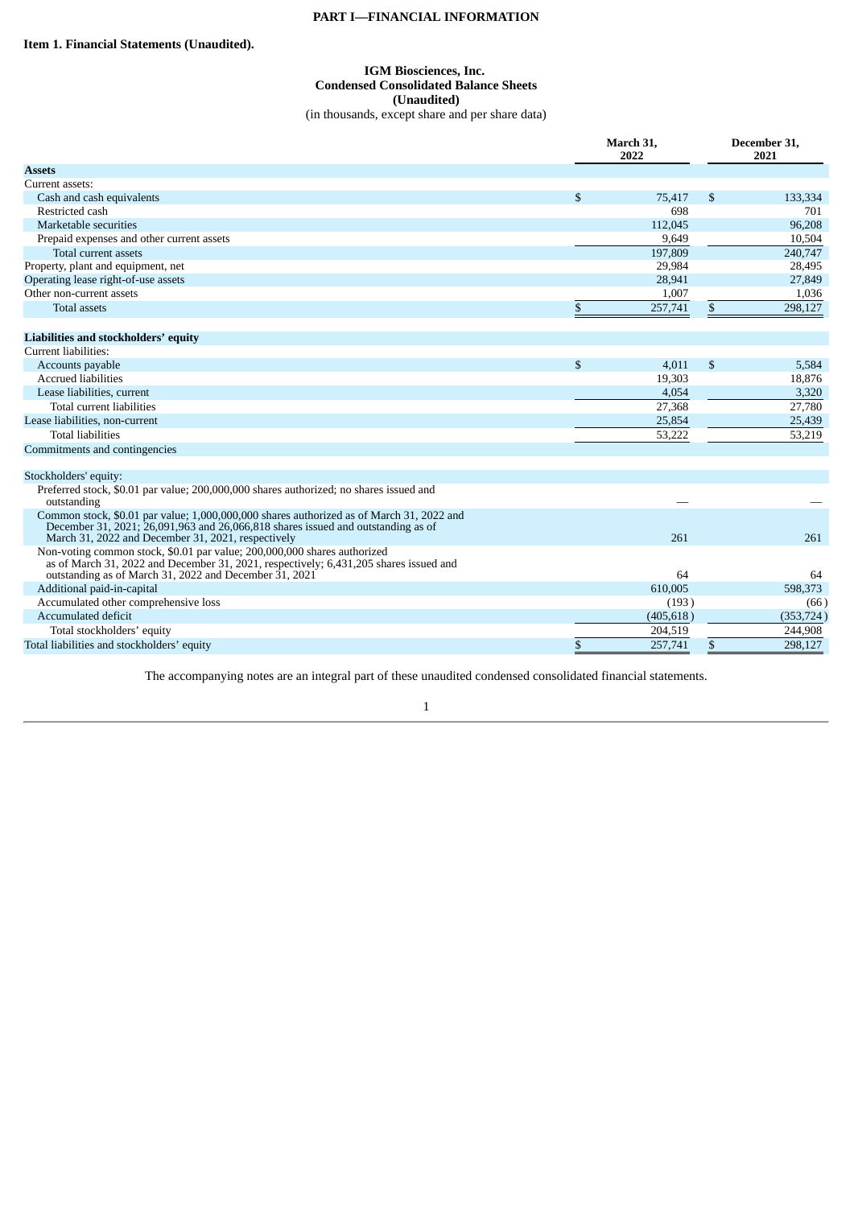# PART I—FINANCIAL INFORMATION

## Item 1. Financial Statements (Unaudited).

**IGM Biosciences, Inc.**
**Condensed Consolidated Balance Sheets**
**(Unaudited)**
(in thousands, except share and per share data)

| | March 31, 2022 | December 31, 2021 |
|---|---|---|
| **Assets** | | |
| Current assets: | | |
| Cash and cash equivalents | $ 75,417 | $ 133,334 |
| Restricted cash | 698 | 701 |
| Marketable securities | 112,045 | 96,208 |
| Prepaid expenses and other current assets | 9,649 | 10,504 |
| Total current assets | 197,809 | 240,747 |
| Property, plant and equipment, net | 29,984 | 28,495 |
| Operating lease right-of-use assets | 28,941 | 27,849 |
| Other non-current assets | 1,007 | 1,036 |
| Total assets | $ 257,741 | $ 298,127 |
| **Liabilities and stockholders' equity** | | |
| Current liabilities: | | |
| Accounts payable | $ 4,011 | $ 5,584 |
| Accrued liabilities | 19,303 | 18,876 |
| Lease liabilities, current | 4,054 | 3,320 |
| Total current liabilities | 27,368 | 27,780 |
| Lease liabilities, non-current | 25,854 | 25,439 |
| Total liabilities | 53,222 | 53,219 |
| Commitments and contingencies | | |
| Stockholders' equity: | | |
| Preferred stock, $0.01 par value; 200,000,000 shares authorized; no shares issued and outstanding | — | — |
| Common stock, $0.01 par value; 1,000,000,000 shares authorized as of March 31, 2022 and December 31, 2021; 26,091,963 and 26,066,818 shares issued and outstanding as of March 31, 2022 and December 31, 2021, respectively | 261 | 261 |
| Non-voting common stock, $0.01 par value; 200,000,000 shares authorized as of March 31, 2022 and December 31, 2021, respectively; 6,431,205 shares issued and outstanding as of March 31, 2022 and December 31, 2021 | 64 | 64 |
| Additional paid-in-capital | 610,005 | 598,373 |
| Accumulated other comprehensive loss | (193) | (66) |
| Accumulated deficit | (405,618) | (353,724) |
| Total stockholders' equity | 204,519 | 244,908 |
| Total liabilities and stockholders' equity | $ 257,741 | $ 298,127 |

The accompanying notes are an integral part of these unaudited condensed consolidated financial statements.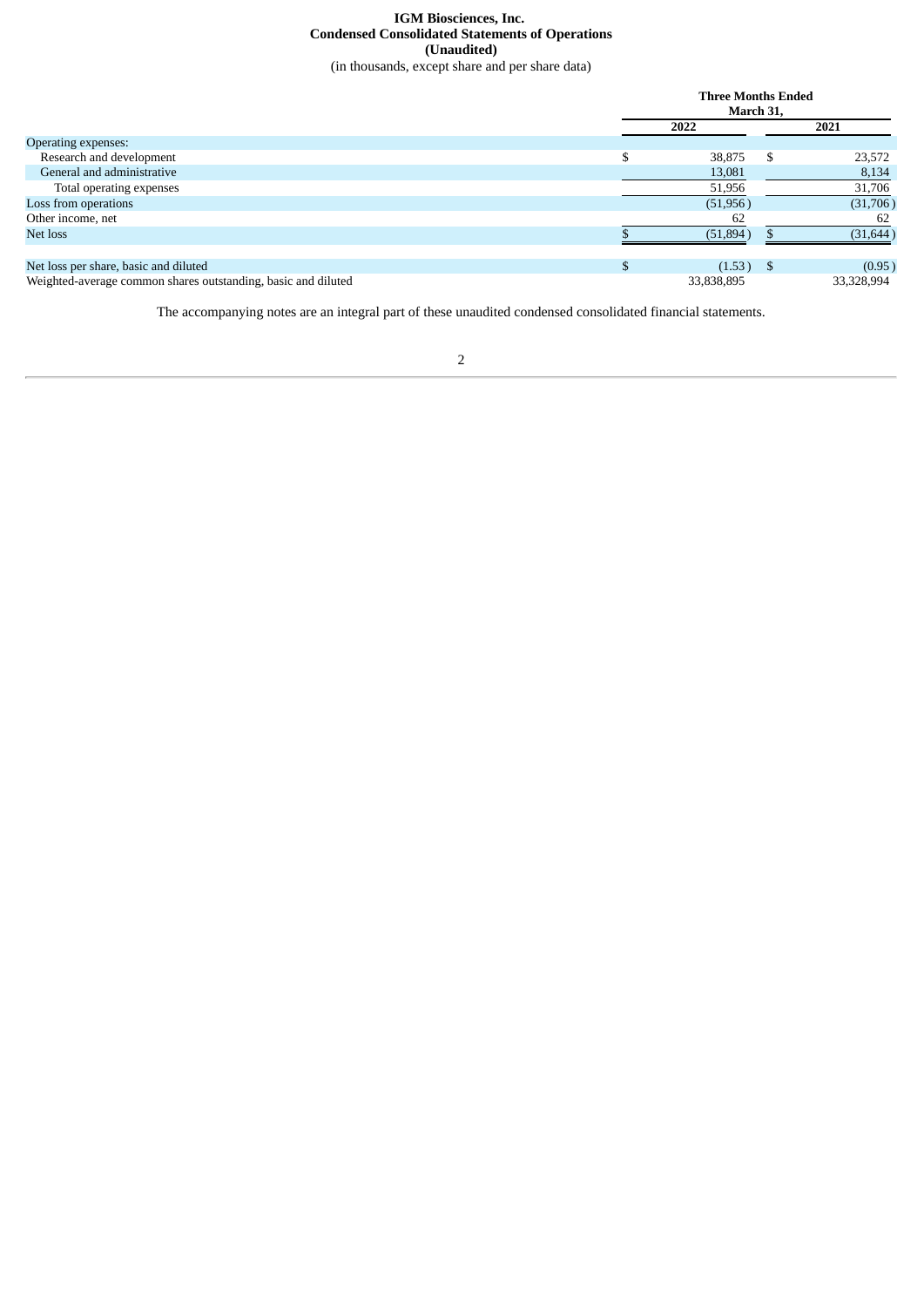**IGM Biosciences, Inc.**
**Condensed Consolidated Statements of Operations**
**(Unaudited)**
(in thousands, except share and per share data)

| | Three Months Ended March 31, | |
|---|---|---|
| | 2022 | 2021 |
| Operating expenses: | | |
| Research and development | $ 38,875 | $ 23,572 |
| General and administrative | 13,081 | 8,134 |
| Total operating expenses | 51,956 | 31,706 |
| Loss from operations | (51,956) | (31,706) |
| Other income, net | 62 | 62 |
| Net loss | $ (51,894) | $ (31,644) |
| | | |
| Net loss per share, basic and diluted | $ (1.53) | $ (0.95) |
| Weighted-average common shares outstanding, basic and diluted | 33,838,895 | 33,328,994 |

The accompanying notes are an integral part of these unaudited condensed consolidated financial statements.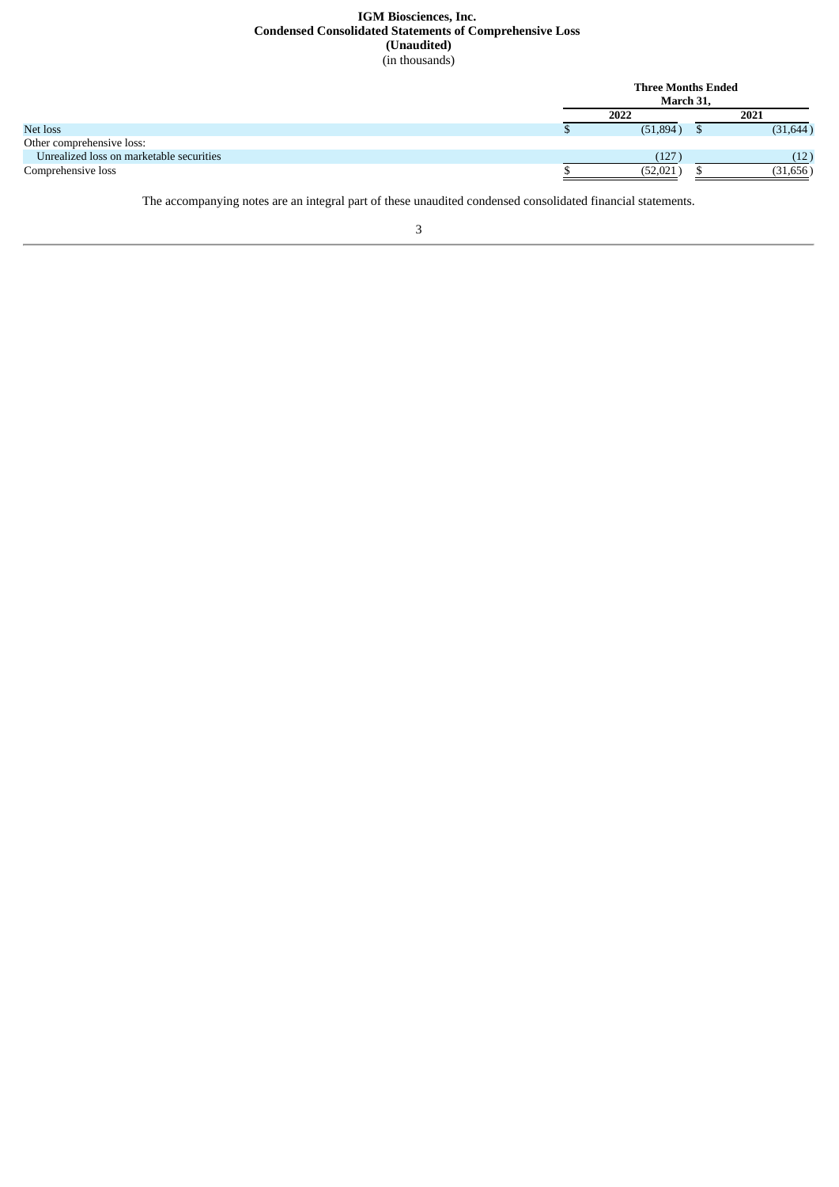**IGM Biosciences, Inc.**
**Condensed Consolidated Statements of Comprehensive Loss**
**(Unaudited)**
(in thousands)

| | Three Months Ended March 31, | |
|---|---|---|
| | 2022 | 2021 |
| Net loss | $ (51,894) | $ (31,644) |
| Other comprehensive loss: | | |
| Unrealized loss on marketable securities | (127) | (12) |
| Comprehensive loss | $ (52,021) | $ (31,656) |

The accompanying notes are an integral part of these unaudited condensed consolidated financial statements.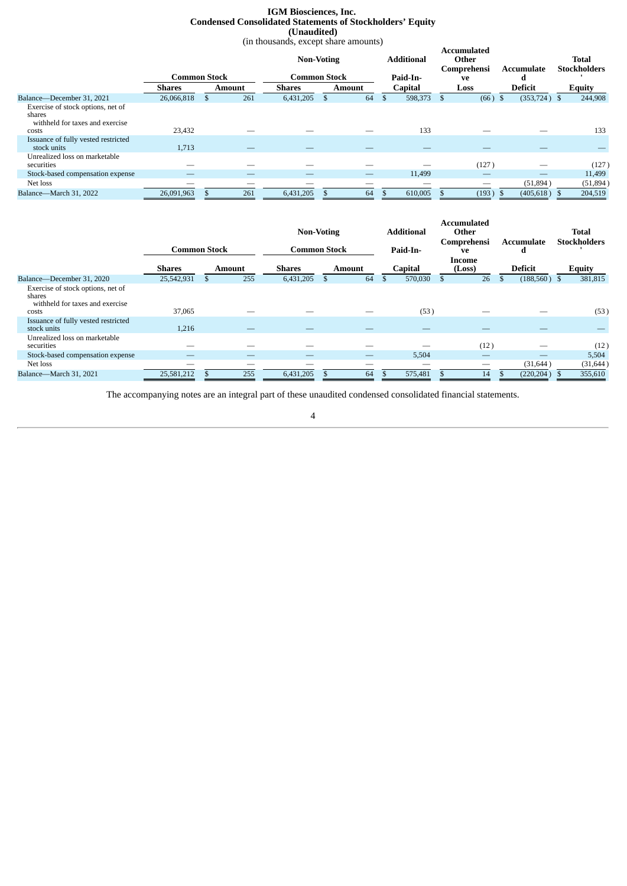# IGM Biosciences, Inc.
## Condensed Consolidated Statements of Stockholders' Equity
### (Unaudited)
(in thousands, except share amounts)

| | Common Stock | | Non-Voting Common Stock | | Additional Paid-In | Accumulated Other Comprehensive | Accumulated | Total Stockholders' |
|---|---|---|---|---|---|---|---|---|
| | Shares | Amount | Shares | Amount | Capital | Loss | Deficit | Equity |
| Balance—December 31, 2021 | 26,066,818 | $ 261 | 6,431,205 | $ 64 | $ 598,373 | $ (66) | $ (353,724) | $ 244,908 |
| Exercise of stock options, net of shares withheld for taxes and exercise costs | 23,432 | — | — | — | 133 | — | — | 133 |
| Issuance of fully vested restricted stock units | 1,713 | — | — | — | — | — | — | — |
| Unrealized loss on marketable securities | — | — | — | — | — | (127) | — | (127) |
| Stock-based compensation expense | — | — | — | — | 11,499 | — | — | 11,499 |
| Net loss | — | — | — | — | — | — | (51,894) | (51,894) |
| Balance—March 31, 2022 | 26,091,963 | $ 261 | 6,431,205 | $ 64 | $ 610,005 | $ (193) | $ (405,618) | $ 204,519 |

| | Common Stock | | Non-Voting Common Stock | | Additional Paid-In | Accumulated Other Comprehensive | Accumulated | Total Stockholders' |
|---|---|---|---|---|---|---|---|---|
| | Shares | Amount | Shares | Amount | Capital | Income (Loss) | Deficit | Equity |
| Balance—December 31, 2020 | 25,542,931 | $ 255 | 6,431,205 | $ 64 | $ 570,030 | $ 26 | $ (188,560) | $ 381,815 |
| Exercise of stock options, net of shares withheld for taxes and exercise costs | 37,065 | — | — | — | (53) | — | — | (53) |
| Issuance of fully vested restricted stock units | 1,216 | — | — | — | — | — | — | — |
| Unrealized loss on marketable securities | — | — | — | — | — | (12) | — | (12) |
| Stock-based compensation expense | — | — | — | — | 5,504 | — | — | 5,504 |
| Net loss | — | — | — | — | — | — | (31,644) | (31,644) |
| Balance—March 31, 2021 | 25,581,212 | $ 255 | 6,431,205 | $ 64 | $ 575,481 | $ 14 | $ (220,204) | $ 355,610 |

The accompanying notes are an integral part of these unaudited condensed consolidated financial statements.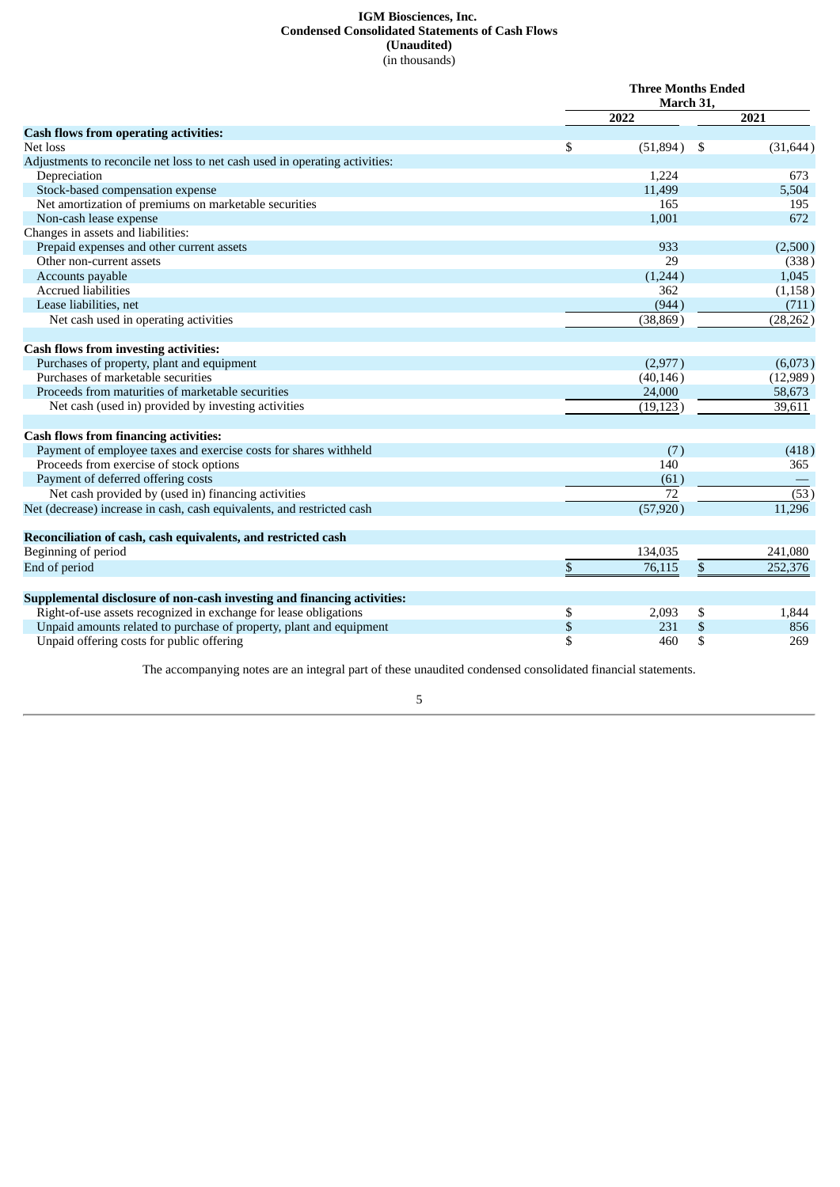**IGM Biosciences, Inc.**
**Condensed Consolidated Statements of Cash Flows**
**(Unaudited)**
(in thousands)

| | Three Months Ended March 31, | |
|---|---|---|
| | 2022 | 2021 |
| **Cash flows from operating activities:** | | |
| Net loss | $ (51,894) | $ (31,644) |
| Adjustments to reconcile net loss to net cash used in operating activities: | | |
| Depreciation | 1,224 | 673 |
| Stock-based compensation expense | 11,499 | 5,504 |
| Net amortization of premiums on marketable securities | 165 | 195 |
| Non-cash lease expense | 1,001 | 672 |
| Changes in assets and liabilities: | | |
| Prepaid expenses and other current assets | 933 | (2,500) |
| Other non-current assets | 29 | (338) |
| Accounts payable | (1,244) | 1,045 |
| Accrued liabilities | 362 | (1,158) |
| Lease liabilities, net | (944) | (711) |
| Net cash used in operating activities | (38,869) | (28,262) |
| **Cash flows from investing activities:** | | |
| Purchases of property, plant and equipment | (2,977) | (6,073) |
| Purchases of marketable securities | (40,146) | (12,989) |
| Proceeds from maturities of marketable securities | 24,000 | 58,673 |
| Net cash (used in) provided by investing activities | (19,123) | 39,611 |
| **Cash flows from financing activities:** | | |
| Payment of employee taxes and exercise costs for shares withheld | (7) | (418) |
| Proceeds from exercise of stock options | 140 | 365 |
| Payment of deferred offering costs | (61) | — |
| Net cash provided by (used in) financing activities | 72 | (53) |
| Net (decrease) increase in cash, cash equivalents, and restricted cash | (57,920) | 11,296 |
| **Reconciliation of cash, cash equivalents, and restricted cash** | | |
| Beginning of period | 134,035 | 241,080 |
| End of period | $ 76,115 | $ 252,376 |
| **Supplemental disclosure of non-cash investing and financing activities:** | | |
| Right-of-use assets recognized in exchange for lease obligations | $ 2,093 | $ 1,844 |
| Unpaid amounts related to purchase of property, plant and equipment | $ 231 | $ 856 |
| Unpaid offering costs for public offering | $ 460 | $ 269 |

The accompanying notes are an integral part of these unaudited condensed consolidated financial statements.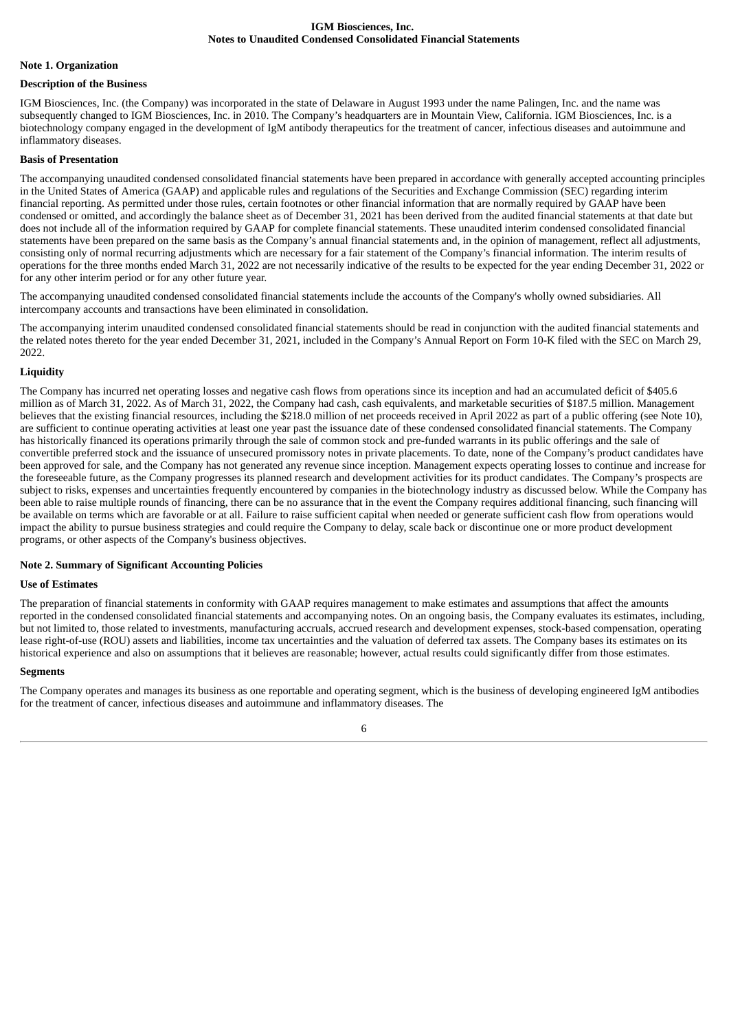**IGM Biosciences, Inc.**
**Notes to Unaudited Condensed Consolidated Financial Statements**

## Note 1. Organization

### Description of the Business

IGM Biosciences, Inc. (the Company) was incorporated in the state of Delaware in August 1993 under the name Palingen, Inc. and the name was subsequently changed to IGM Biosciences, Inc. in 2010. The Company's headquarters are in Mountain View, California. IGM Biosciences, Inc. is a biotechnology company engaged in the development of IgM antibody therapeutics for the treatment of cancer, infectious diseases and autoimmune and inflammatory diseases.

### Basis of Presentation

The accompanying unaudited condensed consolidated financial statements have been prepared in accordance with generally accepted accounting principles in the United States of America (GAAP) and applicable rules and regulations of the Securities and Exchange Commission (SEC) regarding interim financial reporting. As permitted under those rules, certain footnotes or other financial information that are normally required by GAAP have been condensed or omitted, and accordingly the balance sheet as of December 31, 2021 has been derived from the audited financial statements at that date but does not include all of the information required by GAAP for complete financial statements. These unaudited interim condensed consolidated financial statements have been prepared on the same basis as the Company's annual financial statements and, in the opinion of management, reflect all adjustments, consisting only of normal recurring adjustments which are necessary for a fair statement of the Company's financial information. The interim results of operations for the three months ended March 31, 2022 are not necessarily indicative of the results to be expected for the year ending December 31, 2022 or for any other interim period or for any other future year.

The accompanying unaudited condensed consolidated financial statements include the accounts of the Company's wholly owned subsidiaries. All intercompany accounts and transactions have been eliminated in consolidation.

The accompanying interim unaudited condensed consolidated financial statements should be read in conjunction with the audited financial statements and the related notes thereto for the year ended December 31, 2021, included in the Company's Annual Report on Form 10-K filed with the SEC on March 29, 2022.

### Liquidity

The Company has incurred net operating losses and negative cash flows from operations since its inception and had an accumulated deficit of $405.6 million as of March 31, 2022. As of March 31, 2022, the Company had cash, cash equivalents, and marketable securities of $187.5 million. Management believes that the existing financial resources, including the $218.0 million of net proceeds received in April 2022 as part of a public offering (see Note 10), are sufficient to continue operating activities at least one year past the issuance date of these condensed consolidated financial statements. The Company has historically financed its operations primarily through the sale of common stock and pre-funded warrants in its public offerings and the sale of convertible preferred stock and the issuance of unsecured promissory notes in private placements. To date, none of the Company's product candidates have been approved for sale, and the Company has not generated any revenue since inception. Management expects operating losses to continue and increase for the foreseeable future, as the Company progresses its planned research and development activities for its product candidates. The Company's prospects are subject to risks, expenses and uncertainties frequently encountered by companies in the biotechnology industry as discussed below. While the Company has been able to raise multiple rounds of financing, there can be no assurance that in the event the Company requires additional financing, such financing will be available on terms which are favorable or at all. Failure to raise sufficient capital when needed or generate sufficient cash flow from operations would impact the ability to pursue business strategies and could require the Company to delay, scale back or discontinue one or more product development programs, or other aspects of the Company's business objectives.

## Note 2. Summary of Significant Accounting Policies

### Use of Estimates

The preparation of financial statements in conformity with GAAP requires management to make estimates and assumptions that affect the amounts reported in the condensed consolidated financial statements and accompanying notes. On an ongoing basis, the Company evaluates its estimates, including, but not limited to, those related to investments, manufacturing accruals, accrued research and development expenses, stock-based compensation, operating lease right-of-use (ROU) assets and liabilities, income tax uncertainties and the valuation of deferred tax assets. The Company bases its estimates on its historical experience and also on assumptions that it believes are reasonable; however, actual results could significantly differ from those estimates.

### Segments

The Company operates and manages its business as one reportable and operating segment, which is the business of developing engineered IgM antibodies for the treatment of cancer, infectious diseases and autoimmune and inflammatory diseases. The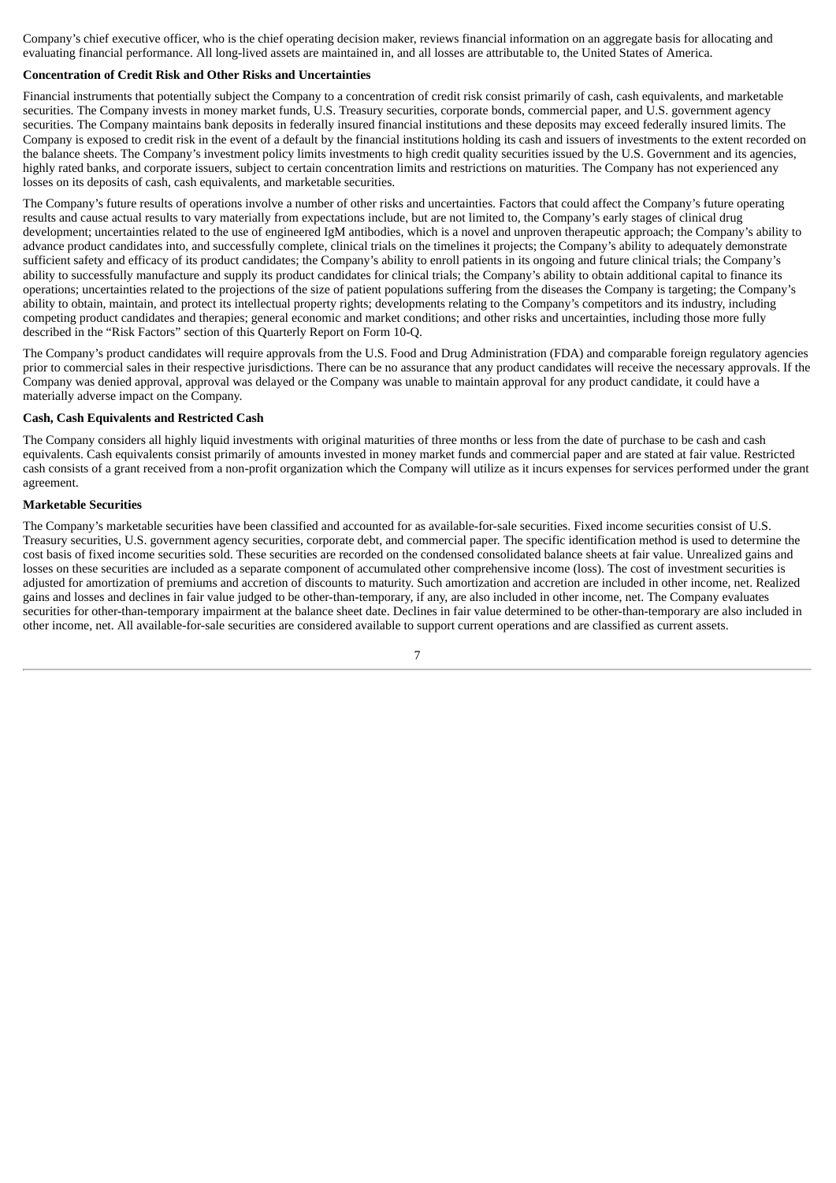Company’s chief executive officer, who is the chief operating decision maker, reviews financial information on an aggregate basis for allocating and evaluating financial performance. All long-lived assets are maintained in, and all losses are attributable to, the United States of America.

**Concentration of Credit Risk and Other Risks and Uncertainties**

Financial instruments that potentially subject the Company to a concentration of credit risk consist primarily of cash, cash equivalents, and marketable securities. The Company invests in money market funds, U.S. Treasury securities, corporate bonds, commercial paper, and U.S. government agency securities. The Company maintains bank deposits in federally insured financial institutions and these deposits may exceed federally insured limits. The Company is exposed to credit risk in the event of a default by the financial institutions holding its cash and issuers of investments to the extent recorded on the balance sheets. The Company’s investment policy limits investments to high credit quality securities issued by the U.S. Government and its agencies, highly rated banks, and corporate issuers, subject to certain concentration limits and restrictions on maturities. The Company has not experienced any losses on its deposits of cash, cash equivalents, and marketable securities.

The Company’s future results of operations involve a number of other risks and uncertainties. Factors that could affect the Company’s future operating results and cause actual results to vary materially from expectations include, but are not limited to, the Company’s early stages of clinical drug development; uncertainties related to the use of engineered IgM antibodies, which is a novel and unproven therapeutic approach; the Company’s ability to advance product candidates into, and successfully complete, clinical trials on the timelines it projects; the Company’s ability to adequately demonstrate sufficient safety and efficacy of its product candidates; the Company’s ability to enroll patients in its ongoing and future clinical trials; the Company’s ability to successfully manufacture and supply its product candidates for clinical trials; the Company’s ability to obtain additional capital to finance its operations; uncertainties related to the projections of the size of patient populations suffering from the diseases the Company is targeting; the Company’s ability to obtain, maintain, and protect its intellectual property rights; developments relating to the Company’s competitors and its industry, including competing product candidates and therapies; general economic and market conditions; and other risks and uncertainties, including those more fully described in the “Risk Factors” section of this Quarterly Report on Form 10-Q.

The Company’s product candidates will require approvals from the U.S. Food and Drug Administration (FDA) and comparable foreign regulatory agencies prior to commercial sales in their respective jurisdictions. There can be no assurance that any product candidates will receive the necessary approvals. If the Company was denied approval, approval was delayed or the Company was unable to maintain approval for any product candidate, it could have a materially adverse impact on the Company.

**Cash, Cash Equivalents and Restricted Cash**

The Company considers all highly liquid investments with original maturities of three months or less from the date of purchase to be cash and cash equivalents. Cash equivalents consist primarily of amounts invested in money market funds and commercial paper and are stated at fair value. Restricted cash consists of a grant received from a non-profit organization which the Company will utilize as it incurs expenses for services performed under the grant agreement.

**Marketable Securities**

The Company’s marketable securities have been classified and accounted for as available-for-sale securities. Fixed income securities consist of U.S. Treasury securities, U.S. government agency securities, corporate debt, and commercial paper. The specific identification method is used to determine the cost basis of fixed income securities sold. These securities are recorded on the condensed consolidated balance sheets at fair value. Unrealized gains and losses on these securities are included as a separate component of accumulated other comprehensive income (loss). The cost of investment securities is adjusted for amortization of premiums and accretion of discounts to maturity. Such amortization and accretion are included in other income, net. Realized gains and losses and declines in fair value judged to be other-than-temporary, if any, are also included in other income, net. The Company evaluates securities for other-than-temporary impairment at the balance sheet date. Declines in fair value determined to be other-than-temporary are also included in other income, net. All available-for-sale securities are considered available to support current operations and are classified as current assets.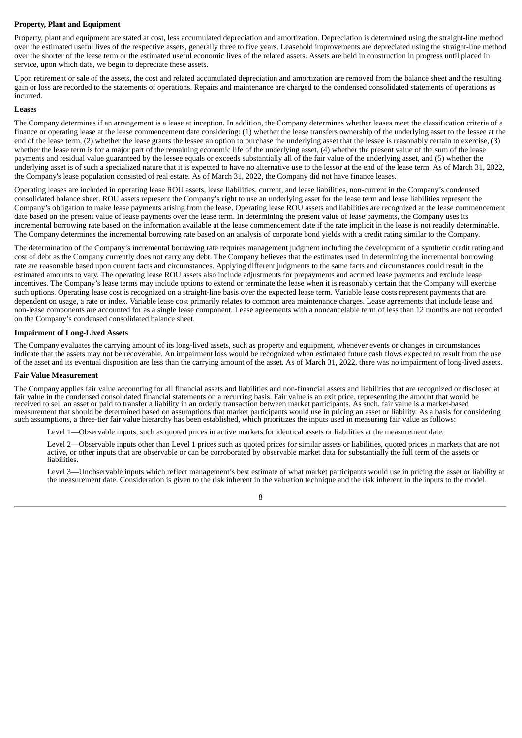**Property, Plant and Equipment**

Property, plant and equipment are stated at cost, less accumulated depreciation and amortization. Depreciation is determined using the straight-line method over the estimated useful lives of the respective assets, generally three to five years. Leasehold improvements are depreciated using the straight-line method over the shorter of the lease term or the estimated useful economic lives of the related assets. Assets are held in construction in progress until placed in service, upon which date, we begin to depreciate these assets.

Upon retirement or sale of the assets, the cost and related accumulated depreciation and amortization are removed from the balance sheet and the resulting gain or loss are recorded to the statements of operations. Repairs and maintenance are charged to the condensed consolidated statements of operations as incurred.

**Leases**

The Company determines if an arrangement is a lease at inception. In addition, the Company determines whether leases meet the classification criteria of a finance or operating lease at the lease commencement date considering: (1) whether the lease transfers ownership of the underlying asset to the lessee at the end of the lease term, (2) whether the lease grants the lessee an option to purchase the underlying asset that the lessee is reasonably certain to exercise, (3) whether the lease term is for a major part of the remaining economic life of the underlying asset, (4) whether the present value of the sum of the lease payments and residual value guaranteed by the lessee equals or exceeds substantially all of the fair value of the underlying asset, and (5) whether the underlying asset is of such a specialized nature that it is expected to have no alternative use to the lessor at the end of the lease term. As of March 31, 2022, the Company's lease population consisted of real estate. As of March 31, 2022, the Company did not have finance leases.

Operating leases are included in operating lease ROU assets, lease liabilities, current, and lease liabilities, non-current in the Company's condensed consolidated balance sheet. ROU assets represent the Company's right to use an underlying asset for the lease term and lease liabilities represent the Company's obligation to make lease payments arising from the lease. Operating lease ROU assets and liabilities are recognized at the lease commencement date based on the present value of lease payments over the lease term. In determining the present value of lease payments, the Company uses its incremental borrowing rate based on the information available at the lease commencement date if the rate implicit in the lease is not readily determinable. The Company determines the incremental borrowing rate based on an analysis of corporate bond yields with a credit rating similar to the Company.

The determination of the Company's incremental borrowing rate requires management judgment including the development of a synthetic credit rating and cost of debt as the Company currently does not carry any debt. The Company believes that the estimates used in determining the incremental borrowing rate are reasonable based upon current facts and circumstances. Applying different judgments to the same facts and circumstances could result in the estimated amounts to vary. The operating lease ROU assets also include adjustments for prepayments and accrued lease payments and exclude lease incentives. The Company's lease terms may include options to extend or terminate the lease when it is reasonably certain that the Company will exercise such options. Operating lease cost is recognized on a straight-line basis over the expected lease term. Variable lease costs represent payments that are dependent on usage, a rate or index. Variable lease cost primarily relates to common area maintenance charges. Lease agreements that include lease and non-lease components are accounted for as a single lease component. Lease agreements with a noncancelable term of less than 12 months are not recorded on the Company's condensed consolidated balance sheet.

**Impairment of Long-Lived Assets**

The Company evaluates the carrying amount of its long-lived assets, such as property and equipment, whenever events or changes in circumstances indicate that the assets may not be recoverable. An impairment loss would be recognized when estimated future cash flows expected to result from the use of the asset and its eventual disposition are less than the carrying amount of the asset. As of March 31, 2022, there was no impairment of long-lived assets.

**Fair Value Measurement**

The Company applies fair value accounting for all financial assets and liabilities and non-financial assets and liabilities that are recognized or disclosed at fair value in the condensed consolidated financial statements on a recurring basis. Fair value is an exit price, representing the amount that would be received to sell an asset or paid to transfer a liability in an orderly transaction between market participants. As such, fair value is a market-based measurement that should be determined based on assumptions that market participants would use in pricing an asset or liability. As a basis for considering such assumptions, a three-tier fair value hierarchy has been established, which prioritizes the inputs used in measuring fair value as follows:

Level 1—Observable inputs, such as quoted prices in active markets for identical assets or liabilities at the measurement date.

Level 2—Observable inputs other than Level 1 prices such as quoted prices for similar assets or liabilities, quoted prices in markets that are not active, or other inputs that are observable or can be corroborated by observable market data for substantially the full term of the assets or liabilities.

Level 3—Unobservable inputs which reflect management's best estimate of what market participants would use in pricing the asset or liability at the measurement date. Consideration is given to the risk inherent in the valuation technique and the risk inherent in the inputs to the model.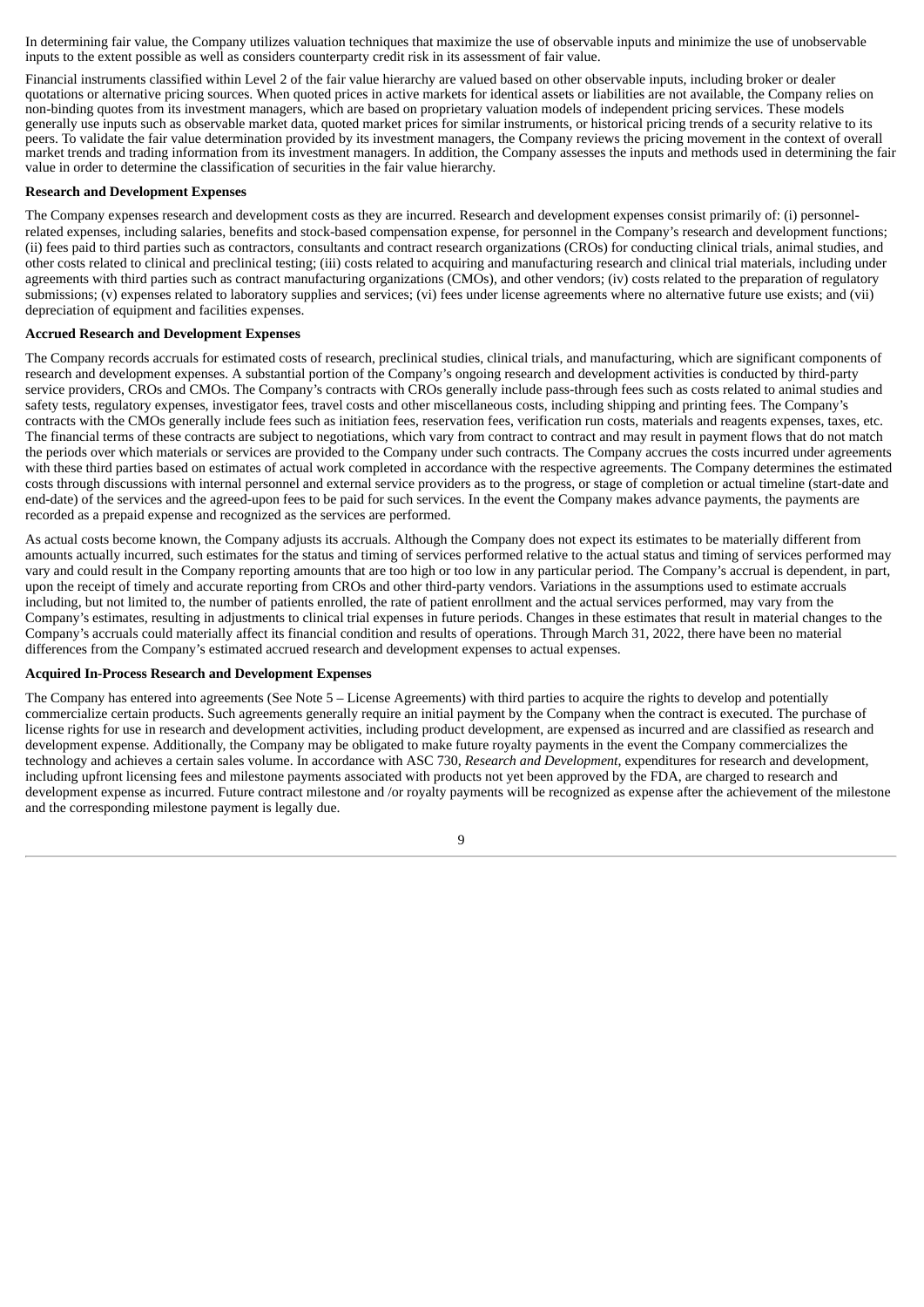In determining fair value, the Company utilizes valuation techniques that maximize the use of observable inputs and minimize the use of unobservable inputs to the extent possible as well as considers counterparty credit risk in its assessment of fair value.

Financial instruments classified within Level 2 of the fair value hierarchy are valued based on other observable inputs, including broker or dealer quotations or alternative pricing sources. When quoted prices in active markets for identical assets or liabilities are not available, the Company relies on non-binding quotes from its investment managers, which are based on proprietary valuation models of independent pricing services. These models generally use inputs such as observable market data, quoted market prices for similar instruments, or historical pricing trends of a security relative to its peers. To validate the fair value determination provided by its investment managers, the Company reviews the pricing movement in the context of overall market trends and trading information from its investment managers. In addition, the Company assesses the inputs and methods used in determining the fair value in order to determine the classification of securities in the fair value hierarchy.

**Research and Development Expenses**

The Company expenses research and development costs as they are incurred. Research and development expenses consist primarily of: (i) personnel-related expenses, including salaries, benefits and stock-based compensation expense, for personnel in the Company's research and development functions; (ii) fees paid to third parties such as contractors, consultants and contract research organizations (CROs) for conducting clinical trials, animal studies, and other costs related to clinical and preclinical testing; (iii) costs related to acquiring and manufacturing research and clinical trial materials, including under agreements with third parties such as contract manufacturing organizations (CMOs), and other vendors; (iv) costs related to the preparation of regulatory submissions; (v) expenses related to laboratory supplies and services; (vi) fees under license agreements where no alternative future use exists; and (vii) depreciation of equipment and facilities expenses.

**Accrued Research and Development Expenses**

The Company records accruals for estimated costs of research, preclinical studies, clinical trials, and manufacturing, which are significant components of research and development expenses. A substantial portion of the Company's ongoing research and development activities is conducted by third-party service providers, CROs and CMOs. The Company's contracts with CROs generally include pass-through fees such as costs related to animal studies and safety tests, regulatory expenses, investigator fees, travel costs and other miscellaneous costs, including shipping and printing fees. The Company's contracts with the CMOs generally include fees such as initiation fees, reservation fees, verification run costs, materials and reagents expenses, taxes, etc. The financial terms of these contracts are subject to negotiations, which vary from contract to contract and may result in payment flows that do not match the periods over which materials or services are provided to the Company under such contracts. The Company accrues the costs incurred under agreements with these third parties based on estimates of actual work completed in accordance with the respective agreements. The Company determines the estimated costs through discussions with internal personnel and external service providers as to the progress, or stage of completion or actual timeline (start-date and end-date) of the services and the agreed-upon fees to be paid for such services. In the event the Company makes advance payments, the payments are recorded as a prepaid expense and recognized as the services are performed.

As actual costs become known, the Company adjusts its accruals. Although the Company does not expect its estimates to be materially different from amounts actually incurred, such estimates for the status and timing of services performed relative to the actual status and timing of services performed may vary and could result in the Company reporting amounts that are too high or too low in any particular period. The Company's accrual is dependent, in part, upon the receipt of timely and accurate reporting from CROs and other third-party vendors. Variations in the assumptions used to estimate accruals including, but not limited to, the number of patients enrolled, the rate of patient enrollment and the actual services performed, may vary from the Company's estimates, resulting in adjustments to clinical trial expenses in future periods. Changes in these estimates that result in material changes to the Company's accruals could materially affect its financial condition and results of operations. Through March 31, 2022, there have been no material differences from the Company's estimated accrued research and development expenses to actual expenses.

**Acquired In-Process Research and Development Expenses**

The Company has entered into agreements (See Note 5 – License Agreements) with third parties to acquire the rights to develop and potentially commercialize certain products. Such agreements generally require an initial payment by the Company when the contract is executed. The purchase of license rights for use in research and development activities, including product development, are expensed as incurred and are classified as research and development expense. Additionally, the Company may be obligated to make future royalty payments in the event the Company commercializes the technology and achieves a certain sales volume. In accordance with ASC 730, *Research and Development,* expenditures for research and development, including upfront licensing fees and milestone payments associated with products not yet been approved by the FDA, are charged to research and development expense as incurred. Future contract milestone and /or royalty payments will be recognized as expense after the achievement of the milestone and the corresponding milestone payment is legally due.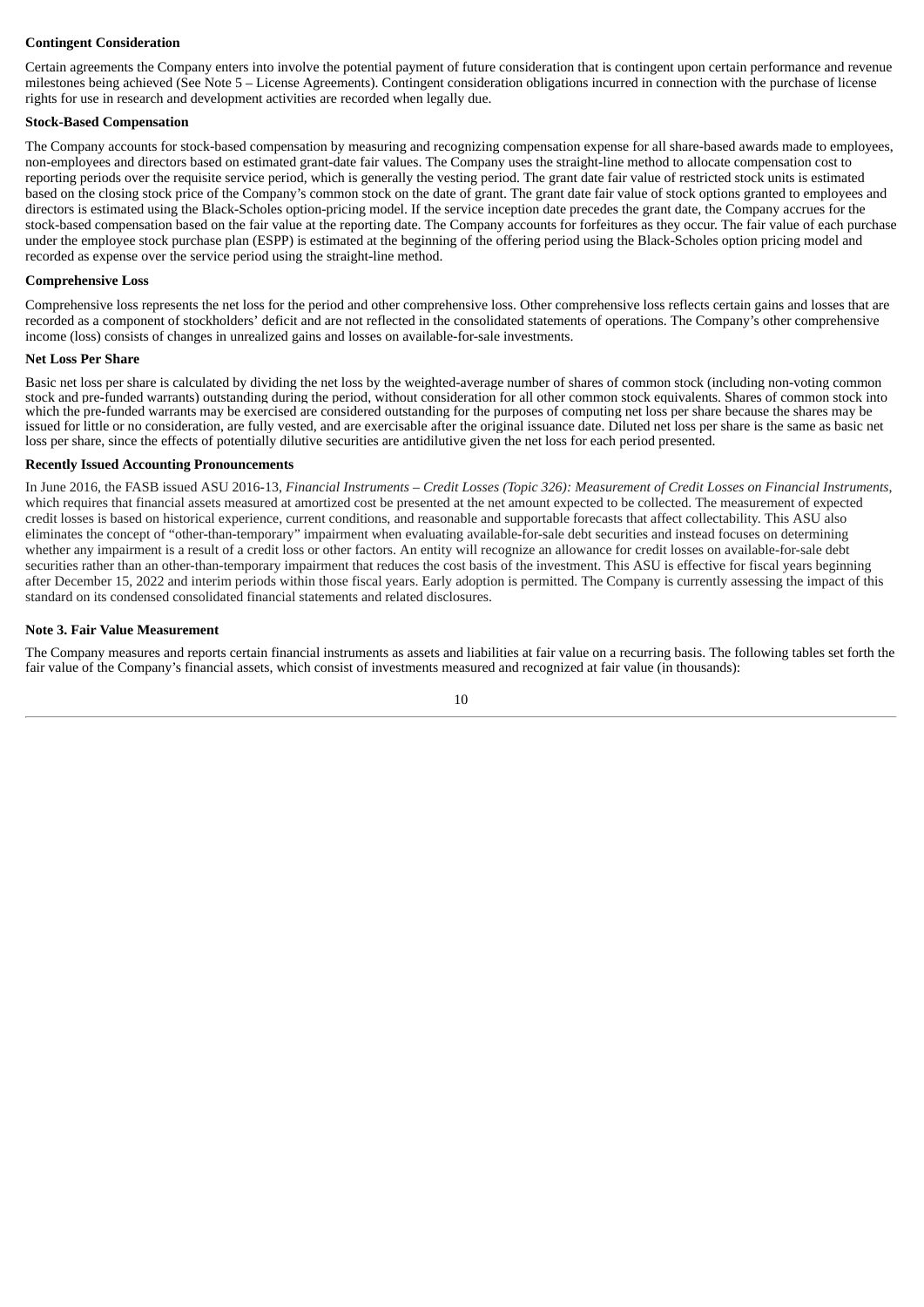**Contingent Consideration**

Certain agreements the Company enters into involve the potential payment of future consideration that is contingent upon certain performance and revenue milestones being achieved (See Note 5 – License Agreements). Contingent consideration obligations incurred in connection with the purchase of license rights for use in research and development activities are recorded when legally due.

**Stock-Based Compensation**

The Company accounts for stock-based compensation by measuring and recognizing compensation expense for all share-based awards made to employees, non-employees and directors based on estimated grant-date fair values. The Company uses the straight-line method to allocate compensation cost to reporting periods over the requisite service period, which is generally the vesting period. The grant date fair value of restricted stock units is estimated based on the closing stock price of the Company's common stock on the date of grant. The grant date fair value of stock options granted to employees and directors is estimated using the Black-Scholes option-pricing model. If the service inception date precedes the grant date, the Company accrues for the stock-based compensation based on the fair value at the reporting date. The Company accounts for forfeitures as they occur. The fair value of each purchase under the employee stock purchase plan (ESPP) is estimated at the beginning of the offering period using the Black-Scholes option pricing model and recorded as expense over the service period using the straight-line method.

**Comprehensive Loss**

Comprehensive loss represents the net loss for the period and other comprehensive loss. Other comprehensive loss reflects certain gains and losses that are recorded as a component of stockholders' deficit and are not reflected in the consolidated statements of operations. The Company's other comprehensive income (loss) consists of changes in unrealized gains and losses on available-for-sale investments.

**Net Loss Per Share**

Basic net loss per share is calculated by dividing the net loss by the weighted-average number of shares of common stock (including non-voting common stock and pre-funded warrants) outstanding during the period, without consideration for all other common stock equivalents. Shares of common stock into which the pre-funded warrants may be exercised are considered outstanding for the purposes of computing net loss per share because the shares may be issued for little or no consideration, are fully vested, and are exercisable after the original issuance date. Diluted net loss per share is the same as basic net loss per share, since the effects of potentially dilutive securities are antidilutive given the net loss for each period presented.

**Recently Issued Accounting Pronouncements**

In June 2016, the FASB issued ASU 2016-13, *Financial Instruments – Credit Losses (Topic 326): Measurement of Credit Losses on Financial Instruments*, which requires that financial assets measured at amortized cost be presented at the net amount expected to be collected. The measurement of expected credit losses is based on historical experience, current conditions, and reasonable and supportable forecasts that affect collectability. This ASU also eliminates the concept of "other-than-temporary" impairment when evaluating available-for-sale debt securities and instead focuses on determining whether any impairment is a result of a credit loss or other factors. An entity will recognize an allowance for credit losses on available-for-sale debt securities rather than an other-than-temporary impairment that reduces the cost basis of the investment. This ASU is effective for fiscal years beginning after December 15, 2022 and interim periods within those fiscal years. Early adoption is permitted. The Company is currently assessing the impact of this standard on its condensed consolidated financial statements and related disclosures.

**Note 3. Fair Value Measurement**

The Company measures and reports certain financial instruments as assets and liabilities at fair value on a recurring basis. The following tables set forth the fair value of the Company's financial assets, which consist of investments measured and recognized at fair value (in thousands):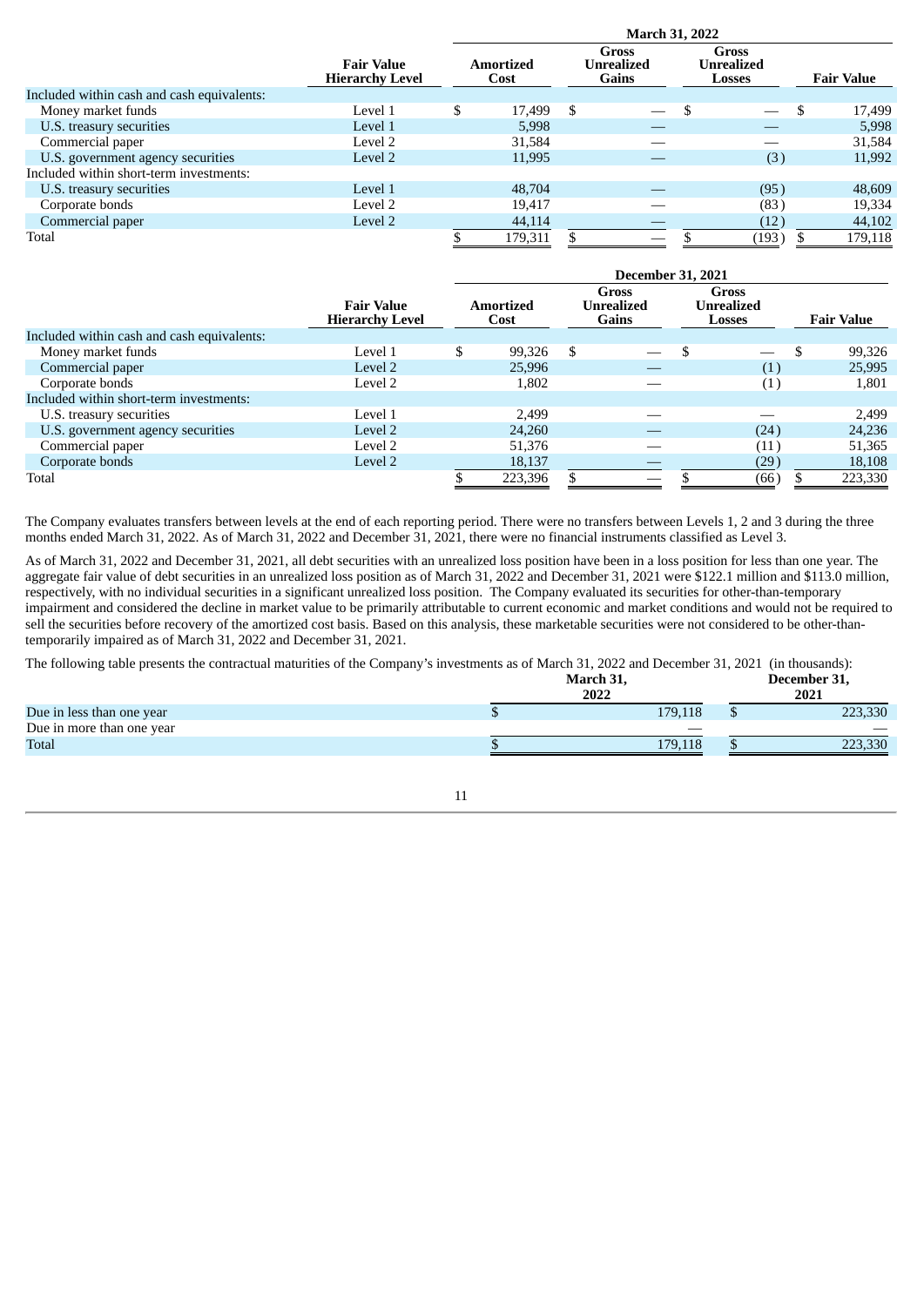| | Fair Value Hierarchy Level | March 31, 2022 | | | |
|---|---|---|---|---|---|
| | | Amortized Cost | Gross Unrealized Gains | Gross Unrealized Losses | Fair Value |
| Included within cash and cash equivalents: | | | | | |
| Money market funds | Level 1 | $ 17,499 | $ — | $ — | $ 17,499 |
| U.S. treasury securities | Level 1 | 5,998 | — | — | 5,998 |
| Commercial paper | Level 2 | 31,584 | — | — | 31,584 |
| U.S. government agency securities | Level 2 | 11,995 | — | (3) | 11,992 |
| Included within short-term investments: | | | | | |
| U.S. treasury securities | Level 1 | 48,704 | — | (95) | 48,609 |
| Corporate bonds | Level 2 | 19,417 | — | (83) | 19,334 |
| Commercial paper | Level 2 | 44,114 | — | (12) | 44,102 |
| Total | | $ 179,311 | $ — | $ (193) | $ 179,118 |

| | Fair Value Hierarchy Level | December 31, 2021 | | | |
|---|---|---|---|---|---|
| | | Amortized Cost | Gross Unrealized Gains | Gross Unrealized Losses | Fair Value |
| Included within cash and cash equivalents: | | | | | |
| Money market funds | Level 1 | $ 99,326 | $ — | $ — | $ 99,326 |
| Commercial paper | Level 2 | 25,996 | — | (1) | 25,995 |
| Corporate bonds | Level 2 | 1,802 | — | (1) | 1,801 |
| Included within short-term investments: | | | | | |
| U.S. treasury securities | Level 1 | 2,499 | — | — | 2,499 |
| U.S. government agency securities | Level 2 | 24,260 | — | (24) | 24,236 |
| Commercial paper | Level 2 | 51,376 | — | (11) | 51,365 |
| Corporate bonds | Level 2 | 18,137 | — | (29) | 18,108 |
| Total | | $ 223,396 | $ — | $ (66) | $ 223,330 |

The Company evaluates transfers between levels at the end of each reporting period. There were no transfers between Levels 1, 2 and 3 during the three months ended March 31, 2022. As of March 31, 2022 and December 31, 2021, there were no financial instruments classified as Level 3.

As of March 31, 2022 and December 31, 2021, all debt securities with an unrealized loss position have been in a loss position for less than one year. The aggregate fair value of debt securities in an unrealized loss position as of March 31, 2022 and December 31, 2021 were $122.1 million and $113.0 million, respectively, with no individual securities in a significant unrealized loss position. The Company evaluated its securities for other-than-temporary impairment and considered the decline in market value to be primarily attributable to current economic and market conditions and would not be required to sell the securities before recovery of the amortized cost basis. Based on this analysis, these marketable securities were not considered to be other-than-temporarily impaired as of March 31, 2022 and December 31, 2021.

The following table presents the contractual maturities of the Company's investments as of March 31, 2022 and December 31, 2021 (in thousands):

| | March 31, 2022 | December 31, 2021 |
|---|---|---|
| Due in less than one year | $ 179,118 | $ 223,330 |
| Due in more than one year | — | — |
| Total | $ 179,118 | $ 223,330 |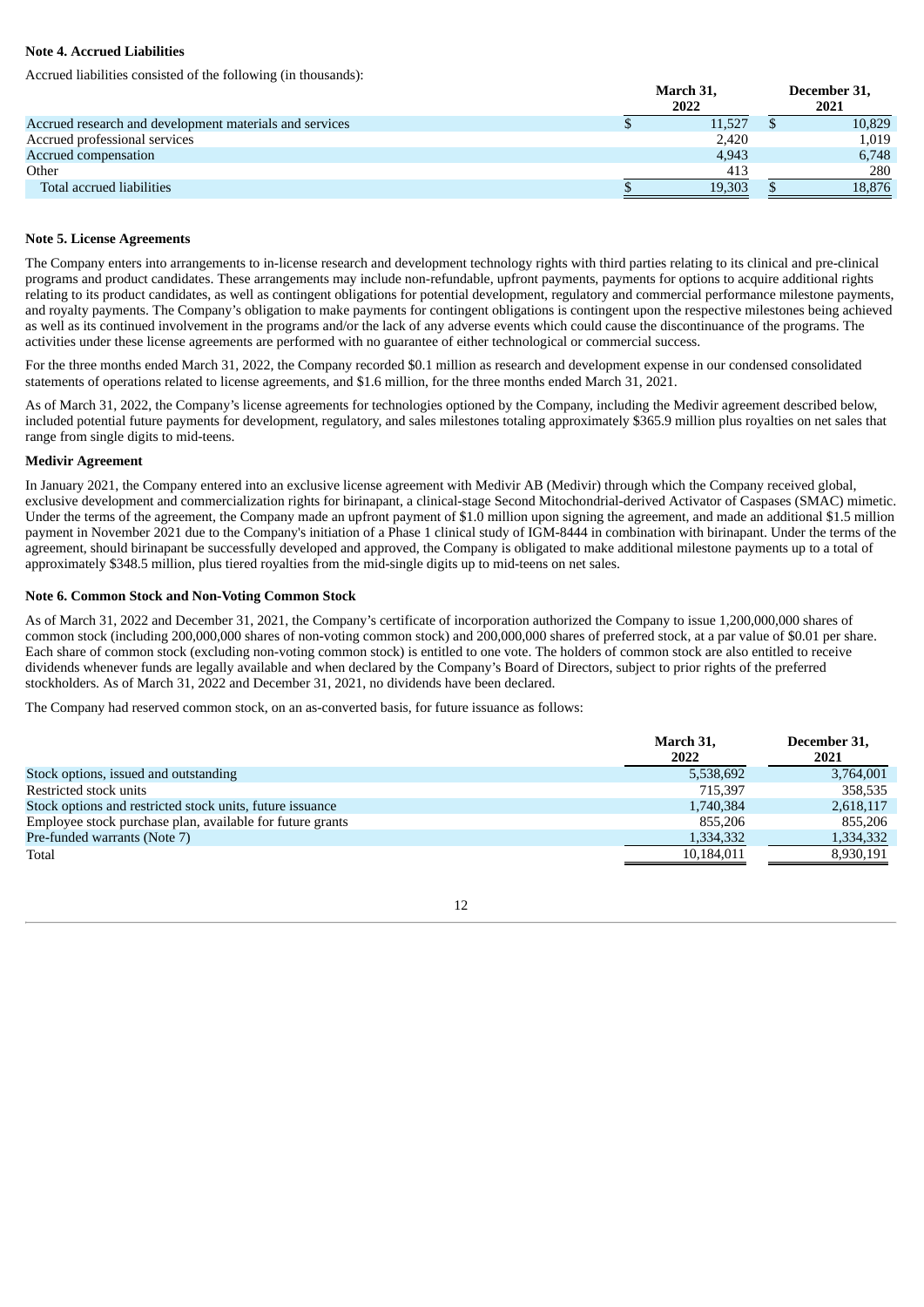### Note 4. Accrued Liabilities

Accrued liabilities consisted of the following (in thousands):

| | March 31, 2022 | December 31, 2021 |
|---|---|---|
| Accrued research and development materials and services | $ 11,527 | $ 10,829 |
| Accrued professional services | 2,420 | 1,019 |
| Accrued compensation | 4,943 | 6,748 |
| Other | 413 | 280 |
| Total accrued liabilities | $ 19,303 | $ 18,876 |

### Note 5. License Agreements

The Company enters into arrangements to in-license research and development technology rights with third parties relating to its clinical and pre-clinical programs and product candidates. These arrangements may include non-refundable, upfront payments, payments for options to acquire additional rights relating to its product candidates, as well as contingent obligations for potential development, regulatory and commercial performance milestone payments, and royalty payments. The Company's obligation to make payments for contingent obligations is contingent upon the respective milestones being achieved as well as its continued involvement in the programs and/or the lack of any adverse events which could cause the discontinuance of the programs. The activities under these license agreements are performed with no guarantee of either technological or commercial success.

For the three months ended March 31, 2022, the Company recorded $0.1 million as research and development expense in our condensed consolidated statements of operations related to license agreements, and $1.6 million, for the three months ended March 31, 2021.

As of March 31, 2022, the Company's license agreements for technologies optioned by the Company, including the Medivir agreement described below, included potential future payments for development, regulatory, and sales milestones totaling approximately $365.9 million plus royalties on net sales that range from single digits to mid-teens.

**Medivir Agreement**

In January 2021, the Company entered into an exclusive license agreement with Medivir AB (Medivir) through which the Company received global, exclusive development and commercialization rights for birinapant, a clinical-stage Second Mitochondrial-derived Activator of Caspases (SMAC) mimetic. Under the terms of the agreement, the Company made an upfront payment of $1.0 million upon signing the agreement, and made an additional $1.5 million payment in November 2021 due to the Company's initiation of a Phase 1 clinical study of IGM-8444 in combination with birinapant. Under the terms of the agreement, should birinapant be successfully developed and approved, the Company is obligated to make additional milestone payments up to a total of approximately $348.5 million, plus tiered royalties from the mid-single digits up to mid-teens on net sales.

### Note 6. Common Stock and Non-Voting Common Stock

As of March 31, 2022 and December 31, 2021, the Company's certificate of incorporation authorized the Company to issue 1,200,000,000 shares of common stock (including 200,000,000 shares of non-voting common stock) and 200,000,000 shares of preferred stock, at a par value of $0.01 per share. Each share of common stock (excluding non-voting common stock) is entitled to one vote. The holders of common stock are also entitled to receive dividends whenever funds are legally available and when declared by the Company's Board of Directors, subject to prior rights of the preferred stockholders. As of March 31, 2022 and December 31, 2021, no dividends have been declared.

The Company had reserved common stock, on an as-converted basis, for future issuance as follows:

| | March 31, 2022 | December 31, 2021 |
|---|---|---|
| Stock options, issued and outstanding | 5,538,692 | 3,764,001 |
| Restricted stock units | 715,397 | 358,535 |
| Stock options and restricted stock units, future issuance | 1,740,384 | 2,618,117 |
| Employee stock purchase plan, available for future grants | 855,206 | 855,206 |
| Pre-funded warrants (Note 7) | 1,334,332 | 1,334,332 |
| Total | 10,184,011 | 8,930,191 |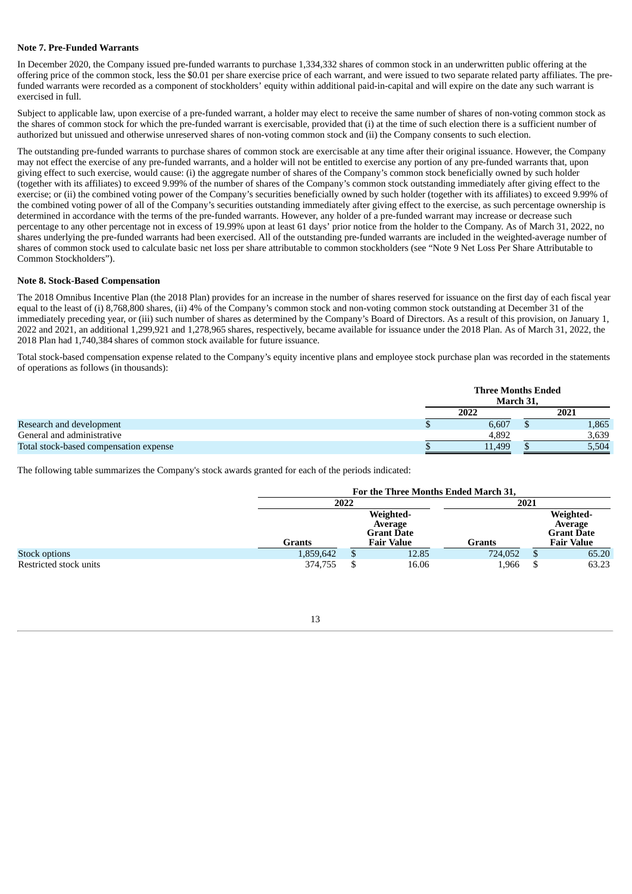**Note 7. Pre-Funded Warrants**

In December 2020, the Company issued pre-funded warrants to purchase 1,334,332 shares of common stock in an underwritten public offering at the offering price of the common stock, less the $0.01 per share exercise price of each warrant, and were issued to two separate related party affiliates. The pre-funded warrants were recorded as a component of stockholders' equity within additional paid-in-capital and will expire on the date any such warrant is exercised in full.

Subject to applicable law, upon exercise of a pre-funded warrant, a holder may elect to receive the same number of shares of non-voting common stock as the shares of common stock for which the pre-funded warrant is exercisable, provided that (i) at the time of such election there is a sufficient number of authorized but unissued and otherwise unreserved shares of non-voting common stock and (ii) the Company consents to such election.

The outstanding pre-funded warrants to purchase shares of common stock are exercisable at any time after their original issuance. However, the Company may not effect the exercise of any pre-funded warrants, and a holder will not be entitled to exercise any portion of any pre-funded warrants that, upon giving effect to such exercise, would cause: (i) the aggregate number of shares of the Company's common stock beneficially owned by such holder (together with its affiliates) to exceed 9.99% of the number of shares of the Company's common stock outstanding immediately after giving effect to the exercise; or (ii) the combined voting power of the Company's securities beneficially owned by such holder (together with its affiliates) to exceed 9.99% of the combined voting power of all of the Company's securities outstanding immediately after giving effect to the exercise, as such percentage ownership is determined in accordance with the terms of the pre-funded warrants. However, any holder of a pre-funded warrant may increase or decrease such percentage to any other percentage not in excess of 19.99% upon at least 61 days' prior notice from the holder to the Company. As of March 31, 2022, no shares underlying the pre-funded warrants had been exercised. All of the outstanding pre-funded warrants are included in the weighted-average number of shares of common stock used to calculate basic net loss per share attributable to common stockholders (see "Note 9 Net Loss Per Share Attributable to Common Stockholders").

**Note 8. Stock-Based Compensation**

The 2018 Omnibus Incentive Plan (the 2018 Plan) provides for an increase in the number of shares reserved for issuance on the first day of each fiscal year equal to the least of (i) 8,768,800 shares, (ii) 4% of the Company's common stock and non-voting common stock outstanding at December 31 of the immediately preceding year, or (iii) such number of shares as determined by the Company's Board of Directors. As a result of this provision, on January 1, 2022 and 2021, an additional 1,299,921 and 1,278,965 shares, respectively, became available for issuance under the 2018 Plan. As of March 31, 2022, the 2018 Plan had 1,740,384 shares of common stock available for future issuance.

Total stock-based compensation expense related to the Company's equity incentive plans and employee stock purchase plan was recorded in the statements of operations as follows (in thousands):

| | Three Months Ended March 31, | |
|---|---|---|
| | 2022 | 2021 |
| Research and development | $ 6,607 | $ 1,865 |
| General and administrative | 4,892 | 3,639 |
| Total stock-based compensation expense | $ 11,499 | $ 5,504 |

The following table summarizes the Company's stock awards granted for each of the periods indicated:

| | For the Three Months Ended March 31, | | | |
|---|---|---|---|---|
| | 2022 | | 2021 | |
| | Grants | Weighted-Average Grant Date Fair Value | Grants | Weighted-Average Grant Date Fair Value |
| Stock options | 1,859,642 | $ 12.85 | 724,052 | $ 65.20 |
| Restricted stock units | 374,755 | $ 16.06 | 1,966 | $ 63.23 |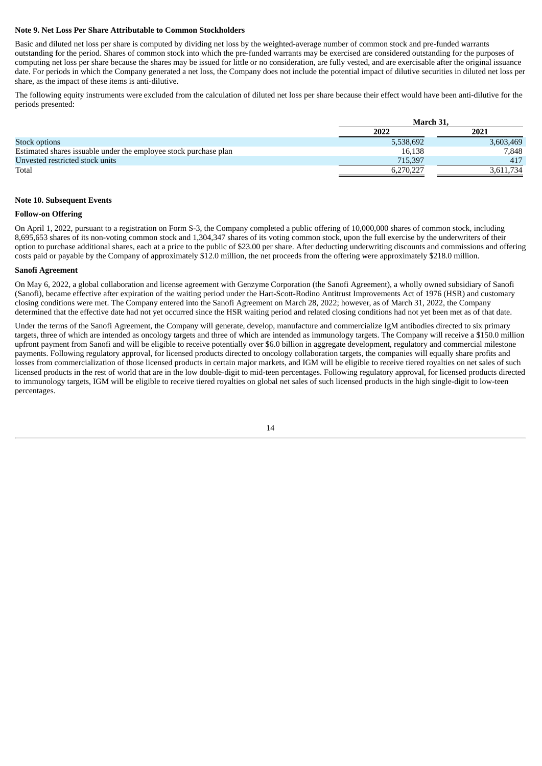**Note 9. Net Loss Per Share Attributable to Common Stockholders**

Basic and diluted net loss per share is computed by dividing net loss by the weighted-average number of common stock and pre-funded warrants outstanding for the period. Shares of common stock into which the pre-funded warrants may be exercised are considered outstanding for the purposes of computing net loss per share because the shares may be issued for little or no consideration, are fully vested, and are exercisable after the original issuance date. For periods in which the Company generated a net loss, the Company does not include the potential impact of dilutive securities in diluted net loss per share, as the impact of these items is anti-dilutive.

The following equity instruments were excluded from the calculation of diluted net loss per share because their effect would have been anti-dilutive for the periods presented:

| | March 31, | |
|---|---|---|
| | 2022 | 2021 |
| Stock options | 5,538,692 | 3,603,469 |
| Estimated shares issuable under the employee stock purchase plan | 16,138 | 7,848 |
| Unvested restricted stock units | 715,397 | 417 |
| Total | 6,270,227 | 3,611,734 |

**Note 10. Subsequent Events**

**Follow-on Offering**

On April 1, 2022, pursuant to a registration on Form S-3, the Company completed a public offering of 10,000,000 shares of common stock, including 8,695,653 shares of its non-voting common stock and 1,304,347 shares of its voting common stock, upon the full exercise by the underwriters of their option to purchase additional shares, each at a price to the public of $23.00 per share. After deducting underwriting discounts and commissions and offering costs paid or payable by the Company of approximately $12.0 million, the net proceeds from the offering were approximately $218.0 million.

**Sanofi Agreement**

On May 6, 2022, a global collaboration and license agreement with Genzyme Corporation (the Sanofi Agreement), a wholly owned subsidiary of Sanofi (Sanofi), became effective after expiration of the waiting period under the Hart-Scott-Rodino Antitrust Improvements Act of 1976 (HSR) and customary closing conditions were met. The Company entered into the Sanofi Agreement on March 28, 2022; however, as of March 31, 2022, the Company determined that the effective date had not yet occurred since the HSR waiting period and related closing conditions had not yet been met as of that date.

Under the terms of the Sanofi Agreement, the Company will generate, develop, manufacture and commercialize IgM antibodies directed to six primary targets, three of which are intended as oncology targets and three of which are intended as immunology targets. The Company will receive a $150.0 million upfront payment from Sanofi and will be eligible to receive potentially over $6.0 billion in aggregate development, regulatory and commercial milestone payments. Following regulatory approval, for licensed products directed to oncology collaboration targets, the companies will equally share profits and losses from commercialization of those licensed products in certain major markets, and IGM will be eligible to receive tiered royalties on net sales of such licensed products in the rest of world that are in the low double-digit to mid-teen percentages. Following regulatory approval, for licensed products directed to immunology targets, IGM will be eligible to receive tiered royalties on global net sales of such licensed products in the high single-digit to low-teen percentages.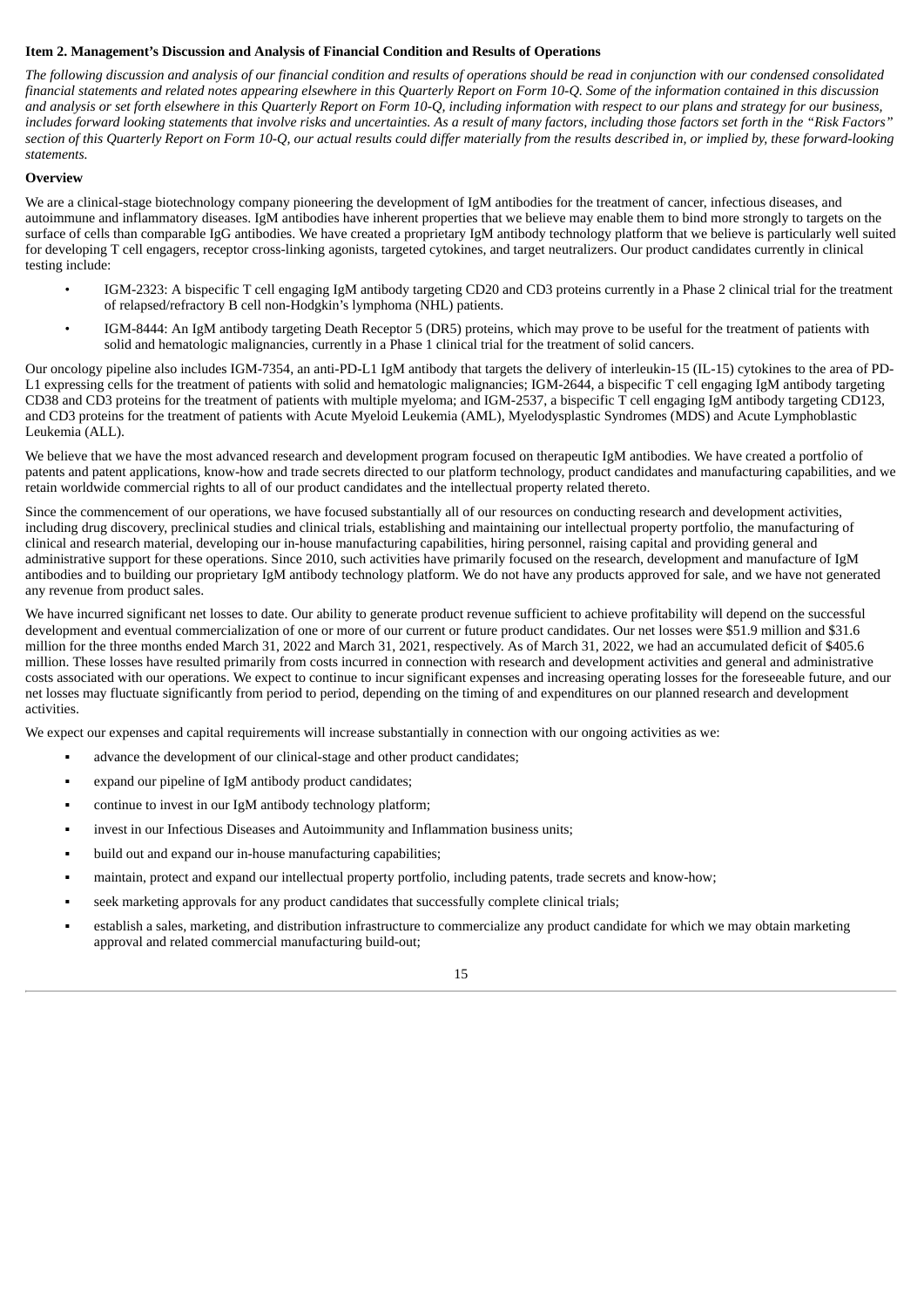### Item 2. Management's Discussion and Analysis of Financial Condition and Results of Operations

*The following discussion and analysis of our financial condition and results of operations should be read in conjunction with our condensed consolidated financial statements and related notes appearing elsewhere in this Quarterly Report on Form 10-Q. Some of the information contained in this discussion and analysis or set forth elsewhere in this Quarterly Report on Form 10-Q, including information with respect to our plans and strategy for our business, includes forward looking statements that involve risks and uncertainties. As a result of many factors, including those factors set forth in the "Risk Factors" section of this Quarterly Report on Form 10-Q, our actual results could differ materially from the results described in, or implied by, these forward-looking statements.*

### Overview

We are a clinical-stage biotechnology company pioneering the development of IgM antibodies for the treatment of cancer, infectious diseases, and autoimmune and inflammatory diseases. IgM antibodies have inherent properties that we believe may enable them to bind more strongly to targets on the surface of cells than comparable IgG antibodies. We have created a proprietary IgM antibody technology platform that we believe is particularly well suited for developing T cell engagers, receptor cross-linking agonists, targeted cytokines, and target neutralizers. Our product candidates currently in clinical testing include:

- IGM-2323: A bispecific T cell engaging IgM antibody targeting CD20 and CD3 proteins currently in a Phase 2 clinical trial for the treatment of relapsed/refractory B cell non-Hodgkin's lymphoma (NHL) patients.
- IGM-8444: An IgM antibody targeting Death Receptor 5 (DR5) proteins, which may prove to be useful for the treatment of patients with solid and hematologic malignancies, currently in a Phase 1 clinical trial for the treatment of solid cancers.

Our oncology pipeline also includes IGM-7354, an anti-PD-L1 IgM antibody that targets the delivery of interleukin-15 (IL-15) cytokines to the area of PD-L1 expressing cells for the treatment of patients with solid and hematologic malignancies; IGM-2644, a bispecific T cell engaging IgM antibody targeting CD38 and CD3 proteins for the treatment of patients with multiple myeloma; and IGM-2537, a bispecific T cell engaging IgM antibody targeting CD123, and CD3 proteins for the treatment of patients with Acute Myeloid Leukemia (AML), Myelodysplastic Syndromes (MDS) and Acute Lymphoblastic Leukemia (ALL).

We believe that we have the most advanced research and development program focused on therapeutic IgM antibodies. We have created a portfolio of patents and patent applications, know-how and trade secrets directed to our platform technology, product candidates and manufacturing capabilities, and we retain worldwide commercial rights to all of our product candidates and the intellectual property related thereto.

Since the commencement of our operations, we have focused substantially all of our resources on conducting research and development activities, including drug discovery, preclinical studies and clinical trials, establishing and maintaining our intellectual property portfolio, the manufacturing of clinical and research material, developing our in-house manufacturing capabilities, hiring personnel, raising capital and providing general and administrative support for these operations. Since 2010, such activities have primarily focused on the research, development and manufacture of IgM antibodies and to building our proprietary IgM antibody technology platform. We do not have any products approved for sale, and we have not generated any revenue from product sales.

We have incurred significant net losses to date. Our ability to generate product revenue sufficient to achieve profitability will depend on the successful development and eventual commercialization of one or more of our current or future product candidates. Our net losses were $51.9 million and $31.6 million for the three months ended March 31, 2022 and March 31, 2021, respectively. As of March 31, 2022, we had an accumulated deficit of $405.6 million. These losses have resulted primarily from costs incurred in connection with research and development activities and general and administrative costs associated with our operations. We expect to continue to incur significant expenses and increasing operating losses for the foreseeable future, and our net losses may fluctuate significantly from period to period, depending on the timing of and expenditures on our planned research and development activities.

We expect our expenses and capital requirements will increase substantially in connection with our ongoing activities as we:

- advance the development of our clinical-stage and other product candidates;
- expand our pipeline of IgM antibody product candidates;
- continue to invest in our IgM antibody technology platform;
- invest in our Infectious Diseases and Autoimmunity and Inflammation business units;
- build out and expand our in-house manufacturing capabilities;
- maintain, protect and expand our intellectual property portfolio, including patents, trade secrets and know-how;
- seek marketing approvals for any product candidates that successfully complete clinical trials;
- establish a sales, marketing, and distribution infrastructure to commercialize any product candidate for which we may obtain marketing approval and related commercial manufacturing build-out;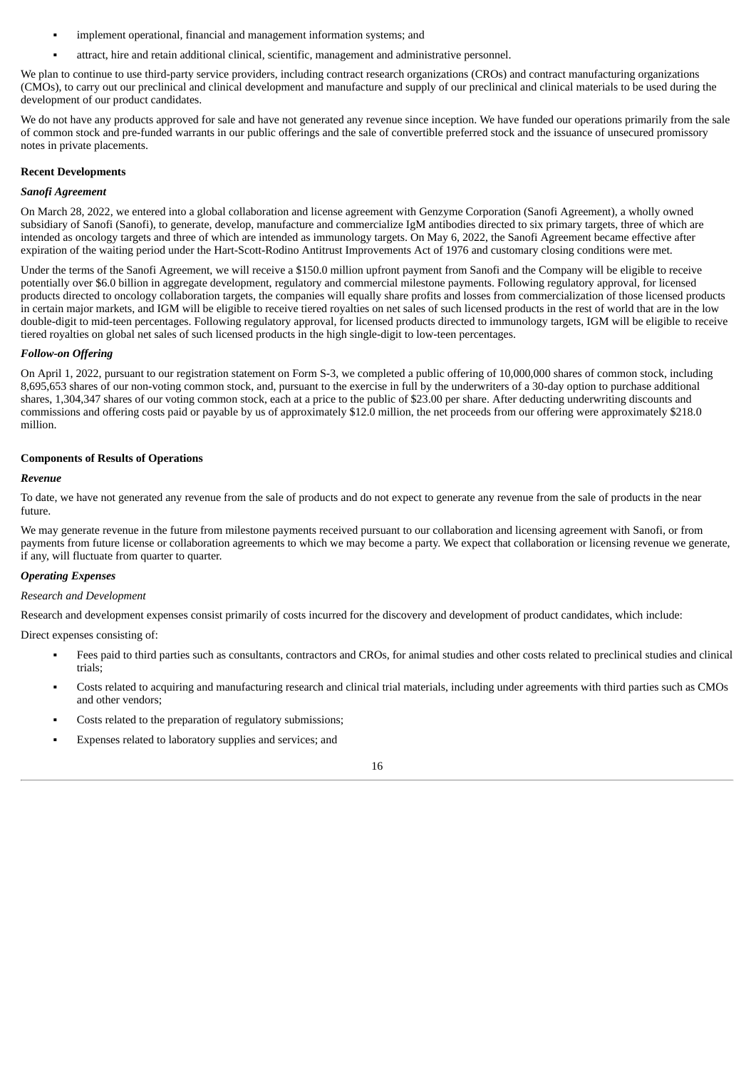- implement operational, financial and management information systems; and
- attract, hire and retain additional clinical, scientific, management and administrative personnel.

We plan to continue to use third-party service providers, including contract research organizations (CROs) and contract manufacturing organizations (CMOs), to carry out our preclinical and clinical development and manufacture and supply of our preclinical and clinical materials to be used during the development of our product candidates.

We do not have any products approved for sale and have not generated any revenue since inception. We have funded our operations primarily from the sale of common stock and pre-funded warrants in our public offerings and the sale of convertible preferred stock and the issuance of unsecured promissory notes in private placements.

**Recent Developments**

***Sanofi Agreement***

On March 28, 2022, we entered into a global collaboration and license agreement with Genzyme Corporation (Sanofi Agreement), a wholly owned subsidiary of Sanofi (Sanofi), to generate, develop, manufacture and commercialize IgM antibodies directed to six primary targets, three of which are intended as oncology targets and three of which are intended as immunology targets. On May 6, 2022, the Sanofi Agreement became effective after expiration of the waiting period under the Hart-Scott-Rodino Antitrust Improvements Act of 1976 and customary closing conditions were met.

Under the terms of the Sanofi Agreement, we will receive a $150.0 million upfront payment from Sanofi and the Company will be eligible to receive potentially over $6.0 billion in aggregate development, regulatory and commercial milestone payments. Following regulatory approval, for licensed products directed to oncology collaboration targets, the companies will equally share profits and losses from commercialization of those licensed products in certain major markets, and IGM will be eligible to receive tiered royalties on net sales of such licensed products in the rest of world that are in the low double-digit to mid-teen percentages. Following regulatory approval, for licensed products directed to immunology targets, IGM will be eligible to receive tiered royalties on global net sales of such licensed products in the high single-digit to low-teen percentages.

***Follow-on Offering***

On April 1, 2022, pursuant to our registration statement on Form S-3, we completed a public offering of 10,000,000 shares of common stock, including 8,695,653 shares of our non-voting common stock, and, pursuant to the exercise in full by the underwriters of a 30-day option to purchase additional shares, 1,304,347 shares of our voting common stock, each at a price to the public of $23.00 per share. After deducting underwriting discounts and commissions and offering costs paid or payable by us of approximately $12.0 million, the net proceeds from our offering were approximately $218.0 million.

**Components of Results of Operations**

***Revenue***

To date, we have not generated any revenue from the sale of products and do not expect to generate any revenue from the sale of products in the near future.

We may generate revenue in the future from milestone payments received pursuant to our collaboration and licensing agreement with Sanofi, or from payments from future license or collaboration agreements to which we may become a party. We expect that collaboration or licensing revenue we generate, if any, will fluctuate from quarter to quarter.

***Operating Expenses***

*Research and Development*

Research and development expenses consist primarily of costs incurred for the discovery and development of product candidates, which include:

Direct expenses consisting of:

- Fees paid to third parties such as consultants, contractors and CROs, for animal studies and other costs related to preclinical studies and clinical trials;
- Costs related to acquiring and manufacturing research and clinical trial materials, including under agreements with third parties such as CMOs and other vendors;
- Costs related to the preparation of regulatory submissions;
- Expenses related to laboratory supplies and services; and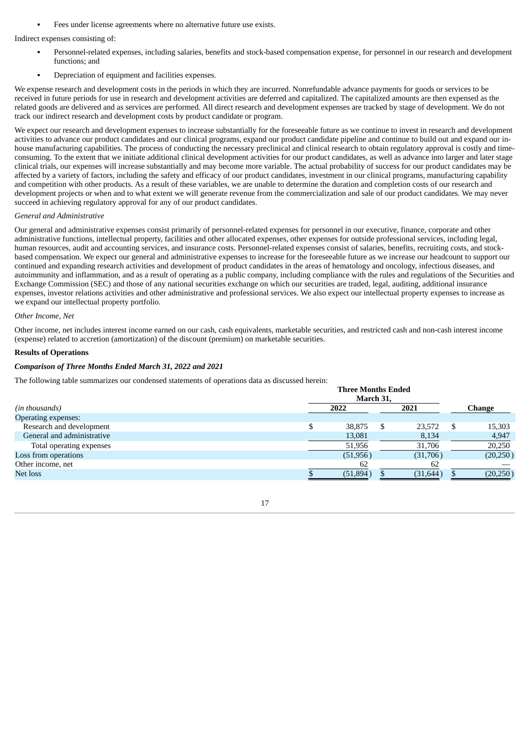- Fees under license agreements where no alternative future use exists.

Indirect expenses consisting of:

- Personnel-related expenses, including salaries, benefits and stock-based compensation expense, for personnel in our research and development functions; and
- Depreciation of equipment and facilities expenses.

We expense research and development costs in the periods in which they are incurred. Nonrefundable advance payments for goods or services to be received in future periods for use in research and development activities are deferred and capitalized. The capitalized amounts are then expensed as the related goods are delivered and as services are performed. All direct research and development expenses are tracked by stage of development. We do not track our indirect research and development costs by product candidate or program.

We expect our research and development expenses to increase substantially for the foreseeable future as we continue to invest in research and development activities to advance our product candidates and our clinical programs, expand our product candidate pipeline and continue to build out and expand our in-house manufacturing capabilities. The process of conducting the necessary preclinical and clinical research to obtain regulatory approval is costly and time-consuming. To the extent that we initiate additional clinical development activities for our product candidates, as well as advance into larger and later stage clinical trials, our expenses will increase substantially and may become more variable. The actual probability of success for our product candidates may be affected by a variety of factors, including the safety and efficacy of our product candidates, investment in our clinical programs, manufacturing capability and competition with other products. As a result of these variables, we are unable to determine the duration and completion costs of our research and development projects or when and to what extent we will generate revenue from the commercialization and sale of our product candidates. We may never succeed in achieving regulatory approval for any of our product candidates.

*General and Administrative*

Our general and administrative expenses consist primarily of personnel-related expenses for personnel in our executive, finance, corporate and other administrative functions, intellectual property, facilities and other allocated expenses, other expenses for outside professional services, including legal, human resources, audit and accounting services, and insurance costs. Personnel-related expenses consist of salaries, benefits, recruiting costs, and stock-based compensation. We expect our general and administrative expenses to increase for the foreseeable future as we increase our headcount to support our continued and expanding research activities and development of product candidates in the areas of hematology and oncology, infectious diseases, and autoimmunity and inflammation, and as a result of operating as a public company, including compliance with the rules and regulations of the Securities and Exchange Commission (SEC) and those of any national securities exchange on which our securities are traded, legal, auditing, additional insurance expenses, investor relations activities and other administrative and professional services. We also expect our intellectual property expenses to increase as we expand our intellectual property portfolio.

*Other Income, Net*

Other income, net includes interest income earned on our cash, cash equivalents, marketable securities, and restricted cash and non-cash interest income (expense) related to accretion (amortization) of the discount (premium) on marketable securities.

**Results of Operations**

***Comparison of Three Months Ended March 31, 2022 and 2021***

The following table summarizes our condensed statements of operations data as discussed herein:

| | Three Months Ended March 31, | | |
|---|---|---|---|
| *(in thousands)* | 2022 | 2021 | Change |
| Operating expenses: | | | |
| Research and development | $ 38,875 | $ 23,572 | $ 15,303 |
| General and administrative | 13,081 | 8,134 | 4,947 |
| Total operating expenses | 51,956 | 31,706 | 20,250 |
| Loss from operations | (51,956) | (31,706) | (20,250) |
| Other income, net | 62 | 62 | — |
| Net loss | $ (51,894) | $ (31,644) | $ (20,250) |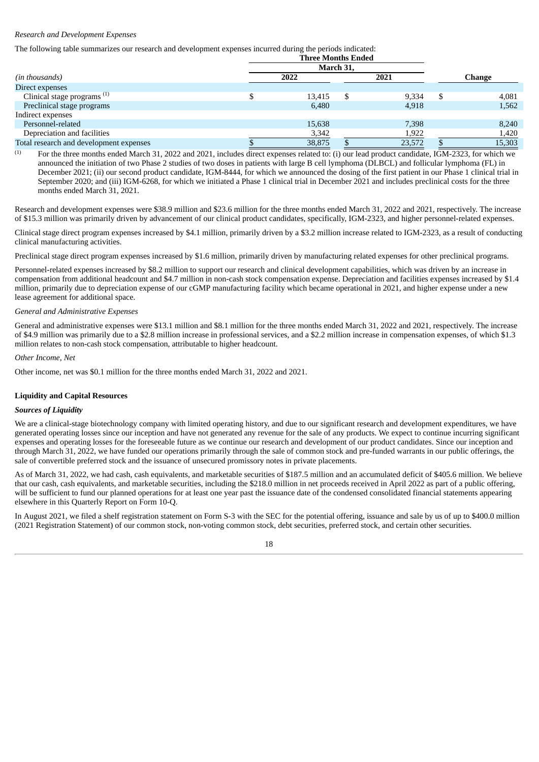*Research and Development Expenses*

The following table summarizes our research and development expenses incurred during the periods indicated:

| | Three Months Ended March 31, | | |
|---|---|---|---|
| *(in thousands)* | 2022 | 2021 | Change |
| Direct expenses | | | |
| Clinical stage programs [(1)] | $ 13,415 | $ 9,334 | $ 4,081 |
| Preclinical stage programs | 6,480 | 4,918 | 1,562 |
| Indirect expenses | | | |
| Personnel-related | 15,638 | 7,398 | 8,240 |
| Depreciation and facilities | 3,342 | 1,922 | 1,420 |
| Total research and development expenses | $ 38,875 | $ 23,572 | $ 15,303 |

(1) For the three months ended March 31, 2022 and 2021, includes direct expenses related to: (i) our lead product candidate, IGM-2323, for which we announced the initiation of two Phase 2 studies of two doses in patients with large B cell lymphoma (DLBCL) and follicular lymphoma (FL) in December 2021; (ii) our second product candidate, IGM-8444, for which we announced the dosing of the first patient in our Phase 1 clinical trial in September 2020; and (iii) IGM-6268, for which we initiated a Phase 1 clinical trial in December 2021 and includes preclinical costs for the three months ended March 31, 2021.

Research and development expenses were $38.9 million and $23.6 million for the three months ended March 31, 2022 and 2021, respectively. The increase of $15.3 million was primarily driven by advancement of our clinical product candidates, specifically, IGM-2323, and higher personnel-related expenses.

Clinical stage direct program expenses increased by $4.1 million, primarily driven by a $3.2 million increase related to IGM-2323, as a result of conducting clinical manufacturing activities.

Preclinical stage direct program expenses increased by $1.6 million, primarily driven by manufacturing related expenses for other preclinical programs.

Personnel-related expenses increased by $8.2 million to support our research and clinical development capabilities, which was driven by an increase in compensation from additional headcount and $4.7 million in non-cash stock compensation expense. Depreciation and facilities expenses increased by $1.4 million, primarily due to depreciation expense of our cGMP manufacturing facility which became operational in 2021, and higher expense under a new lease agreement for additional space.

*General and Administrative Expenses*

General and administrative expenses were $13.1 million and $8.1 million for the three months ended March 31, 2022 and 2021, respectively. The increase of $4.9 million was primarily due to a $2.8 million increase in professional services, and a $2.2 million increase in compensation expenses, of which $1.3 million relates to non-cash stock compensation, attributable to higher headcount.

*Other Income, Net*

Other income, net was $0.1 million for the three months ended March 31, 2022 and 2021.

**Liquidity and Capital Resources**

***Sources of Liquidity***

We are a clinical-stage biotechnology company with limited operating history, and due to our significant research and development expenditures, we have generated operating losses since our inception and have not generated any revenue for the sale of any products. We expect to continue incurring significant expenses and operating losses for the foreseeable future as we continue our research and development of our product candidates. Since our inception and through March 31, 2022, we have funded our operations primarily through the sale of common stock and pre-funded warrants in our public offerings, the sale of convertible preferred stock and the issuance of unsecured promissory notes in private placements.

As of March 31, 2022, we had cash, cash equivalents, and marketable securities of $187.5 million and an accumulated deficit of $405.6 million. We believe that our cash, cash equivalents, and marketable securities, including the $218.0 million in net proceeds received in April 2022 as part of a public offering, will be sufficient to fund our planned operations for at least one year past the issuance date of the condensed consolidated financial statements appearing elsewhere in this Quarterly Report on Form 10-Q.

In August 2021, we filed a shelf registration statement on Form S-3 with the SEC for the potential offering, issuance and sale by us of up to $400.0 million (2021 Registration Statement) of our common stock, non-voting common stock, debt securities, preferred stock, and certain other securities.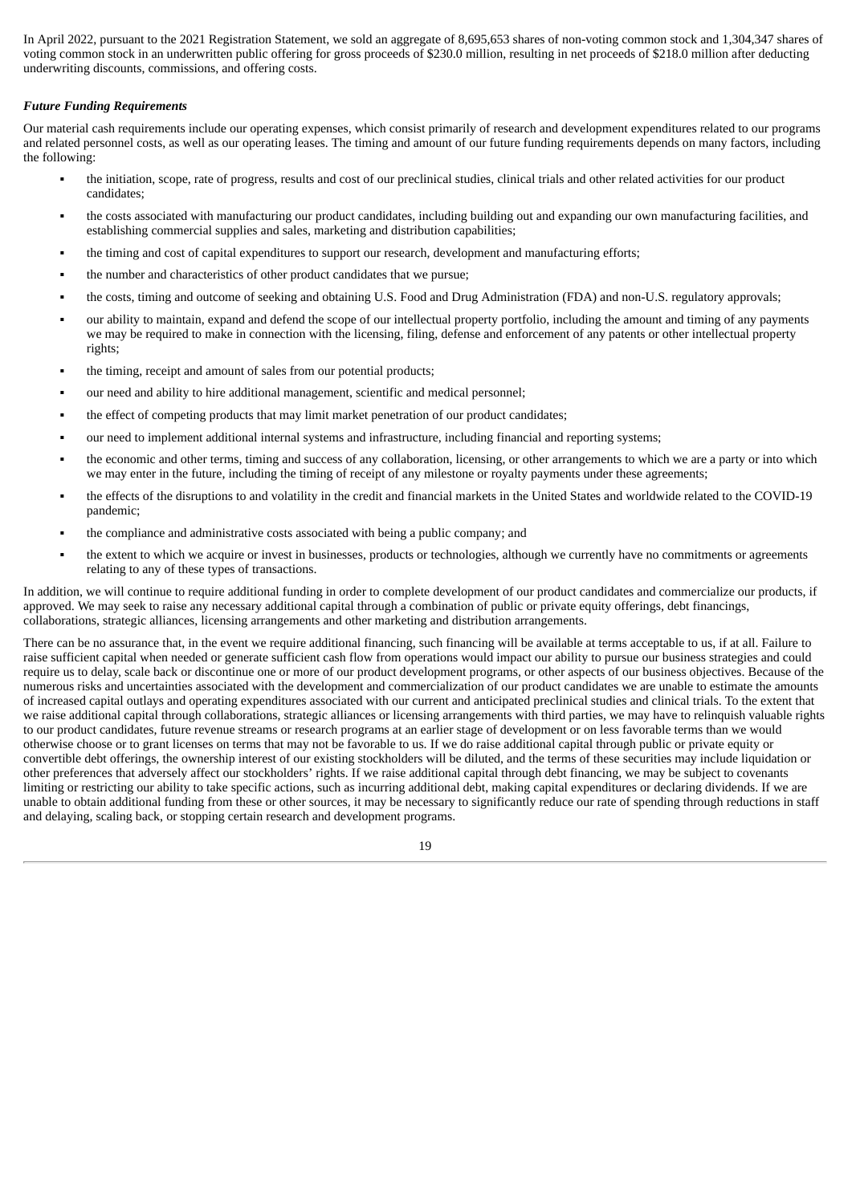In April 2022, pursuant to the 2021 Registration Statement, we sold an aggregate of 8,695,653 shares of non-voting common stock and 1,304,347 shares of voting common stock in an underwritten public offering for gross proceeds of $230.0 million, resulting in net proceeds of $218.0 million after deducting underwriting discounts, commissions, and offering costs.

***Future Funding Requirements***

Our material cash requirements include our operating expenses, which consist primarily of research and development expenditures related to our programs and related personnel costs, as well as our operating leases. The timing and amount of our future funding requirements depends on many factors, including the following:

- the initiation, scope, rate of progress, results and cost of our preclinical studies, clinical trials and other related activities for our product candidates;
- the costs associated with manufacturing our product candidates, including building out and expanding our own manufacturing facilities, and establishing commercial supplies and sales, marketing and distribution capabilities;
- the timing and cost of capital expenditures to support our research, development and manufacturing efforts;
- the number and characteristics of other product candidates that we pursue;
- the costs, timing and outcome of seeking and obtaining U.S. Food and Drug Administration (FDA) and non-U.S. regulatory approvals;
- our ability to maintain, expand and defend the scope of our intellectual property portfolio, including the amount and timing of any payments we may be required to make in connection with the licensing, filing, defense and enforcement of any patents or other intellectual property rights;
- the timing, receipt and amount of sales from our potential products;
- our need and ability to hire additional management, scientific and medical personnel;
- the effect of competing products that may limit market penetration of our product candidates;
- our need to implement additional internal systems and infrastructure, including financial and reporting systems;
- the economic and other terms, timing and success of any collaboration, licensing, or other arrangements to which we are a party or into which we may enter in the future, including the timing of receipt of any milestone or royalty payments under these agreements;
- the effects of the disruptions to and volatility in the credit and financial markets in the United States and worldwide related to the COVID-19 pandemic;
- the compliance and administrative costs associated with being a public company; and
- the extent to which we acquire or invest in businesses, products or technologies, although we currently have no commitments or agreements relating to any of these types of transactions.

In addition, we will continue to require additional funding in order to complete development of our product candidates and commercialize our products, if approved. We may seek to raise any necessary additional capital through a combination of public or private equity offerings, debt financings, collaborations, strategic alliances, licensing arrangements and other marketing and distribution arrangements.

There can be no assurance that, in the event we require additional financing, such financing will be available at terms acceptable to us, if at all. Failure to raise sufficient capital when needed or generate sufficient cash flow from operations would impact our ability to pursue our business strategies and could require us to delay, scale back or discontinue one or more of our product development programs, or other aspects of our business objectives. Because of the numerous risks and uncertainties associated with the development and commercialization of our product candidates we are unable to estimate the amounts of increased capital outlays and operating expenditures associated with our current and anticipated preclinical studies and clinical trials. To the extent that we raise additional capital through collaborations, strategic alliances or licensing arrangements with third parties, we may have to relinquish valuable rights to our product candidates, future revenue streams or research programs at an earlier stage of development or on less favorable terms than we would otherwise choose or to grant licenses on terms that may not be favorable to us. If we do raise additional capital through public or private equity or convertible debt offerings, the ownership interest of our existing stockholders will be diluted, and the terms of these securities may include liquidation or other preferences that adversely affect our stockholders' rights. If we raise additional capital through debt financing, we may be subject to covenants limiting or restricting our ability to take specific actions, such as incurring additional debt, making capital expenditures or declaring dividends. If we are unable to obtain additional funding from these or other sources, it may be necessary to significantly reduce our rate of spending through reductions in staff and delaying, scaling back, or stopping certain research and development programs.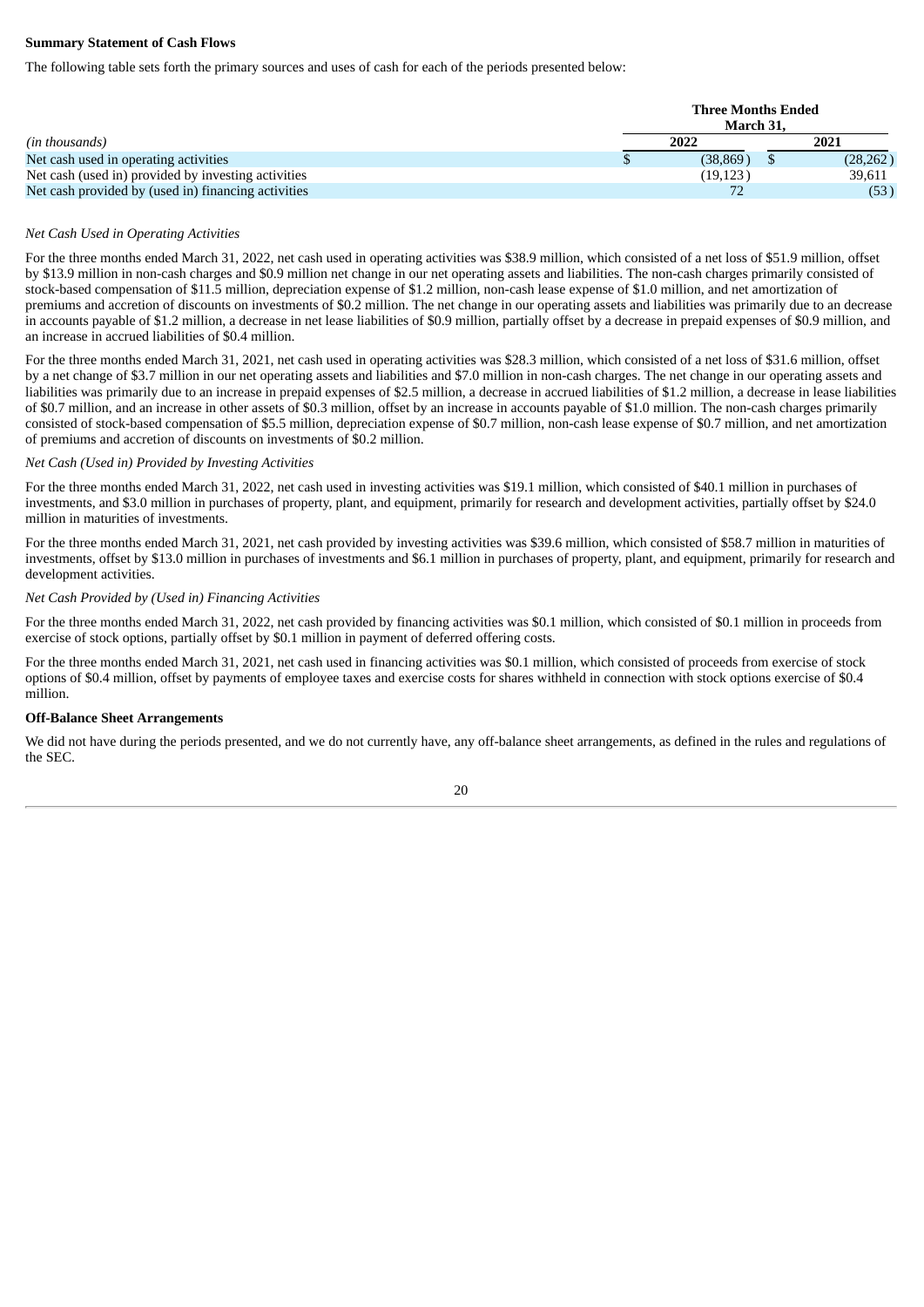**Summary Statement of Cash Flows**

The following table sets forth the primary sources and uses of cash for each of the periods presented below:

| *(in thousands)* | Three Months Ended March 31, 2022 | Three Months Ended March 31, 2021 |
|---|---|---|
| Net cash used in operating activities | $ (38,869) | $ (28,262) |
| Net cash (used in) provided by investing activities | (19,123) | 39,611 |
| Net cash provided by (used in) financing activities | 72 | (53) |

*Net Cash Used in Operating Activities*

For the three months ended March 31, 2022, net cash used in operating activities was $38.9 million, which consisted of a net loss of $51.9 million, offset by $13.9 million in non-cash charges and $0.9 million net change in our net operating assets and liabilities. The non-cash charges primarily consisted of stock-based compensation of $11.5 million, depreciation expense of $1.2 million, non-cash lease expense of $1.0 million, and net amortization of premiums and accretion of discounts on investments of $0.2 million. The net change in our operating assets and liabilities was primarily due to an decrease in accounts payable of $1.2 million, a decrease in net lease liabilities of $0.9 million, partially offset by a decrease in prepaid expenses of $0.9 million, and an increase in accrued liabilities of $0.4 million.

For the three months ended March 31, 2021, net cash used in operating activities was $28.3 million, which consisted of a net loss of $31.6 million, offset by a net change of $3.7 million in our net operating assets and liabilities and $7.0 million in non-cash charges. The net change in our operating assets and liabilities was primarily due to an increase in prepaid expenses of $2.5 million, a decrease in accrued liabilities of $1.2 million, a decrease in lease liabilities of $0.7 million, and an increase in other assets of $0.3 million, offset by an increase in accounts payable of $1.0 million. The non-cash charges primarily consisted of stock-based compensation of $5.5 million, depreciation expense of $0.7 million, non-cash lease expense of $0.7 million, and net amortization of premiums and accretion of discounts on investments of $0.2 million.

*Net Cash (Used in) Provided by Investing Activities*

For the three months ended March 31, 2022, net cash used in investing activities was $19.1 million, which consisted of $40.1 million in purchases of investments, and $3.0 million in purchases of property, plant, and equipment, primarily for research and development activities, partially offset by $24.0 million in maturities of investments.

For the three months ended March 31, 2021, net cash provided by investing activities was $39.6 million, which consisted of $58.7 million in maturities of investments, offset by $13.0 million in purchases of investments and $6.1 million in purchases of property, plant, and equipment, primarily for research and development activities.

*Net Cash Provided by (Used in) Financing Activities*

For the three months ended March 31, 2022, net cash provided by financing activities was $0.1 million, which consisted of $0.1 million in proceeds from exercise of stock options, partially offset by $0.1 million in payment of deferred offering costs.

For the three months ended March 31, 2021, net cash used in financing activities was $0.1 million, which consisted of proceeds from exercise of stock options of $0.4 million, offset by payments of employee taxes and exercise costs for shares withheld in connection with stock options exercise of $0.4 million.

**Off-Balance Sheet Arrangements**

We did not have during the periods presented, and we do not currently have, any off-balance sheet arrangements, as defined in the rules and regulations of the SEC.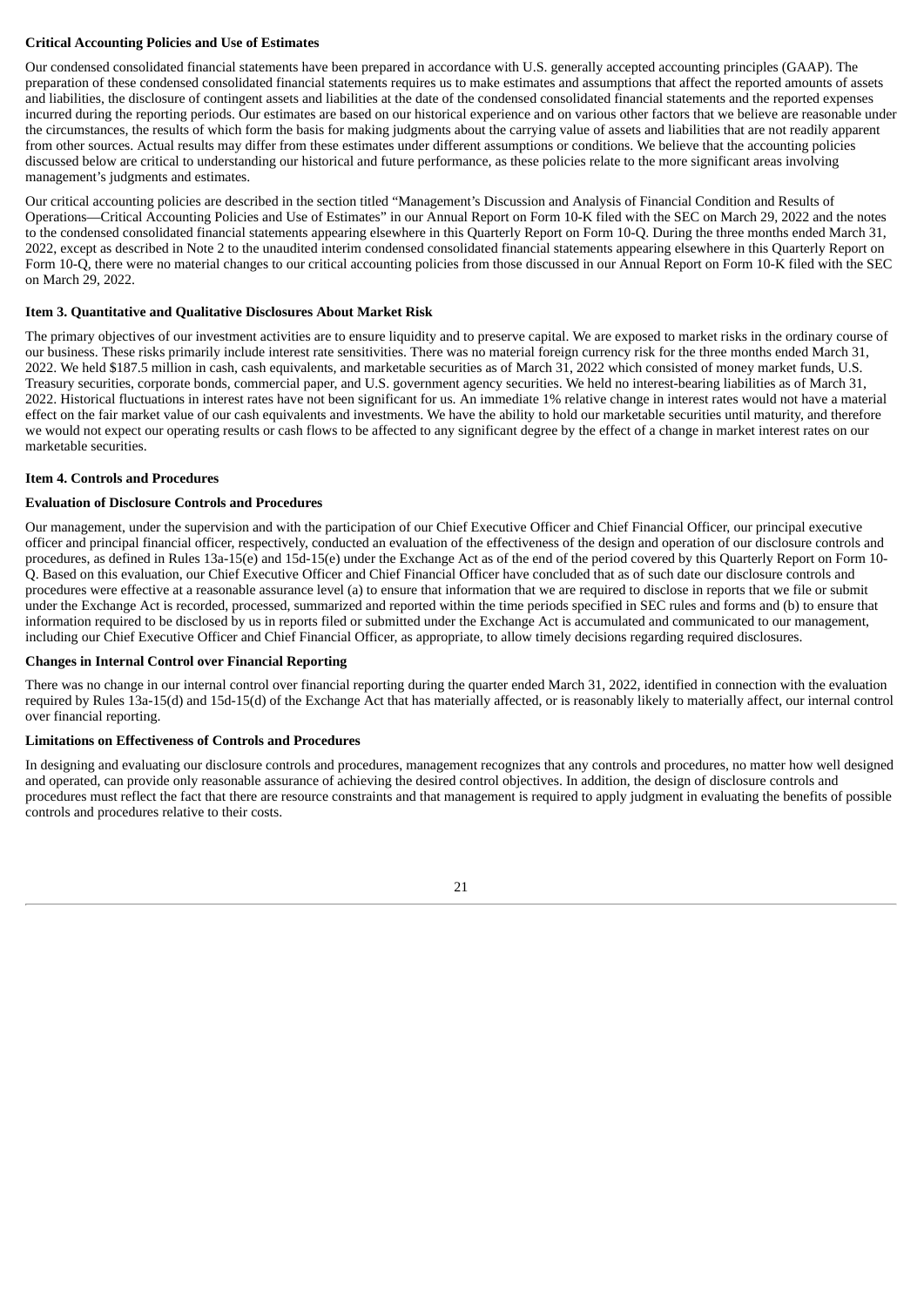**Critical Accounting Policies and Use of Estimates**

Our condensed consolidated financial statements have been prepared in accordance with U.S. generally accepted accounting principles (GAAP). The preparation of these condensed consolidated financial statements requires us to make estimates and assumptions that affect the reported amounts of assets and liabilities, the disclosure of contingent assets and liabilities at the date of the condensed consolidated financial statements and the reported expenses incurred during the reporting periods. Our estimates are based on our historical experience and on various other factors that we believe are reasonable under the circumstances, the results of which form the basis for making judgments about the carrying value of assets and liabilities that are not readily apparent from other sources. Actual results may differ from these estimates under different assumptions or conditions. We believe that the accounting policies discussed below are critical to understanding our historical and future performance, as these policies relate to the more significant areas involving management's judgments and estimates.

Our critical accounting policies are described in the section titled "Management's Discussion and Analysis of Financial Condition and Results of Operations—Critical Accounting Policies and Use of Estimates" in our Annual Report on Form 10-K filed with the SEC on March 29, 2022 and the notes to the condensed consolidated financial statements appearing elsewhere in this Quarterly Report on Form 10-Q. During the three months ended March 31, 2022, except as described in Note 2 to the unaudited interim condensed consolidated financial statements appearing elsewhere in this Quarterly Report on Form 10-Q, there were no material changes to our critical accounting policies from those discussed in our Annual Report on Form 10-K filed with the SEC on March 29, 2022.

## Item 3. Quantitative and Qualitative Disclosures About Market Risk

The primary objectives of our investment activities are to ensure liquidity and to preserve capital. We are exposed to market risks in the ordinary course of our business. These risks primarily include interest rate sensitivities. There was no material foreign currency risk for the three months ended March 31, 2022. We held $187.5 million in cash, cash equivalents, and marketable securities as of March 31, 2022 which consisted of money market funds, U.S. Treasury securities, corporate bonds, commercial paper, and U.S. government agency securities. We held no interest-bearing liabilities as of March 31, 2022. Historical fluctuations in interest rates have not been significant for us. An immediate 1% relative change in interest rates would not have a material effect on the fair market value of our cash equivalents and investments. We have the ability to hold our marketable securities until maturity, and therefore we would not expect our operating results or cash flows to be affected to any significant degree by the effect of a change in market interest rates on our marketable securities.

## Item 4. Controls and Procedures

**Evaluation of Disclosure Controls and Procedures**

Our management, under the supervision and with the participation of our Chief Executive Officer and Chief Financial Officer, our principal executive officer and principal financial officer, respectively, conducted an evaluation of the effectiveness of the design and operation of our disclosure controls and procedures, as defined in Rules 13a-15(e) and 15d-15(e) under the Exchange Act as of the end of the period covered by this Quarterly Report on Form 10-Q. Based on this evaluation, our Chief Executive Officer and Chief Financial Officer have concluded that as of such date our disclosure controls and procedures were effective at a reasonable assurance level (a) to ensure that information that we are required to disclose in reports that we file or submit under the Exchange Act is recorded, processed, summarized and reported within the time periods specified in SEC rules and forms and (b) to ensure that information required to be disclosed by us in reports filed or submitted under the Exchange Act is accumulated and communicated to our management, including our Chief Executive Officer and Chief Financial Officer, as appropriate, to allow timely decisions regarding required disclosures.

**Changes in Internal Control over Financial Reporting**

There was no change in our internal control over financial reporting during the quarter ended March 31, 2022, identified in connection with the evaluation required by Rules 13a-15(d) and 15d-15(d) of the Exchange Act that has materially affected, or is reasonably likely to materially affect, our internal control over financial reporting.

**Limitations on Effectiveness of Controls and Procedures**

In designing and evaluating our disclosure controls and procedures, management recognizes that any controls and procedures, no matter how well designed and operated, can provide only reasonable assurance of achieving the desired control objectives. In addition, the design of disclosure controls and procedures must reflect the fact that there are resource constraints and that management is required to apply judgment in evaluating the benefits of possible controls and procedures relative to their costs.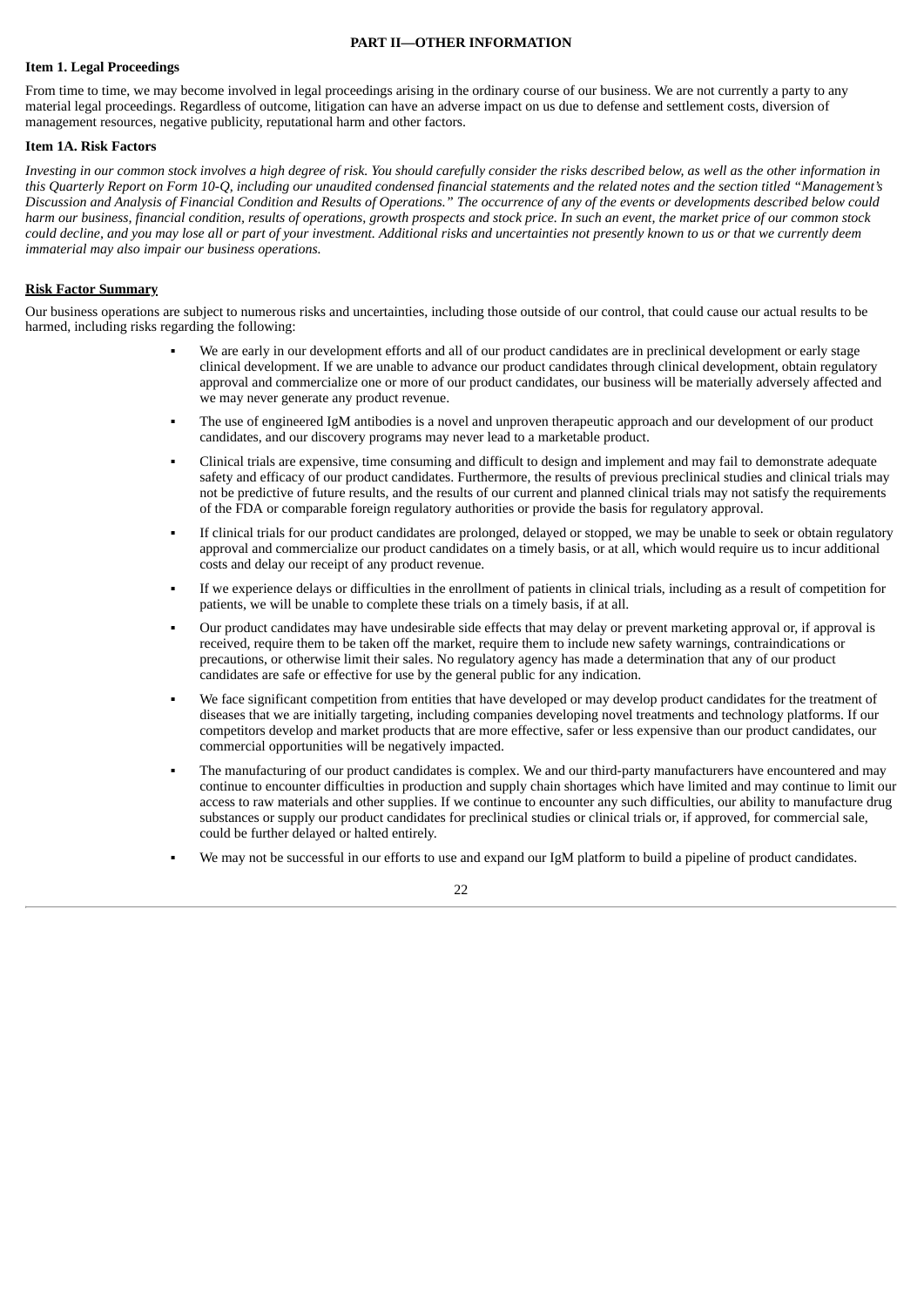# PART II—OTHER INFORMATION

## Item 1. Legal Proceedings

From time to time, we may become involved in legal proceedings arising in the ordinary course of our business. We are not currently a party to any material legal proceedings. Regardless of outcome, litigation can have an adverse impact on us due to defense and settlement costs, diversion of management resources, negative publicity, reputational harm and other factors.

## Item 1A. Risk Factors

*Investing in our common stock involves a high degree of risk. You should carefully consider the risks described below, as well as the other information in this Quarterly Report on Form 10-Q, including our unaudited condensed financial statements and the related notes and the section titled "Management's Discussion and Analysis of Financial Condition and Results of Operations." The occurrence of any of the events or developments described below could harm our business, financial condition, results of operations, growth prospects and stock price. In such an event, the market price of our common stock could decline, and you may lose all or part of your investment. Additional risks and uncertainties not presently known to us or that we currently deem immaterial may also impair our business operations.*

### Risk Factor Summary

Our business operations are subject to numerous risks and uncertainties, including those outside of our control, that could cause our actual results to be harmed, including risks regarding the following:

- We are early in our development efforts and all of our product candidates are in preclinical development or early stage clinical development. If we are unable to advance our product candidates through clinical development, obtain regulatory approval and commercialize one or more of our product candidates, our business will be materially adversely affected and we may never generate any product revenue.
- The use of engineered IgM antibodies is a novel and unproven therapeutic approach and our development of our product candidates, and our discovery programs may never lead to a marketable product.
- Clinical trials are expensive, time consuming and difficult to design and implement and may fail to demonstrate adequate safety and efficacy of our product candidates. Furthermore, the results of previous preclinical studies and clinical trials may not be predictive of future results, and the results of our current and planned clinical trials may not satisfy the requirements of the FDA or comparable foreign regulatory authorities or provide the basis for regulatory approval.
- If clinical trials for our product candidates are prolonged, delayed or stopped, we may be unable to seek or obtain regulatory approval and commercialize our product candidates on a timely basis, or at all, which would require us to incur additional costs and delay our receipt of any product revenue.
- If we experience delays or difficulties in the enrollment of patients in clinical trials, including as a result of competition for patients, we will be unable to complete these trials on a timely basis, if at all.
- Our product candidates may have undesirable side effects that may delay or prevent marketing approval or, if approval is received, require them to be taken off the market, require them to include new safety warnings, contraindications or precautions, or otherwise limit their sales. No regulatory agency has made a determination that any of our product candidates are safe or effective for use by the general public for any indication.
- We face significant competition from entities that have developed or may develop product candidates for the treatment of diseases that we are initially targeting, including companies developing novel treatments and technology platforms. If our competitors develop and market products that are more effective, safer or less expensive than our product candidates, our commercial opportunities will be negatively impacted.
- The manufacturing of our product candidates is complex. We and our third-party manufacturers have encountered and may continue to encounter difficulties in production and supply chain shortages which have limited and may continue to limit our access to raw materials and other supplies. If we continue to encounter any such difficulties, our ability to manufacture drug substances or supply our product candidates for preclinical studies or clinical trials or, if approved, for commercial sale, could be further delayed or halted entirely.
- We may not be successful in our efforts to use and expand our IgM platform to build a pipeline of product candidates.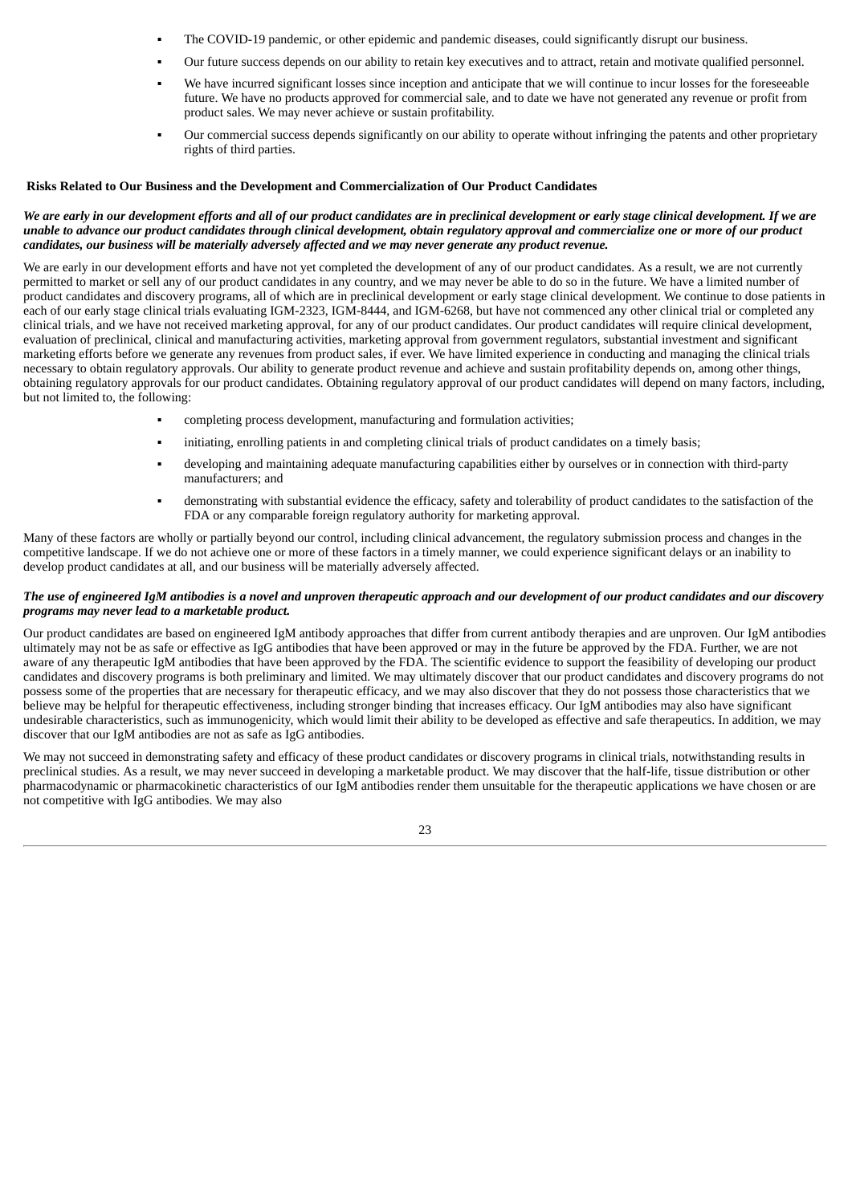- The COVID-19 pandemic, or other epidemic and pandemic diseases, could significantly disrupt our business.
- Our future success depends on our ability to retain key executives and to attract, retain and motivate qualified personnel.
- We have incurred significant losses since inception and anticipate that we will continue to incur losses for the foreseeable future. We have no products approved for commercial sale, and to date we have not generated any revenue or profit from product sales. We may never achieve or sustain profitability.
- Our commercial success depends significantly on our ability to operate without infringing the patents and other proprietary rights of third parties.

**Risks Related to Our Business and the Development and Commercialization of Our Product Candidates**

***We are early in our development efforts and all of our product candidates are in preclinical development or early stage clinical development. If we are unable to advance our product candidates through clinical development, obtain regulatory approval and commercialize one or more of our product candidates, our business will be materially adversely affected and we may never generate any product revenue.***

We are early in our development efforts and have not yet completed the development of any of our product candidates. As a result, we are not currently permitted to market or sell any of our product candidates in any country, and we may never be able to do so in the future. We have a limited number of product candidates and discovery programs, all of which are in preclinical development or early stage clinical development. We continue to dose patients in each of our early stage clinical trials evaluating IGM-2323, IGM-8444, and IGM-6268, but have not commenced any other clinical trial or completed any clinical trials, and we have not received marketing approval, for any of our product candidates. Our product candidates will require clinical development, evaluation of preclinical, clinical and manufacturing activities, marketing approval from government regulators, substantial investment and significant marketing efforts before we generate any revenues from product sales, if ever. We have limited experience in conducting and managing the clinical trials necessary to obtain regulatory approvals. Our ability to generate product revenue and achieve and sustain profitability depends on, among other things, obtaining regulatory approvals for our product candidates. Obtaining regulatory approval of our product candidates will depend on many factors, including, but not limited to, the following:

- completing process development, manufacturing and formulation activities;
- initiating, enrolling patients in and completing clinical trials of product candidates on a timely basis;
- developing and maintaining adequate manufacturing capabilities either by ourselves or in connection with third-party manufacturers; and
- demonstrating with substantial evidence the efficacy, safety and tolerability of product candidates to the satisfaction of the FDA or any comparable foreign regulatory authority for marketing approval.

Many of these factors are wholly or partially beyond our control, including clinical advancement, the regulatory submission process and changes in the competitive landscape. If we do not achieve one or more of these factors in a timely manner, we could experience significant delays or an inability to develop product candidates at all, and our business will be materially adversely affected.

***The use of engineered IgM antibodies is a novel and unproven therapeutic approach and our development of our product candidates and our discovery programs may never lead to a marketable product.***

Our product candidates are based on engineered IgM antibody approaches that differ from current antibody therapies and are unproven. Our IgM antibodies ultimately may not be as safe or effective as IgG antibodies that have been approved or may in the future be approved by the FDA. Further, we are not aware of any therapeutic IgM antibodies that have been approved by the FDA. The scientific evidence to support the feasibility of developing our product candidates and discovery programs is both preliminary and limited. We may ultimately discover that our product candidates and discovery programs do not possess some of the properties that are necessary for therapeutic efficacy, and we may also discover that they do not possess those characteristics that we believe may be helpful for therapeutic effectiveness, including stronger binding that increases efficacy. Our IgM antibodies may also have significant undesirable characteristics, such as immunogenicity, which would limit their ability to be developed as effective and safe therapeutics. In addition, we may discover that our IgM antibodies are not as safe as IgG antibodies.

We may not succeed in demonstrating safety and efficacy of these product candidates or discovery programs in clinical trials, notwithstanding results in preclinical studies. As a result, we may never succeed in developing a marketable product. We may discover that the half-life, tissue distribution or other pharmacodynamic or pharmacokinetic characteristics of our IgM antibodies render them unsuitable for the therapeutic applications we have chosen or are not competitive with IgG antibodies. We may also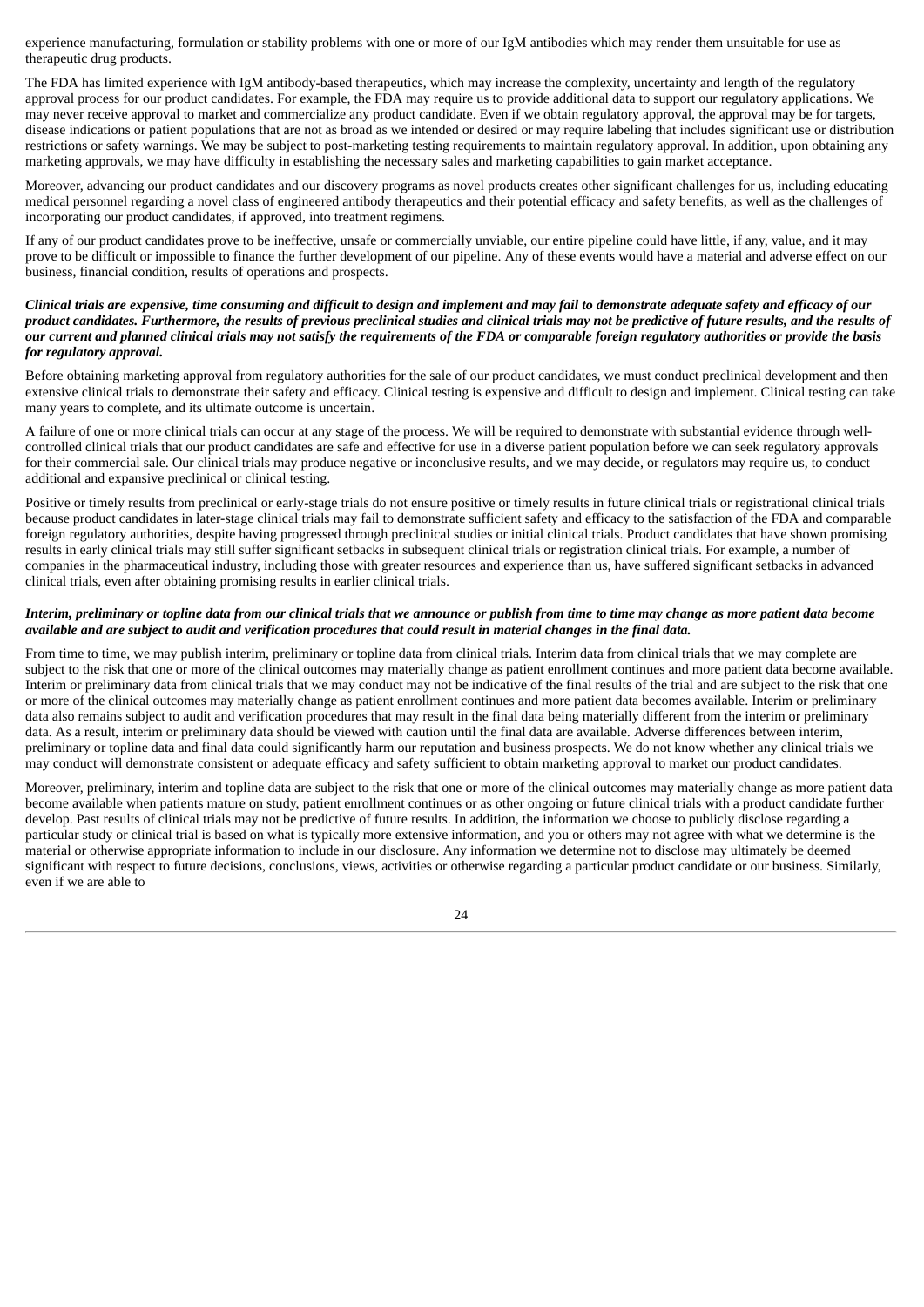experience manufacturing, formulation or stability problems with one or more of our IgM antibodies which may render them unsuitable for use as therapeutic drug products.

The FDA has limited experience with IgM antibody-based therapeutics, which may increase the complexity, uncertainty and length of the regulatory approval process for our product candidates. For example, the FDA may require us to provide additional data to support our regulatory applications. We may never receive approval to market and commercialize any product candidate. Even if we obtain regulatory approval, the approval may be for targets, disease indications or patient populations that are not as broad as we intended or desired or may require labeling that includes significant use or distribution restrictions or safety warnings. We may be subject to post-marketing testing requirements to maintain regulatory approval. In addition, upon obtaining any marketing approvals, we may have difficulty in establishing the necessary sales and marketing capabilities to gain market acceptance.

Moreover, advancing our product candidates and our discovery programs as novel products creates other significant challenges for us, including educating medical personnel regarding a novel class of engineered antibody therapeutics and their potential efficacy and safety benefits, as well as the challenges of incorporating our product candidates, if approved, into treatment regimens.

If any of our product candidates prove to be ineffective, unsafe or commercially unviable, our entire pipeline could have little, if any, value, and it may prove to be difficult or impossible to finance the further development of our pipeline. Any of these events would have a material and adverse effect on our business, financial condition, results of operations and prospects.

***Clinical trials are expensive, time consuming and difficult to design and implement and may fail to demonstrate adequate safety and efficacy of our product candidates. Furthermore, the results of previous preclinical studies and clinical trials may not be predictive of future results, and the results of our current and planned clinical trials may not satisfy the requirements of the FDA or comparable foreign regulatory authorities or provide the basis for regulatory approval.***

Before obtaining marketing approval from regulatory authorities for the sale of our product candidates, we must conduct preclinical development and then extensive clinical trials to demonstrate their safety and efficacy. Clinical testing is expensive and difficult to design and implement. Clinical testing can take many years to complete, and its ultimate outcome is uncertain.

A failure of one or more clinical trials can occur at any stage of the process. We will be required to demonstrate with substantial evidence through well-controlled clinical trials that our product candidates are safe and effective for use in a diverse patient population before we can seek regulatory approvals for their commercial sale. Our clinical trials may produce negative or inconclusive results, and we may decide, or regulators may require us, to conduct additional and expansive preclinical or clinical testing.

Positive or timely results from preclinical or early-stage trials do not ensure positive or timely results in future clinical trials or registrational clinical trials because product candidates in later-stage clinical trials may fail to demonstrate sufficient safety and efficacy to the satisfaction of the FDA and comparable foreign regulatory authorities, despite having progressed through preclinical studies or initial clinical trials. Product candidates that have shown promising results in early clinical trials may still suffer significant setbacks in subsequent clinical trials or registration clinical trials. For example, a number of companies in the pharmaceutical industry, including those with greater resources and experience than us, have suffered significant setbacks in advanced clinical trials, even after obtaining promising results in earlier clinical trials.

***Interim, preliminary or topline data from our clinical trials that we announce or publish from time to time may change as more patient data become available and are subject to audit and verification procedures that could result in material changes in the final data.***

From time to time, we may publish interim, preliminary or topline data from clinical trials. Interim data from clinical trials that we may complete are subject to the risk that one or more of the clinical outcomes may materially change as patient enrollment continues and more patient data become available. Interim or preliminary data from clinical trials that we may conduct may not be indicative of the final results of the trial and are subject to the risk that one or more of the clinical outcomes may materially change as patient enrollment continues and more patient data becomes available. Interim or preliminary data also remains subject to audit and verification procedures that may result in the final data being materially different from the interim or preliminary data. As a result, interim or preliminary data should be viewed with caution until the final data are available. Adverse differences between interim, preliminary or topline data and final data could significantly harm our reputation and business prospects. We do not know whether any clinical trials we may conduct will demonstrate consistent or adequate efficacy and safety sufficient to obtain marketing approval to market our product candidates.

Moreover, preliminary, interim and topline data are subject to the risk that one or more of the clinical outcomes may materially change as more patient data become available when patients mature on study, patient enrollment continues or as other ongoing or future clinical trials with a product candidate further develop. Past results of clinical trials may not be predictive of future results. In addition, the information we choose to publicly disclose regarding a particular study or clinical trial is based on what is typically more extensive information, and you or others may not agree with what we determine is the material or otherwise appropriate information to include in our disclosure. Any information we determine not to disclose may ultimately be deemed significant with respect to future decisions, conclusions, views, activities or otherwise regarding a particular product candidate or our business. Similarly, even if we are able to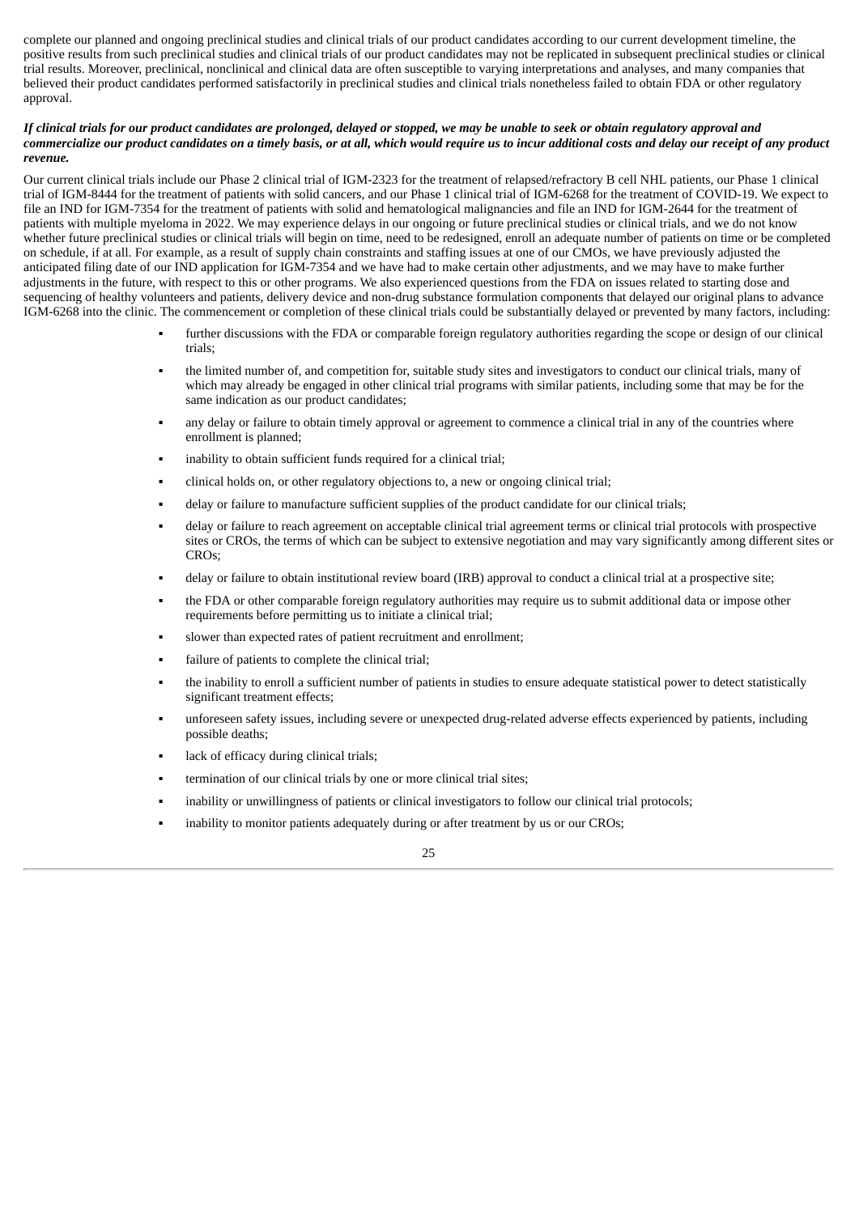complete our planned and ongoing preclinical studies and clinical trials of our product candidates according to our current development timeline, the positive results from such preclinical studies and clinical trials of our product candidates may not be replicated in subsequent preclinical studies or clinical trial results. Moreover, preclinical, nonclinical and clinical data are often susceptible to varying interpretations and analyses, and many companies that believed their product candidates performed satisfactorily in preclinical studies and clinical trials nonetheless failed to obtain FDA or other regulatory approval.

***If clinical trials for our product candidates are prolonged, delayed or stopped, we may be unable to seek or obtain regulatory approval and commercialize our product candidates on a timely basis, or at all, which would require us to incur additional costs and delay our receipt of any product revenue.***

Our current clinical trials include our Phase 2 clinical trial of IGM-2323 for the treatment of relapsed/refractory B cell NHL patients, our Phase 1 clinical trial of IGM-8444 for the treatment of patients with solid cancers, and our Phase 1 clinical trial of IGM-6268 for the treatment of COVID-19. We expect to file an IND for IGM-7354 for the treatment of patients with solid and hematological malignancies and file an IND for IGM-2644 for the treatment of patients with multiple myeloma in 2022. We may experience delays in our ongoing or future preclinical studies or clinical trials, and we do not know whether future preclinical studies or clinical trials will begin on time, need to be redesigned, enroll an adequate number of patients on time or be completed on schedule, if at all. For example, as a result of supply chain constraints and staffing issues at one of our CMOs, we have previously adjusted the anticipated filing date of our IND application for IGM-7354 and we have had to make certain other adjustments, and we may have to make further adjustments in the future, with respect to this or other programs. We also experienced questions from the FDA on issues related to starting dose and sequencing of healthy volunteers and patients, delivery device and non-drug substance formulation components that delayed our original plans to advance IGM-6268 into the clinic. The commencement or completion of these clinical trials could be substantially delayed or prevented by many factors, including:

- further discussions with the FDA or comparable foreign regulatory authorities regarding the scope or design of our clinical trials;
- the limited number of, and competition for, suitable study sites and investigators to conduct our clinical trials, many of which may already be engaged in other clinical trial programs with similar patients, including some that may be for the same indication as our product candidates;
- any delay or failure to obtain timely approval or agreement to commence a clinical trial in any of the countries where enrollment is planned;
- inability to obtain sufficient funds required for a clinical trial;
- clinical holds on, or other regulatory objections to, a new or ongoing clinical trial;
- delay or failure to manufacture sufficient supplies of the product candidate for our clinical trials;
- delay or failure to reach agreement on acceptable clinical trial agreement terms or clinical trial protocols with prospective sites or CROs, the terms of which can be subject to extensive negotiation and may vary significantly among different sites or CROs;
- delay or failure to obtain institutional review board (IRB) approval to conduct a clinical trial at a prospective site;
- the FDA or other comparable foreign regulatory authorities may require us to submit additional data or impose other requirements before permitting us to initiate a clinical trial;
- slower than expected rates of patient recruitment and enrollment;
- failure of patients to complete the clinical trial;
- the inability to enroll a sufficient number of patients in studies to ensure adequate statistical power to detect statistically significant treatment effects;
- unforeseen safety issues, including severe or unexpected drug-related adverse effects experienced by patients, including possible deaths;
- lack of efficacy during clinical trials;
- termination of our clinical trials by one or more clinical trial sites;
- inability or unwillingness of patients or clinical investigators to follow our clinical trial protocols;
- inability to monitor patients adequately during or after treatment by us or our CROs;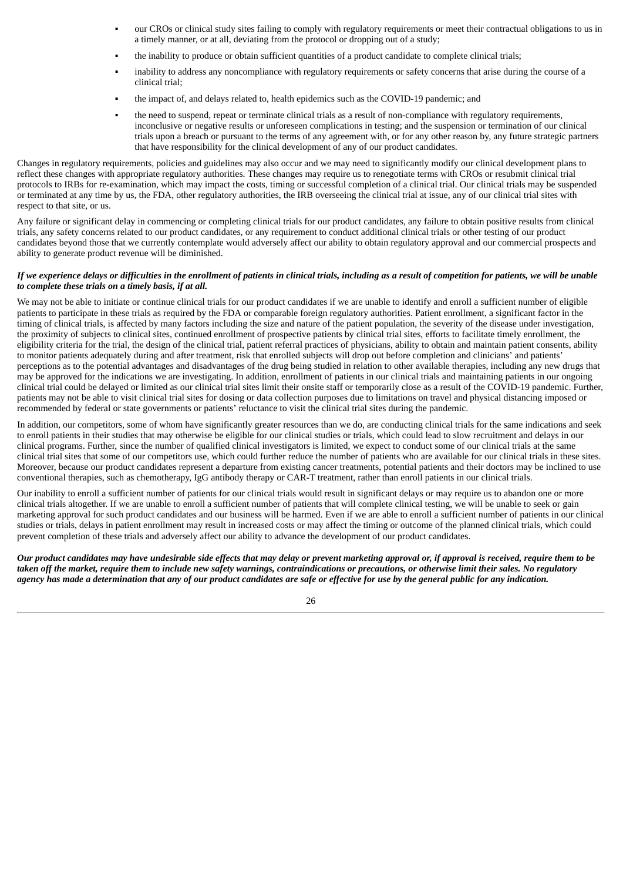- our CROs or clinical study sites failing to comply with regulatory requirements or meet their contractual obligations to us in a timely manner, or at all, deviating from the protocol or dropping out of a study;
- the inability to produce or obtain sufficient quantities of a product candidate to complete clinical trials;
- inability to address any noncompliance with regulatory requirements or safety concerns that arise during the course of a clinical trial;
- the impact of, and delays related to, health epidemics such as the COVID-19 pandemic; and
- the need to suspend, repeat or terminate clinical trials as a result of non-compliance with regulatory requirements, inconclusive or negative results or unforeseen complications in testing; and the suspension or termination of our clinical trials upon a breach or pursuant to the terms of any agreement with, or for any other reason by, any future strategic partners that have responsibility for the clinical development of any of our product candidates.

Changes in regulatory requirements, policies and guidelines may also occur and we may need to significantly modify our clinical development plans to reflect these changes with appropriate regulatory authorities. These changes may require us to renegotiate terms with CROs or resubmit clinical trial protocols to IRBs for re-examination, which may impact the costs, timing or successful completion of a clinical trial. Our clinical trials may be suspended or terminated at any time by us, the FDA, other regulatory authorities, the IRB overseeing the clinical trial at issue, any of our clinical trial sites with respect to that site, or us.

Any failure or significant delay in commencing or completing clinical trials for our product candidates, any failure to obtain positive results from clinical trials, any safety concerns related to our product candidates, or any requirement to conduct additional clinical trials or other testing of our product candidates beyond those that we currently contemplate would adversely affect our ability to obtain regulatory approval and our commercial prospects and ability to generate product revenue will be diminished.

***If we experience delays or difficulties in the enrollment of patients in clinical trials, including as a result of competition for patients, we will be unable to complete these trials on a timely basis, if at all.***

We may not be able to initiate or continue clinical trials for our product candidates if we are unable to identify and enroll a sufficient number of eligible patients to participate in these trials as required by the FDA or comparable foreign regulatory authorities. Patient enrollment, a significant factor in the timing of clinical trials, is affected by many factors including the size and nature of the patient population, the severity of the disease under investigation, the proximity of subjects to clinical sites, continued enrollment of prospective patients by clinical trial sites, efforts to facilitate timely enrollment, the eligibility criteria for the trial, the design of the clinical trial, patient referral practices of physicians, ability to obtain and maintain patient consents, ability to monitor patients adequately during and after treatment, risk that enrolled subjects will drop out before completion and clinicians' and patients' perceptions as to the potential advantages and disadvantages of the drug being studied in relation to other available therapies, including any new drugs that may be approved for the indications we are investigating. In addition, enrollment of patients in our clinical trials and maintaining patients in our ongoing clinical trial could be delayed or limited as our clinical trial sites limit their onsite staff or temporarily close as a result of the COVID-19 pandemic. Further, patients may not be able to visit clinical trial sites for dosing or data collection purposes due to limitations on travel and physical distancing imposed or recommended by federal or state governments or patients' reluctance to visit the clinical trial sites during the pandemic.

In addition, our competitors, some of whom have significantly greater resources than we do, are conducting clinical trials for the same indications and seek to enroll patients in their studies that may otherwise be eligible for our clinical studies or trials, which could lead to slow recruitment and delays in our clinical programs. Further, since the number of qualified clinical investigators is limited, we expect to conduct some of our clinical trials at the same clinical trial sites that some of our competitors use, which could further reduce the number of patients who are available for our clinical trials in these sites. Moreover, because our product candidates represent a departure from existing cancer treatments, potential patients and their doctors may be inclined to use conventional therapies, such as chemotherapy, IgG antibody therapy or CAR-T treatment, rather than enroll patients in our clinical trials.

Our inability to enroll a sufficient number of patients for our clinical trials would result in significant delays or may require us to abandon one or more clinical trials altogether. If we are unable to enroll a sufficient number of patients that will complete clinical testing, we will be unable to seek or gain marketing approval for such product candidates and our business will be harmed. Even if we are able to enroll a sufficient number of patients in our clinical studies or trials, delays in patient enrollment may result in increased costs or may affect the timing or outcome of the planned clinical trials, which could prevent completion of these trials and adversely affect our ability to advance the development of our product candidates.

***Our product candidates may have undesirable side effects that may delay or prevent marketing approval or, if approval is received, require them to be taken off the market, require them to include new safety warnings, contraindications or precautions, or otherwise limit their sales. No regulatory agency has made a determination that any of our product candidates are safe or effective for use by the general public for any indication.***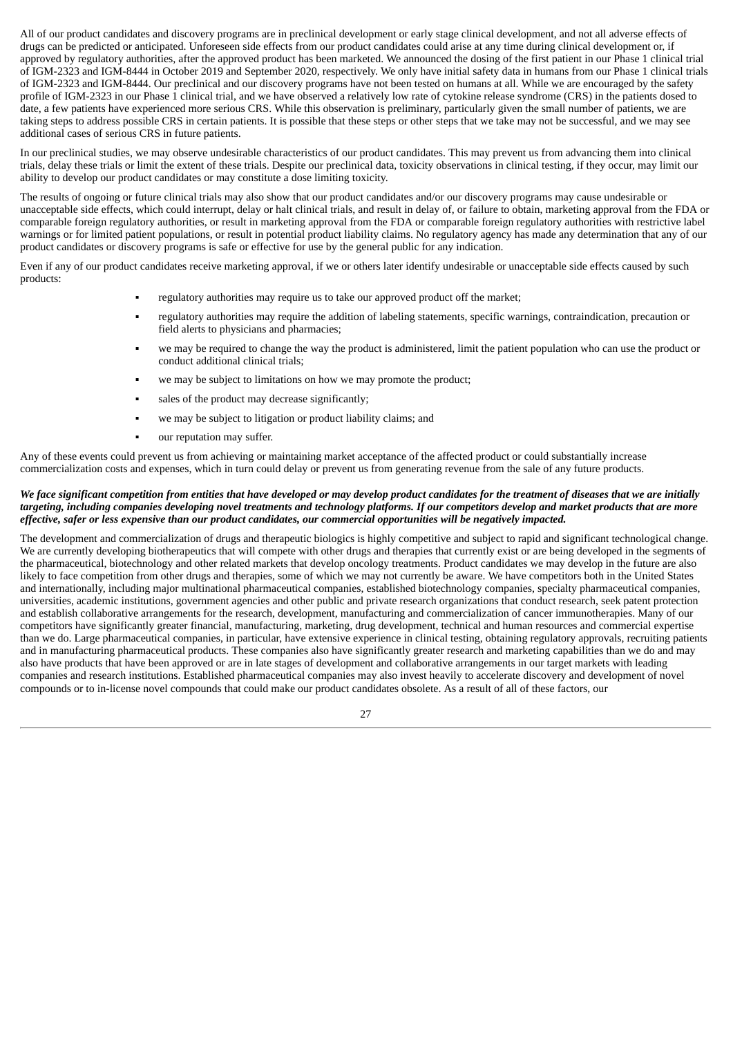All of our product candidates and discovery programs are in preclinical development or early stage clinical development, and not all adverse effects of drugs can be predicted or anticipated. Unforeseen side effects from our product candidates could arise at any time during clinical development or, if approved by regulatory authorities, after the approved product has been marketed. We announced the dosing of the first patient in our Phase 1 clinical trial of IGM-2323 and IGM-8444 in October 2019 and September 2020, respectively. We only have initial safety data in humans from our Phase 1 clinical trials of IGM-2323 and IGM-8444. Our preclinical and our discovery programs have not been tested on humans at all. While we are encouraged by the safety profile of IGM-2323 in our Phase 1 clinical trial, and we have observed a relatively low rate of cytokine release syndrome (CRS) in the patients dosed to date, a few patients have experienced more serious CRS. While this observation is preliminary, particularly given the small number of patients, we are taking steps to address possible CRS in certain patients. It is possible that these steps or other steps that we take may not be successful, and we may see additional cases of serious CRS in future patients.

In our preclinical studies, we may observe undesirable characteristics of our product candidates. This may prevent us from advancing them into clinical trials, delay these trials or limit the extent of these trials. Despite our preclinical data, toxicity observations in clinical testing, if they occur, may limit our ability to develop our product candidates or may constitute a dose limiting toxicity.

The results of ongoing or future clinical trials may also show that our product candidates and/or our discovery programs may cause undesirable or unacceptable side effects, which could interrupt, delay or halt clinical trials, and result in delay of, or failure to obtain, marketing approval from the FDA or comparable foreign regulatory authorities, or result in marketing approval from the FDA or comparable foreign regulatory authorities with restrictive label warnings or for limited patient populations, or result in potential product liability claims. No regulatory agency has made any determination that any of our product candidates or discovery programs is safe or effective for use by the general public for any indication.

Even if any of our product candidates receive marketing approval, if we or others later identify undesirable or unacceptable side effects caused by such products:

- regulatory authorities may require us to take our approved product off the market;
- regulatory authorities may require the addition of labeling statements, specific warnings, contraindication, precaution or field alerts to physicians and pharmacies;
- we may be required to change the way the product is administered, limit the patient population who can use the product or conduct additional clinical trials;
- we may be subject to limitations on how we may promote the product;
- sales of the product may decrease significantly;
- we may be subject to litigation or product liability claims; and
- our reputation may suffer.

Any of these events could prevent us from achieving or maintaining market acceptance of the affected product or could substantially increase commercialization costs and expenses, which in turn could delay or prevent us from generating revenue from the sale of any future products.

***We face significant competition from entities that have developed or may develop product candidates for the treatment of diseases that we are initially targeting, including companies developing novel treatments and technology platforms. If our competitors develop and market products that are more effective, safer or less expensive than our product candidates, our commercial opportunities will be negatively impacted.***

The development and commercialization of drugs and therapeutic biologics is highly competitive and subject to rapid and significant technological change. We are currently developing biotherapeutics that will compete with other drugs and therapies that currently exist or are being developed in the segments of the pharmaceutical, biotechnology and other related markets that develop oncology treatments. Product candidates we may develop in the future are also likely to face competition from other drugs and therapies, some of which we may not currently be aware. We have competitors both in the United States and internationally, including major multinational pharmaceutical companies, established biotechnology companies, specialty pharmaceutical companies, universities, academic institutions, government agencies and other public and private research organizations that conduct research, seek patent protection and establish collaborative arrangements for the research, development, manufacturing and commercialization of cancer immunotherapies. Many of our competitors have significantly greater financial, manufacturing, marketing, drug development, technical and human resources and commercial expertise than we do. Large pharmaceutical companies, in particular, have extensive experience in clinical testing, obtaining regulatory approvals, recruiting patients and in manufacturing pharmaceutical products. These companies also have significantly greater research and marketing capabilities than we do and may also have products that have been approved or are in late stages of development and collaborative arrangements in our target markets with leading companies and research institutions. Established pharmaceutical companies may also invest heavily to accelerate discovery and development of novel compounds or to in-license novel compounds that could make our product candidates obsolete. As a result of all of these factors, our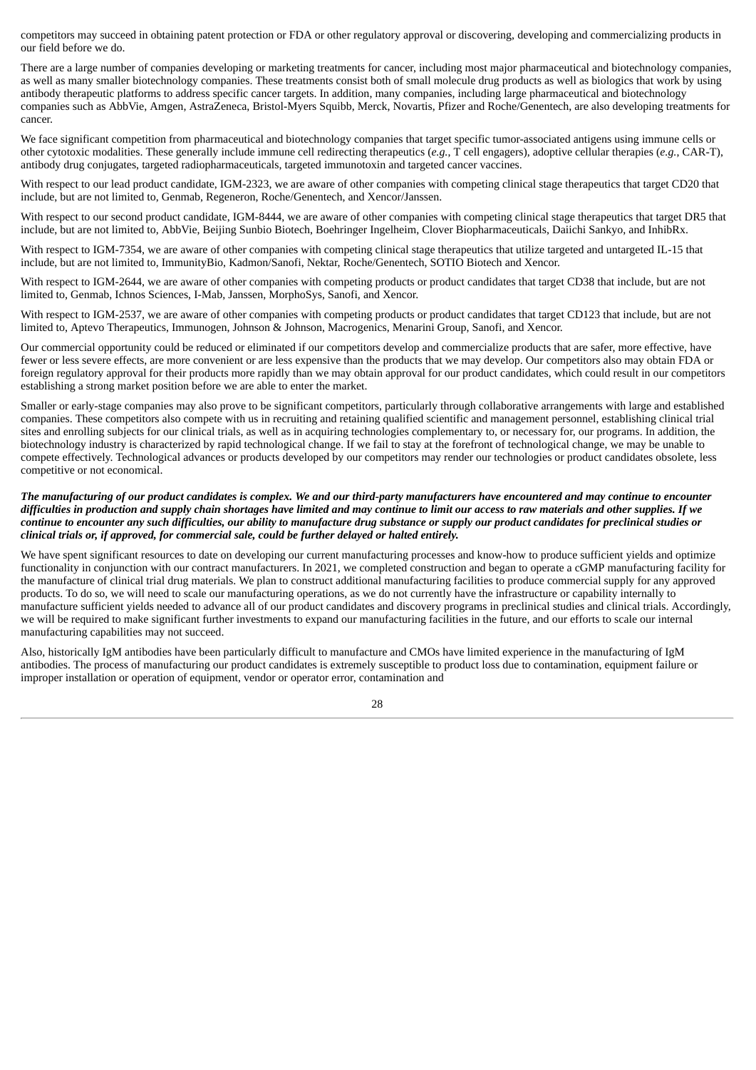competitors may succeed in obtaining patent protection or FDA or other regulatory approval or discovering, developing and commercializing products in our field before we do.

There are a large number of companies developing or marketing treatments for cancer, including most major pharmaceutical and biotechnology companies, as well as many smaller biotechnology companies. These treatments consist both of small molecule drug products as well as biologics that work by using antibody therapeutic platforms to address specific cancer targets. In addition, many companies, including large pharmaceutical and biotechnology companies such as AbbVie, Amgen, AstraZeneca, Bristol-Myers Squibb, Merck, Novartis, Pfizer and Roche/Genentech, are also developing treatments for cancer.

We face significant competition from pharmaceutical and biotechnology companies that target specific tumor-associated antigens using immune cells or other cytotoxic modalities. These generally include immune cell redirecting therapeutics (*e.g.*, T cell engagers), adoptive cellular therapies (*e.g.*, CAR-T), antibody drug conjugates, targeted radiopharmaceuticals, targeted immunotoxin and targeted cancer vaccines.

With respect to our lead product candidate, IGM-2323, we are aware of other companies with competing clinical stage therapeutics that target CD20 that include, but are not limited to, Genmab, Regeneron, Roche/Genentech, and Xencor/Janssen.

With respect to our second product candidate, IGM-8444, we are aware of other companies with competing clinical stage therapeutics that target DR5 that include, but are not limited to, AbbVie, Beijing Sunbio Biotech, Boehringer Ingelheim, Clover Biopharmaceuticals, Daiichi Sankyo, and InhibRx.

With respect to IGM-7354, we are aware of other companies with competing clinical stage therapeutics that utilize targeted and untargeted IL-15 that include, but are not limited to, ImmunityBio, Kadmon/Sanofi, Nektar, Roche/Genentech, SOTIO Biotech and Xencor.

With respect to IGM-2644, we are aware of other companies with competing products or product candidates that target CD38 that include, but are not limited to, Genmab, Ichnos Sciences, I-Mab, Janssen, MorphoSys, Sanofi, and Xencor.

With respect to IGM-2537, we are aware of other companies with competing products or product candidates that target CD123 that include, but are not limited to, Aptevo Therapeutics, Immunogen, Johnson & Johnson, Macrogenics, Menarini Group, Sanofi, and Xencor.

Our commercial opportunity could be reduced or eliminated if our competitors develop and commercialize products that are safer, more effective, have fewer or less severe effects, are more convenient or are less expensive than the products that we may develop. Our competitors also may obtain FDA or foreign regulatory approval for their products more rapidly than we may obtain approval for our product candidates, which could result in our competitors establishing a strong market position before we are able to enter the market.

Smaller or early-stage companies may also prove to be significant competitors, particularly through collaborative arrangements with large and established companies. These competitors also compete with us in recruiting and retaining qualified scientific and management personnel, establishing clinical trial sites and enrolling subjects for our clinical trials, as well as in acquiring technologies complementary to, or necessary for, our programs. In addition, the biotechnology industry is characterized by rapid technological change. If we fail to stay at the forefront of technological change, we may be unable to compete effectively. Technological advances or products developed by our competitors may render our technologies or product candidates obsolete, less competitive or not economical.

***The manufacturing of our product candidates is complex. We and our third-party manufacturers have encountered and may continue to encounter difficulties in production and supply chain shortages have limited and may continue to limit our access to raw materials and other supplies. If we continue to encounter any such difficulties, our ability to manufacture drug substance or supply our product candidates for preclinical studies or clinical trials or, if approved, for commercial sale, could be further delayed or halted entirely.***

We have spent significant resources to date on developing our current manufacturing processes and know-how to produce sufficient yields and optimize functionality in conjunction with our contract manufacturers. In 2021, we completed construction and began to operate a cGMP manufacturing facility for the manufacture of clinical trial drug materials. We plan to construct additional manufacturing facilities to produce commercial supply for any approved products. To do so, we will need to scale our manufacturing operations, as we do not currently have the infrastructure or capability internally to manufacture sufficient yields needed to advance all of our product candidates and discovery programs in preclinical studies and clinical trials. Accordingly, we will be required to make significant further investments to expand our manufacturing facilities in the future, and our efforts to scale our internal manufacturing capabilities may not succeed.

Also, historically IgM antibodies have been particularly difficult to manufacture and CMOs have limited experience in the manufacturing of IgM antibodies. The process of manufacturing our product candidates is extremely susceptible to product loss due to contamination, equipment failure or improper installation or operation of equipment, vendor or operator error, contamination and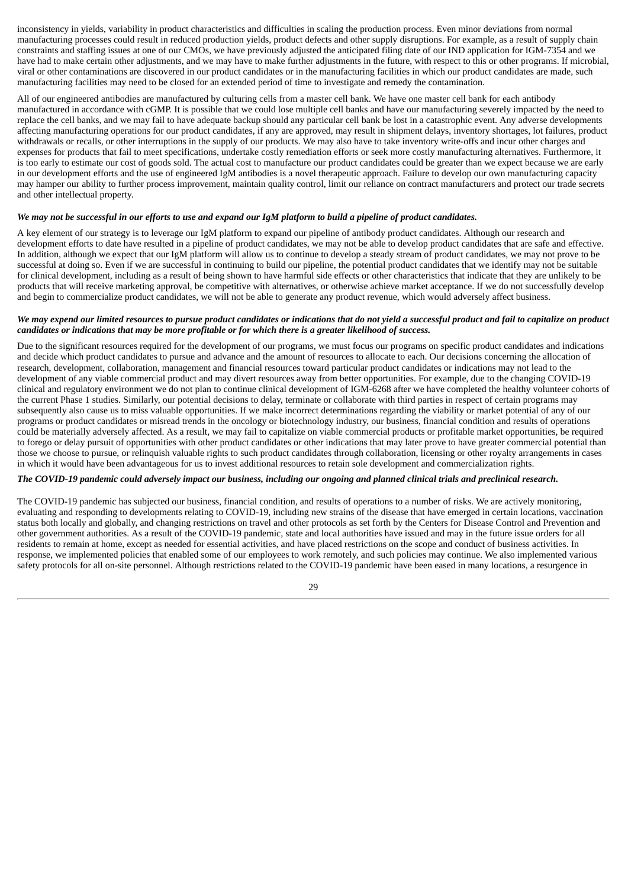inconsistency in yields, variability in product characteristics and difficulties in scaling the production process. Even minor deviations from normal manufacturing processes could result in reduced production yields, product defects and other supply disruptions. For example, as a result of supply chain constraints and staffing issues at one of our CMOs, we have previously adjusted the anticipated filing date of our IND application for IGM-7354 and we have had to make certain other adjustments, and we may have to make further adjustments in the future, with respect to this or other programs. If microbial, viral or other contaminations are discovered in our product candidates or in the manufacturing facilities in which our product candidates are made, such manufacturing facilities may need to be closed for an extended period of time to investigate and remedy the contamination.

All of our engineered antibodies are manufactured by culturing cells from a master cell bank. We have one master cell bank for each antibody manufactured in accordance with cGMP. It is possible that we could lose multiple cell banks and have our manufacturing severely impacted by the need to replace the cell banks, and we may fail to have adequate backup should any particular cell bank be lost in a catastrophic event. Any adverse developments affecting manufacturing operations for our product candidates, if any are approved, may result in shipment delays, inventory shortages, lot failures, product withdrawals or recalls, or other interruptions in the supply of our products. We may also have to take inventory write-offs and incur other charges and expenses for products that fail to meet specifications, undertake costly remediation efforts or seek more costly manufacturing alternatives. Furthermore, it is too early to estimate our cost of goods sold. The actual cost to manufacture our product candidates could be greater than we expect because we are early in our development efforts and the use of engineered IgM antibodies is a novel therapeutic approach. Failure to develop our own manufacturing capacity may hamper our ability to further process improvement, maintain quality control, limit our reliance on contract manufacturers and protect our trade secrets and other intellectual property.

***We may not be successful in our efforts to use and expand our IgM platform to build a pipeline of product candidates.***

A key element of our strategy is to leverage our IgM platform to expand our pipeline of antibody product candidates. Although our research and development efforts to date have resulted in a pipeline of product candidates, we may not be able to develop product candidates that are safe and effective. In addition, although we expect that our IgM platform will allow us to continue to develop a steady stream of product candidates, we may not prove to be successful at doing so. Even if we are successful in continuing to build our pipeline, the potential product candidates that we identify may not be suitable for clinical development, including as a result of being shown to have harmful side effects or other characteristics that indicate that they are unlikely to be products that will receive marketing approval, be competitive with alternatives, or otherwise achieve market acceptance. If we do not successfully develop and begin to commercialize product candidates, we will not be able to generate any product revenue, which would adversely affect business.

***We may expend our limited resources to pursue product candidates or indications that do not yield a successful product and fail to capitalize on product candidates or indications that may be more profitable or for which there is a greater likelihood of success.***

Due to the significant resources required for the development of our programs, we must focus our programs on specific product candidates and indications and decide which product candidates to pursue and advance and the amount of resources to allocate to each. Our decisions concerning the allocation of research, development, collaboration, management and financial resources toward particular product candidates or indications may not lead to the development of any viable commercial product and may divert resources away from better opportunities. For example, due to the changing COVID-19 clinical and regulatory environment we do not plan to continue clinical development of IGM-6268 after we have completed the healthy volunteer cohorts of the current Phase 1 studies. Similarly, our potential decisions to delay, terminate or collaborate with third parties in respect of certain programs may subsequently also cause us to miss valuable opportunities. If we make incorrect determinations regarding the viability or market potential of any of our programs or product candidates or misread trends in the oncology or biotechnology industry, our business, financial condition and results of operations could be materially adversely affected. As a result, we may fail to capitalize on viable commercial products or profitable market opportunities, be required to forego or delay pursuit of opportunities with other product candidates or other indications that may later prove to have greater commercial potential than those we choose to pursue, or relinquish valuable rights to such product candidates through collaboration, licensing or other royalty arrangements in cases in which it would have been advantageous for us to invest additional resources to retain sole development and commercialization rights.

***The COVID-19 pandemic could adversely impact our business, including our ongoing and planned clinical trials and preclinical research.***

The COVID-19 pandemic has subjected our business, financial condition, and results of operations to a number of risks. We are actively monitoring, evaluating and responding to developments relating to COVID-19, including new strains of the disease that have emerged in certain locations, vaccination status both locally and globally, and changing restrictions on travel and other protocols as set forth by the Centers for Disease Control and Prevention and other government authorities. As a result of the COVID-19 pandemic, state and local authorities have issued and may in the future issue orders for all residents to remain at home, except as needed for essential activities, and have placed restrictions on the scope and conduct of business activities. In response, we implemented policies that enabled some of our employees to work remotely, and such policies may continue. We also implemented various safety protocols for all on-site personnel. Although restrictions related to the COVID-19 pandemic have been eased in many locations, a resurgence in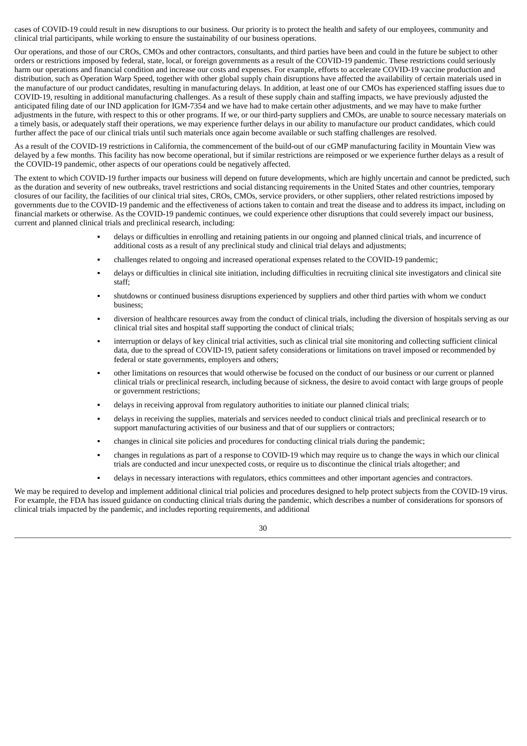cases of COVID-19 could result in new disruptions to our business. Our priority is to protect the health and safety of our employees, community and clinical trial participants, while working to ensure the sustainability of our business operations.

Our operations, and those of our CROs, CMOs and other contractors, consultants, and third parties have been and could in the future be subject to other orders or restrictions imposed by federal, state, local, or foreign governments as a result of the COVID-19 pandemic. These restrictions could seriously harm our operations and financial condition and increase our costs and expenses. For example, efforts to accelerate COVID-19 vaccine production and distribution, such as Operation Warp Speed, together with other global supply chain disruptions have affected the availability of certain materials used in the manufacture of our product candidates, resulting in manufacturing delays. In addition, at least one of our CMOs has experienced staffing issues due to COVID-19, resulting in additional manufacturing challenges. As a result of these supply chain and staffing impacts, we have previously adjusted the anticipated filing date of our IND application for IGM-7354 and we have had to make certain other adjustments, and we may have to make further adjustments in the future, with respect to this or other programs. If we, or our third-party suppliers and CMOs, are unable to source necessary materials on a timely basis, or adequately staff their operations, we may experience further delays in our ability to manufacture our product candidates, which could further affect the pace of our clinical trials until such materials once again become available or such staffing challenges are resolved.

As a result of the COVID-19 restrictions in California, the commencement of the build-out of our cGMP manufacturing facility in Mountain View was delayed by a few months. This facility has now become operational, but if similar restrictions are reimposed or we experience further delays as a result of the COVID-19 pandemic, other aspects of our operations could be negatively affected.

The extent to which COVID-19 further impacts our business will depend on future developments, which are highly uncertain and cannot be predicted, such as the duration and severity of new outbreaks, travel restrictions and social distancing requirements in the United States and other countries, temporary closures of our facility, the facilities of our clinical trial sites, CROs, CMOs, service providers, or other suppliers, other related restrictions imposed by governments due to the COVID-19 pandemic and the effectiveness of actions taken to contain and treat the disease and to address its impact, including on financial markets or otherwise. As the COVID-19 pandemic continues, we could experience other disruptions that could severely impact our business, current and planned clinical trials and preclinical research, including:

- delays or difficulties in enrolling and retaining patients in our ongoing and planned clinical trials, and incurrence of additional costs as a result of any preclinical study and clinical trial delays and adjustments;
- challenges related to ongoing and increased operational expenses related to the COVID-19 pandemic;
- delays or difficulties in clinical site initiation, including difficulties in recruiting clinical site investigators and clinical site staff;
- shutdowns or continued business disruptions experienced by suppliers and other third parties with whom we conduct business;
- diversion of healthcare resources away from the conduct of clinical trials, including the diversion of hospitals serving as our clinical trial sites and hospital staff supporting the conduct of clinical trials;
- interruption or delays of key clinical trial activities, such as clinical trial site monitoring and collecting sufficient clinical data, due to the spread of COVID-19, patient safety considerations or limitations on travel imposed or recommended by federal or state governments, employers and others;
- other limitations on resources that would otherwise be focused on the conduct of our business or our current or planned clinical trials or preclinical research, including because of sickness, the desire to avoid contact with large groups of people or government restrictions;
- delays in receiving approval from regulatory authorities to initiate our planned clinical trials;
- delays in receiving the supplies, materials and services needed to conduct clinical trials and preclinical research or to support manufacturing activities of our business and that of our suppliers or contractors;
- changes in clinical site policies and procedures for conducting clinical trials during the pandemic;
- changes in regulations as part of a response to COVID-19 which may require us to change the ways in which our clinical trials are conducted and incur unexpected costs, or require us to discontinue the clinical trials altogether; and
- delays in necessary interactions with regulators, ethics committees and other important agencies and contractors.

We may be required to develop and implement additional clinical trial policies and procedures designed to help protect subjects from the COVID-19 virus. For example, the FDA has issued guidance on conducting clinical trials during the pandemic, which describes a number of considerations for sponsors of clinical trials impacted by the pandemic, and includes reporting requirements, and additional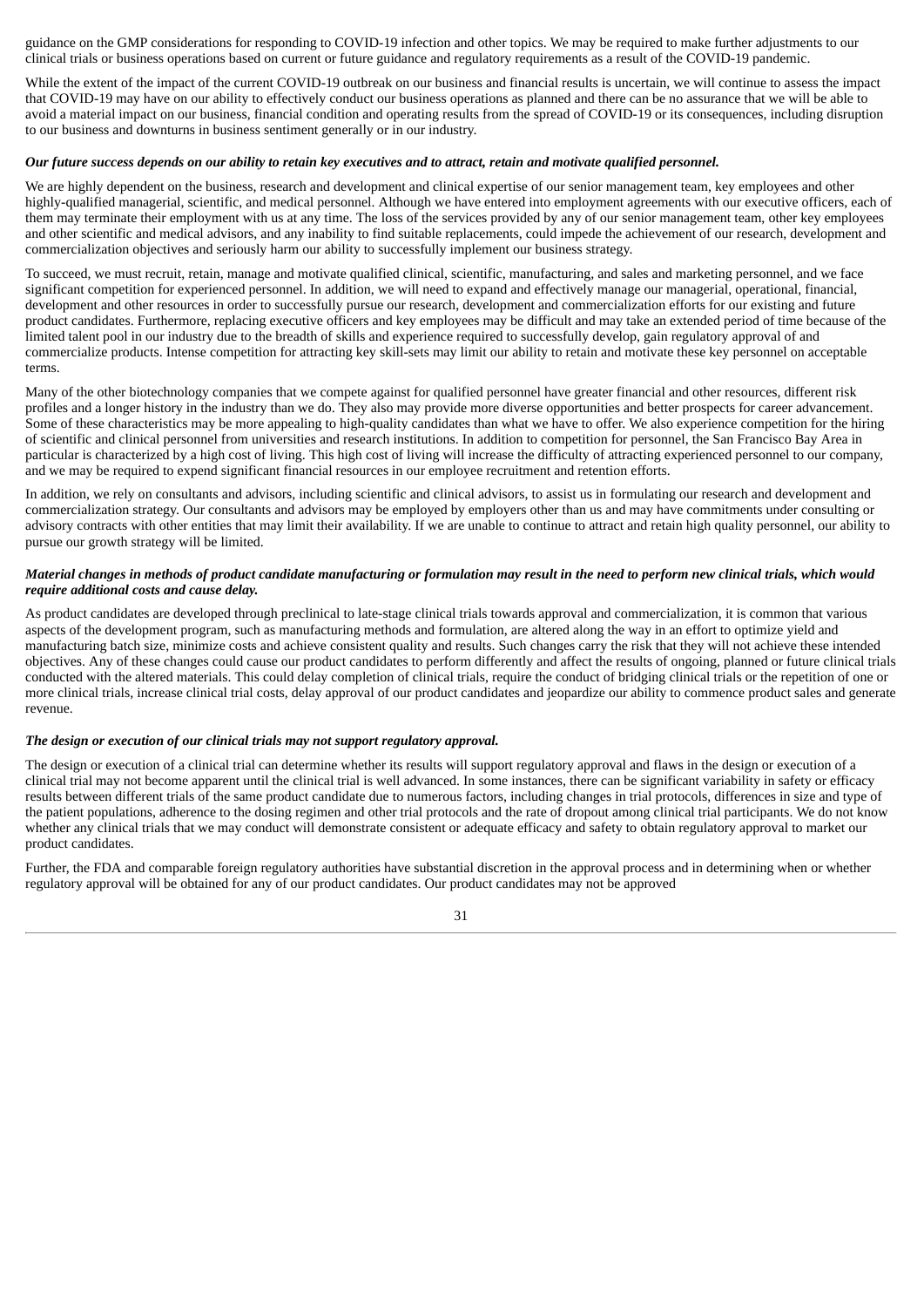guidance on the GMP considerations for responding to COVID-19 infection and other topics. We may be required to make further adjustments to our clinical trials or business operations based on current or future guidance and regulatory requirements as a result of the COVID-19 pandemic.

While the extent of the impact of the current COVID-19 outbreak on our business and financial results is uncertain, we will continue to assess the impact that COVID-19 may have on our ability to effectively conduct our business operations as planned and there can be no assurance that we will be able to avoid a material impact on our business, financial condition and operating results from the spread of COVID-19 or its consequences, including disruption to our business and downturns in business sentiment generally or in our industry.

***Our future success depends on our ability to retain key executives and to attract, retain and motivate qualified personnel.***

We are highly dependent on the business, research and development and clinical expertise of our senior management team, key employees and other highly-qualified managerial, scientific, and medical personnel. Although we have entered into employment agreements with our executive officers, each of them may terminate their employment with us at any time. The loss of the services provided by any of our senior management team, other key employees and other scientific and medical advisors, and any inability to find suitable replacements, could impede the achievement of our research, development and commercialization objectives and seriously harm our ability to successfully implement our business strategy.

To succeed, we must recruit, retain, manage and motivate qualified clinical, scientific, manufacturing, and sales and marketing personnel, and we face significant competition for experienced personnel. In addition, we will need to expand and effectively manage our managerial, operational, financial, development and other resources in order to successfully pursue our research, development and commercialization efforts for our existing and future product candidates. Furthermore, replacing executive officers and key employees may be difficult and may take an extended period of time because of the limited talent pool in our industry due to the breadth of skills and experience required to successfully develop, gain regulatory approval of and commercialize products. Intense competition for attracting key skill-sets may limit our ability to retain and motivate these key personnel on acceptable terms.

Many of the other biotechnology companies that we compete against for qualified personnel have greater financial and other resources, different risk profiles and a longer history in the industry than we do. They also may provide more diverse opportunities and better prospects for career advancement. Some of these characteristics may be more appealing to high-quality candidates than what we have to offer. We also experience competition for the hiring of scientific and clinical personnel from universities and research institutions. In addition to competition for personnel, the San Francisco Bay Area in particular is characterized by a high cost of living. This high cost of living will increase the difficulty of attracting experienced personnel to our company, and we may be required to expend significant financial resources in our employee recruitment and retention efforts.

In addition, we rely on consultants and advisors, including scientific and clinical advisors, to assist us in formulating our research and development and commercialization strategy. Our consultants and advisors may be employed by employers other than us and may have commitments under consulting or advisory contracts with other entities that may limit their availability. If we are unable to continue to attract and retain high quality personnel, our ability to pursue our growth strategy will be limited.

***Material changes in methods of product candidate manufacturing or formulation may result in the need to perform new clinical trials, which would require additional costs and cause delay.***

As product candidates are developed through preclinical to late-stage clinical trials towards approval and commercialization, it is common that various aspects of the development program, such as manufacturing methods and formulation, are altered along the way in an effort to optimize yield and manufacturing batch size, minimize costs and achieve consistent quality and results. Such changes carry the risk that they will not achieve these intended objectives. Any of these changes could cause our product candidates to perform differently and affect the results of ongoing, planned or future clinical trials conducted with the altered materials. This could delay completion of clinical trials, require the conduct of bridging clinical trials or the repetition of one or more clinical trials, increase clinical trial costs, delay approval of our product candidates and jeopardize our ability to commence product sales and generate revenue.

***The design or execution of our clinical trials may not support regulatory approval.***

The design or execution of a clinical trial can determine whether its results will support regulatory approval and flaws in the design or execution of a clinical trial may not become apparent until the clinical trial is well advanced. In some instances, there can be significant variability in safety or efficacy results between different trials of the same product candidate due to numerous factors, including changes in trial protocols, differences in size and type of the patient populations, adherence to the dosing regimen and other trial protocols and the rate of dropout among clinical trial participants. We do not know whether any clinical trials that we may conduct will demonstrate consistent or adequate efficacy and safety to obtain regulatory approval to market our product candidates.

Further, the FDA and comparable foreign regulatory authorities have substantial discretion in the approval process and in determining when or whether regulatory approval will be obtained for any of our product candidates. Our product candidates may not be approved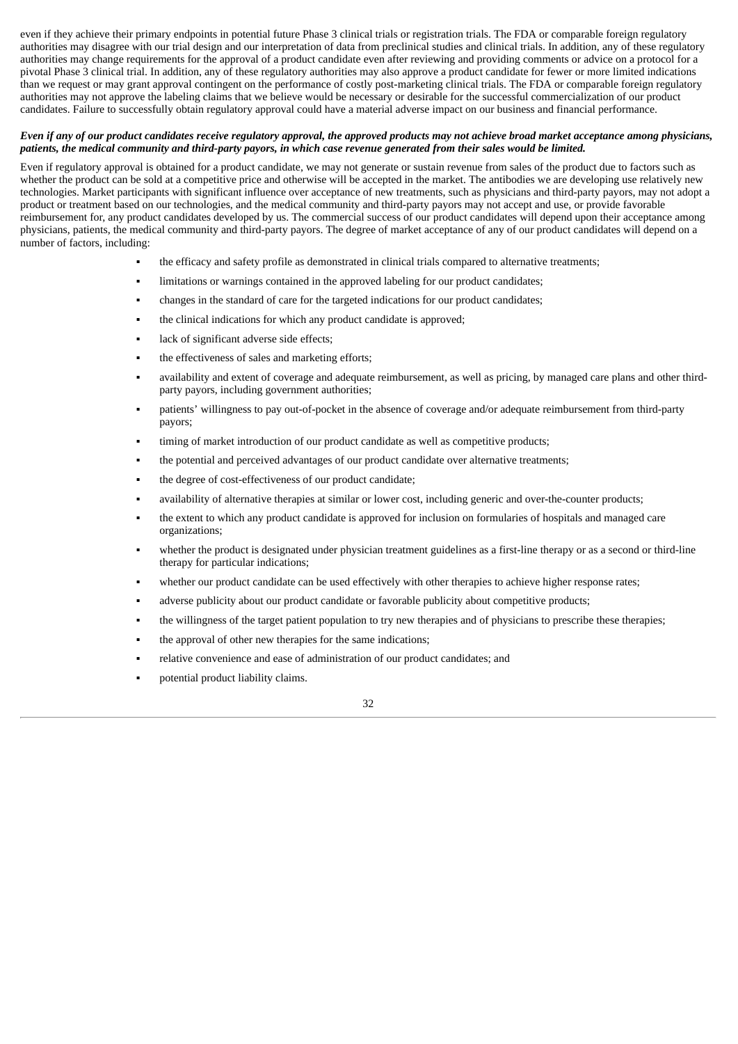even if they achieve their primary endpoints in potential future Phase 3 clinical trials or registration trials. The FDA or comparable foreign regulatory authorities may disagree with our trial design and our interpretation of data from preclinical studies and clinical trials. In addition, any of these regulatory authorities may change requirements for the approval of a product candidate even after reviewing and providing comments or advice on a protocol for a pivotal Phase 3 clinical trial. In addition, any of these regulatory authorities may also approve a product candidate for fewer or more limited indications than we request or may grant approval contingent on the performance of costly post-marketing clinical trials. The FDA or comparable foreign regulatory authorities may not approve the labeling claims that we believe would be necessary or desirable for the successful commercialization of our product candidates. Failure to successfully obtain regulatory approval could have a material adverse impact on our business and financial performance.

***Even if any of our product candidates receive regulatory approval, the approved products may not achieve broad market acceptance among physicians, patients, the medical community and third-party payors, in which case revenue generated from their sales would be limited.***

Even if regulatory approval is obtained for a product candidate, we may not generate or sustain revenue from sales of the product due to factors such as whether the product can be sold at a competitive price and otherwise will be accepted in the market. The antibodies we are developing use relatively new technologies. Market participants with significant influence over acceptance of new treatments, such as physicians and third-party payors, may not adopt a product or treatment based on our technologies, and the medical community and third-party payors may not accept and use, or provide favorable reimbursement for, any product candidates developed by us. The commercial success of our product candidates will depend upon their acceptance among physicians, patients, the medical community and third-party payors. The degree of market acceptance of any of our product candidates will depend on a number of factors, including:

- the efficacy and safety profile as demonstrated in clinical trials compared to alternative treatments;
- limitations or warnings contained in the approved labeling for our product candidates;
- changes in the standard of care for the targeted indications for our product candidates;
- the clinical indications for which any product candidate is approved;
- lack of significant adverse side effects;
- the effectiveness of sales and marketing efforts;
- availability and extent of coverage and adequate reimbursement, as well as pricing, by managed care plans and other third-party payors, including government authorities;
- patients' willingness to pay out-of-pocket in the absence of coverage and/or adequate reimbursement from third-party payors;
- timing of market introduction of our product candidate as well as competitive products;
- the potential and perceived advantages of our product candidate over alternative treatments;
- the degree of cost-effectiveness of our product candidate;
- availability of alternative therapies at similar or lower cost, including generic and over-the-counter products;
- the extent to which any product candidate is approved for inclusion on formularies of hospitals and managed care organizations;
- whether the product is designated under physician treatment guidelines as a first-line therapy or as a second or third-line therapy for particular indications;
- whether our product candidate can be used effectively with other therapies to achieve higher response rates;
- adverse publicity about our product candidate or favorable publicity about competitive products;
- the willingness of the target patient population to try new therapies and of physicians to prescribe these therapies;
- the approval of other new therapies for the same indications;
- relative convenience and ease of administration of our product candidates; and
- potential product liability claims.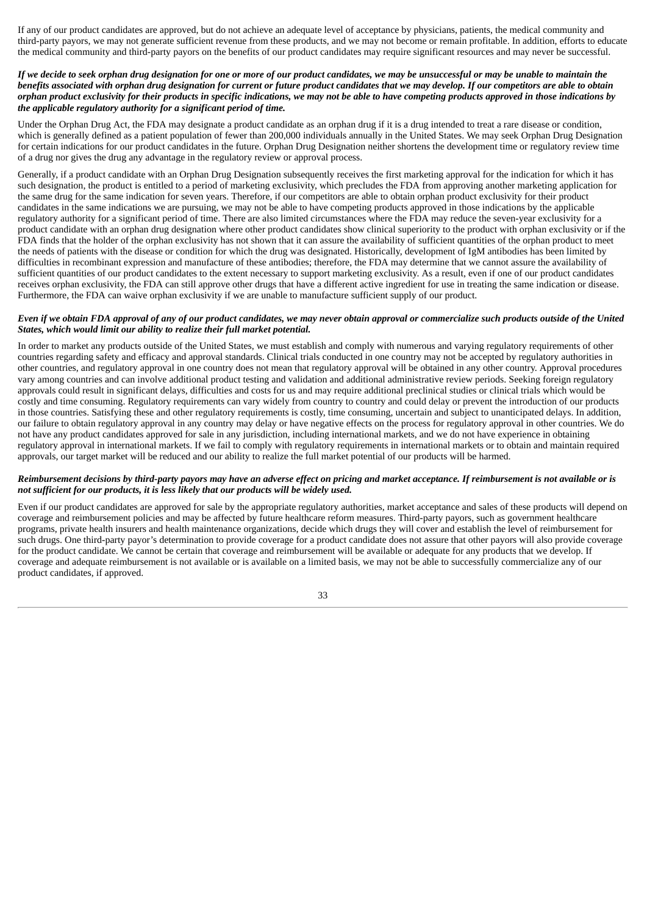If any of our product candidates are approved, but do not achieve an adequate level of acceptance by physicians, patients, the medical community and third-party payors, we may not generate sufficient revenue from these products, and we may not become or remain profitable. In addition, efforts to educate the medical community and third-party payors on the benefits of our product candidates may require significant resources and may never be successful.

***If we decide to seek orphan drug designation for one or more of our product candidates, we may be unsuccessful or may be unable to maintain the benefits associated with orphan drug designation for current or future product candidates that we may develop. If our competitors are able to obtain orphan product exclusivity for their products in specific indications, we may not be able to have competing products approved in those indications by the applicable regulatory authority for a significant period of time.***

Under the Orphan Drug Act, the FDA may designate a product candidate as an orphan drug if it is a drug intended to treat a rare disease or condition, which is generally defined as a patient population of fewer than 200,000 individuals annually in the United States. We may seek Orphan Drug Designation for certain indications for our product candidates in the future. Orphan Drug Designation neither shortens the development time or regulatory review time of a drug nor gives the drug any advantage in the regulatory review or approval process.

Generally, if a product candidate with an Orphan Drug Designation subsequently receives the first marketing approval for the indication for which it has such designation, the product is entitled to a period of marketing exclusivity, which precludes the FDA from approving another marketing application for the same drug for the same indication for seven years. Therefore, if our competitors are able to obtain orphan product exclusivity for their product candidates in the same indications we are pursuing, we may not be able to have competing products approved in those indications by the applicable regulatory authority for a significant period of time. There are also limited circumstances where the FDA may reduce the seven-year exclusivity for a product candidate with an orphan drug designation where other product candidates show clinical superiority to the product with orphan exclusivity or if the FDA finds that the holder of the orphan exclusivity has not shown that it can assure the availability of sufficient quantities of the orphan product to meet the needs of patients with the disease or condition for which the drug was designated. Historically, development of IgM antibodies has been limited by difficulties in recombinant expression and manufacture of these antibodies; therefore, the FDA may determine that we cannot assure the availability of sufficient quantities of our product candidates to the extent necessary to support marketing exclusivity. As a result, even if one of our product candidates receives orphan exclusivity, the FDA can still approve other drugs that have a different active ingredient for use in treating the same indication or disease. Furthermore, the FDA can waive orphan exclusivity if we are unable to manufacture sufficient supply of our product.

***Even if we obtain FDA approval of any of our product candidates, we may never obtain approval or commercialize such products outside of the United States, which would limit our ability to realize their full market potential.***

In order to market any products outside of the United States, we must establish and comply with numerous and varying regulatory requirements of other countries regarding safety and efficacy and approval standards. Clinical trials conducted in one country may not be accepted by regulatory authorities in other countries, and regulatory approval in one country does not mean that regulatory approval will be obtained in any other country. Approval procedures vary among countries and can involve additional product testing and validation and additional administrative review periods. Seeking foreign regulatory approvals could result in significant delays, difficulties and costs for us and may require additional preclinical studies or clinical trials which would be costly and time consuming. Regulatory requirements can vary widely from country to country and could delay or prevent the introduction of our products in those countries. Satisfying these and other regulatory requirements is costly, time consuming, uncertain and subject to unanticipated delays. In addition, our failure to obtain regulatory approval in any country may delay or have negative effects on the process for regulatory approval in other countries. We do not have any product candidates approved for sale in any jurisdiction, including international markets, and we do not have experience in obtaining regulatory approval in international markets. If we fail to comply with regulatory requirements in international markets or to obtain and maintain required approvals, our target market will be reduced and our ability to realize the full market potential of our products will be harmed.

***Reimbursement decisions by third-party payors may have an adverse effect on pricing and market acceptance. If reimbursement is not available or is not sufficient for our products, it is less likely that our products will be widely used.***

Even if our product candidates are approved for sale by the appropriate regulatory authorities, market acceptance and sales of these products will depend on coverage and reimbursement policies and may be affected by future healthcare reform measures. Third-party payors, such as government healthcare programs, private health insurers and health maintenance organizations, decide which drugs they will cover and establish the level of reimbursement for such drugs. One third-party payor's determination to provide coverage for a product candidate does not assure that other payors will also provide coverage for the product candidate. We cannot be certain that coverage and reimbursement will be available or adequate for any products that we develop. If coverage and adequate reimbursement is not available or is available on a limited basis, we may not be able to successfully commercialize any of our product candidates, if approved.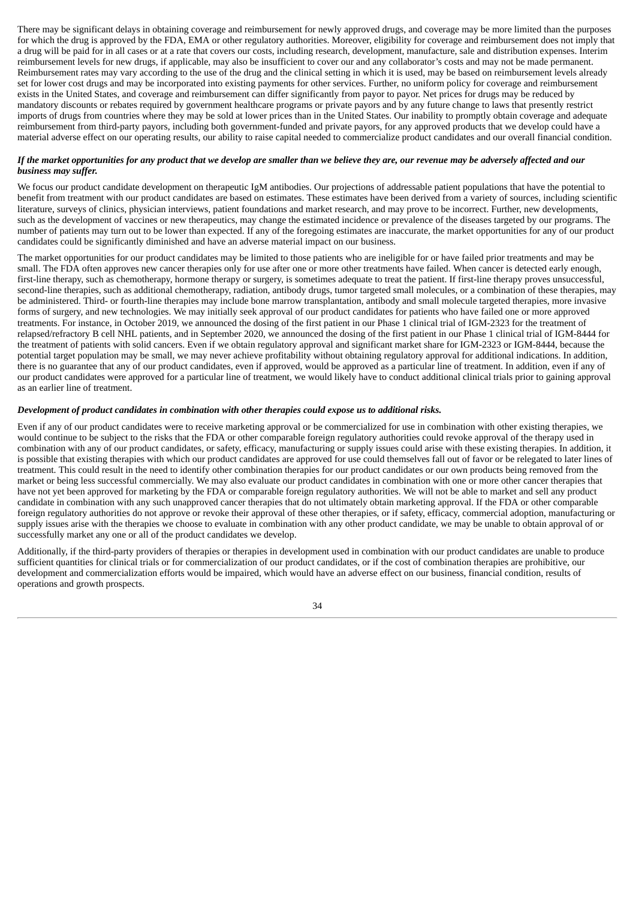There may be significant delays in obtaining coverage and reimbursement for newly approved drugs, and coverage may be more limited than the purposes for which the drug is approved by the FDA, EMA or other regulatory authorities. Moreover, eligibility for coverage and reimbursement does not imply that a drug will be paid for in all cases or at a rate that covers our costs, including research, development, manufacture, sale and distribution expenses. Interim reimbursement levels for new drugs, if applicable, may also be insufficient to cover our and any collaborator's costs and may not be made permanent. Reimbursement rates may vary according to the use of the drug and the clinical setting in which it is used, may be based on reimbursement levels already set for lower cost drugs and may be incorporated into existing payments for other services. Further, no uniform policy for coverage and reimbursement exists in the United States, and coverage and reimbursement can differ significantly from payor to payor. Net prices for drugs may be reduced by mandatory discounts or rebates required by government healthcare programs or private payors and by any future change to laws that presently restrict imports of drugs from countries where they may be sold at lower prices than in the United States. Our inability to promptly obtain coverage and adequate reimbursement from third-party payors, including both government-funded and private payors, for any approved products that we develop could have a material adverse effect on our operating results, our ability to raise capital needed to commercialize product candidates and our overall financial condition.

***If the market opportunities for any product that we develop are smaller than we believe they are, our revenue may be adversely affected and our business may suffer.***

We focus our product candidate development on therapeutic IgM antibodies. Our projections of addressable patient populations that have the potential to benefit from treatment with our product candidates are based on estimates. These estimates have been derived from a variety of sources, including scientific literature, surveys of clinics, physician interviews, patient foundations and market research, and may prove to be incorrect. Further, new developments, such as the development of vaccines or new therapeutics, may change the estimated incidence or prevalence of the diseases targeted by our programs. The number of patients may turn out to be lower than expected. If any of the foregoing estimates are inaccurate, the market opportunities for any of our product candidates could be significantly diminished and have an adverse material impact on our business.

The market opportunities for our product candidates may be limited to those patients who are ineligible for or have failed prior treatments and may be small. The FDA often approves new cancer therapies only for use after one or more other treatments have failed. When cancer is detected early enough, first-line therapy, such as chemotherapy, hormone therapy or surgery, is sometimes adequate to treat the patient. If first-line therapy proves unsuccessful, second-line therapies, such as additional chemotherapy, radiation, antibody drugs, tumor targeted small molecules, or a combination of these therapies, may be administered. Third- or fourth-line therapies may include bone marrow transplantation, antibody and small molecule targeted therapies, more invasive forms of surgery, and new technologies. We may initially seek approval of our product candidates for patients who have failed one or more approved treatments. For instance, in October 2019, we announced the dosing of the first patient in our Phase 1 clinical trial of IGM-2323 for the treatment of relapsed/refractory B cell NHL patients, and in September 2020, we announced the dosing of the first patient in our Phase 1 clinical trial of IGM-8444 for the treatment of patients with solid cancers. Even if we obtain regulatory approval and significant market share for IGM-2323 or IGM-8444, because the potential target population may be small, we may never achieve profitability without obtaining regulatory approval for additional indications. In addition, there is no guarantee that any of our product candidates, even if approved, would be approved as a particular line of treatment. In addition, even if any of our product candidates were approved for a particular line of treatment, we would likely have to conduct additional clinical trials prior to gaining approval as an earlier line of treatment.

***Development of product candidates in combination with other therapies could expose us to additional risks.***

Even if any of our product candidates were to receive marketing approval or be commercialized for use in combination with other existing therapies, we would continue to be subject to the risks that the FDA or other comparable foreign regulatory authorities could revoke approval of the therapy used in combination with any of our product candidates, or safety, efficacy, manufacturing or supply issues could arise with these existing therapies. In addition, it is possible that existing therapies with which our product candidates are approved for use could themselves fall out of favor or be relegated to later lines of treatment. This could result in the need to identify other combination therapies for our product candidates or our own products being removed from the market or being less successful commercially. We may also evaluate our product candidates in combination with one or more other cancer therapies that have not yet been approved for marketing by the FDA or comparable foreign regulatory authorities. We will not be able to market and sell any product candidate in combination with any such unapproved cancer therapies that do not ultimately obtain marketing approval. If the FDA or other comparable foreign regulatory authorities do not approve or revoke their approval of these other therapies, or if safety, efficacy, commercial adoption, manufacturing or supply issues arise with the therapies we choose to evaluate in combination with any other product candidate, we may be unable to obtain approval of or successfully market any one or all of the product candidates we develop.

Additionally, if the third-party providers of therapies or therapies in development used in combination with our product candidates are unable to produce sufficient quantities for clinical trials or for commercialization of our product candidates, or if the cost of combination therapies are prohibitive, our development and commercialization efforts would be impaired, which would have an adverse effect on our business, financial condition, results of operations and growth prospects.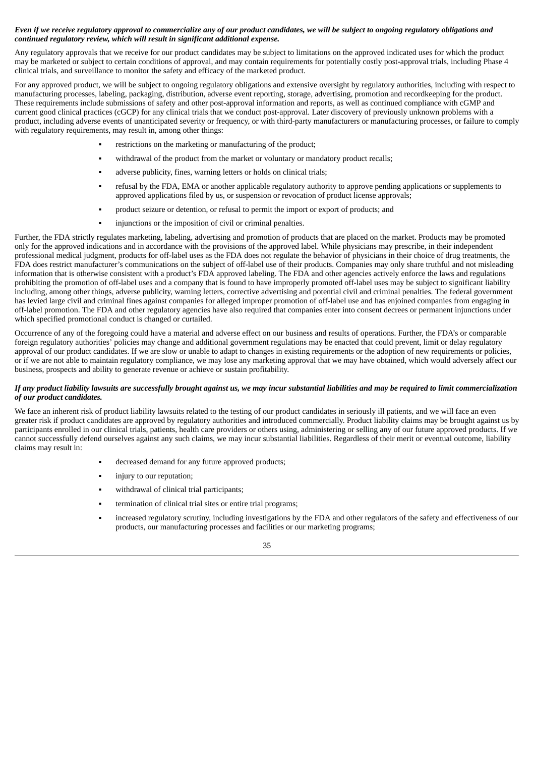***Even if we receive regulatory approval to commercialize any of our product candidates, we will be subject to ongoing regulatory obligations and continued regulatory review, which will result in significant additional expense.***

Any regulatory approvals that we receive for our product candidates may be subject to limitations on the approved indicated uses for which the product may be marketed or subject to certain conditions of approval, and may contain requirements for potentially costly post-approval trials, including Phase 4 clinical trials, and surveillance to monitor the safety and efficacy of the marketed product.

For any approved product, we will be subject to ongoing regulatory obligations and extensive oversight by regulatory authorities, including with respect to manufacturing processes, labeling, packaging, distribution, adverse event reporting, storage, advertising, promotion and recordkeeping for the product. These requirements include submissions of safety and other post-approval information and reports, as well as continued compliance with cGMP and current good clinical practices (cGCP) for any clinical trials that we conduct post-approval. Later discovery of previously unknown problems with a product, including adverse events of unanticipated severity or frequency, or with third-party manufacturers or manufacturing processes, or failure to comply with regulatory requirements, may result in, among other things:

- restrictions on the marketing or manufacturing of the product;
- withdrawal of the product from the market or voluntary or mandatory product recalls;
- adverse publicity, fines, warning letters or holds on clinical trials;
- refusal by the FDA, EMA or another applicable regulatory authority to approve pending applications or supplements to approved applications filed by us, or suspension or revocation of product license approvals;
- product seizure or detention, or refusal to permit the import or export of products; and
- injunctions or the imposition of civil or criminal penalties.

Further, the FDA strictly regulates marketing, labeling, advertising and promotion of products that are placed on the market. Products may be promoted only for the approved indications and in accordance with the provisions of the approved label. While physicians may prescribe, in their independent professional medical judgment, products for off-label uses as the FDA does not regulate the behavior of physicians in their choice of drug treatments, the FDA does restrict manufacturer's communications on the subject of off-label use of their products. Companies may only share truthful and not misleading information that is otherwise consistent with a product's FDA approved labeling. The FDA and other agencies actively enforce the laws and regulations prohibiting the promotion of off-label uses and a company that is found to have improperly promoted off-label uses may be subject to significant liability including, among other things, adverse publicity, warning letters, corrective advertising and potential civil and criminal penalties. The federal government has levied large civil and criminal fines against companies for alleged improper promotion of off-label use and has enjoined companies from engaging in off-label promotion. The FDA and other regulatory agencies have also required that companies enter into consent decrees or permanent injunctions under which specified promotional conduct is changed or curtailed.

Occurrence of any of the foregoing could have a material and adverse effect on our business and results of operations. Further, the FDA's or comparable foreign regulatory authorities' policies may change and additional government regulations may be enacted that could prevent, limit or delay regulatory approval of our product candidates. If we are slow or unable to adapt to changes in existing requirements or the adoption of new requirements or policies, or if we are not able to maintain regulatory compliance, we may lose any marketing approval that we may have obtained, which would adversely affect our business, prospects and ability to generate revenue or achieve or sustain profitability.

***If any product liability lawsuits are successfully brought against us, we may incur substantial liabilities and may be required to limit commercialization of our product candidates.***

We face an inherent risk of product liability lawsuits related to the testing of our product candidates in seriously ill patients, and we will face an even greater risk if product candidates are approved by regulatory authorities and introduced commercially. Product liability claims may be brought against us by participants enrolled in our clinical trials, patients, health care providers or others using, administering or selling any of our future approved products. If we cannot successfully defend ourselves against any such claims, we may incur substantial liabilities. Regardless of their merit or eventual outcome, liability claims may result in:

- decreased demand for any future approved products;
- injury to our reputation;
- withdrawal of clinical trial participants;
- termination of clinical trial sites or entire trial programs;
- increased regulatory scrutiny, including investigations by the FDA and other regulators of the safety and effectiveness of our products, our manufacturing processes and facilities or our marketing programs;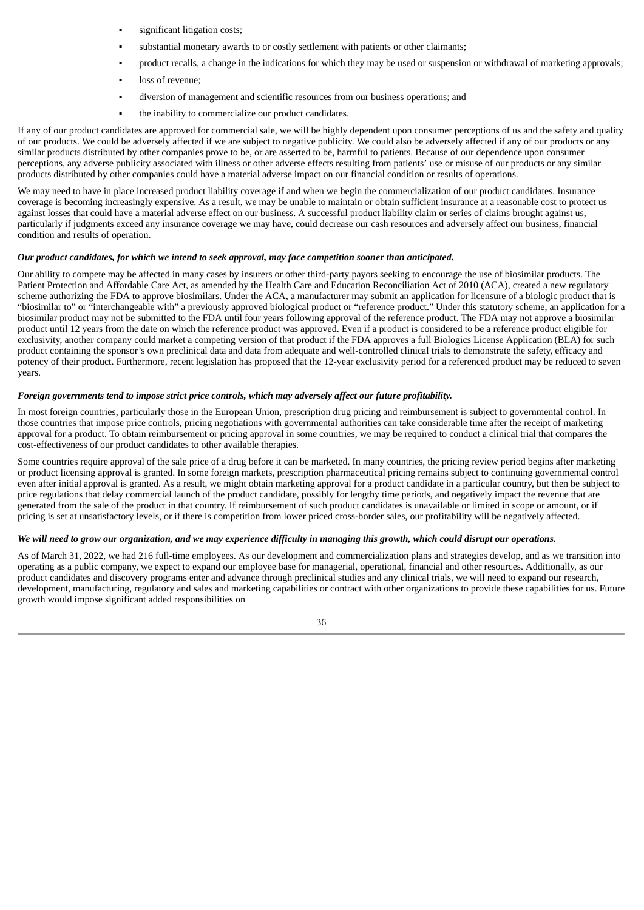- significant litigation costs;
- substantial monetary awards to or costly settlement with patients or other claimants;
- product recalls, a change in the indications for which they may be used or suspension or withdrawal of marketing approvals;
- loss of revenue;
- diversion of management and scientific resources from our business operations; and
- the inability to commercialize our product candidates.

If any of our product candidates are approved for commercial sale, we will be highly dependent upon consumer perceptions of us and the safety and quality of our products. We could be adversely affected if we are subject to negative publicity. We could also be adversely affected if any of our products or any similar products distributed by other companies prove to be, or are asserted to be, harmful to patients. Because of our dependence upon consumer perceptions, any adverse publicity associated with illness or other adverse effects resulting from patients' use or misuse of our products or any similar products distributed by other companies could have a material adverse impact on our financial condition or results of operations.

We may need to have in place increased product liability coverage if and when we begin the commercialization of our product candidates. Insurance coverage is becoming increasingly expensive. As a result, we may be unable to maintain or obtain sufficient insurance at a reasonable cost to protect us against losses that could have a material adverse effect on our business. A successful product liability claim or series of claims brought against us, particularly if judgments exceed any insurance coverage we may have, could decrease our cash resources and adversely affect our business, financial condition and results of operation.

***Our product candidates, for which we intend to seek approval, may face competition sooner than anticipated.***

Our ability to compete may be affected in many cases by insurers or other third-party payors seeking to encourage the use of biosimilar products. The Patient Protection and Affordable Care Act, as amended by the Health Care and Education Reconciliation Act of 2010 (ACA), created a new regulatory scheme authorizing the FDA to approve biosimilars. Under the ACA, a manufacturer may submit an application for licensure of a biologic product that is "biosimilar to" or "interchangeable with" a previously approved biological product or "reference product." Under this statutory scheme, an application for a biosimilar product may not be submitted to the FDA until four years following approval of the reference product. The FDA may not approve a biosimilar product until 12 years from the date on which the reference product was approved. Even if a product is considered to be a reference product eligible for exclusivity, another company could market a competing version of that product if the FDA approves a full Biologics License Application (BLA) for such product containing the sponsor's own preclinical data and data from adequate and well-controlled clinical trials to demonstrate the safety, efficacy and potency of their product. Furthermore, recent legislation has proposed that the 12-year exclusivity period for a referenced product may be reduced to seven years.

***Foreign governments tend to impose strict price controls, which may adversely affect our future profitability.***

In most foreign countries, particularly those in the European Union, prescription drug pricing and reimbursement is subject to governmental control. In those countries that impose price controls, pricing negotiations with governmental authorities can take considerable time after the receipt of marketing approval for a product. To obtain reimbursement or pricing approval in some countries, we may be required to conduct a clinical trial that compares the cost-effectiveness of our product candidates to other available therapies.

Some countries require approval of the sale price of a drug before it can be marketed. In many countries, the pricing review period begins after marketing or product licensing approval is granted. In some foreign markets, prescription pharmaceutical pricing remains subject to continuing governmental control even after initial approval is granted. As a result, we might obtain marketing approval for a product candidate in a particular country, but then be subject to price regulations that delay commercial launch of the product candidate, possibly for lengthy time periods, and negatively impact the revenue that are generated from the sale of the product in that country. If reimbursement of such product candidates is unavailable or limited in scope or amount, or if pricing is set at unsatisfactory levels, or if there is competition from lower priced cross-border sales, our profitability will be negatively affected.

***We will need to grow our organization, and we may experience difficulty in managing this growth, which could disrupt our operations.***

As of March 31, 2022, we had 216 full-time employees. As our development and commercialization plans and strategies develop, and as we transition into operating as a public company, we expect to expand our employee base for managerial, operational, financial and other resources. Additionally, as our product candidates and discovery programs enter and advance through preclinical studies and any clinical trials, we will need to expand our research, development, manufacturing, regulatory and sales and marketing capabilities or contract with other organizations to provide these capabilities for us. Future growth would impose significant added responsibilities on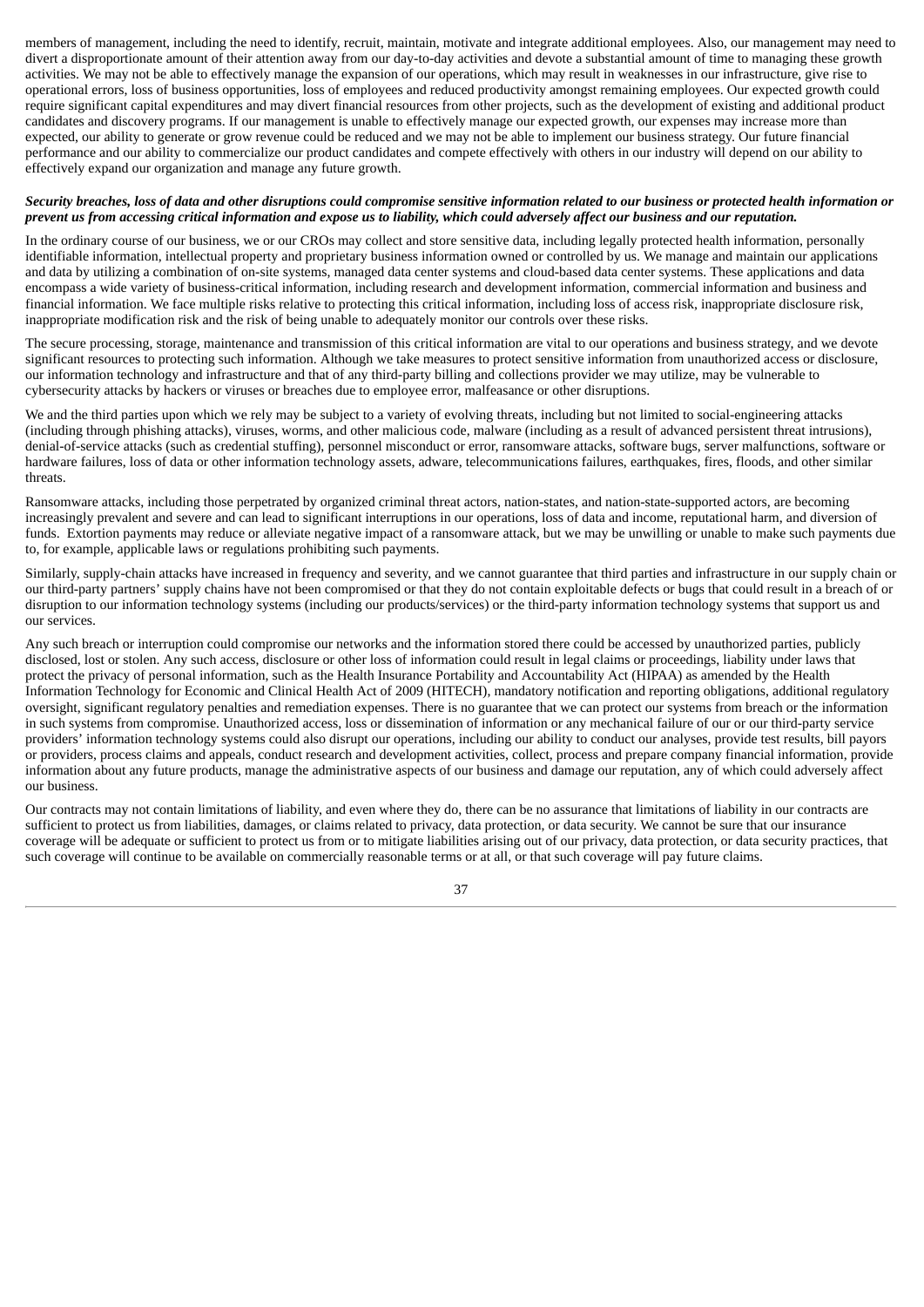members of management, including the need to identify, recruit, maintain, motivate and integrate additional employees. Also, our management may need to divert a disproportionate amount of their attention away from our day-to-day activities and devote a substantial amount of time to managing these growth activities. We may not be able to effectively manage the expansion of our operations, which may result in weaknesses in our infrastructure, give rise to operational errors, loss of business opportunities, loss of employees and reduced productivity amongst remaining employees. Our expected growth could require significant capital expenditures and may divert financial resources from other projects, such as the development of existing and additional product candidates and discovery programs. If our management is unable to effectively manage our expected growth, our expenses may increase more than expected, our ability to generate or grow revenue could be reduced and we may not be able to implement our business strategy. Our future financial performance and our ability to commercialize our product candidates and compete effectively with others in our industry will depend on our ability to effectively expand our organization and manage any future growth.

***Security breaches, loss of data and other disruptions could compromise sensitive information related to our business or protected health information or prevent us from accessing critical information and expose us to liability, which could adversely affect our business and our reputation.***

In the ordinary course of our business, we or our CROs may collect and store sensitive data, including legally protected health information, personally identifiable information, intellectual property and proprietary business information owned or controlled by us. We manage and maintain our applications and data by utilizing a combination of on-site systems, managed data center systems and cloud-based data center systems. These applications and data encompass a wide variety of business-critical information, including research and development information, commercial information and business and financial information. We face multiple risks relative to protecting this critical information, including loss of access risk, inappropriate disclosure risk, inappropriate modification risk and the risk of being unable to adequately monitor our controls over these risks.

The secure processing, storage, maintenance and transmission of this critical information are vital to our operations and business strategy, and we devote significant resources to protecting such information. Although we take measures to protect sensitive information from unauthorized access or disclosure, our information technology and infrastructure and that of any third-party billing and collections provider we may utilize, may be vulnerable to cybersecurity attacks by hackers or viruses or breaches due to employee error, malfeasance or other disruptions.

We and the third parties upon which we rely may be subject to a variety of evolving threats, including but not limited to social-engineering attacks (including through phishing attacks), viruses, worms, and other malicious code, malware (including as a result of advanced persistent threat intrusions), denial-of-service attacks (such as credential stuffing), personnel misconduct or error, ransomware attacks, software bugs, server malfunctions, software or hardware failures, loss of data or other information technology assets, adware, telecommunications failures, earthquakes, fires, floods, and other similar threats.

Ransomware attacks, including those perpetrated by organized criminal threat actors, nation-states, and nation-state-supported actors, are becoming increasingly prevalent and severe and can lead to significant interruptions in our operations, loss of data and income, reputational harm, and diversion of funds. Extortion payments may reduce or alleviate negative impact of a ransomware attack, but we may be unwilling or unable to make such payments due to, for example, applicable laws or regulations prohibiting such payments.

Similarly, supply-chain attacks have increased in frequency and severity, and we cannot guarantee that third parties and infrastructure in our supply chain or our third-party partners' supply chains have not been compromised or that they do not contain exploitable defects or bugs that could result in a breach of or disruption to our information technology systems (including our products/services) or the third-party information technology systems that support us and our services.

Any such breach or interruption could compromise our networks and the information stored there could be accessed by unauthorized parties, publicly disclosed, lost or stolen. Any such access, disclosure or other loss of information could result in legal claims or proceedings, liability under laws that protect the privacy of personal information, such as the Health Insurance Portability and Accountability Act (HIPAA) as amended by the Health Information Technology for Economic and Clinical Health Act of 2009 (HITECH), mandatory notification and reporting obligations, additional regulatory oversight, significant regulatory penalties and remediation expenses. There is no guarantee that we can protect our systems from breach or the information in such systems from compromise. Unauthorized access, loss or dissemination of information or any mechanical failure of our or our third-party service providers' information technology systems could also disrupt our operations, including our ability to conduct our analyses, provide test results, bill payors or providers, process claims and appeals, conduct research and development activities, collect, process and prepare company financial information, provide information about any future products, manage the administrative aspects of our business and damage our reputation, any of which could adversely affect our business.

Our contracts may not contain limitations of liability, and even where they do, there can be no assurance that limitations of liability in our contracts are sufficient to protect us from liabilities, damages, or claims related to privacy, data protection, or data security. We cannot be sure that our insurance coverage will be adequate or sufficient to protect us from or to mitigate liabilities arising out of our privacy, data protection, or data security practices, that such coverage will continue to be available on commercially reasonable terms or at all, or that such coverage will pay future claims.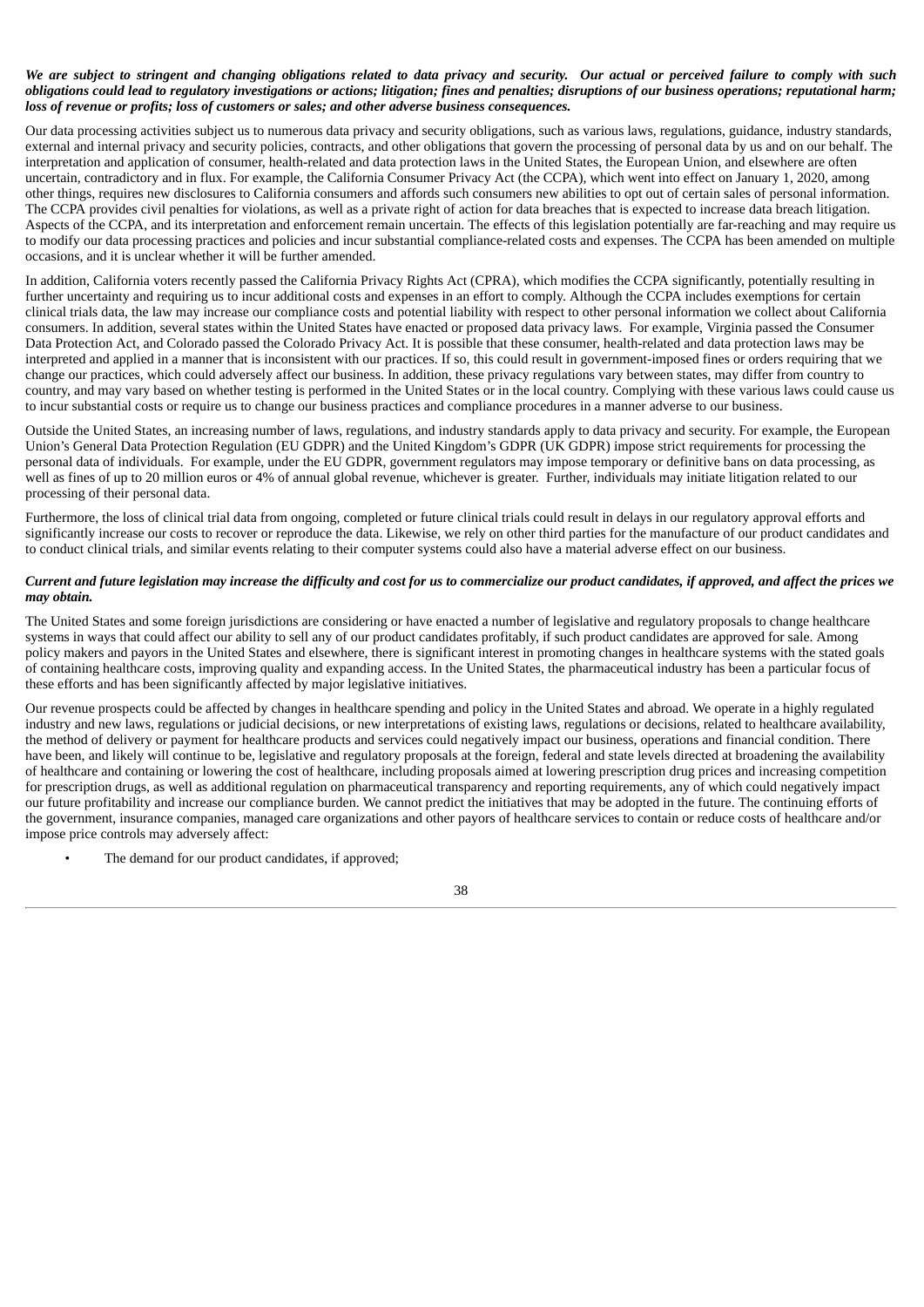***We are subject to stringent and changing obligations related to data privacy and security. Our actual or perceived failure to comply with such obligations could lead to regulatory investigations or actions; litigation; fines and penalties; disruptions of our business operations; reputational harm; loss of revenue or profits; loss of customers or sales; and other adverse business consequences.***

Our data processing activities subject us to numerous data privacy and security obligations, such as various laws, regulations, guidance, industry standards, external and internal privacy and security policies, contracts, and other obligations that govern the processing of personal data by us and on our behalf. The interpretation and application of consumer, health-related and data protection laws in the United States, the European Union, and elsewhere are often uncertain, contradictory and in flux. For example, the California Consumer Privacy Act (the CCPA), which went into effect on January 1, 2020, among other things, requires new disclosures to California consumers and affords such consumers new abilities to opt out of certain sales of personal information. The CCPA provides civil penalties for violations, as well as a private right of action for data breaches that is expected to increase data breach litigation. Aspects of the CCPA, and its interpretation and enforcement remain uncertain. The effects of this legislation potentially are far-reaching and may require us to modify our data processing practices and policies and incur substantial compliance-related costs and expenses. The CCPA has been amended on multiple occasions, and it is unclear whether it will be further amended.

In addition, California voters recently passed the California Privacy Rights Act (CPRA), which modifies the CCPA significantly, potentially resulting in further uncertainty and requiring us to incur additional costs and expenses in an effort to comply. Although the CCPA includes exemptions for certain clinical trials data, the law may increase our compliance costs and potential liability with respect to other personal information we collect about California consumers. In addition, several states within the United States have enacted or proposed data privacy laws. For example, Virginia passed the Consumer Data Protection Act, and Colorado passed the Colorado Privacy Act. It is possible that these consumer, health-related and data protection laws may be interpreted and applied in a manner that is inconsistent with our practices. If so, this could result in government-imposed fines or orders requiring that we change our practices, which could adversely affect our business. In addition, these privacy regulations vary between states, may differ from country to country, and may vary based on whether testing is performed in the United States or in the local country. Complying with these various laws could cause us to incur substantial costs or require us to change our business practices and compliance procedures in a manner adverse to our business.

Outside the United States, an increasing number of laws, regulations, and industry standards apply to data privacy and security. For example, the European Union's General Data Protection Regulation (EU GDPR) and the United Kingdom's GDPR (UK GDPR) impose strict requirements for processing the personal data of individuals. For example, under the EU GDPR, government regulators may impose temporary or definitive bans on data processing, as well as fines of up to 20 million euros or 4% of annual global revenue, whichever is greater. Further, individuals may initiate litigation related to our processing of their personal data.

Furthermore, the loss of clinical trial data from ongoing, completed or future clinical trials could result in delays in our regulatory approval efforts and significantly increase our costs to recover or reproduce the data. Likewise, we rely on other third parties for the manufacture of our product candidates and to conduct clinical trials, and similar events relating to their computer systems could also have a material adverse effect on our business.

***Current and future legislation may increase the difficulty and cost for us to commercialize our product candidates, if approved, and affect the prices we may obtain.***

The United States and some foreign jurisdictions are considering or have enacted a number of legislative and regulatory proposals to change healthcare systems in ways that could affect our ability to sell any of our product candidates profitably, if such product candidates are approved for sale. Among policy makers and payors in the United States and elsewhere, there is significant interest in promoting changes in healthcare systems with the stated goals of containing healthcare costs, improving quality and expanding access. In the United States, the pharmaceutical industry has been a particular focus of these efforts and has been significantly affected by major legislative initiatives.

Our revenue prospects could be affected by changes in healthcare spending and policy in the United States and abroad. We operate in a highly regulated industry and new laws, regulations or judicial decisions, or new interpretations of existing laws, regulations or decisions, related to healthcare availability, the method of delivery or payment for healthcare products and services could negatively impact our business, operations and financial condition. There have been, and likely will continue to be, legislative and regulatory proposals at the foreign, federal and state levels directed at broadening the availability of healthcare and containing or lowering the cost of healthcare, including proposals aimed at lowering prescription drug prices and increasing competition for prescription drugs, as well as additional regulation on pharmaceutical transparency and reporting requirements, any of which could negatively impact our future profitability and increase our compliance burden. We cannot predict the initiatives that may be adopted in the future. The continuing efforts of the government, insurance companies, managed care organizations and other payors of healthcare services to contain or reduce costs of healthcare and/or impose price controls may adversely affect:

- The demand for our product candidates, if approved;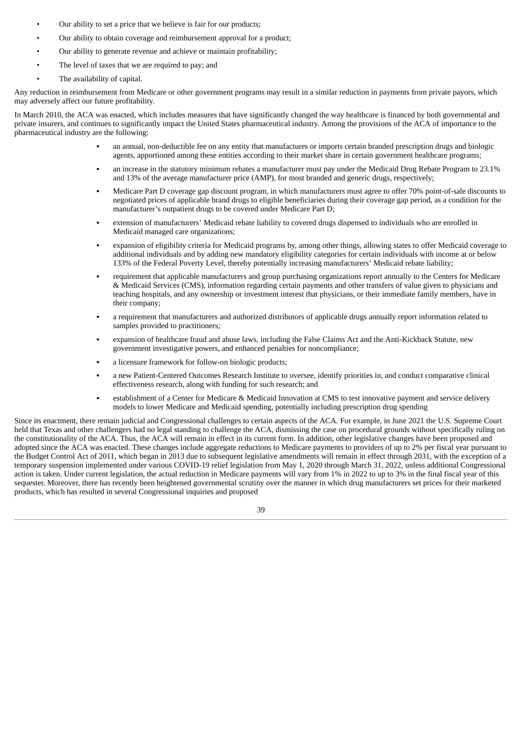- Our ability to set a price that we believe is fair for our products;
- Our ability to obtain coverage and reimbursement approval for a product;
- Our ability to generate revenue and achieve or maintain profitability;
- The level of taxes that we are required to pay; and
- The availability of capital.

Any reduction in reimbursement from Medicare or other government programs may result in a similar reduction in payments from private payors, which may adversely affect our future profitability.

In March 2010, the ACA was enacted, which includes measures that have significantly changed the way healthcare is financed by both governmental and private insurers, and continues to significantly impact the United States pharmaceutical industry. Among the provisions of the ACA of importance to the pharmaceutical industry are the following:

- an annual, non-deductible fee on any entity that manufactures or imports certain branded prescription drugs and biologic agents, apportioned among these entities according to their market share in certain government healthcare programs;
- an increase in the statutory minimum rebates a manufacturer must pay under the Medicaid Drug Rebate Program to 23.1% and 13% of the average manufacturer price (AMP), for most branded and generic drugs, respectively;
- Medicare Part D coverage gap discount program, in which manufacturers must agree to offer 70% point-of-sale discounts to negotiated prices of applicable brand drugs to eligible beneficiaries during their coverage gap period, as a condition for the manufacturer's outpatient drugs to be covered under Medicare Part D;
- extension of manufacturers' Medicaid rebate liability to covered drugs dispensed to individuals who are enrolled in Medicaid managed care organizations;
- expansion of eligibility criteria for Medicaid programs by, among other things, allowing states to offer Medicaid coverage to additional individuals and by adding new mandatory eligibility categories for certain individuals with income at or below 133% of the Federal Poverty Level, thereby potentially increasing manufacturers' Medicaid rebate liability;
- requirement that applicable manufacturers and group purchasing organizations report annually to the Centers for Medicare & Medicaid Services (CMS), information regarding certain payments and other transfers of value given to physicians and teaching hospitals, and any ownership or investment interest that physicians, or their immediate family members, have in their company;
- a requirement that manufacturers and authorized distributors of applicable drugs annually report information related to samples provided to practitioners;
- expansion of healthcare fraud and abuse laws, including the False Claims Act and the Anti-Kickback Statute, new government investigative powers, and enhanced penalties for noncompliance;
- a licensure framework for follow-on biologic products;
- a new Patient-Centered Outcomes Research Institute to oversee, identify priorities in, and conduct comparative clinical effectiveness research, along with funding for such research; and
- establishment of a Center for Medicare & Medicaid Innovation at CMS to test innovative payment and service delivery models to lower Medicare and Medicaid spending, potentially including prescription drug spending

Since its enactment, there remain judicial and Congressional challenges to certain aspects of the ACA. For example, in June 2021 the U.S. Supreme Court held that Texas and other challengers had no legal standing to challenge the ACA, dismissing the case on procedural grounds without specifically ruling on the constitutionality of the ACA. Thus, the ACA will remain in effect in its current form. In addition, other legislative changes have been proposed and adopted since the ACA was enacted. These changes include aggregate reductions to Medicare payments to providers of up to 2% per fiscal year pursuant to the Budget Control Act of 2011, which began in 2013 due to subsequent legislative amendments will remain in effect through 2031, with the exception of a temporary suspension implemented under various COVID-19 relief legislation from May 1, 2020 through March 31, 2022, unless additional Congressional action is taken. Under current legislation, the actual reduction in Medicare payments will vary from 1% in 2022 to up to 3% in the final fiscal year of this sequester. Moreover, there has recently been heightened governmental scrutiny over the manner in which drug manufacturers set prices for their marketed products, which has resulted in several Congressional inquiries and proposed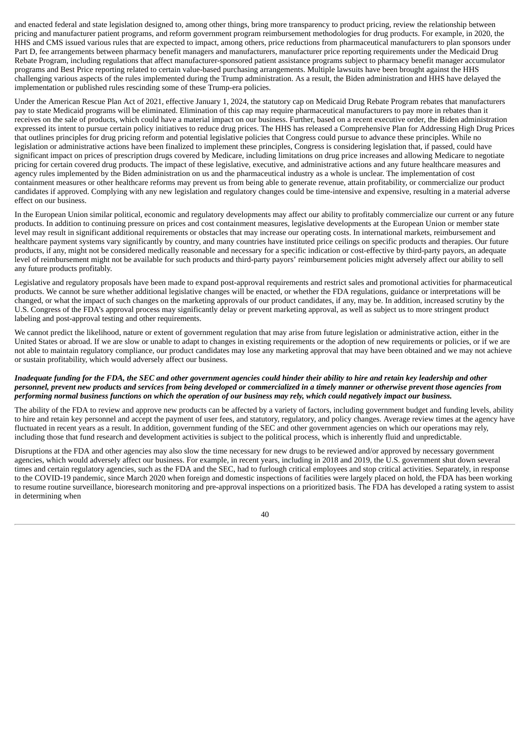and enacted federal and state legislation designed to, among other things, bring more transparency to product pricing, review the relationship between pricing and manufacturer patient programs, and reform government program reimbursement methodologies for drug products. For example, in 2020, the HHS and CMS issued various rules that are expected to impact, among others, price reductions from pharmaceutical manufacturers to plan sponsors under Part D, fee arrangements between pharmacy benefit managers and manufacturers, manufacturer price reporting requirements under the Medicaid Drug Rebate Program, including regulations that affect manufacturer-sponsored patient assistance programs subject to pharmacy benefit manager accumulator programs and Best Price reporting related to certain value-based purchasing arrangements. Multiple lawsuits have been brought against the HHS challenging various aspects of the rules implemented during the Trump administration. As a result, the Biden administration and HHS have delayed the implementation or published rules rescinding some of these Trump-era policies.

Under the American Rescue Plan Act of 2021, effective January 1, 2024, the statutory cap on Medicaid Drug Rebate Program rebates that manufacturers pay to state Medicaid programs will be eliminated. Elimination of this cap may require pharmaceutical manufacturers to pay more in rebates than it receives on the sale of products, which could have a material impact on our business. Further, based on a recent executive order, the Biden administration expressed its intent to pursue certain policy initiatives to reduce drug prices. The HHS has released a Comprehensive Plan for Addressing High Drug Prices that outlines principles for drug pricing reform and potential legislative policies that Congress could pursue to advance these principles. While no legislation or administrative actions have been finalized to implement these principles, Congress is considering legislation that, if passed, could have significant impact on prices of prescription drugs covered by Medicare, including limitations on drug price increases and allowing Medicare to negotiate pricing for certain covered drug products. The impact of these legislative, executive, and administrative actions and any future healthcare measures and agency rules implemented by the Biden administration on us and the pharmaceutical industry as a whole is unclear. The implementation of cost containment measures or other healthcare reforms may prevent us from being able to generate revenue, attain profitability, or commercialize our product candidates if approved. Complying with any new legislation and regulatory changes could be time-intensive and expensive, resulting in a material adverse effect on our business.

In the European Union similar political, economic and regulatory developments may affect our ability to profitably commercialize our current or any future products. In addition to continuing pressure on prices and cost containment measures, legislative developments at the European Union or member state level may result in significant additional requirements or obstacles that may increase our operating costs. In international markets, reimbursement and healthcare payment systems vary significantly by country, and many countries have instituted price ceilings on specific products and therapies. Our future products, if any, might not be considered medically reasonable and necessary for a specific indication or cost-effective by third-party payors, an adequate level of reimbursement might not be available for such products and third-party payors' reimbursement policies might adversely affect our ability to sell any future products profitably.

Legislative and regulatory proposals have been made to expand post-approval requirements and restrict sales and promotional activities for pharmaceutical products. We cannot be sure whether additional legislative changes will be enacted, or whether the FDA regulations, guidance or interpretations will be changed, or what the impact of such changes on the marketing approvals of our product candidates, if any, may be. In addition, increased scrutiny by the U.S. Congress of the FDA's approval process may significantly delay or prevent marketing approval, as well as subject us to more stringent product labeling and post-approval testing and other requirements.

We cannot predict the likelihood, nature or extent of government regulation that may arise from future legislation or administrative action, either in the United States or abroad. If we are slow or unable to adapt to changes in existing requirements or the adoption of new requirements or policies, or if we are not able to maintain regulatory compliance, our product candidates may lose any marketing approval that may have been obtained and we may not achieve or sustain profitability, which would adversely affect our business.

***Inadequate funding for the FDA, the SEC and other government agencies could hinder their ability to hire and retain key leadership and other personnel, prevent new products and services from being developed or commercialized in a timely manner or otherwise prevent those agencies from performing normal business functions on which the operation of our business may rely, which could negatively impact our business.***

The ability of the FDA to review and approve new products can be affected by a variety of factors, including government budget and funding levels, ability to hire and retain key personnel and accept the payment of user fees, and statutory, regulatory, and policy changes. Average review times at the agency have fluctuated in recent years as a result. In addition, government funding of the SEC and other government agencies on which our operations may rely, including those that fund research and development activities is subject to the political process, which is inherently fluid and unpredictable.

Disruptions at the FDA and other agencies may also slow the time necessary for new drugs to be reviewed and/or approved by necessary government agencies, which would adversely affect our business. For example, in recent years, including in 2018 and 2019, the U.S. government shut down several times and certain regulatory agencies, such as the FDA and the SEC, had to furlough critical employees and stop critical activities. Separately, in response to the COVID-19 pandemic, since March 2020 when foreign and domestic inspections of facilities were largely placed on hold, the FDA has been working to resume routine surveillance, bioresearch monitoring and pre-approval inspections on a prioritized basis. The FDA has developed a rating system to assist in determining when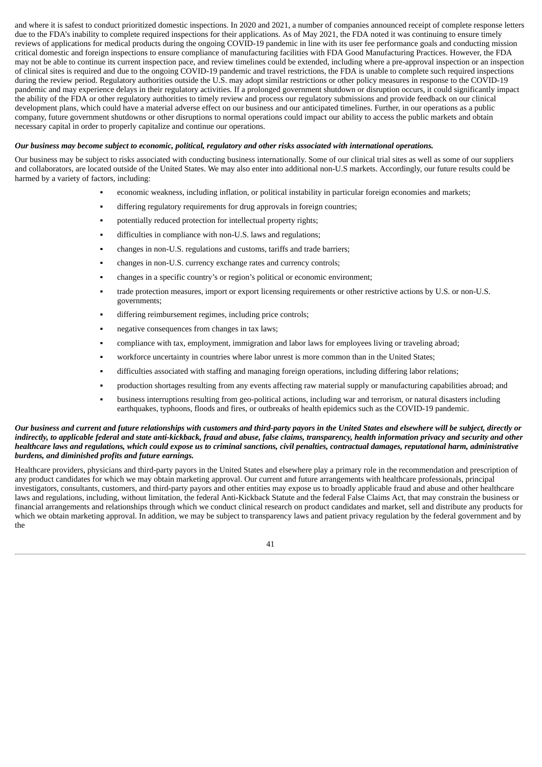and where it is safest to conduct prioritized domestic inspections. In 2020 and 2021, a number of companies announced receipt of complete response letters due to the FDA's inability to complete required inspections for their applications. As of May 2021, the FDA noted it was continuing to ensure timely reviews of applications for medical products during the ongoing COVID-19 pandemic in line with its user fee performance goals and conducting mission critical domestic and foreign inspections to ensure compliance of manufacturing facilities with FDA Good Manufacturing Practices. However, the FDA may not be able to continue its current inspection pace, and review timelines could be extended, including where a pre-approval inspection or an inspection of clinical sites is required and due to the ongoing COVID-19 pandemic and travel restrictions, the FDA is unable to complete such required inspections during the review period. Regulatory authorities outside the U.S. may adopt similar restrictions or other policy measures in response to the COVID-19 pandemic and may experience delays in their regulatory activities. If a prolonged government shutdown or disruption occurs, it could significantly impact the ability of the FDA or other regulatory authorities to timely review and process our regulatory submissions and provide feedback on our clinical development plans, which could have a material adverse effect on our business and our anticipated timelines. Further, in our operations as a public company, future government shutdowns or other disruptions to normal operations could impact our ability to access the public markets and obtain necessary capital in order to properly capitalize and continue our operations.

***Our business may become subject to economic, political, regulatory and other risks associated with international operations.***

Our business may be subject to risks associated with conducting business internationally. Some of our clinical trial sites as well as some of our suppliers and collaborators, are located outside of the United States. We may also enter into additional non-U.S markets. Accordingly, our future results could be harmed by a variety of factors, including:

- economic weakness, including inflation, or political instability in particular foreign economies and markets;
- differing regulatory requirements for drug approvals in foreign countries;
- potentially reduced protection for intellectual property rights;
- difficulties in compliance with non-U.S. laws and regulations;
- changes in non-U.S. regulations and customs, tariffs and trade barriers;
- changes in non-U.S. currency exchange rates and currency controls;
- changes in a specific country's or region's political or economic environment;
- trade protection measures, import or export licensing requirements or other restrictive actions by U.S. or non-U.S. governments;
- differing reimbursement regimes, including price controls;
- negative consequences from changes in tax laws;
- compliance with tax, employment, immigration and labor laws for employees living or traveling abroad;
- workforce uncertainty in countries where labor unrest is more common than in the United States;
- difficulties associated with staffing and managing foreign operations, including differing labor relations;
- production shortages resulting from any events affecting raw material supply or manufacturing capabilities abroad; and
- business interruptions resulting from geo-political actions, including war and terrorism, or natural disasters including earthquakes, typhoons, floods and fires, or outbreaks of health epidemics such as the COVID-19 pandemic.

***Our business and current and future relationships with customers and third-party payors in the United States and elsewhere will be subject, directly or indirectly, to applicable federal and state anti-kickback, fraud and abuse, false claims, transparency, health information privacy and security and other healthcare laws and regulations, which could expose us to criminal sanctions, civil penalties, contractual damages, reputational harm, administrative burdens, and diminished profits and future earnings.***

Healthcare providers, physicians and third-party payors in the United States and elsewhere play a primary role in the recommendation and prescription of any product candidates for which we may obtain marketing approval. Our current and future arrangements with healthcare professionals, principal investigators, consultants, customers, and third-party payors and other entities may expose us to broadly applicable fraud and abuse and other healthcare laws and regulations, including, without limitation, the federal Anti-Kickback Statute and the federal False Claims Act, that may constrain the business or financial arrangements and relationships through which we conduct clinical research on product candidates and market, sell and distribute any products for which we obtain marketing approval. In addition, we may be subject to transparency laws and patient privacy regulation by the federal government and by the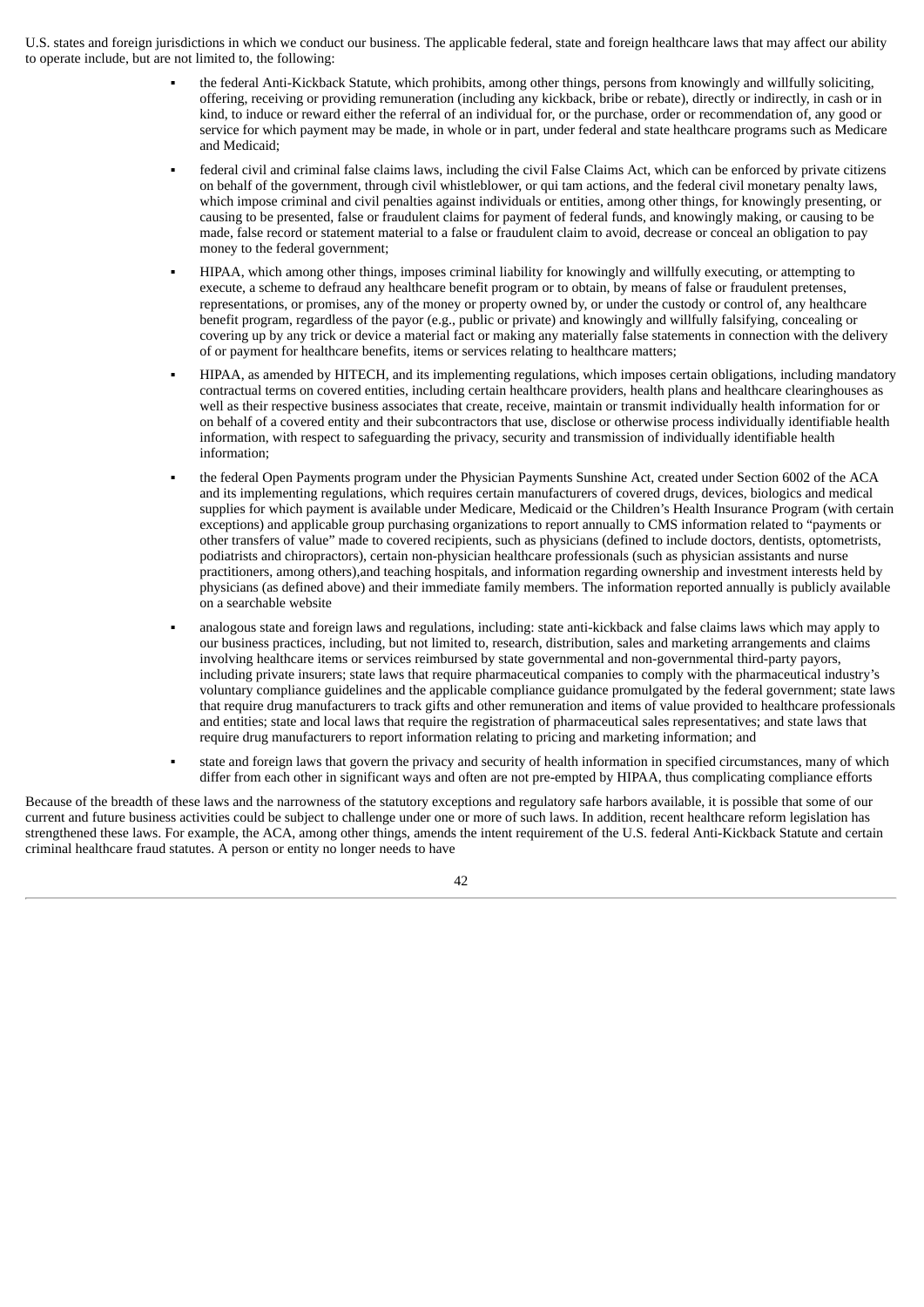U.S. states and foreign jurisdictions in which we conduct our business. The applicable federal, state and foreign healthcare laws that may affect our ability to operate include, but are not limited to, the following:

- the federal Anti-Kickback Statute, which prohibits, among other things, persons from knowingly and willfully soliciting, offering, receiving or providing remuneration (including any kickback, bribe or rebate), directly or indirectly, in cash or in kind, to induce or reward either the referral of an individual for, or the purchase, order or recommendation of, any good or service for which payment may be made, in whole or in part, under federal and state healthcare programs such as Medicare and Medicaid;
- federal civil and criminal false claims laws, including the civil False Claims Act, which can be enforced by private citizens on behalf of the government, through civil whistleblower, or qui tam actions, and the federal civil monetary penalty laws, which impose criminal and civil penalties against individuals or entities, among other things, for knowingly presenting, or causing to be presented, false or fraudulent claims for payment of federal funds, and knowingly making, or causing to be made, false record or statement material to a false or fraudulent claim to avoid, decrease or conceal an obligation to pay money to the federal government;
- HIPAA, which among other things, imposes criminal liability for knowingly and willfully executing, or attempting to execute, a scheme to defraud any healthcare benefit program or to obtain, by means of false or fraudulent pretenses, representations, or promises, any of the money or property owned by, or under the custody or control of, any healthcare benefit program, regardless of the payor (e.g., public or private) and knowingly and willfully falsifying, concealing or covering up by any trick or device a material fact or making any materially false statements in connection with the delivery of or payment for healthcare benefits, items or services relating to healthcare matters;
- HIPAA, as amended by HITECH, and its implementing regulations, which imposes certain obligations, including mandatory contractual terms on covered entities, including certain healthcare providers, health plans and healthcare clearinghouses as well as their respective business associates that create, receive, maintain or transmit individually health information for or on behalf of a covered entity and their subcontractors that use, disclose or otherwise process individually identifiable health information, with respect to safeguarding the privacy, security and transmission of individually identifiable health information;
- the federal Open Payments program under the Physician Payments Sunshine Act, created under Section 6002 of the ACA and its implementing regulations, which requires certain manufacturers of covered drugs, devices, biologics and medical supplies for which payment is available under Medicare, Medicaid or the Children's Health Insurance Program (with certain exceptions) and applicable group purchasing organizations to report annually to CMS information related to "payments or other transfers of value" made to covered recipients, such as physicians (defined to include doctors, dentists, optometrists, podiatrists and chiropractors), certain non-physician healthcare professionals (such as physician assistants and nurse practitioners, among others),and teaching hospitals, and information regarding ownership and investment interests held by physicians (as defined above) and their immediate family members. The information reported annually is publicly available on a searchable website
- analogous state and foreign laws and regulations, including: state anti-kickback and false claims laws which may apply to our business practices, including, but not limited to, research, distribution, sales and marketing arrangements and claims involving healthcare items or services reimbursed by state governmental and non-governmental third-party payors, including private insurers; state laws that require pharmaceutical companies to comply with the pharmaceutical industry's voluntary compliance guidelines and the applicable compliance guidance promulgated by the federal government; state laws that require drug manufacturers to track gifts and other remuneration and items of value provided to healthcare professionals and entities; state and local laws that require the registration of pharmaceutical sales representatives; and state laws that require drug manufacturers to report information relating to pricing and marketing information; and
- state and foreign laws that govern the privacy and security of health information in specified circumstances, many of which differ from each other in significant ways and often are not pre-empted by HIPAA, thus complicating compliance efforts

Because of the breadth of these laws and the narrowness of the statutory exceptions and regulatory safe harbors available, it is possible that some of our current and future business activities could be subject to challenge under one or more of such laws. In addition, recent healthcare reform legislation has strengthened these laws. For example, the ACA, among other things, amends the intent requirement of the U.S. federal Anti-Kickback Statute and certain criminal healthcare fraud statutes. A person or entity no longer needs to have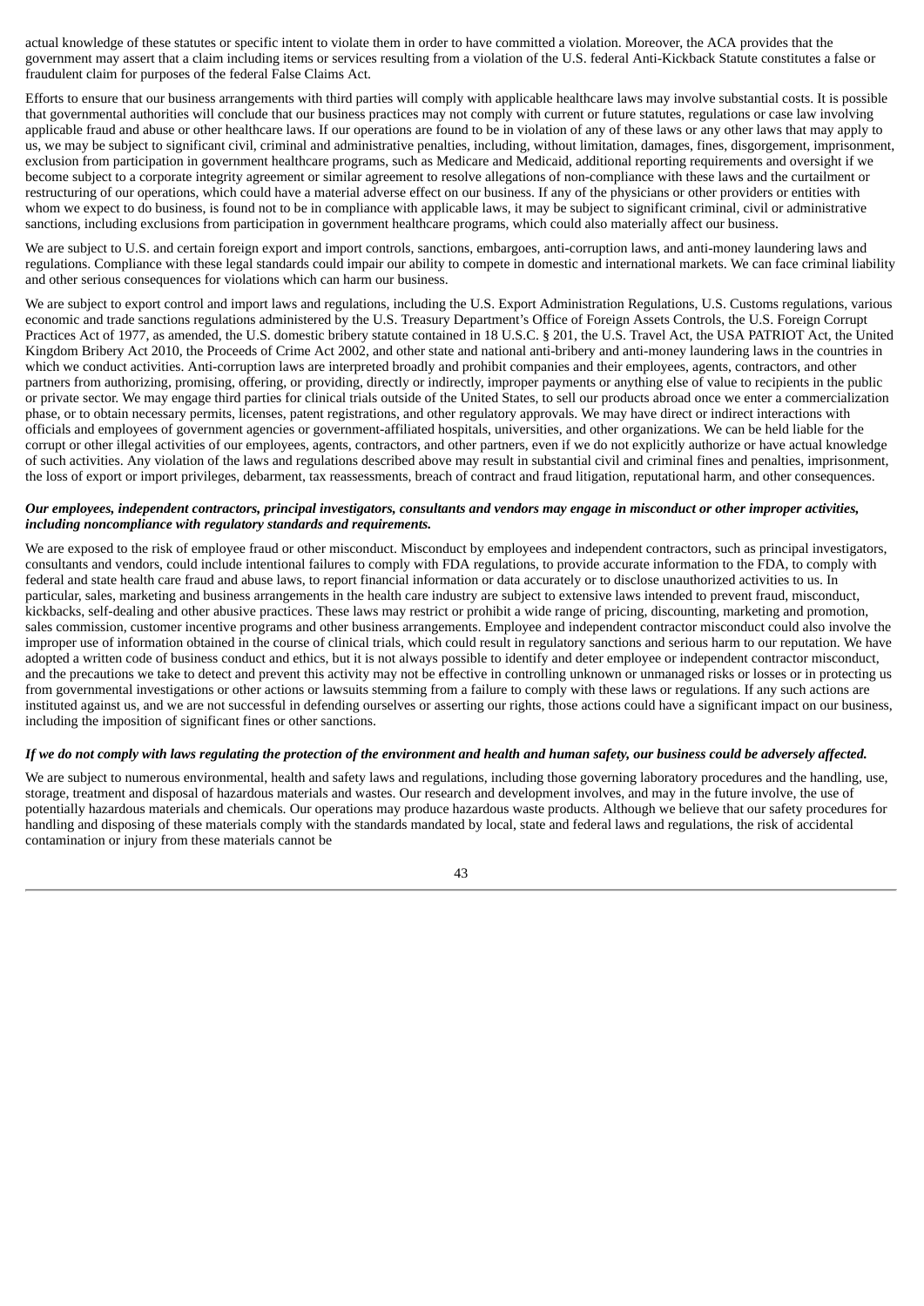actual knowledge of these statutes or specific intent to violate them in order to have committed a violation. Moreover, the ACA provides that the government may assert that a claim including items or services resulting from a violation of the U.S. federal Anti-Kickback Statute constitutes a false or fraudulent claim for purposes of the federal False Claims Act.

Efforts to ensure that our business arrangements with third parties will comply with applicable healthcare laws may involve substantial costs. It is possible that governmental authorities will conclude that our business practices may not comply with current or future statutes, regulations or case law involving applicable fraud and abuse or other healthcare laws. If our operations are found to be in violation of any of these laws or any other laws that may apply to us, we may be subject to significant civil, criminal and administrative penalties, including, without limitation, damages, fines, disgorgement, imprisonment, exclusion from participation in government healthcare programs, such as Medicare and Medicaid, additional reporting requirements and oversight if we become subject to a corporate integrity agreement or similar agreement to resolve allegations of non-compliance with these laws and the curtailment or restructuring of our operations, which could have a material adverse effect on our business. If any of the physicians or other providers or entities with whom we expect to do business, is found not to be in compliance with applicable laws, it may be subject to significant criminal, civil or administrative sanctions, including exclusions from participation in government healthcare programs, which could also materially affect our business.

We are subject to U.S. and certain foreign export and import controls, sanctions, embargoes, anti-corruption laws, and anti-money laundering laws and regulations. Compliance with these legal standards could impair our ability to compete in domestic and international markets. We can face criminal liability and other serious consequences for violations which can harm our business.

We are subject to export control and import laws and regulations, including the U.S. Export Administration Regulations, U.S. Customs regulations, various economic and trade sanctions regulations administered by the U.S. Treasury Department's Office of Foreign Assets Controls, the U.S. Foreign Corrupt Practices Act of 1977, as amended, the U.S. domestic bribery statute contained in 18 U.S.C. § 201, the U.S. Travel Act, the USA PATRIOT Act, the United Kingdom Bribery Act 2010, the Proceeds of Crime Act 2002, and other state and national anti-bribery and anti-money laundering laws in the countries in which we conduct activities. Anti-corruption laws are interpreted broadly and prohibit companies and their employees, agents, contractors, and other partners from authorizing, promising, offering, or providing, directly or indirectly, improper payments or anything else of value to recipients in the public or private sector. We may engage third parties for clinical trials outside of the United States, to sell our products abroad once we enter a commercialization phase, or to obtain necessary permits, licenses, patent registrations, and other regulatory approvals. We may have direct or indirect interactions with officials and employees of government agencies or government-affiliated hospitals, universities, and other organizations. We can be held liable for the corrupt or other illegal activities of our employees, agents, contractors, and other partners, even if we do not explicitly authorize or have actual knowledge of such activities. Any violation of the laws and regulations described above may result in substantial civil and criminal fines and penalties, imprisonment, the loss of export or import privileges, debarment, tax reassessments, breach of contract and fraud litigation, reputational harm, and other consequences.

***Our employees, independent contractors, principal investigators, consultants and vendors may engage in misconduct or other improper activities, including noncompliance with regulatory standards and requirements.***

We are exposed to the risk of employee fraud or other misconduct. Misconduct by employees and independent contractors, such as principal investigators, consultants and vendors, could include intentional failures to comply with FDA regulations, to provide accurate information to the FDA, to comply with federal and state health care fraud and abuse laws, to report financial information or data accurately or to disclose unauthorized activities to us. In particular, sales, marketing and business arrangements in the health care industry are subject to extensive laws intended to prevent fraud, misconduct, kickbacks, self-dealing and other abusive practices. These laws may restrict or prohibit a wide range of pricing, discounting, marketing and promotion, sales commission, customer incentive programs and other business arrangements. Employee and independent contractor misconduct could also involve the improper use of information obtained in the course of clinical trials, which could result in regulatory sanctions and serious harm to our reputation. We have adopted a written code of business conduct and ethics, but it is not always possible to identify and deter employee or independent contractor misconduct, and the precautions we take to detect and prevent this activity may not be effective in controlling unknown or unmanaged risks or losses or in protecting us from governmental investigations or other actions or lawsuits stemming from a failure to comply with these laws or regulations. If any such actions are instituted against us, and we are not successful in defending ourselves or asserting our rights, those actions could have a significant impact on our business, including the imposition of significant fines or other sanctions.

***If we do not comply with laws regulating the protection of the environment and health and human safety, our business could be adversely affected.***

We are subject to numerous environmental, health and safety laws and regulations, including those governing laboratory procedures and the handling, use, storage, treatment and disposal of hazardous materials and wastes. Our research and development involves, and may in the future involve, the use of potentially hazardous materials and chemicals. Our operations may produce hazardous waste products. Although we believe that our safety procedures for handling and disposing of these materials comply with the standards mandated by local, state and federal laws and regulations, the risk of accidental contamination or injury from these materials cannot be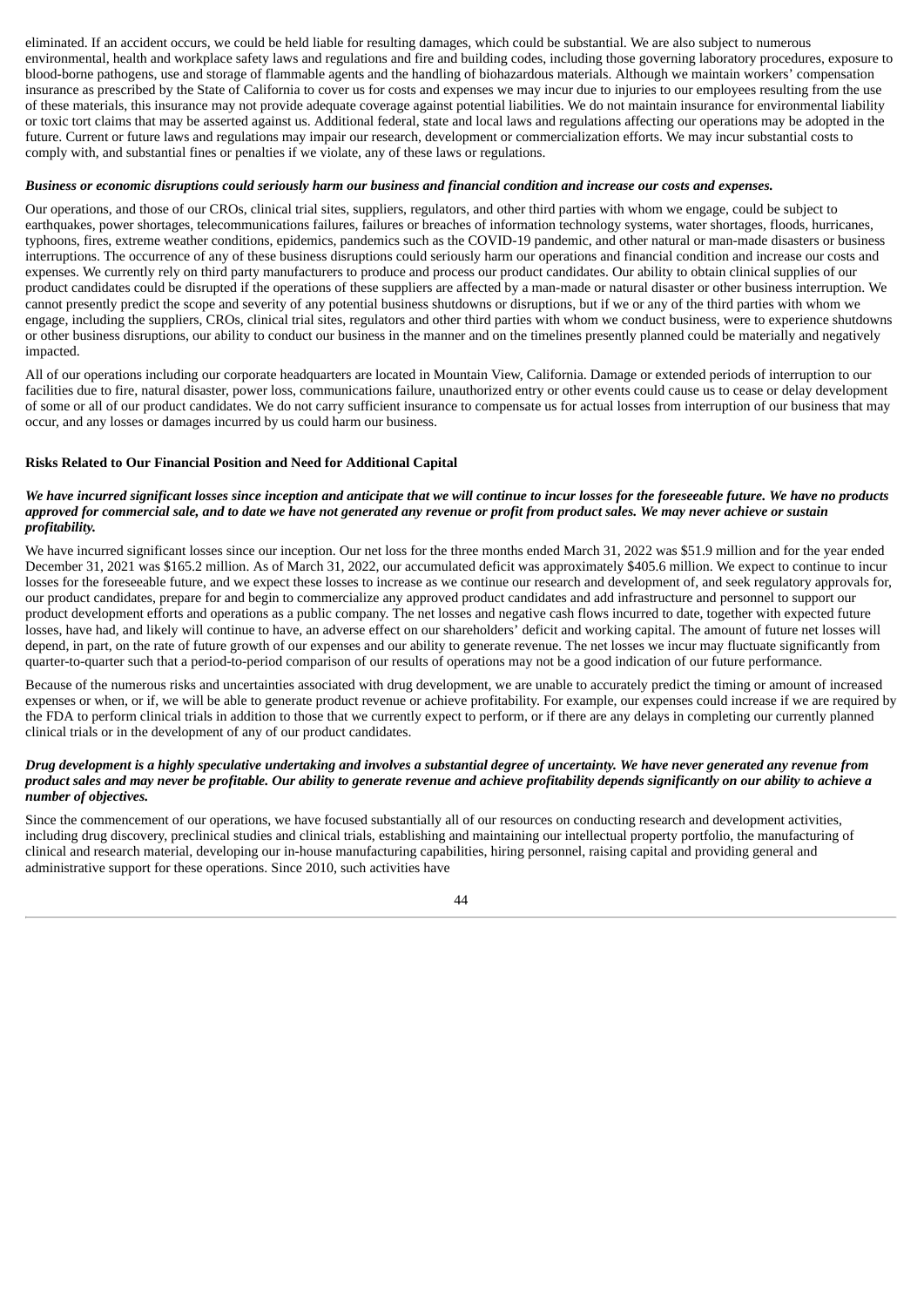eliminated. If an accident occurs, we could be held liable for resulting damages, which could be substantial. We are also subject to numerous environmental, health and workplace safety laws and regulations and fire and building codes, including those governing laboratory procedures, exposure to blood-borne pathogens, use and storage of flammable agents and the handling of biohazardous materials. Although we maintain workers' compensation insurance as prescribed by the State of California to cover us for costs and expenses we may incur due to injuries to our employees resulting from the use of these materials, this insurance may not provide adequate coverage against potential liabilities. We do not maintain insurance for environmental liability or toxic tort claims that may be asserted against us. Additional federal, state and local laws and regulations affecting our operations may be adopted in the future. Current or future laws and regulations may impair our research, development or commercialization efforts. We may incur substantial costs to comply with, and substantial fines or penalties if we violate, any of these laws or regulations.

***Business or economic disruptions could seriously harm our business and financial condition and increase our costs and expenses.***

Our operations, and those of our CROs, clinical trial sites, suppliers, regulators, and other third parties with whom we engage, could be subject to earthquakes, power shortages, telecommunications failures, failures or breaches of information technology systems, water shortages, floods, hurricanes, typhoons, fires, extreme weather conditions, epidemics, pandemics such as the COVID-19 pandemic, and other natural or man-made disasters or business interruptions. The occurrence of any of these business disruptions could seriously harm our operations and financial condition and increase our costs and expenses. We currently rely on third party manufacturers to produce and process our product candidates. Our ability to obtain clinical supplies of our product candidates could be disrupted if the operations of these suppliers are affected by a man-made or natural disaster or other business interruption. We cannot presently predict the scope and severity of any potential business shutdowns or disruptions, but if we or any of the third parties with whom we engage, including the suppliers, CROs, clinical trial sites, regulators and other third parties with whom we conduct business, were to experience shutdowns or other business disruptions, our ability to conduct our business in the manner and on the timelines presently planned could be materially and negatively impacted.

All of our operations including our corporate headquarters are located in Mountain View, California. Damage or extended periods of interruption to our facilities due to fire, natural disaster, power loss, communications failure, unauthorized entry or other events could cause us to cease or delay development of some or all of our product candidates. We do not carry sufficient insurance to compensate us for actual losses from interruption of our business that may occur, and any losses or damages incurred by us could harm our business.

**Risks Related to Our Financial Position and Need for Additional Capital**

***We have incurred significant losses since inception and anticipate that we will continue to incur losses for the foreseeable future. We have no products approved for commercial sale, and to date we have not generated any revenue or profit from product sales. We may never achieve or sustain profitability.***

We have incurred significant losses since our inception. Our net loss for the three months ended March 31, 2022 was $51.9 million and for the year ended December 31, 2021 was $165.2 million. As of March 31, 2022, our accumulated deficit was approximately $405.6 million. We expect to continue to incur losses for the foreseeable future, and we expect these losses to increase as we continue our research and development of, and seek regulatory approvals for, our product candidates, prepare for and begin to commercialize any approved product candidates and add infrastructure and personnel to support our product development efforts and operations as a public company. The net losses and negative cash flows incurred to date, together with expected future losses, have had, and likely will continue to have, an adverse effect on our shareholders' deficit and working capital. The amount of future net losses will depend, in part, on the rate of future growth of our expenses and our ability to generate revenue. The net losses we incur may fluctuate significantly from quarter-to-quarter such that a period-to-period comparison of our results of operations may not be a good indication of our future performance.

Because of the numerous risks and uncertainties associated with drug development, we are unable to accurately predict the timing or amount of increased expenses or when, or if, we will be able to generate product revenue or achieve profitability. For example, our expenses could increase if we are required by the FDA to perform clinical trials in addition to those that we currently expect to perform, or if there are any delays in completing our currently planned clinical trials or in the development of any of our product candidates.

***Drug development is a highly speculative undertaking and involves a substantial degree of uncertainty. We have never generated any revenue from product sales and may never be profitable. Our ability to generate revenue and achieve profitability depends significantly on our ability to achieve a number of objectives.***

Since the commencement of our operations, we have focused substantially all of our resources on conducting research and development activities, including drug discovery, preclinical studies and clinical trials, establishing and maintaining our intellectual property portfolio, the manufacturing of clinical and research material, developing our in-house manufacturing capabilities, hiring personnel, raising capital and providing general and administrative support for these operations. Since 2010, such activities have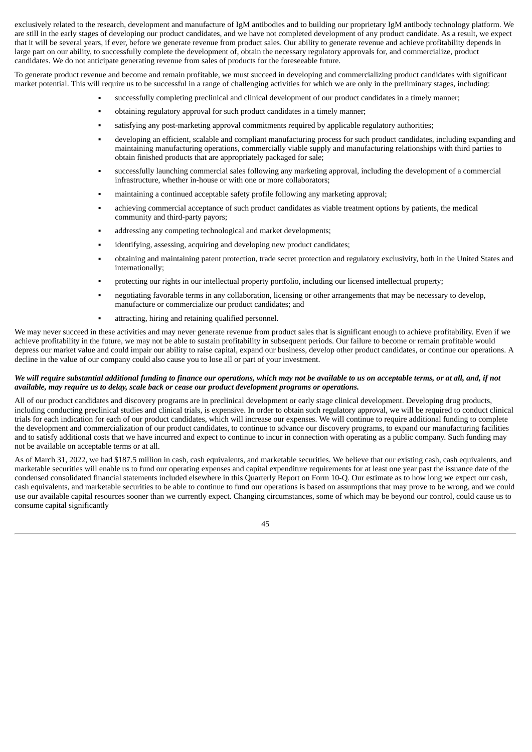exclusively related to the research, development and manufacture of IgM antibodies and to building our proprietary IgM antibody technology platform. We are still in the early stages of developing our product candidates, and we have not completed development of any product candidate. As a result, we expect that it will be several years, if ever, before we generate revenue from product sales. Our ability to generate revenue and achieve profitability depends in large part on our ability, to successfully complete the development of, obtain the necessary regulatory approvals for, and commercialize, product candidates. We do not anticipate generating revenue from sales of products for the foreseeable future.

To generate product revenue and become and remain profitable, we must succeed in developing and commercializing product candidates with significant market potential. This will require us to be successful in a range of challenging activities for which we are only in the preliminary stages, including:

- successfully completing preclinical and clinical development of our product candidates in a timely manner;
- obtaining regulatory approval for such product candidates in a timely manner;
- satisfying any post-marketing approval commitments required by applicable regulatory authorities;
- developing an efficient, scalable and compliant manufacturing process for such product candidates, including expanding and maintaining manufacturing operations, commercially viable supply and manufacturing relationships with third parties to obtain finished products that are appropriately packaged for sale;
- successfully launching commercial sales following any marketing approval, including the development of a commercial infrastructure, whether in-house or with one or more collaborators;
- maintaining a continued acceptable safety profile following any marketing approval;
- achieving commercial acceptance of such product candidates as viable treatment options by patients, the medical community and third-party payors;
- addressing any competing technological and market developments;
- identifying, assessing, acquiring and developing new product candidates;
- obtaining and maintaining patent protection, trade secret protection and regulatory exclusivity, both in the United States and internationally;
- protecting our rights in our intellectual property portfolio, including our licensed intellectual property;
- negotiating favorable terms in any collaboration, licensing or other arrangements that may be necessary to develop, manufacture or commercialize our product candidates; and
- attracting, hiring and retaining qualified personnel.

We may never succeed in these activities and may never generate revenue from product sales that is significant enough to achieve profitability. Even if we achieve profitability in the future, we may not be able to sustain profitability in subsequent periods. Our failure to become or remain profitable would depress our market value and could impair our ability to raise capital, expand our business, develop other product candidates, or continue our operations. A decline in the value of our company could also cause you to lose all or part of your investment.

***We will require substantial additional funding to finance our operations, which may not be available to us on acceptable terms, or at all, and, if not available, may require us to delay, scale back or cease our product development programs or operations.***

All of our product candidates and discovery programs are in preclinical development or early stage clinical development. Developing drug products, including conducting preclinical studies and clinical trials, is expensive. In order to obtain such regulatory approval, we will be required to conduct clinical trials for each indication for each of our product candidates, which will increase our expenses. We will continue to require additional funding to complete the development and commercialization of our product candidates, to continue to advance our discovery programs, to expand our manufacturing facilities and to satisfy additional costs that we have incurred and expect to continue to incur in connection with operating as a public company. Such funding may not be available on acceptable terms or at all.

As of March 31, 2022, we had $187.5 million in cash, cash equivalents, and marketable securities. We believe that our existing cash, cash equivalents, and marketable securities will enable us to fund our operating expenses and capital expenditure requirements for at least one year past the issuance date of the condensed consolidated financial statements included elsewhere in this Quarterly Report on Form 10-Q. Our estimate as to how long we expect our cash, cash equivalents, and marketable securities to be able to continue to fund our operations is based on assumptions that may prove to be wrong, and we could use our available capital resources sooner than we currently expect. Changing circumstances, some of which may be beyond our control, could cause us to consume capital significantly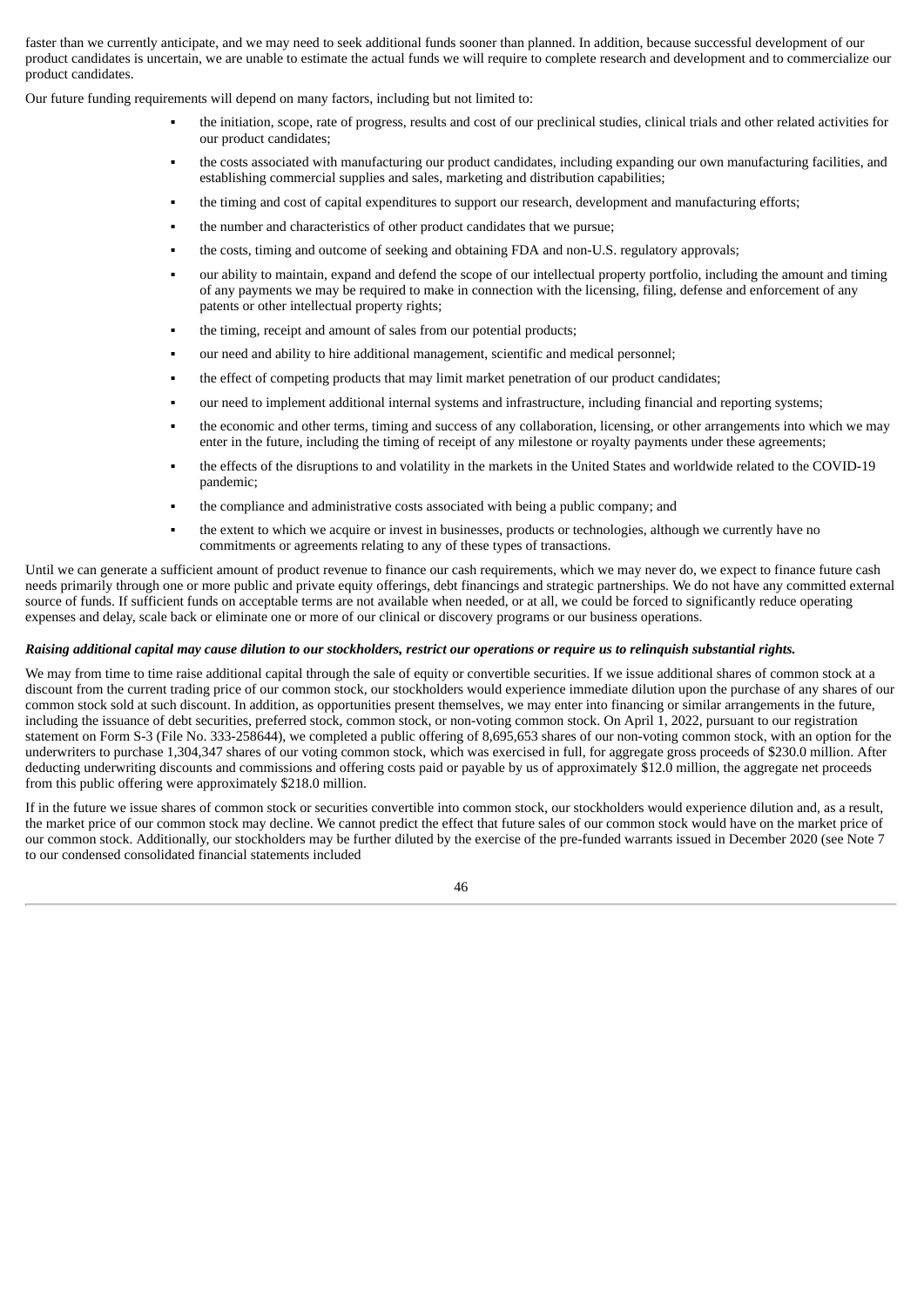faster than we currently anticipate, and we may need to seek additional funds sooner than planned. In addition, because successful development of our product candidates is uncertain, we are unable to estimate the actual funds we will require to complete research and development and to commercialize our product candidates.

Our future funding requirements will depend on many factors, including but not limited to:

- the initiation, scope, rate of progress, results and cost of our preclinical studies, clinical trials and other related activities for our product candidates;
- the costs associated with manufacturing our product candidates, including expanding our own manufacturing facilities, and establishing commercial supplies and sales, marketing and distribution capabilities;
- the timing and cost of capital expenditures to support our research, development and manufacturing efforts;
- the number and characteristics of other product candidates that we pursue;
- the costs, timing and outcome of seeking and obtaining FDA and non-U.S. regulatory approvals;
- our ability to maintain, expand and defend the scope of our intellectual property portfolio, including the amount and timing of any payments we may be required to make in connection with the licensing, filing, defense and enforcement of any patents or other intellectual property rights;
- the timing, receipt and amount of sales from our potential products;
- our need and ability to hire additional management, scientific and medical personnel;
- the effect of competing products that may limit market penetration of our product candidates;
- our need to implement additional internal systems and infrastructure, including financial and reporting systems;
- the economic and other terms, timing and success of any collaboration, licensing, or other arrangements into which we may enter in the future, including the timing of receipt of any milestone or royalty payments under these agreements;
- the effects of the disruptions to and volatility in the markets in the United States and worldwide related to the COVID-19 pandemic;
- the compliance and administrative costs associated with being a public company; and
- the extent to which we acquire or invest in businesses, products or technologies, although we currently have no commitments or agreements relating to any of these types of transactions.

Until we can generate a sufficient amount of product revenue to finance our cash requirements, which we may never do, we expect to finance future cash needs primarily through one or more public and private equity offerings, debt financings and strategic partnerships. We do not have any committed external source of funds. If sufficient funds on acceptable terms are not available when needed, or at all, we could be forced to significantly reduce operating expenses and delay, scale back or eliminate one or more of our clinical or discovery programs or our business operations.

***Raising additional capital may cause dilution to our stockholders, restrict our operations or require us to relinquish substantial rights.***

We may from time to time raise additional capital through the sale of equity or convertible securities. If we issue additional shares of common stock at a discount from the current trading price of our common stock, our stockholders would experience immediate dilution upon the purchase of any shares of our common stock sold at such discount. In addition, as opportunities present themselves, we may enter into financing or similar arrangements in the future, including the issuance of debt securities, preferred stock, common stock, or non-voting common stock. On April 1, 2022, pursuant to our registration statement on Form S-3 (File No. 333-258644), we completed a public offering of 8,695,653 shares of our non-voting common stock, with an option for the underwriters to purchase 1,304,347 shares of our voting common stock, which was exercised in full, for aggregate gross proceeds of $230.0 million. After deducting underwriting discounts and commissions and offering costs paid or payable by us of approximately $12.0 million, the aggregate net proceeds from this public offering were approximately $218.0 million.

If in the future we issue shares of common stock or securities convertible into common stock, our stockholders would experience dilution and, as a result, the market price of our common stock may decline. We cannot predict the effect that future sales of our common stock would have on the market price of our common stock. Additionally, our stockholders may be further diluted by the exercise of the pre-funded warrants issued in December 2020 (see Note 7 to our condensed consolidated financial statements included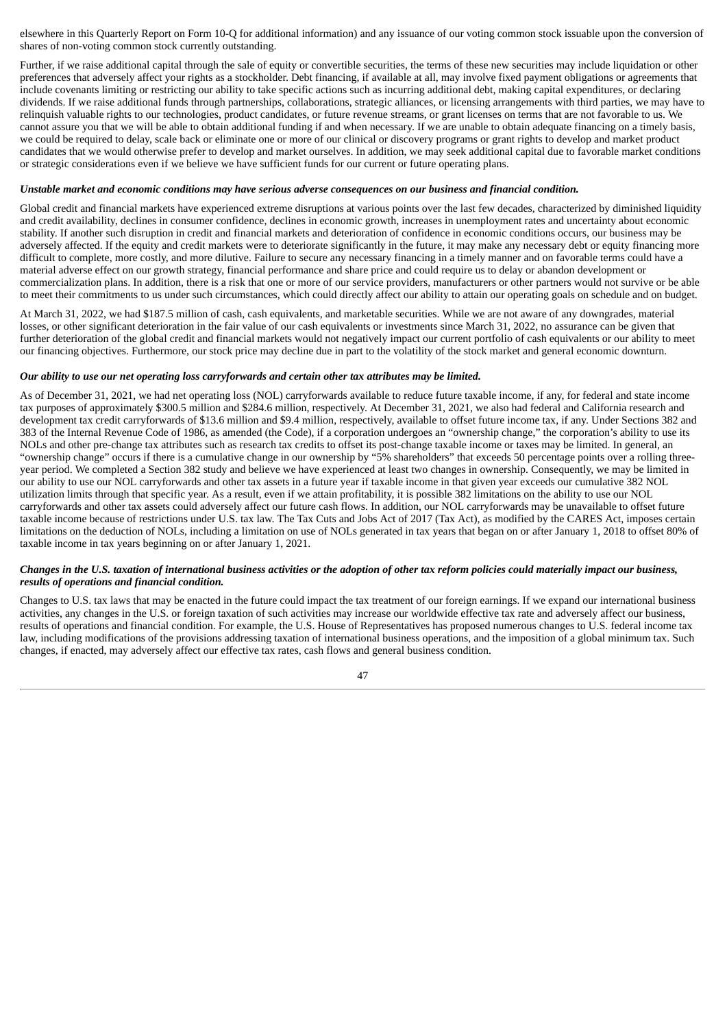elsewhere in this Quarterly Report on Form 10-Q for additional information) and any issuance of our voting common stock issuable upon the conversion of shares of non-voting common stock currently outstanding.

Further, if we raise additional capital through the sale of equity or convertible securities, the terms of these new securities may include liquidation or other preferences that adversely affect your rights as a stockholder. Debt financing, if available at all, may involve fixed payment obligations or agreements that include covenants limiting or restricting our ability to take specific actions such as incurring additional debt, making capital expenditures, or declaring dividends. If we raise additional funds through partnerships, collaborations, strategic alliances, or licensing arrangements with third parties, we may have to relinquish valuable rights to our technologies, product candidates, or future revenue streams, or grant licenses on terms that are not favorable to us. We cannot assure you that we will be able to obtain additional funding if and when necessary. If we are unable to obtain adequate financing on a timely basis, we could be required to delay, scale back or eliminate one or more of our clinical or discovery programs or grant rights to develop and market product candidates that we would otherwise prefer to develop and market ourselves. In addition, we may seek additional capital due to favorable market conditions or strategic considerations even if we believe we have sufficient funds for our current or future operating plans.

***Unstable market and economic conditions may have serious adverse consequences on our business and financial condition.***

Global credit and financial markets have experienced extreme disruptions at various points over the last few decades, characterized by diminished liquidity and credit availability, declines in consumer confidence, declines in economic growth, increases in unemployment rates and uncertainty about economic stability. If another such disruption in credit and financial markets and deterioration of confidence in economic conditions occurs, our business may be adversely affected. If the equity and credit markets were to deteriorate significantly in the future, it may make any necessary debt or equity financing more difficult to complete, more costly, and more dilutive. Failure to secure any necessary financing in a timely manner and on favorable terms could have a material adverse effect on our growth strategy, financial performance and share price and could require us to delay or abandon development or commercialization plans. In addition, there is a risk that one or more of our service providers, manufacturers or other partners would not survive or be able to meet their commitments to us under such circumstances, which could directly affect our ability to attain our operating goals on schedule and on budget.

At March 31, 2022, we had $187.5 million of cash, cash equivalents, and marketable securities. While we are not aware of any downgrades, material losses, or other significant deterioration in the fair value of our cash equivalents or investments since March 31, 2022, no assurance can be given that further deterioration of the global credit and financial markets would not negatively impact our current portfolio of cash equivalents or our ability to meet our financing objectives. Furthermore, our stock price may decline due in part to the volatility of the stock market and general economic downturn.

***Our ability to use our net operating loss carryforwards and certain other tax attributes may be limited.***

As of December 31, 2021, we had net operating loss (NOL) carryforwards available to reduce future taxable income, if any, for federal and state income tax purposes of approximately $300.5 million and $284.6 million, respectively. At December 31, 2021, we also had federal and California research and development tax credit carryforwards of $13.6 million and $9.4 million, respectively, available to offset future income tax, if any. Under Sections 382 and 383 of the Internal Revenue Code of 1986, as amended (the Code), if a corporation undergoes an "ownership change," the corporation's ability to use its NOLs and other pre-change tax attributes such as research tax credits to offset its post-change taxable income or taxes may be limited. In general, an "ownership change" occurs if there is a cumulative change in our ownership by "5% shareholders" that exceeds 50 percentage points over a rolling three-year period. We completed a Section 382 study and believe we have experienced at least two changes in ownership. Consequently, we may be limited in our ability to use our NOL carryforwards and other tax assets in a future year if taxable income in that given year exceeds our cumulative 382 NOL utilization limits through that specific year. As a result, even if we attain profitability, it is possible 382 limitations on the ability to use our NOL carryforwards and other tax assets could adversely affect our future cash flows. In addition, our NOL carryforwards may be unavailable to offset future taxable income because of restrictions under U.S. tax law. The Tax Cuts and Jobs Act of 2017 (Tax Act), as modified by the CARES Act, imposes certain limitations on the deduction of NOLs, including a limitation on use of NOLs generated in tax years that began on or after January 1, 2018 to offset 80% of taxable income in tax years beginning on or after January 1, 2021.

***Changes in the U.S. taxation of international business activities or the adoption of other tax reform policies could materially impact our business, results of operations and financial condition.***

Changes to U.S. tax laws that may be enacted in the future could impact the tax treatment of our foreign earnings. If we expand our international business activities, any changes in the U.S. or foreign taxation of such activities may increase our worldwide effective tax rate and adversely affect our business, results of operations and financial condition. For example, the U.S. House of Representatives has proposed numerous changes to U.S. federal income tax law, including modifications of the provisions addressing taxation of international business operations, and the imposition of a global minimum tax. Such changes, if enacted, may adversely affect our effective tax rates, cash flows and general business condition.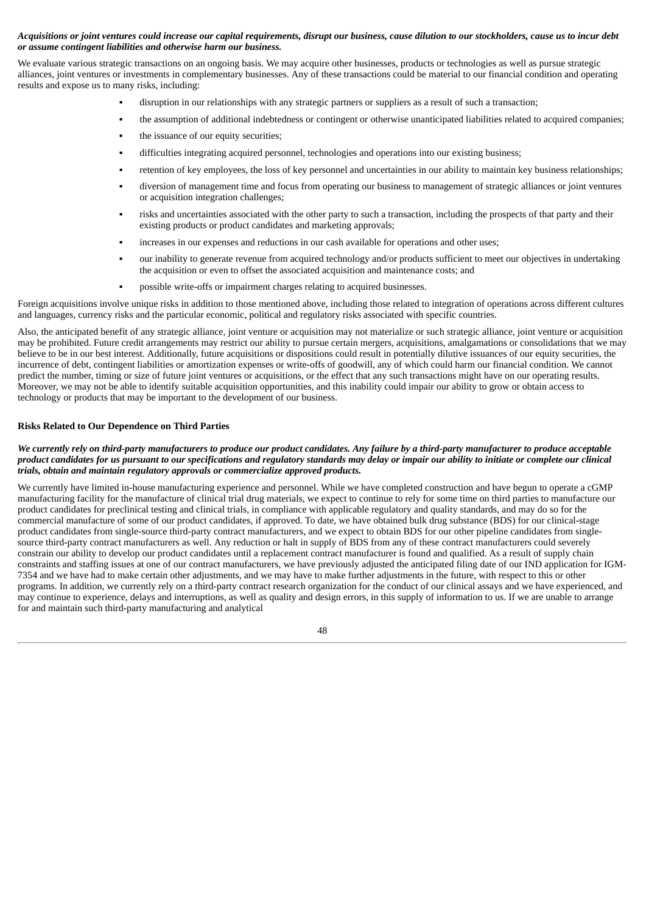***Acquisitions or joint ventures could increase our capital requirements, disrupt our business, cause dilution to our stockholders, cause us to incur debt or assume contingent liabilities and otherwise harm our business.***

We evaluate various strategic transactions on an ongoing basis. We may acquire other businesses, products or technologies as well as pursue strategic alliances, joint ventures or investments in complementary businesses. Any of these transactions could be material to our financial condition and operating results and expose us to many risks, including:

- disruption in our relationships with any strategic partners or suppliers as a result of such a transaction;
- the assumption of additional indebtedness or contingent or otherwise unanticipated liabilities related to acquired companies;
- the issuance of our equity securities;
- difficulties integrating acquired personnel, technologies and operations into our existing business;
- retention of key employees, the loss of key personnel and uncertainties in our ability to maintain key business relationships;
- diversion of management time and focus from operating our business to management of strategic alliances or joint ventures or acquisition integration challenges;
- risks and uncertainties associated with the other party to such a transaction, including the prospects of that party and their existing products or product candidates and marketing approvals;
- increases in our expenses and reductions in our cash available for operations and other uses;
- our inability to generate revenue from acquired technology and/or products sufficient to meet our objectives in undertaking the acquisition or even to offset the associated acquisition and maintenance costs; and
- possible write-offs or impairment charges relating to acquired businesses.

Foreign acquisitions involve unique risks in addition to those mentioned above, including those related to integration of operations across different cultures and languages, currency risks and the particular economic, political and regulatory risks associated with specific countries.

Also, the anticipated benefit of any strategic alliance, joint venture or acquisition may not materialize or such strategic alliance, joint venture or acquisition may be prohibited. Future credit arrangements may restrict our ability to pursue certain mergers, acquisitions, amalgamations or consolidations that we may believe to be in our best interest. Additionally, future acquisitions or dispositions could result in potentially dilutive issuances of our equity securities, the incurrence of debt, contingent liabilities or amortization expenses or write-offs of goodwill, any of which could harm our financial condition. We cannot predict the number, timing or size of future joint ventures or acquisitions, or the effect that any such transactions might have on our operating results. Moreover, we may not be able to identify suitable acquisition opportunities, and this inability could impair our ability to grow or obtain access to technology or products that may be important to the development of our business.

**Risks Related to Our Dependence on Third Parties**

***We currently rely on third-party manufacturers to produce our product candidates. Any failure by a third-party manufacturer to produce acceptable product candidates for us pursuant to our specifications and regulatory standards may delay or impair our ability to initiate or complete our clinical trials, obtain and maintain regulatory approvals or commercialize approved products.***

We currently have limited in-house manufacturing experience and personnel. While we have completed construction and have begun to operate a cGMP manufacturing facility for the manufacture of clinical trial drug materials, we expect to continue to rely for some time on third parties to manufacture our product candidates for preclinical testing and clinical trials, in compliance with applicable regulatory and quality standards, and may do so for the commercial manufacture of some of our product candidates, if approved. To date, we have obtained bulk drug substance (BDS) for our clinical-stage product candidates from single-source third-party contract manufacturers, and we expect to obtain BDS for our other pipeline candidates from single-source third-party contract manufacturers as well. Any reduction or halt in supply of BDS from any of these contract manufacturers could severely constrain our ability to develop our product candidates until a replacement contract manufacturer is found and qualified. As a result of supply chain constraints and staffing issues at one of our contract manufacturers, we have previously adjusted the anticipated filing date of our IND application for IGM-7354 and we have had to make certain other adjustments, and we may have to make further adjustments in the future, with respect to this or other programs. In addition, we currently rely on a third-party contract research organization for the conduct of our clinical assays and we have experienced, and may continue to experience, delays and interruptions, as well as quality and design errors, in this supply of information to us. If we are unable to arrange for and maintain such third-party manufacturing and analytical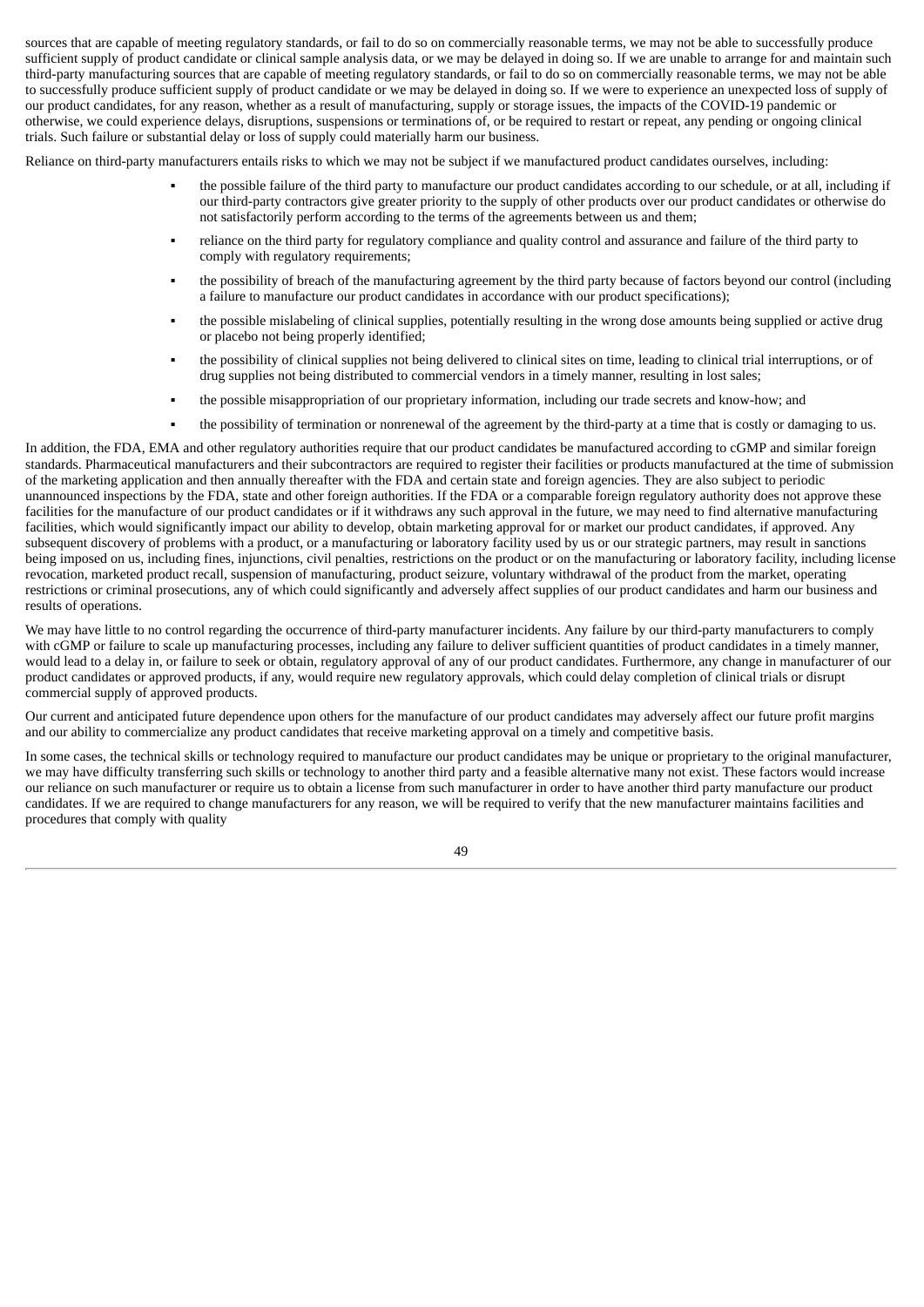sources that are capable of meeting regulatory standards, or fail to do so on commercially reasonable terms, we may not be able to successfully produce sufficient supply of product candidate or clinical sample analysis data, or we may be delayed in doing so. If we are unable to arrange for and maintain such third-party manufacturing sources that are capable of meeting regulatory standards, or fail to do so on commercially reasonable terms, we may not be able to successfully produce sufficient supply of product candidate or we may be delayed in doing so. If we were to experience an unexpected loss of supply of our product candidates, for any reason, whether as a result of manufacturing, supply or storage issues, the impacts of the COVID-19 pandemic or otherwise, we could experience delays, disruptions, suspensions or terminations of, or be required to restart or repeat, any pending or ongoing clinical trials. Such failure or substantial delay or loss of supply could materially harm our business.

Reliance on third-party manufacturers entails risks to which we may not be subject if we manufactured product candidates ourselves, including:

- the possible failure of the third party to manufacture our product candidates according to our schedule, or at all, including if our third-party contractors give greater priority to the supply of other products over our product candidates or otherwise do not satisfactorily perform according to the terms of the agreements between us and them;
- reliance on the third party for regulatory compliance and quality control and assurance and failure of the third party to comply with regulatory requirements;
- the possibility of breach of the manufacturing agreement by the third party because of factors beyond our control (including a failure to manufacture our product candidates in accordance with our product specifications);
- the possible mislabeling of clinical supplies, potentially resulting in the wrong dose amounts being supplied or active drug or placebo not being properly identified;
- the possibility of clinical supplies not being delivered to clinical sites on time, leading to clinical trial interruptions, or of drug supplies not being distributed to commercial vendors in a timely manner, resulting in lost sales;
- the possible misappropriation of our proprietary information, including our trade secrets and know-how; and
- the possibility of termination or nonrenewal of the agreement by the third-party at a time that is costly or damaging to us.

In addition, the FDA, EMA and other regulatory authorities require that our product candidates be manufactured according to cGMP and similar foreign standards. Pharmaceutical manufacturers and their subcontractors are required to register their facilities or products manufactured at the time of submission of the marketing application and then annually thereafter with the FDA and certain state and foreign agencies. They are also subject to periodic unannounced inspections by the FDA, state and other foreign authorities. If the FDA or a comparable foreign regulatory authority does not approve these facilities for the manufacture of our product candidates or if it withdraws any such approval in the future, we may need to find alternative manufacturing facilities, which would significantly impact our ability to develop, obtain marketing approval for or market our product candidates, if approved. Any subsequent discovery of problems with a product, or a manufacturing or laboratory facility used by us or our strategic partners, may result in sanctions being imposed on us, including fines, injunctions, civil penalties, restrictions on the product or on the manufacturing or laboratory facility, including license revocation, marketed product recall, suspension of manufacturing, product seizure, voluntary withdrawal of the product from the market, operating restrictions or criminal prosecutions, any of which could significantly and adversely affect supplies of our product candidates and harm our business and results of operations.

We may have little to no control regarding the occurrence of third-party manufacturer incidents. Any failure by our third-party manufacturers to comply with cGMP or failure to scale up manufacturing processes, including any failure to deliver sufficient quantities of product candidates in a timely manner, would lead to a delay in, or failure to seek or obtain, regulatory approval of any of our product candidates. Furthermore, any change in manufacturer of our product candidates or approved products, if any, would require new regulatory approvals, which could delay completion of clinical trials or disrupt commercial supply of approved products.

Our current and anticipated future dependence upon others for the manufacture of our product candidates may adversely affect our future profit margins and our ability to commercialize any product candidates that receive marketing approval on a timely and competitive basis.

In some cases, the technical skills or technology required to manufacture our product candidates may be unique or proprietary to the original manufacturer, we may have difficulty transferring such skills or technology to another third party and a feasible alternative many not exist. These factors would increase our reliance on such manufacturer or require us to obtain a license from such manufacturer in order to have another third party manufacture our product candidates. If we are required to change manufacturers for any reason, we will be required to verify that the new manufacturer maintains facilities and procedures that comply with quality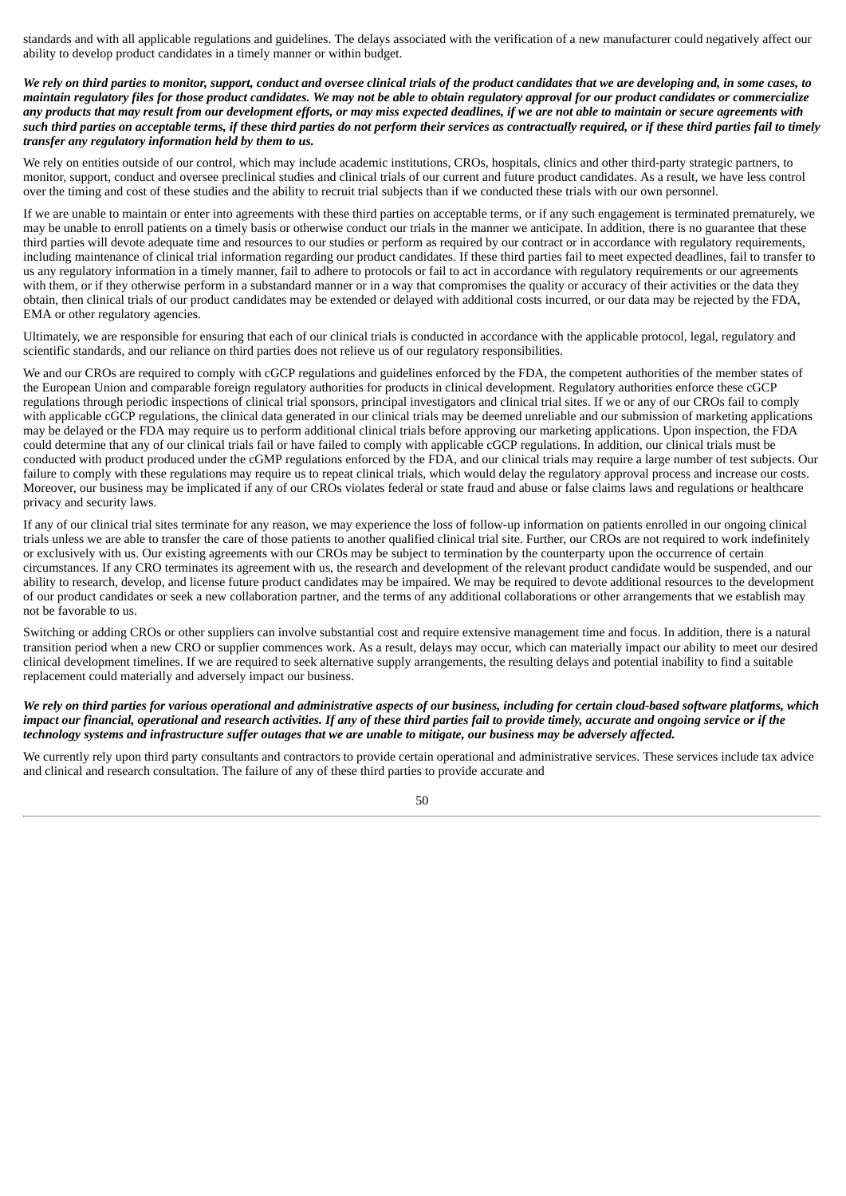standards and with all applicable regulations and guidelines. The delays associated with the verification of a new manufacturer could negatively affect our ability to develop product candidates in a timely manner or within budget.

***We rely on third parties to monitor, support, conduct and oversee clinical trials of the product candidates that we are developing and, in some cases, to maintain regulatory files for those product candidates. We may not be able to obtain regulatory approval for our product candidates or commercialize any products that may result from our development efforts, or may miss expected deadlines, if we are not able to maintain or secure agreements with such third parties on acceptable terms, if these third parties do not perform their services as contractually required, or if these third parties fail to timely transfer any regulatory information held by them to us.***

We rely on entities outside of our control, which may include academic institutions, CROs, hospitals, clinics and other third-party strategic partners, to monitor, support, conduct and oversee preclinical studies and clinical trials of our current and future product candidates. As a result, we have less control over the timing and cost of these studies and the ability to recruit trial subjects than if we conducted these trials with our own personnel.

If we are unable to maintain or enter into agreements with these third parties on acceptable terms, or if any such engagement is terminated prematurely, we may be unable to enroll patients on a timely basis or otherwise conduct our trials in the manner we anticipate. In addition, there is no guarantee that these third parties will devote adequate time and resources to our studies or perform as required by our contract or in accordance with regulatory requirements, including maintenance of clinical trial information regarding our product candidates. If these third parties fail to meet expected deadlines, fail to transfer to us any regulatory information in a timely manner, fail to adhere to protocols or fail to act in accordance with regulatory requirements or our agreements with them, or if they otherwise perform in a substandard manner or in a way that compromises the quality or accuracy of their activities or the data they obtain, then clinical trials of our product candidates may be extended or delayed with additional costs incurred, or our data may be rejected by the FDA, EMA or other regulatory agencies.

Ultimately, we are responsible for ensuring that each of our clinical trials is conducted in accordance with the applicable protocol, legal, regulatory and scientific standards, and our reliance on third parties does not relieve us of our regulatory responsibilities.

We and our CROs are required to comply with cGCP regulations and guidelines enforced by the FDA, the competent authorities of the member states of the European Union and comparable foreign regulatory authorities for products in clinical development. Regulatory authorities enforce these cGCP regulations through periodic inspections of clinical trial sponsors, principal investigators and clinical trial sites. If we or any of our CROs fail to comply with applicable cGCP regulations, the clinical data generated in our clinical trials may be deemed unreliable and our submission of marketing applications may be delayed or the FDA may require us to perform additional clinical trials before approving our marketing applications. Upon inspection, the FDA could determine that any of our clinical trials fail or have failed to comply with applicable cGCP regulations. In addition, our clinical trials must be conducted with product produced under the cGMP regulations enforced by the FDA, and our clinical trials may require a large number of test subjects. Our failure to comply with these regulations may require us to repeat clinical trials, which would delay the regulatory approval process and increase our costs. Moreover, our business may be implicated if any of our CROs violates federal or state fraud and abuse or false claims laws and regulations or healthcare privacy and security laws.

If any of our clinical trial sites terminate for any reason, we may experience the loss of follow-up information on patients enrolled in our ongoing clinical trials unless we are able to transfer the care of those patients to another qualified clinical trial site. Further, our CROs are not required to work indefinitely or exclusively with us. Our existing agreements with our CROs may be subject to termination by the counterparty upon the occurrence of certain circumstances. If any CRO terminates its agreement with us, the research and development of the relevant product candidate would be suspended, and our ability to research, develop, and license future product candidates may be impaired. We may be required to devote additional resources to the development of our product candidates or seek a new collaboration partner, and the terms of any additional collaborations or other arrangements that we establish may not be favorable to us.

Switching or adding CROs or other suppliers can involve substantial cost and require extensive management time and focus. In addition, there is a natural transition period when a new CRO or supplier commences work. As a result, delays may occur, which can materially impact our ability to meet our desired clinical development timelines. If we are required to seek alternative supply arrangements, the resulting delays and potential inability to find a suitable replacement could materially and adversely impact our business.

***We rely on third parties for various operational and administrative aspects of our business, including for certain cloud-based software platforms, which impact our financial, operational and research activities. If any of these third parties fail to provide timely, accurate and ongoing service or if the technology systems and infrastructure suffer outages that we are unable to mitigate, our business may be adversely affected.***

We currently rely upon third party consultants and contractors to provide certain operational and administrative services. These services include tax advice and clinical and research consultation. The failure of any of these third parties to provide accurate and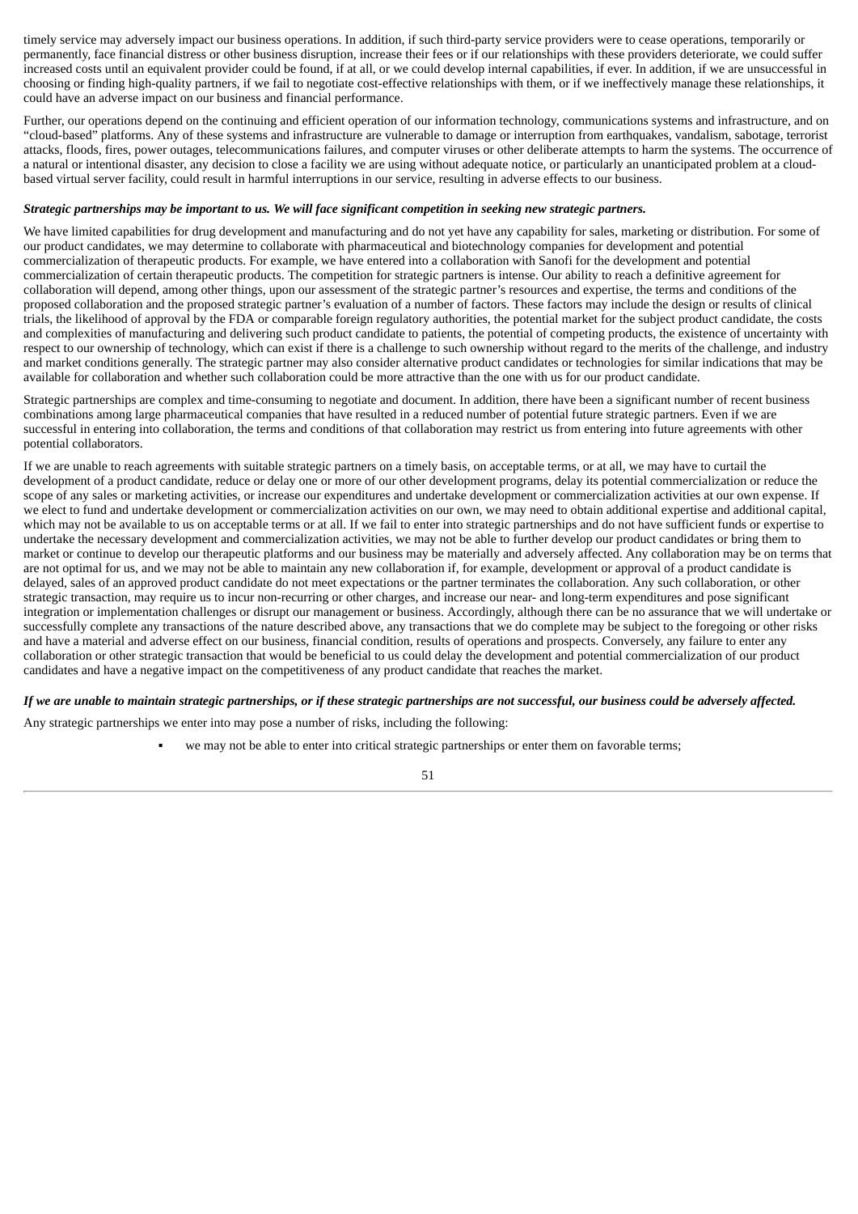timely service may adversely impact our business operations. In addition, if such third-party service providers were to cease operations, temporarily or permanently, face financial distress or other business disruption, increase their fees or if our relationships with these providers deteriorate, we could suffer increased costs until an equivalent provider could be found, if at all, or we could develop internal capabilities, if ever. In addition, if we are unsuccessful in choosing or finding high-quality partners, if we fail to negotiate cost-effective relationships with them, or if we ineffectively manage these relationships, it could have an adverse impact on our business and financial performance.

Further, our operations depend on the continuing and efficient operation of our information technology, communications systems and infrastructure, and on "cloud-based" platforms. Any of these systems and infrastructure are vulnerable to damage or interruption from earthquakes, vandalism, sabotage, terrorist attacks, floods, fires, power outages, telecommunications failures, and computer viruses or other deliberate attempts to harm the systems. The occurrence of a natural or intentional disaster, any decision to close a facility we are using without adequate notice, or particularly an unanticipated problem at a cloud-based virtual server facility, could result in harmful interruptions in our service, resulting in adverse effects to our business.

***Strategic partnerships may be important to us. We will face significant competition in seeking new strategic partners.***

We have limited capabilities for drug development and manufacturing and do not yet have any capability for sales, marketing or distribution. For some of our product candidates, we may determine to collaborate with pharmaceutical and biotechnology companies for development and potential commercialization of therapeutic products. For example, we have entered into a collaboration with Sanofi for the development and potential commercialization of certain therapeutic products. The competition for strategic partners is intense. Our ability to reach a definitive agreement for collaboration will depend, among other things, upon our assessment of the strategic partner's resources and expertise, the terms and conditions of the proposed collaboration and the proposed strategic partner's evaluation of a number of factors. These factors may include the design or results of clinical trials, the likelihood of approval by the FDA or comparable foreign regulatory authorities, the potential market for the subject product candidate, the costs and complexities of manufacturing and delivering such product candidate to patients, the potential of competing products, the existence of uncertainty with respect to our ownership of technology, which can exist if there is a challenge to such ownership without regard to the merits of the challenge, and industry and market conditions generally. The strategic partner may also consider alternative product candidates or technologies for similar indications that may be available for collaboration and whether such collaboration could be more attractive than the one with us for our product candidate.

Strategic partnerships are complex and time-consuming to negotiate and document. In addition, there have been a significant number of recent business combinations among large pharmaceutical companies that have resulted in a reduced number of potential future strategic partners. Even if we are successful in entering into collaboration, the terms and conditions of that collaboration may restrict us from entering into future agreements with other potential collaborators.

If we are unable to reach agreements with suitable strategic partners on a timely basis, on acceptable terms, or at all, we may have to curtail the development of a product candidate, reduce or delay one or more of our other development programs, delay its potential commercialization or reduce the scope of any sales or marketing activities, or increase our expenditures and undertake development or commercialization activities at our own expense. If we elect to fund and undertake development or commercialization activities on our own, we may need to obtain additional expertise and additional capital, which may not be available to us on acceptable terms or at all. If we fail to enter into strategic partnerships and do not have sufficient funds or expertise to undertake the necessary development and commercialization activities, we may not be able to further develop our product candidates or bring them to market or continue to develop our therapeutic platforms and our business may be materially and adversely affected. Any collaboration may be on terms that are not optimal for us, and we may not be able to maintain any new collaboration if, for example, development or approval of a product candidate is delayed, sales of an approved product candidate do not meet expectations or the partner terminates the collaboration. Any such collaboration, or other strategic transaction, may require us to incur non-recurring or other charges, and increase our near- and long-term expenditures and pose significant integration or implementation challenges or disrupt our management or business. Accordingly, although there can be no assurance that we will undertake or successfully complete any transactions of the nature described above, any transactions that we do complete may be subject to the foregoing or other risks and have a material and adverse effect on our business, financial condition, results of operations and prospects. Conversely, any failure to enter any collaboration or other strategic transaction that would be beneficial to us could delay the development and potential commercialization of our product candidates and have a negative impact on the competitiveness of any product candidate that reaches the market.

***If we are unable to maintain strategic partnerships, or if these strategic partnerships are not successful, our business could be adversely affected.***

Any strategic partnerships we enter into may pose a number of risks, including the following:

- we may not be able to enter into critical strategic partnerships or enter them on favorable terms;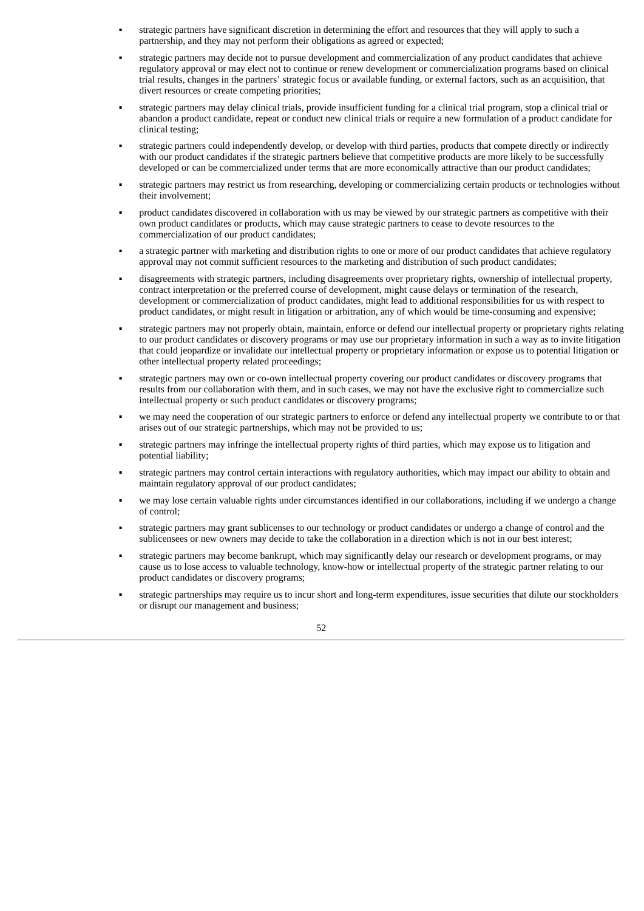- strategic partners have significant discretion in determining the effort and resources that they will apply to such a partnership, and they may not perform their obligations as agreed or expected;
- strategic partners may decide not to pursue development and commercialization of any product candidates that achieve regulatory approval or may elect not to continue or renew development or commercialization programs based on clinical trial results, changes in the partners' strategic focus or available funding, or external factors, such as an acquisition, that divert resources or create competing priorities;
- strategic partners may delay clinical trials, provide insufficient funding for a clinical trial program, stop a clinical trial or abandon a product candidate, repeat or conduct new clinical trials or require a new formulation of a product candidate for clinical testing;
- strategic partners could independently develop, or develop with third parties, products that compete directly or indirectly with our product candidates if the strategic partners believe that competitive products are more likely to be successfully developed or can be commercialized under terms that are more economically attractive than our product candidates;
- strategic partners may restrict us from researching, developing or commercializing certain products or technologies without their involvement;
- product candidates discovered in collaboration with us may be viewed by our strategic partners as competitive with their own product candidates or products, which may cause strategic partners to cease to devote resources to the commercialization of our product candidates;
- a strategic partner with marketing and distribution rights to one or more of our product candidates that achieve regulatory approval may not commit sufficient resources to the marketing and distribution of such product candidates;
- disagreements with strategic partners, including disagreements over proprietary rights, ownership of intellectual property, contract interpretation or the preferred course of development, might cause delays or termination of the research, development or commercialization of product candidates, might lead to additional responsibilities for us with respect to product candidates, or might result in litigation or arbitration, any of which would be time-consuming and expensive;
- strategic partners may not properly obtain, maintain, enforce or defend our intellectual property or proprietary rights relating to our product candidates or discovery programs or may use our proprietary information in such a way as to invite litigation that could jeopardize or invalidate our intellectual property or proprietary information or expose us to potential litigation or other intellectual property related proceedings;
- strategic partners may own or co-own intellectual property covering our product candidates or discovery programs that results from our collaboration with them, and in such cases, we may not have the exclusive right to commercialize such intellectual property or such product candidates or discovery programs;
- we may need the cooperation of our strategic partners to enforce or defend any intellectual property we contribute to or that arises out of our strategic partnerships, which may not be provided to us;
- strategic partners may infringe the intellectual property rights of third parties, which may expose us to litigation and potential liability;
- strategic partners may control certain interactions with regulatory authorities, which may impact our ability to obtain and maintain regulatory approval of our product candidates;
- we may lose certain valuable rights under circumstances identified in our collaborations, including if we undergo a change of control;
- strategic partners may grant sublicenses to our technology or product candidates or undergo a change of control and the sublicensees or new owners may decide to take the collaboration in a direction which is not in our best interest;
- strategic partners may become bankrupt, which may significantly delay our research or development programs, or may cause us to lose access to valuable technology, know-how or intellectual property of the strategic partner relating to our product candidates or discovery programs;
- strategic partnerships may require us to incur short and long-term expenditures, issue securities that dilute our stockholders or disrupt our management and business;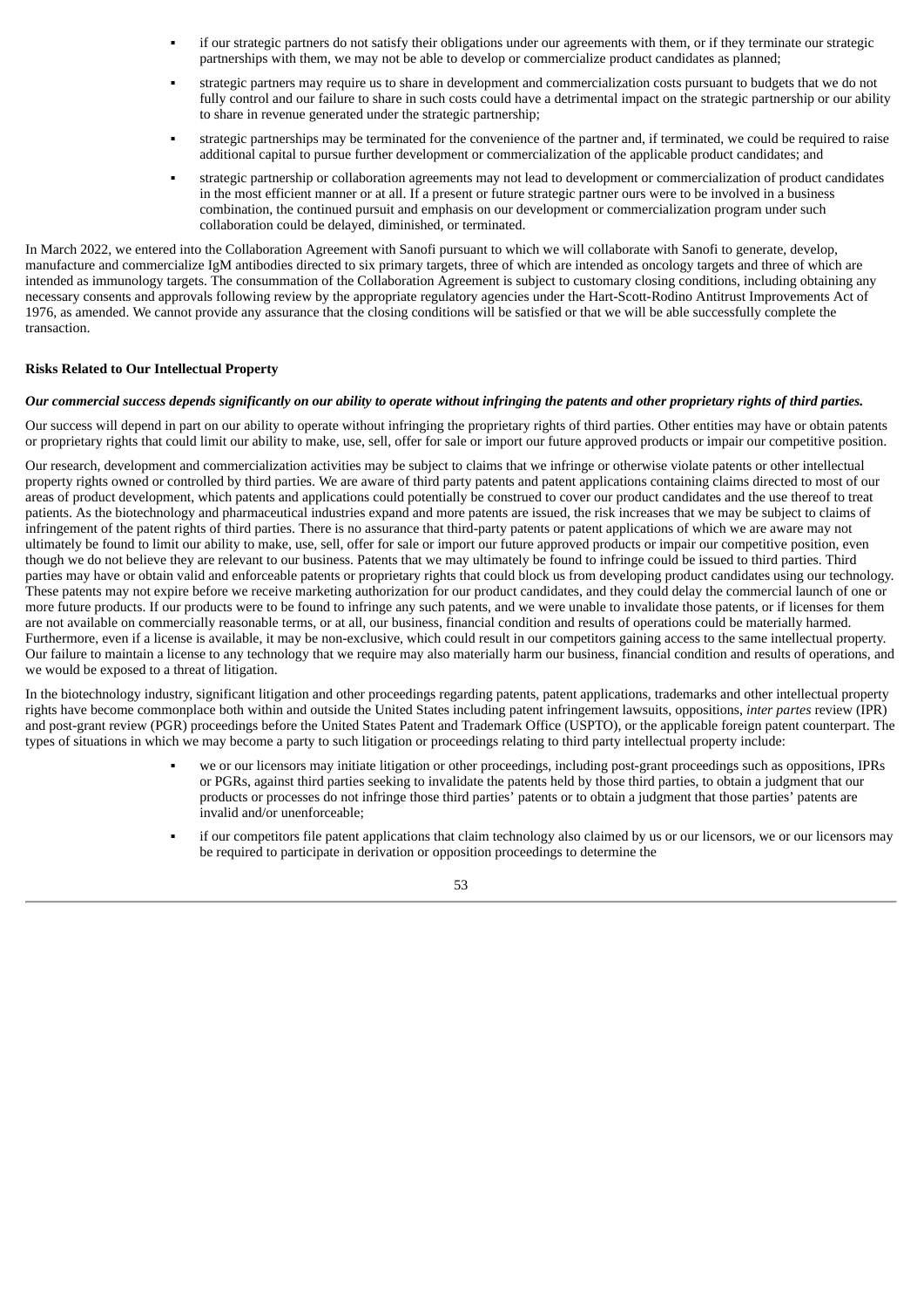- if our strategic partners do not satisfy their obligations under our agreements with them, or if they terminate our strategic partnerships with them, we may not be able to develop or commercialize product candidates as planned;
- strategic partners may require us to share in development and commercialization costs pursuant to budgets that we do not fully control and our failure to share in such costs could have a detrimental impact on the strategic partnership or our ability to share in revenue generated under the strategic partnership;
- strategic partnerships may be terminated for the convenience of the partner and, if terminated, we could be required to raise additional capital to pursue further development or commercialization of the applicable product candidates; and
- strategic partnership or collaboration agreements may not lead to development or commercialization of product candidates in the most efficient manner or at all. If a present or future strategic partner ours were to be involved in a business combination, the continued pursuit and emphasis on our development or commercialization program under such collaboration could be delayed, diminished, or terminated.

In March 2022, we entered into the Collaboration Agreement with Sanofi pursuant to which we will collaborate with Sanofi to generate, develop, manufacture and commercialize IgM antibodies directed to six primary targets, three of which are intended as oncology targets and three of which are intended as immunology targets. The consummation of the Collaboration Agreement is subject to customary closing conditions, including obtaining any necessary consents and approvals following review by the appropriate regulatory agencies under the Hart-Scott-Rodino Antitrust Improvements Act of 1976, as amended. We cannot provide any assurance that the closing conditions will be satisfied or that we will be able successfully complete the transaction.

**Risks Related to Our Intellectual Property**

***Our commercial success depends significantly on our ability to operate without infringing the patents and other proprietary rights of third parties.***

Our success will depend in part on our ability to operate without infringing the proprietary rights of third parties. Other entities may have or obtain patents or proprietary rights that could limit our ability to make, use, sell, offer for sale or import our future approved products or impair our competitive position.

Our research, development and commercialization activities may be subject to claims that we infringe or otherwise violate patents or other intellectual property rights owned or controlled by third parties. We are aware of third party patents and patent applications containing claims directed to most of our areas of product development, which patents and applications could potentially be construed to cover our product candidates and the use thereof to treat patients. As the biotechnology and pharmaceutical industries expand and more patents are issued, the risk increases that we may be subject to claims of infringement of the patent rights of third parties. There is no assurance that third-party patents or patent applications of which we are aware may not ultimately be found to limit our ability to make, use, sell, offer for sale or import our future approved products or impair our competitive position, even though we do not believe they are relevant to our business. Patents that we may ultimately be found to infringe could be issued to third parties. Third parties may have or obtain valid and enforceable patents or proprietary rights that could block us from developing product candidates using our technology. These patents may not expire before we receive marketing authorization for our product candidates, and they could delay the commercial launch of one or more future products. If our products were to be found to infringe any such patents, and we were unable to invalidate those patents, or if licenses for them are not available on commercially reasonable terms, or at all, our business, financial condition and results of operations could be materially harmed. Furthermore, even if a license is available, it may be non-exclusive, which could result in our competitors gaining access to the same intellectual property. Our failure to maintain a license to any technology that we require may also materially harm our business, financial condition and results of operations, and we would be exposed to a threat of litigation.

In the biotechnology industry, significant litigation and other proceedings regarding patents, patent applications, trademarks and other intellectual property rights have become commonplace both within and outside the United States including patent infringement lawsuits, oppositions, *inter partes* review (IPR) and post-grant review (PGR) proceedings before the United States Patent and Trademark Office (USPTO), or the applicable foreign patent counterpart. The types of situations in which we may become a party to such litigation or proceedings relating to third party intellectual property include:

- we or our licensors may initiate litigation or other proceedings, including post-grant proceedings such as oppositions, IPRs or PGRs, against third parties seeking to invalidate the patents held by those third parties, to obtain a judgment that our products or processes do not infringe those third parties' patents or to obtain a judgment that those parties' patents are invalid and/or unenforceable;
- if our competitors file patent applications that claim technology also claimed by us or our licensors, we or our licensors may be required to participate in derivation or opposition proceedings to determine the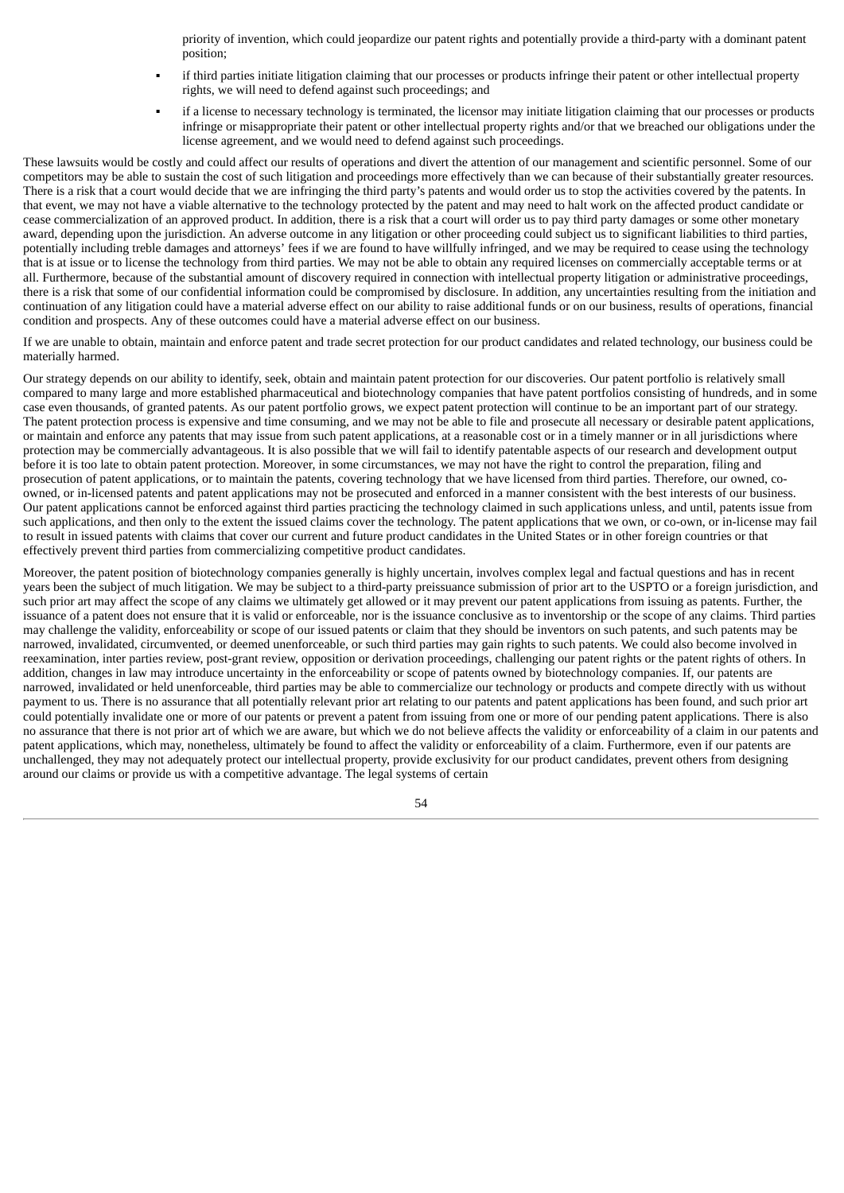priority of invention, which could jeopardize our patent rights and potentially provide a third-party with a dominant patent position;

- if third parties initiate litigation claiming that our processes or products infringe their patent or other intellectual property rights, we will need to defend against such proceedings; and
- if a license to necessary technology is terminated, the licensor may initiate litigation claiming that our processes or products infringe or misappropriate their patent or other intellectual property rights and/or that we breached our obligations under the license agreement, and we would need to defend against such proceedings.

These lawsuits would be costly and could affect our results of operations and divert the attention of our management and scientific personnel. Some of our competitors may be able to sustain the cost of such litigation and proceedings more effectively than we can because of their substantially greater resources. There is a risk that a court would decide that we are infringing the third party's patents and would order us to stop the activities covered by the patents. In that event, we may not have a viable alternative to the technology protected by the patent and may need to halt work on the affected product candidate or cease commercialization of an approved product. In addition, there is a risk that a court will order us to pay third party damages or some other monetary award, depending upon the jurisdiction. An adverse outcome in any litigation or other proceeding could subject us to significant liabilities to third parties, potentially including treble damages and attorneys' fees if we are found to have willfully infringed, and we may be required to cease using the technology that is at issue or to license the technology from third parties. We may not be able to obtain any required licenses on commercially acceptable terms or at all. Furthermore, because of the substantial amount of discovery required in connection with intellectual property litigation or administrative proceedings, there is a risk that some of our confidential information could be compromised by disclosure. In addition, any uncertainties resulting from the initiation and continuation of any litigation could have a material adverse effect on our ability to raise additional funds or on our business, results of operations, financial condition and prospects. Any of these outcomes could have a material adverse effect on our business.

If we are unable to obtain, maintain and enforce patent and trade secret protection for our product candidates and related technology, our business could be materially harmed.

Our strategy depends on our ability to identify, seek, obtain and maintain patent protection for our discoveries. Our patent portfolio is relatively small compared to many large and more established pharmaceutical and biotechnology companies that have patent portfolios consisting of hundreds, and in some case even thousands, of granted patents. As our patent portfolio grows, we expect patent protection will continue to be an important part of our strategy. The patent protection process is expensive and time consuming, and we may not be able to file and prosecute all necessary or desirable patent applications, or maintain and enforce any patents that may issue from such patent applications, at a reasonable cost or in a timely manner or in all jurisdictions where protection may be commercially advantageous. It is also possible that we will fail to identify patentable aspects of our research and development output before it is too late to obtain patent protection. Moreover, in some circumstances, we may not have the right to control the preparation, filing and prosecution of patent applications, or to maintain the patents, covering technology that we have licensed from third parties. Therefore, our owned, co-owned, or in-licensed patents and patent applications may not be prosecuted and enforced in a manner consistent with the best interests of our business. Our patent applications cannot be enforced against third parties practicing the technology claimed in such applications unless, and until, patents issue from such applications, and then only to the extent the issued claims cover the technology. The patent applications that we own, or co-own, or in-license may fail to result in issued patents with claims that cover our current and future product candidates in the United States or in other foreign countries or that effectively prevent third parties from commercializing competitive product candidates.

Moreover, the patent position of biotechnology companies generally is highly uncertain, involves complex legal and factual questions and has in recent years been the subject of much litigation. We may be subject to a third-party preissuance submission of prior art to the USPTO or a foreign jurisdiction, and such prior art may affect the scope of any claims we ultimately get allowed or it may prevent our patent applications from issuing as patents. Further, the issuance of a patent does not ensure that it is valid or enforceable, nor is the issuance conclusive as to inventorship or the scope of any claims. Third parties may challenge the validity, enforceability or scope of our issued patents or claim that they should be inventors on such patents, and such patents may be narrowed, invalidated, circumvented, or deemed unenforceable, or such third parties may gain rights to such patents. We could also become involved in reexamination, inter parties review, post-grant review, opposition or derivation proceedings, challenging our patent rights or the patent rights of others. In addition, changes in law may introduce uncertainty in the enforceability or scope of patents owned by biotechnology companies. If, our patents are narrowed, invalidated or held unenforceable, third parties may be able to commercialize our technology or products and compete directly with us without payment to us. There is no assurance that all potentially relevant prior art relating to our patents and patent applications has been found, and such prior art could potentially invalidate one or more of our patents or prevent a patent from issuing from one or more of our pending patent applications. There is also no assurance that there is not prior art of which we are aware, but which we do not believe affects the validity or enforceability of a claim in our patents and patent applications, which may, nonetheless, ultimately be found to affect the validity or enforceability of a claim. Furthermore, even if our patents are unchallenged, they may not adequately protect our intellectual property, provide exclusivity for our product candidates, prevent others from designing around our claims or provide us with a competitive advantage. The legal systems of certain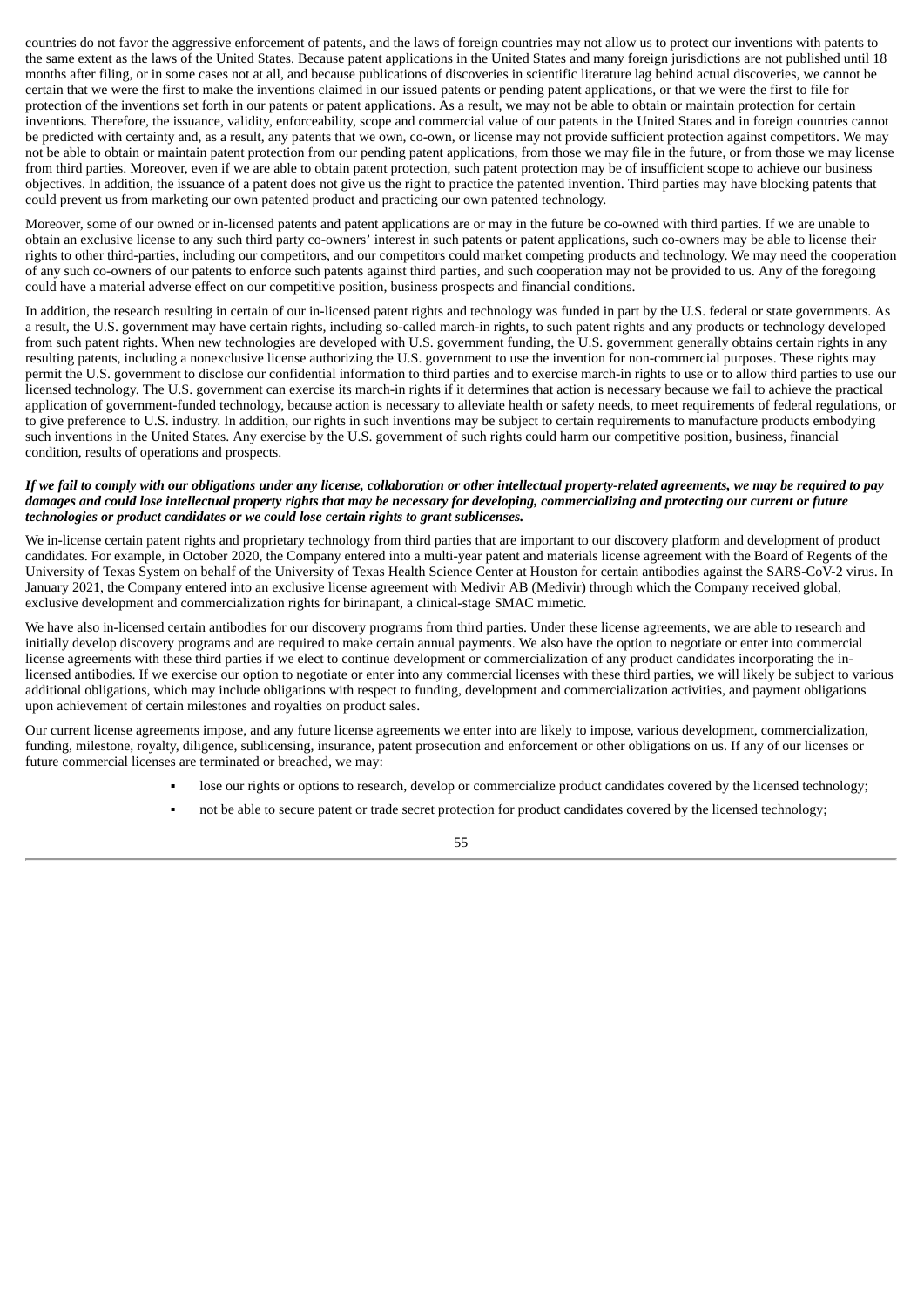countries do not favor the aggressive enforcement of patents, and the laws of foreign countries may not allow us to protect our inventions with patents to the same extent as the laws of the United States. Because patent applications in the United States and many foreign jurisdictions are not published until 18 months after filing, or in some cases not at all, and because publications of discoveries in scientific literature lag behind actual discoveries, we cannot be certain that we were the first to make the inventions claimed in our issued patents or pending patent applications, or that we were the first to file for protection of the inventions set forth in our patents or patent applications. As a result, we may not be able to obtain or maintain protection for certain inventions. Therefore, the issuance, validity, enforceability, scope and commercial value of our patents in the United States and in foreign countries cannot be predicted with certainty and, as a result, any patents that we own, co-own, or license may not provide sufficient protection against competitors. We may not be able to obtain or maintain patent protection from our pending patent applications, from those we may file in the future, or from those we may license from third parties. Moreover, even if we are able to obtain patent protection, such patent protection may be of insufficient scope to achieve our business objectives. In addition, the issuance of a patent does not give us the right to practice the patented invention. Third parties may have blocking patents that could prevent us from marketing our own patented product and practicing our own patented technology.

Moreover, some of our owned or in-licensed patents and patent applications are or may in the future be co-owned with third parties. If we are unable to obtain an exclusive license to any such third party co-owners' interest in such patents or patent applications, such co-owners may be able to license their rights to other third-parties, including our competitors, and our competitors could market competing products and technology. We may need the cooperation of any such co-owners of our patents to enforce such patents against third parties, and such cooperation may not be provided to us. Any of the foregoing could have a material adverse effect on our competitive position, business prospects and financial conditions.

In addition, the research resulting in certain of our in-licensed patent rights and technology was funded in part by the U.S. federal or state governments. As a result, the U.S. government may have certain rights, including so-called march-in rights, to such patent rights and any products or technology developed from such patent rights. When new technologies are developed with U.S. government funding, the U.S. government generally obtains certain rights in any resulting patents, including a nonexclusive license authorizing the U.S. government to use the invention for non-commercial purposes. These rights may permit the U.S. government to disclose our confidential information to third parties and to exercise march-in rights to use or to allow third parties to use our licensed technology. The U.S. government can exercise its march-in rights if it determines that action is necessary because we fail to achieve the practical application of government-funded technology, because action is necessary to alleviate health or safety needs, to meet requirements of federal regulations, or to give preference to U.S. industry. In addition, our rights in such inventions may be subject to certain requirements to manufacture products embodying such inventions in the United States. Any exercise by the U.S. government of such rights could harm our competitive position, business, financial condition, results of operations and prospects.

***If we fail to comply with our obligations under any license, collaboration or other intellectual property-related agreements, we may be required to pay damages and could lose intellectual property rights that may be necessary for developing, commercializing and protecting our current or future technologies or product candidates or we could lose certain rights to grant sublicenses.***

We in-license certain patent rights and proprietary technology from third parties that are important to our discovery platform and development of product candidates. For example, in October 2020, the Company entered into a multi-year patent and materials license agreement with the Board of Regents of the University of Texas System on behalf of the University of Texas Health Science Center at Houston for certain antibodies against the SARS-CoV-2 virus. In January 2021, the Company entered into an exclusive license agreement with Medivir AB (Medivir) through which the Company received global, exclusive development and commercialization rights for birinapant, a clinical-stage SMAC mimetic.

We have also in-licensed certain antibodies for our discovery programs from third parties. Under these license agreements, we are able to research and initially develop discovery programs and are required to make certain annual payments. We also have the option to negotiate or enter into commercial license agreements with these third parties if we elect to continue development or commercialization of any product candidates incorporating the in-licensed antibodies. If we exercise our option to negotiate or enter into any commercial licenses with these third parties, we will likely be subject to various additional obligations, which may include obligations with respect to funding, development and commercialization activities, and payment obligations upon achievement of certain milestones and royalties on product sales.

Our current license agreements impose, and any future license agreements we enter into are likely to impose, various development, commercialization, funding, milestone, royalty, diligence, sublicensing, insurance, patent prosecution and enforcement or other obligations on us. If any of our licenses or future commercial licenses are terminated or breached, we may:

- lose our rights or options to research, develop or commercialize product candidates covered by the licensed technology;
- not be able to secure patent or trade secret protection for product candidates covered by the licensed technology;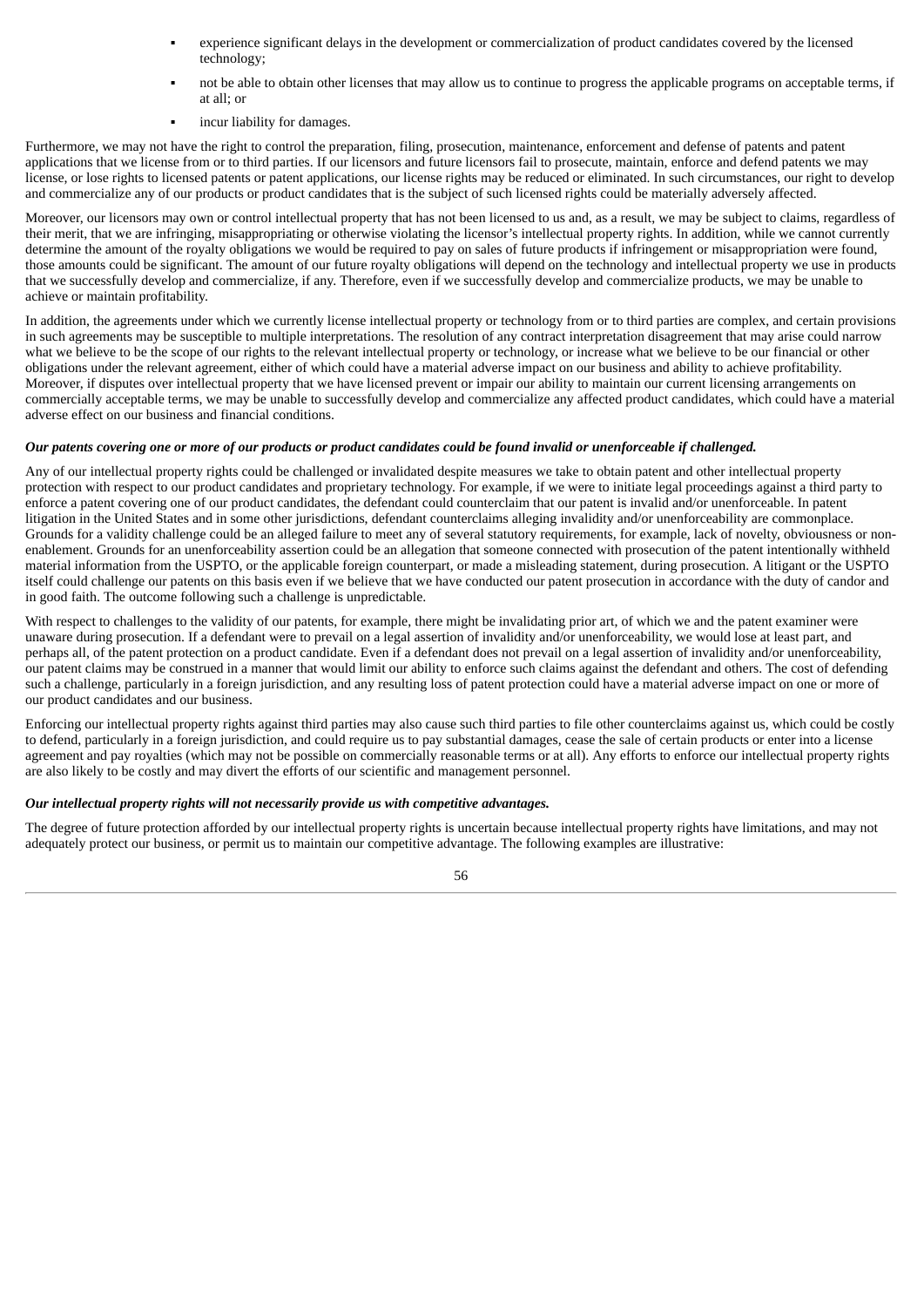- experience significant delays in the development or commercialization of product candidates covered by the licensed technology;
- not be able to obtain other licenses that may allow us to continue to progress the applicable programs on acceptable terms, if at all; or
- incur liability for damages.

Furthermore, we may not have the right to control the preparation, filing, prosecution, maintenance, enforcement and defense of patents and patent applications that we license from or to third parties. If our licensors and future licensors fail to prosecute, maintain, enforce and defend patents we may license, or lose rights to licensed patents or patent applications, our license rights may be reduced or eliminated. In such circumstances, our right to develop and commercialize any of our products or product candidates that is the subject of such licensed rights could be materially adversely affected.

Moreover, our licensors may own or control intellectual property that has not been licensed to us and, as a result, we may be subject to claims, regardless of their merit, that we are infringing, misappropriating or otherwise violating the licensor's intellectual property rights. In addition, while we cannot currently determine the amount of the royalty obligations we would be required to pay on sales of future products if infringement or misappropriation were found, those amounts could be significant. The amount of our future royalty obligations will depend on the technology and intellectual property we use in products that we successfully develop and commercialize, if any. Therefore, even if we successfully develop and commercialize products, we may be unable to achieve or maintain profitability.

In addition, the agreements under which we currently license intellectual property or technology from or to third parties are complex, and certain provisions in such agreements may be susceptible to multiple interpretations. The resolution of any contract interpretation disagreement that may arise could narrow what we believe to be the scope of our rights to the relevant intellectual property or technology, or increase what we believe to be our financial or other obligations under the relevant agreement, either of which could have a material adverse impact on our business and ability to achieve profitability. Moreover, if disputes over intellectual property that we have licensed prevent or impair our ability to maintain our current licensing arrangements on commercially acceptable terms, we may be unable to successfully develop and commercialize any affected product candidates, which could have a material adverse effect on our business and financial conditions.

***Our patents covering one or more of our products or product candidates could be found invalid or unenforceable if challenged.***

Any of our intellectual property rights could be challenged or invalidated despite measures we take to obtain patent and other intellectual property protection with respect to our product candidates and proprietary technology. For example, if we were to initiate legal proceedings against a third party to enforce a patent covering one of our product candidates, the defendant could counterclaim that our patent is invalid and/or unenforceable. In patent litigation in the United States and in some other jurisdictions, defendant counterclaims alleging invalidity and/or unenforceability are commonplace. Grounds for a validity challenge could be an alleged failure to meet any of several statutory requirements, for example, lack of novelty, obviousness or non-enablement. Grounds for an unenforceability assertion could be an allegation that someone connected with prosecution of the patent intentionally withheld material information from the USPTO, or the applicable foreign counterpart, or made a misleading statement, during prosecution. A litigant or the USPTO itself could challenge our patents on this basis even if we believe that we have conducted our patent prosecution in accordance with the duty of candor and in good faith. The outcome following such a challenge is unpredictable.

With respect to challenges to the validity of our patents, for example, there might be invalidating prior art, of which we and the patent examiner were unaware during prosecution. If a defendant were to prevail on a legal assertion of invalidity and/or unenforceability, we would lose at least part, and perhaps all, of the patent protection on a product candidate. Even if a defendant does not prevail on a legal assertion of invalidity and/or unenforceability, our patent claims may be construed in a manner that would limit our ability to enforce such claims against the defendant and others. The cost of defending such a challenge, particularly in a foreign jurisdiction, and any resulting loss of patent protection could have a material adverse impact on one or more of our product candidates and our business.

Enforcing our intellectual property rights against third parties may also cause such third parties to file other counterclaims against us, which could be costly to defend, particularly in a foreign jurisdiction, and could require us to pay substantial damages, cease the sale of certain products or enter into a license agreement and pay royalties (which may not be possible on commercially reasonable terms or at all). Any efforts to enforce our intellectual property rights are also likely to be costly and may divert the efforts of our scientific and management personnel.

***Our intellectual property rights will not necessarily provide us with competitive advantages.***

The degree of future protection afforded by our intellectual property rights is uncertain because intellectual property rights have limitations, and may not adequately protect our business, or permit us to maintain our competitive advantage. The following examples are illustrative: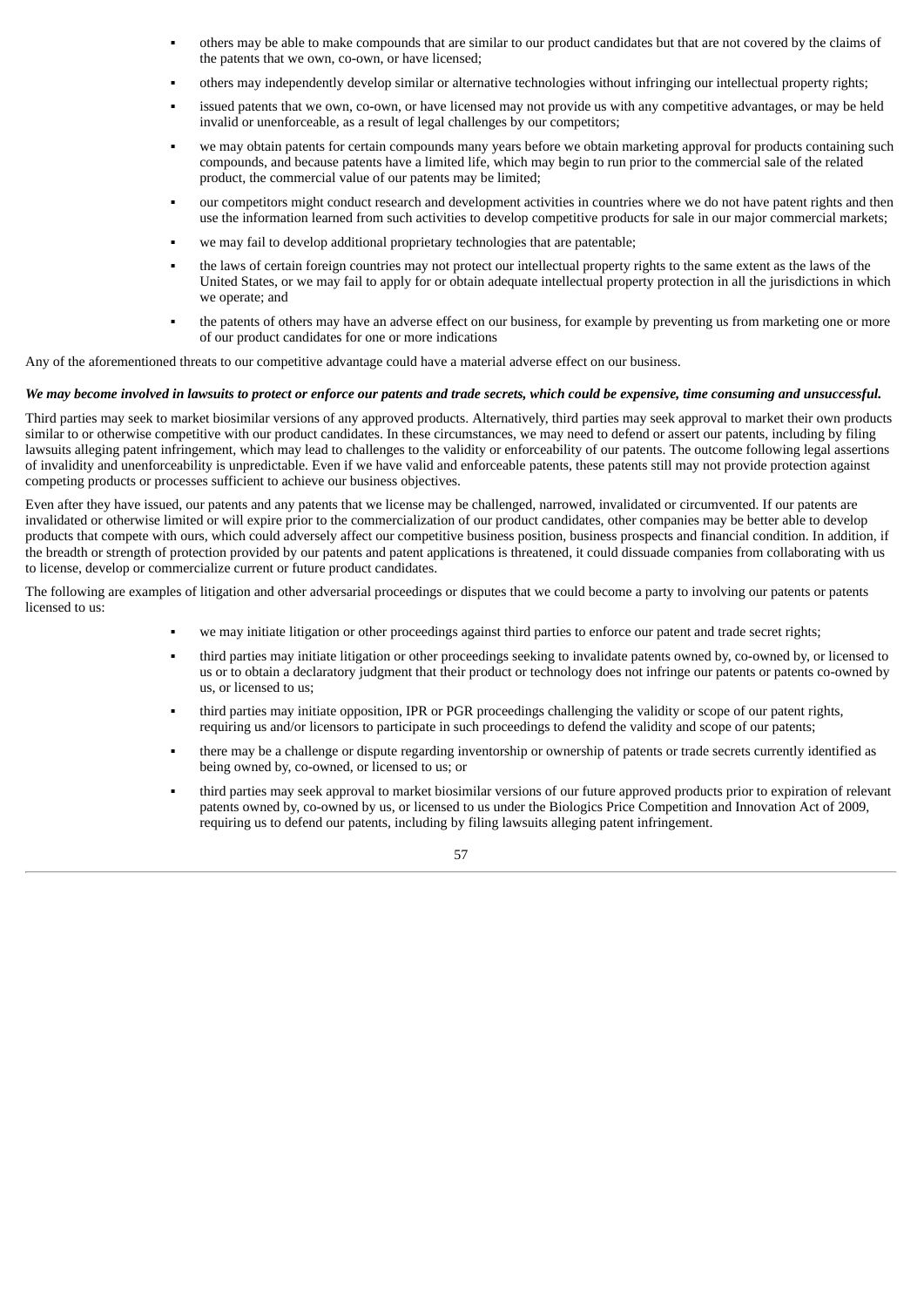- others may be able to make compounds that are similar to our product candidates but that are not covered by the claims of the patents that we own, co-own, or have licensed;
- others may independently develop similar or alternative technologies without infringing our intellectual property rights;
- issued patents that we own, co-own, or have licensed may not provide us with any competitive advantages, or may be held invalid or unenforceable, as a result of legal challenges by our competitors;
- we may obtain patents for certain compounds many years before we obtain marketing approval for products containing such compounds, and because patents have a limited life, which may begin to run prior to the commercial sale of the related product, the commercial value of our patents may be limited;
- our competitors might conduct research and development activities in countries where we do not have patent rights and then use the information learned from such activities to develop competitive products for sale in our major commercial markets;
- we may fail to develop additional proprietary technologies that are patentable;
- the laws of certain foreign countries may not protect our intellectual property rights to the same extent as the laws of the United States, or we may fail to apply for or obtain adequate intellectual property protection in all the jurisdictions in which we operate; and
- the patents of others may have an adverse effect on our business, for example by preventing us from marketing one or more of our product candidates for one or more indications

Any of the aforementioned threats to our competitive advantage could have a material adverse effect on our business.

***We may become involved in lawsuits to protect or enforce our patents and trade secrets, which could be expensive, time consuming and unsuccessful.***

Third parties may seek to market biosimilar versions of any approved products. Alternatively, third parties may seek approval to market their own products similar to or otherwise competitive with our product candidates. In these circumstances, we may need to defend or assert our patents, including by filing lawsuits alleging patent infringement, which may lead to challenges to the validity or enforceability of our patents. The outcome following legal assertions of invalidity and unenforceability is unpredictable. Even if we have valid and enforceable patents, these patents still may not provide protection against competing products or processes sufficient to achieve our business objectives.

Even after they have issued, our patents and any patents that we license may be challenged, narrowed, invalidated or circumvented. If our patents are invalidated or otherwise limited or will expire prior to the commercialization of our product candidates, other companies may be better able to develop products that compete with ours, which could adversely affect our competitive business position, business prospects and financial condition. In addition, if the breadth or strength of protection provided by our patents and patent applications is threatened, it could dissuade companies from collaborating with us to license, develop or commercialize current or future product candidates.

The following are examples of litigation and other adversarial proceedings or disputes that we could become a party to involving our patents or patents licensed to us:

- we may initiate litigation or other proceedings against third parties to enforce our patent and trade secret rights;
- third parties may initiate litigation or other proceedings seeking to invalidate patents owned by, co-owned by, or licensed to us or to obtain a declaratory judgment that their product or technology does not infringe our patents or patents co-owned by us, or licensed to us;
- third parties may initiate opposition, IPR or PGR proceedings challenging the validity or scope of our patent rights, requiring us and/or licensors to participate in such proceedings to defend the validity and scope of our patents;
- there may be a challenge or dispute regarding inventorship or ownership of patents or trade secrets currently identified as being owned by, co-owned, or licensed to us; or
- third parties may seek approval to market biosimilar versions of our future approved products prior to expiration of relevant patents owned by, co-owned by us, or licensed to us under the Biologics Price Competition and Innovation Act of 2009, requiring us to defend our patents, including by filing lawsuits alleging patent infringement.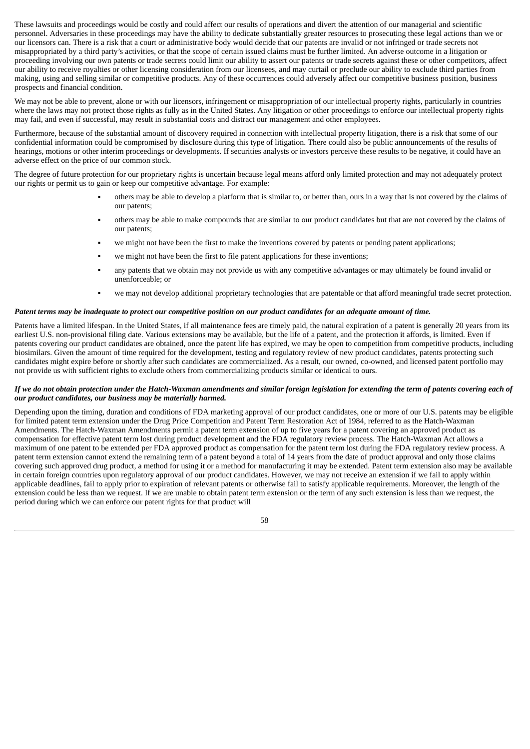These lawsuits and proceedings would be costly and could affect our results of operations and divert the attention of our managerial and scientific personnel. Adversaries in these proceedings may have the ability to dedicate substantially greater resources to prosecuting these legal actions than we or our licensors can. There is a risk that a court or administrative body would decide that our patents are invalid or not infringed or trade secrets not misappropriated by a third party's activities, or that the scope of certain issued claims must be further limited. An adverse outcome in a litigation or proceeding involving our own patents or trade secrets could limit our ability to assert our patents or trade secrets against these or other competitors, affect our ability to receive royalties or other licensing consideration from our licensees, and may curtail or preclude our ability to exclude third parties from making, using and selling similar or competitive products. Any of these occurrences could adversely affect our competitive business position, business prospects and financial condition.

We may not be able to prevent, alone or with our licensors, infringement or misappropriation of our intellectual property rights, particularly in countries where the laws may not protect those rights as fully as in the United States. Any litigation or other proceedings to enforce our intellectual property rights may fail, and even if successful, may result in substantial costs and distract our management and other employees.

Furthermore, because of the substantial amount of discovery required in connection with intellectual property litigation, there is a risk that some of our confidential information could be compromised by disclosure during this type of litigation. There could also be public announcements of the results of hearings, motions or other interim proceedings or developments. If securities analysts or investors perceive these results to be negative, it could have an adverse effect on the price of our common stock.

The degree of future protection for our proprietary rights is uncertain because legal means afford only limited protection and may not adequately protect our rights or permit us to gain or keep our competitive advantage. For example:

- others may be able to develop a platform that is similar to, or better than, ours in a way that is not covered by the claims of our patents;
- others may be able to make compounds that are similar to our product candidates but that are not covered by the claims of our patents;
- we might not have been the first to make the inventions covered by patents or pending patent applications;
- we might not have been the first to file patent applications for these inventions;
- any patents that we obtain may not provide us with any competitive advantages or may ultimately be found invalid or unenforceable; or
- we may not develop additional proprietary technologies that are patentable or that afford meaningful trade secret protection.

***Patent terms may be inadequate to protect our competitive position on our product candidates for an adequate amount of time.***

Patents have a limited lifespan. In the United States, if all maintenance fees are timely paid, the natural expiration of a patent is generally 20 years from its earliest U.S. non-provisional filing date. Various extensions may be available, but the life of a patent, and the protection it affords, is limited. Even if patents covering our product candidates are obtained, once the patent life has expired, we may be open to competition from competitive products, including biosimilars. Given the amount of time required for the development, testing and regulatory review of new product candidates, patents protecting such candidates might expire before or shortly after such candidates are commercialized. As a result, our owned, co-owned, and licensed patent portfolio may not provide us with sufficient rights to exclude others from commercializing products similar or identical to ours.

***If we do not obtain protection under the Hatch-Waxman amendments and similar foreign legislation for extending the term of patents covering each of our product candidates, our business may be materially harmed.***

Depending upon the timing, duration and conditions of FDA marketing approval of our product candidates, one or more of our U.S. patents may be eligible for limited patent term extension under the Drug Price Competition and Patent Term Restoration Act of 1984, referred to as the Hatch-Waxman Amendments. The Hatch-Waxman Amendments permit a patent term extension of up to five years for a patent covering an approved product as compensation for effective patent term lost during product development and the FDA regulatory review process. The Hatch-Waxman Act allows a maximum of one patent to be extended per FDA approved product as compensation for the patent term lost during the FDA regulatory review process. A patent term extension cannot extend the remaining term of a patent beyond a total of 14 years from the date of product approval and only those claims covering such approved drug product, a method for using it or a method for manufacturing it may be extended. Patent term extension also may be available in certain foreign countries upon regulatory approval of our product candidates. However, we may not receive an extension if we fail to apply within applicable deadlines, fail to apply prior to expiration of relevant patents or otherwise fail to satisfy applicable requirements. Moreover, the length of the extension could be less than we request. If we are unable to obtain patent term extension or the term of any such extension is less than we request, the period during which we can enforce our patent rights for that product will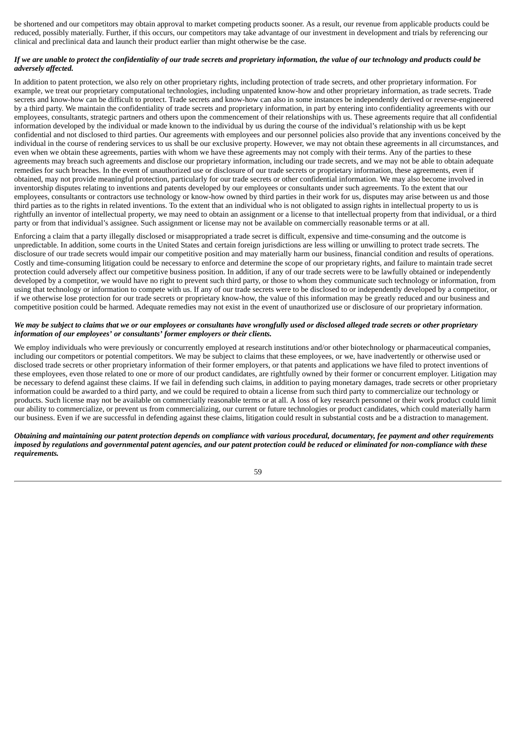be shortened and our competitors may obtain approval to market competing products sooner. As a result, our revenue from applicable products could be reduced, possibly materially. Further, if this occurs, our competitors may take advantage of our investment in development and trials by referencing our clinical and preclinical data and launch their product earlier than might otherwise be the case.

***If we are unable to protect the confidentiality of our trade secrets and proprietary information, the value of our technology and products could be adversely affected.***

In addition to patent protection, we also rely on other proprietary rights, including protection of trade secrets, and other proprietary information. For example, we treat our proprietary computational technologies, including unpatented know-how and other proprietary information, as trade secrets. Trade secrets and know-how can be difficult to protect. Trade secrets and know-how can also in some instances be independently derived or reverse-engineered by a third party. We maintain the confidentiality of trade secrets and proprietary information, in part by entering into confidentiality agreements with our employees, consultants, strategic partners and others upon the commencement of their relationships with us. These agreements require that all confidential information developed by the individual or made known to the individual by us during the course of the individual's relationship with us be kept confidential and not disclosed to third parties. Our agreements with employees and our personnel policies also provide that any inventions conceived by the individual in the course of rendering services to us shall be our exclusive property. However, we may not obtain these agreements in all circumstances, and even when we obtain these agreements, parties with whom we have these agreements may not comply with their terms. Any of the parties to these agreements may breach such agreements and disclose our proprietary information, including our trade secrets, and we may not be able to obtain adequate remedies for such breaches. In the event of unauthorized use or disclosure of our trade secrets or proprietary information, these agreements, even if obtained, may not provide meaningful protection, particularly for our trade secrets or other confidential information. We may also become involved in inventorship disputes relating to inventions and patents developed by our employees or consultants under such agreements. To the extent that our employees, consultants or contractors use technology or know-how owned by third parties in their work for us, disputes may arise between us and those third parties as to the rights in related inventions. To the extent that an individual who is not obligated to assign rights in intellectual property to us is rightfully an inventor of intellectual property, we may need to obtain an assignment or a license to that intellectual property from that individual, or a third party or from that individual's assignee. Such assignment or license may not be available on commercially reasonable terms or at all.

Enforcing a claim that a party illegally disclosed or misappropriated a trade secret is difficult, expensive and time-consuming and the outcome is unpredictable. In addition, some courts in the United States and certain foreign jurisdictions are less willing or unwilling to protect trade secrets. The disclosure of our trade secrets would impair our competitive position and may materially harm our business, financial condition and results of operations. Costly and time-consuming litigation could be necessary to enforce and determine the scope of our proprietary rights, and failure to maintain trade secret protection could adversely affect our competitive business position. In addition, if any of our trade secrets were to be lawfully obtained or independently developed by a competitor, we would have no right to prevent such third party, or those to whom they communicate such technology or information, from using that technology or information to compete with us. If any of our trade secrets were to be disclosed to or independently developed by a competitor, or if we otherwise lose protection for our trade secrets or proprietary know-how, the value of this information may be greatly reduced and our business and competitive position could be harmed. Adequate remedies may not exist in the event of unauthorized use or disclosure of our proprietary information.

***We may be subject to claims that we or our employees or consultants have wrongfully used or disclosed alleged trade secrets or other proprietary information of our employees' or consultants' former employers or their clients.***

We employ individuals who were previously or concurrently employed at research institutions and/or other biotechnology or pharmaceutical companies, including our competitors or potential competitors. We may be subject to claims that these employees, or we, have inadvertently or otherwise used or disclosed trade secrets or other proprietary information of their former employers, or that patents and applications we have filed to protect inventions of these employees, even those related to one or more of our product candidates, are rightfully owned by their former or concurrent employer. Litigation may be necessary to defend against these claims. If we fail in defending such claims, in addition to paying monetary damages, trade secrets or other proprietary information could be awarded to a third party, and we could be required to obtain a license from such third party to commercialize our technology or products. Such license may not be available on commercially reasonable terms or at all. A loss of key research personnel or their work product could limit our ability to commercialize, or prevent us from commercializing, our current or future technologies or product candidates, which could materially harm our business. Even if we are successful in defending against these claims, litigation could result in substantial costs and be a distraction to management.

***Obtaining and maintaining our patent protection depends on compliance with various procedural, documentary, fee payment and other requirements imposed by regulations and governmental patent agencies, and our patent protection could be reduced or eliminated for non-compliance with these requirements.***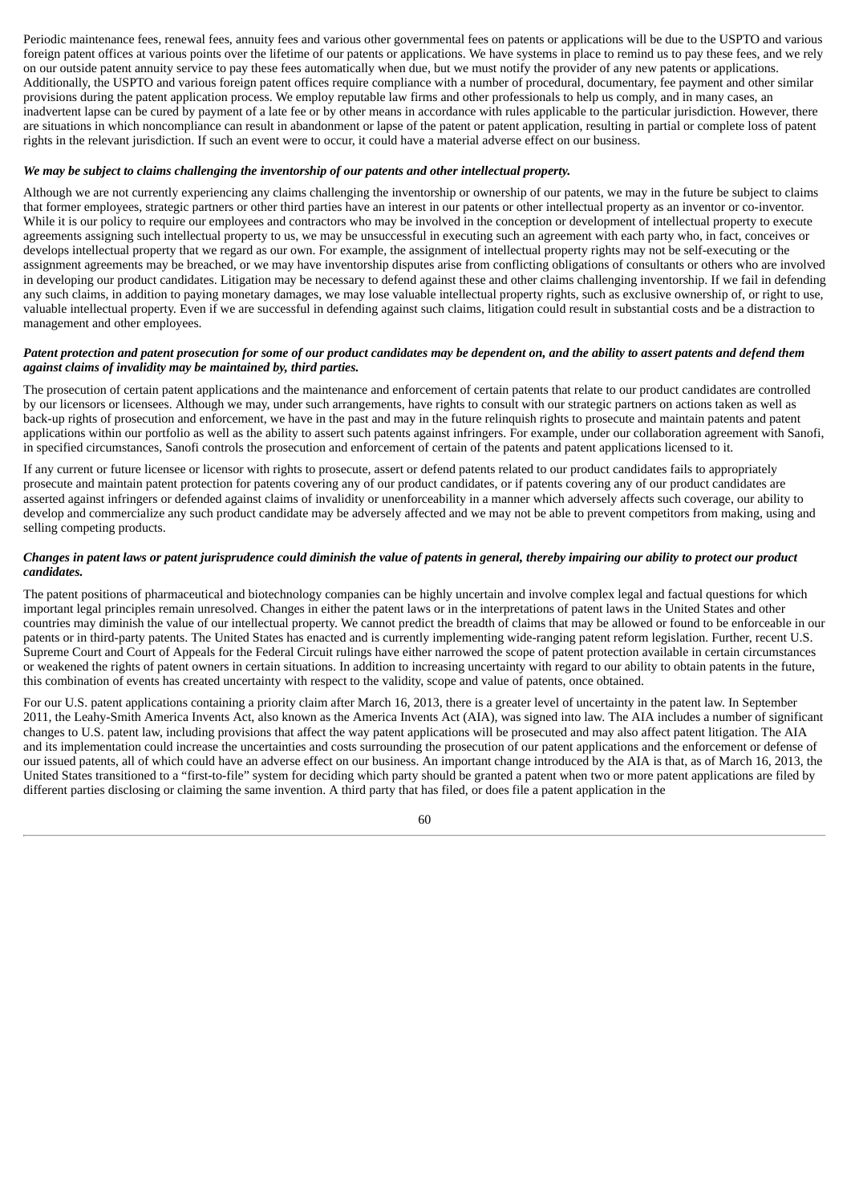Periodic maintenance fees, renewal fees, annuity fees and various other governmental fees on patents or applications will be due to the USPTO and various foreign patent offices at various points over the lifetime of our patents or applications. We have systems in place to remind us to pay these fees, and we rely on our outside patent annuity service to pay these fees automatically when due, but we must notify the provider of any new patents or applications. Additionally, the USPTO and various foreign patent offices require compliance with a number of procedural, documentary, fee payment and other similar provisions during the patent application process. We employ reputable law firms and other professionals to help us comply, and in many cases, an inadvertent lapse can be cured by payment of a late fee or by other means in accordance with rules applicable to the particular jurisdiction. However, there are situations in which noncompliance can result in abandonment or lapse of the patent or patent application, resulting in partial or complete loss of patent rights in the relevant jurisdiction. If such an event were to occur, it could have a material adverse effect on our business.

***We may be subject to claims challenging the inventorship of our patents and other intellectual property.***

Although we are not currently experiencing any claims challenging the inventorship or ownership of our patents, we may in the future be subject to claims that former employees, strategic partners or other third parties have an interest in our patents or other intellectual property as an inventor or co-inventor. While it is our policy to require our employees and contractors who may be involved in the conception or development of intellectual property to execute agreements assigning such intellectual property to us, we may be unsuccessful in executing such an agreement with each party who, in fact, conceives or develops intellectual property that we regard as our own. For example, the assignment of intellectual property rights may not be self-executing or the assignment agreements may be breached, or we may have inventorship disputes arise from conflicting obligations of consultants or others who are involved in developing our product candidates. Litigation may be necessary to defend against these and other claims challenging inventorship. If we fail in defending any such claims, in addition to paying monetary damages, we may lose valuable intellectual property rights, such as exclusive ownership of, or right to use, valuable intellectual property. Even if we are successful in defending against such claims, litigation could result in substantial costs and be a distraction to management and other employees.

***Patent protection and patent prosecution for some of our product candidates may be dependent on, and the ability to assert patents and defend them against claims of invalidity may be maintained by, third parties.***

The prosecution of certain patent applications and the maintenance and enforcement of certain patents that relate to our product candidates are controlled by our licensors or licensees. Although we may, under such arrangements, have rights to consult with our strategic partners on actions taken as well as back-up rights of prosecution and enforcement, we have in the past and may in the future relinquish rights to prosecute and maintain patents and patent applications within our portfolio as well as the ability to assert such patents against infringers. For example, under our collaboration agreement with Sanofi, in specified circumstances, Sanofi controls the prosecution and enforcement of certain of the patents and patent applications licensed to it.

If any current or future licensee or licensor with rights to prosecute, assert or defend patents related to our product candidates fails to appropriately prosecute and maintain patent protection for patents covering any of our product candidates, or if patents covering any of our product candidates are asserted against infringers or defended against claims of invalidity or unenforceability in a manner which adversely affects such coverage, our ability to develop and commercialize any such product candidate may be adversely affected and we may not be able to prevent competitors from making, using and selling competing products.

***Changes in patent laws or patent jurisprudence could diminish the value of patents in general, thereby impairing our ability to protect our product candidates.***

The patent positions of pharmaceutical and biotechnology companies can be highly uncertain and involve complex legal and factual questions for which important legal principles remain unresolved. Changes in either the patent laws or in the interpretations of patent laws in the United States and other countries may diminish the value of our intellectual property. We cannot predict the breadth of claims that may be allowed or found to be enforceable in our patents or in third-party patents. The United States has enacted and is currently implementing wide-ranging patent reform legislation. Further, recent U.S. Supreme Court and Court of Appeals for the Federal Circuit rulings have either narrowed the scope of patent protection available in certain circumstances or weakened the rights of patent owners in certain situations. In addition to increasing uncertainty with regard to our ability to obtain patents in the future, this combination of events has created uncertainty with respect to the validity, scope and value of patents, once obtained.

For our U.S. patent applications containing a priority claim after March 16, 2013, there is a greater level of uncertainty in the patent law. In September 2011, the Leahy-Smith America Invents Act, also known as the America Invents Act (AIA), was signed into law. The AIA includes a number of significant changes to U.S. patent law, including provisions that affect the way patent applications will be prosecuted and may also affect patent litigation. The AIA and its implementation could increase the uncertainties and costs surrounding the prosecution of our patent applications and the enforcement or defense of our issued patents, all of which could have an adverse effect on our business. An important change introduced by the AIA is that, as of March 16, 2013, the United States transitioned to a "first-to-file" system for deciding which party should be granted a patent when two or more patent applications are filed by different parties disclosing or claiming the same invention. A third party that has filed, or does file a patent application in the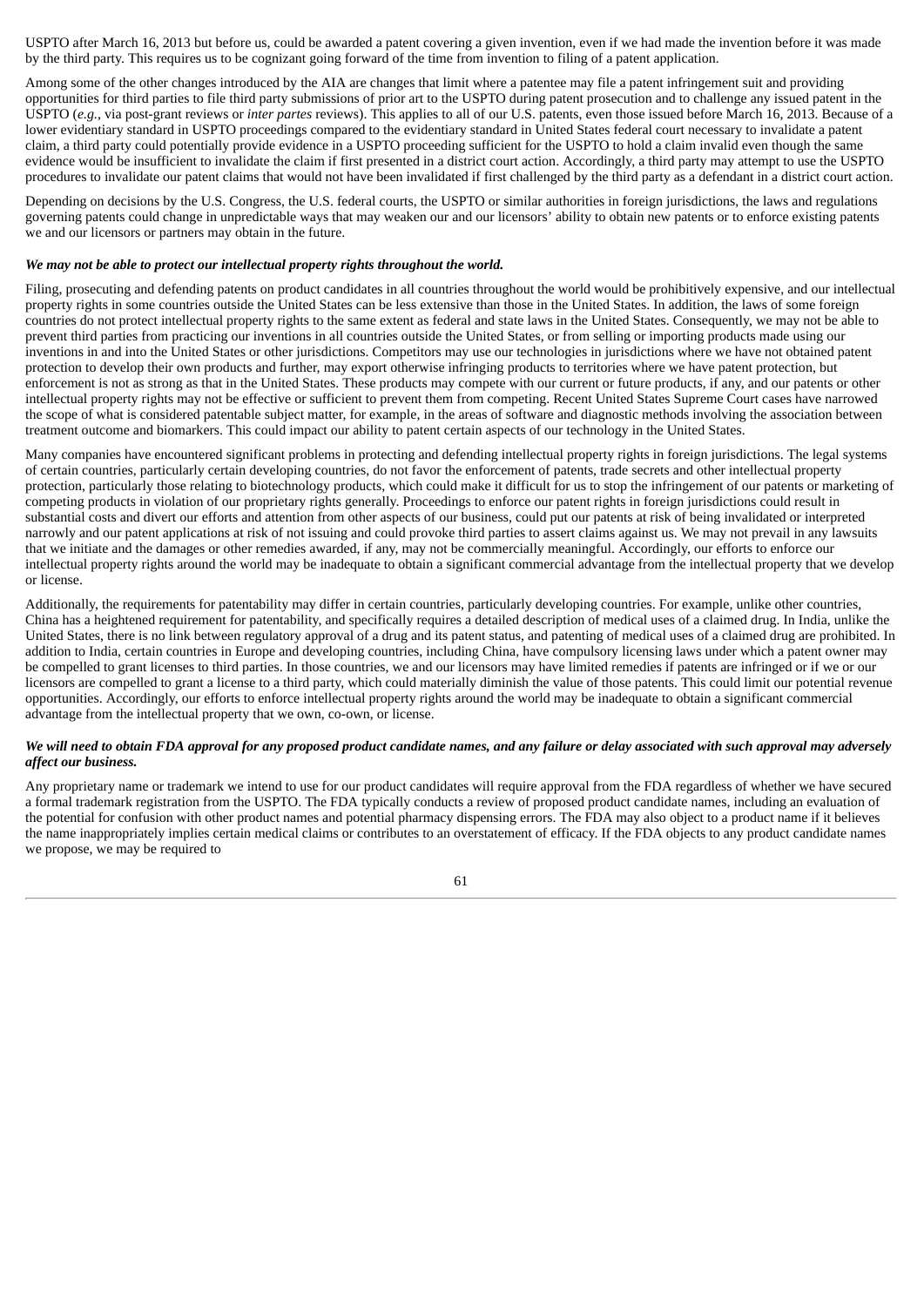USPTO after March 16, 2013 but before us, could be awarded a patent covering a given invention, even if we had made the invention before it was made by the third party. This requires us to be cognizant going forward of the time from invention to filing of a patent application.

Among some of the other changes introduced by the AIA are changes that limit where a patentee may file a patent infringement suit and providing opportunities for third parties to file third party submissions of prior art to the USPTO during patent prosecution and to challenge any issued patent in the USPTO (*e.g.*, via post-grant reviews or *inter partes* reviews). This applies to all of our U.S. patents, even those issued before March 16, 2013. Because of a lower evidentiary standard in USPTO proceedings compared to the evidentiary standard in United States federal court necessary to invalidate a patent claim, a third party could potentially provide evidence in a USPTO proceeding sufficient for the USPTO to hold a claim invalid even though the same evidence would be insufficient to invalidate the claim if first presented in a district court action. Accordingly, a third party may attempt to use the USPTO procedures to invalidate our patent claims that would not have been invalidated if first challenged by the third party as a defendant in a district court action.

Depending on decisions by the U.S. Congress, the U.S. federal courts, the USPTO or similar authorities in foreign jurisdictions, the laws and regulations governing patents could change in unpredictable ways that may weaken our and our licensors' ability to obtain new patents or to enforce existing patents we and our licensors or partners may obtain in the future.

***We may not be able to protect our intellectual property rights throughout the world.***

Filing, prosecuting and defending patents on product candidates in all countries throughout the world would be prohibitively expensive, and our intellectual property rights in some countries outside the United States can be less extensive than those in the United States. In addition, the laws of some foreign countries do not protect intellectual property rights to the same extent as federal and state laws in the United States. Consequently, we may not be able to prevent third parties from practicing our inventions in all countries outside the United States, or from selling or importing products made using our inventions in and into the United States or other jurisdictions. Competitors may use our technologies in jurisdictions where we have not obtained patent protection to develop their own products and further, may export otherwise infringing products to territories where we have patent protection, but enforcement is not as strong as that in the United States. These products may compete with our current or future products, if any, and our patents or other intellectual property rights may not be effective or sufficient to prevent them from competing. Recent United States Supreme Court cases have narrowed the scope of what is considered patentable subject matter, for example, in the areas of software and diagnostic methods involving the association between treatment outcome and biomarkers. This could impact our ability to patent certain aspects of our technology in the United States.

Many companies have encountered significant problems in protecting and defending intellectual property rights in foreign jurisdictions. The legal systems of certain countries, particularly certain developing countries, do not favor the enforcement of patents, trade secrets and other intellectual property protection, particularly those relating to biotechnology products, which could make it difficult for us to stop the infringement of our patents or marketing of competing products in violation of our proprietary rights generally. Proceedings to enforce our patent rights in foreign jurisdictions could result in substantial costs and divert our efforts and attention from other aspects of our business, could put our patents at risk of being invalidated or interpreted narrowly and our patent applications at risk of not issuing and could provoke third parties to assert claims against us. We may not prevail in any lawsuits that we initiate and the damages or other remedies awarded, if any, may not be commercially meaningful. Accordingly, our efforts to enforce our intellectual property rights around the world may be inadequate to obtain a significant commercial advantage from the intellectual property that we develop or license.

Additionally, the requirements for patentability may differ in certain countries, particularly developing countries. For example, unlike other countries, China has a heightened requirement for patentability, and specifically requires a detailed description of medical uses of a claimed drug. In India, unlike the United States, there is no link between regulatory approval of a drug and its patent status, and patenting of medical uses of a claimed drug are prohibited. In addition to India, certain countries in Europe and developing countries, including China, have compulsory licensing laws under which a patent owner may be compelled to grant licenses to third parties. In those countries, we and our licensors may have limited remedies if patents are infringed or if we or our licensors are compelled to grant a license to a third party, which could materially diminish the value of those patents. This could limit our potential revenue opportunities. Accordingly, our efforts to enforce intellectual property rights around the world may be inadequate to obtain a significant commercial advantage from the intellectual property that we own, co-own, or license.

***We will need to obtain FDA approval for any proposed product candidate names, and any failure or delay associated with such approval may adversely affect our business.***

Any proprietary name or trademark we intend to use for our product candidates will require approval from the FDA regardless of whether we have secured a formal trademark registration from the USPTO. The FDA typically conducts a review of proposed product candidate names, including an evaluation of the potential for confusion with other product names and potential pharmacy dispensing errors. The FDA may also object to a product name if it believes the name inappropriately implies certain medical claims or contributes to an overstatement of efficacy. If the FDA objects to any product candidate names we propose, we may be required to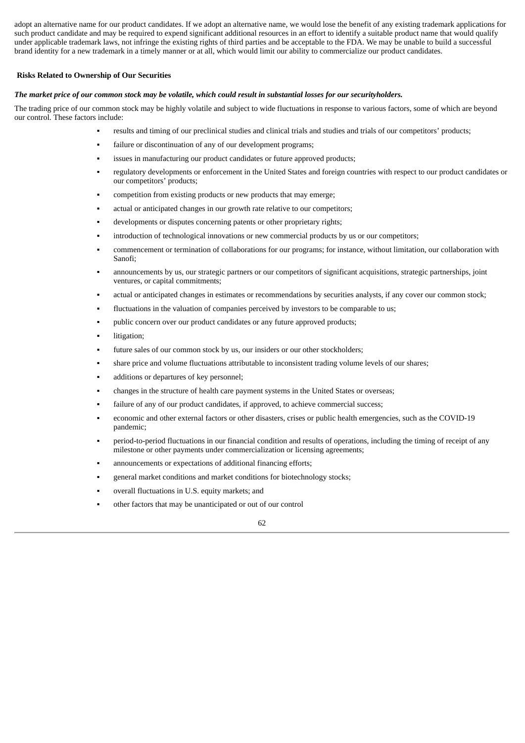adopt an alternative name for our product candidates. If we adopt an alternative name, we would lose the benefit of any existing trademark applications for such product candidate and may be required to expend significant additional resources in an effort to identify a suitable product name that would qualify under applicable trademark laws, not infringe the existing rights of third parties and be acceptable to the FDA. We may be unable to build a successful brand identity for a new trademark in a timely manner or at all, which would limit our ability to commercialize our product candidates.

## Risks Related to Ownership of Our Securities

***The market price of our common stock may be volatile, which could result in substantial losses for our securityholders.***

The trading price of our common stock may be highly volatile and subject to wide fluctuations in response to various factors, some of which are beyond our control. These factors include:

- results and timing of our preclinical studies and clinical trials and studies and trials of our competitors' products;
- failure or discontinuation of any of our development programs;
- issues in manufacturing our product candidates or future approved products;
- regulatory developments or enforcement in the United States and foreign countries with respect to our product candidates or our competitors' products;
- competition from existing products or new products that may emerge;
- actual or anticipated changes in our growth rate relative to our competitors;
- developments or disputes concerning patents or other proprietary rights;
- introduction of technological innovations or new commercial products by us or our competitors;
- commencement or termination of collaborations for our programs; for instance, without limitation, our collaboration with Sanofi;
- announcements by us, our strategic partners or our competitors of significant acquisitions, strategic partnerships, joint ventures, or capital commitments;
- actual or anticipated changes in estimates or recommendations by securities analysts, if any cover our common stock;
- fluctuations in the valuation of companies perceived by investors to be comparable to us;
- public concern over our product candidates or any future approved products;
- litigation;
- future sales of our common stock by us, our insiders or our other stockholders;
- share price and volume fluctuations attributable to inconsistent trading volume levels of our shares;
- additions or departures of key personnel;
- changes in the structure of health care payment systems in the United States or overseas;
- failure of any of our product candidates, if approved, to achieve commercial success;
- economic and other external factors or other disasters, crises or public health emergencies, such as the COVID-19 pandemic;
- period-to-period fluctuations in our financial condition and results of operations, including the timing of receipt of any milestone or other payments under commercialization or licensing agreements;
- announcements or expectations of additional financing efforts;
- general market conditions and market conditions for biotechnology stocks;
- overall fluctuations in U.S. equity markets; and
- other factors that may be unanticipated or out of our control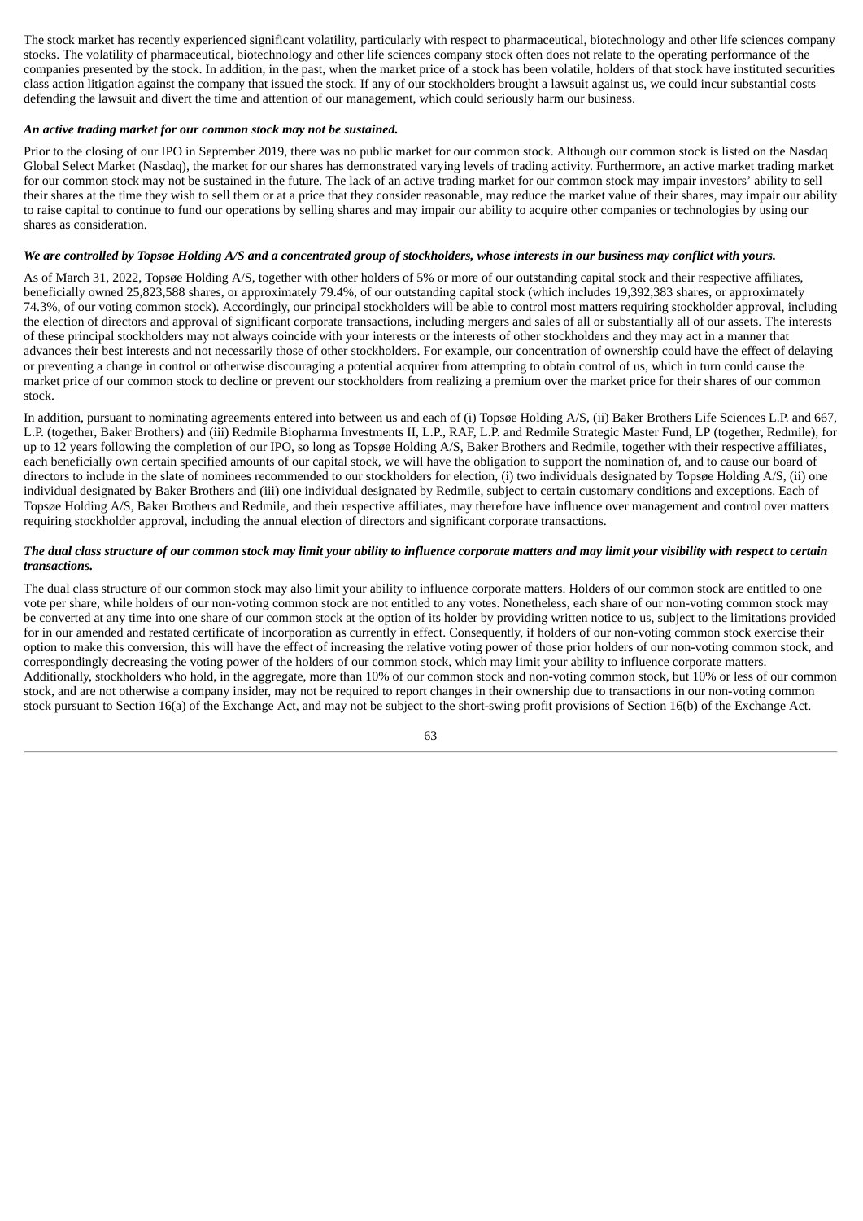The stock market has recently experienced significant volatility, particularly with respect to pharmaceutical, biotechnology and other life sciences company stocks. The volatility of pharmaceutical, biotechnology and other life sciences company stock often does not relate to the operating performance of the companies presented by the stock. In addition, in the past, when the market price of a stock has been volatile, holders of that stock have instituted securities class action litigation against the company that issued the stock. If any of our stockholders brought a lawsuit against us, we could incur substantial costs defending the lawsuit and divert the time and attention of our management, which could seriously harm our business.

***An active trading market for our common stock may not be sustained.***

Prior to the closing of our IPO in September 2019, there was no public market for our common stock. Although our common stock is listed on the Nasdaq Global Select Market (Nasdaq), the market for our shares has demonstrated varying levels of trading activity. Furthermore, an active market trading market for our common stock may not be sustained in the future. The lack of an active trading market for our common stock may impair investors' ability to sell their shares at the time they wish to sell them or at a price that they consider reasonable, may reduce the market value of their shares, may impair our ability to raise capital to continue to fund our operations by selling shares and may impair our ability to acquire other companies or technologies by using our shares as consideration.

***We are controlled by Topsøe Holding A/S and a concentrated group of stockholders, whose interests in our business may conflict with yours.***

As of March 31, 2022, Topsøe Holding A/S, together with other holders of 5% or more of our outstanding capital stock and their respective affiliates, beneficially owned 25,823,588 shares, or approximately 79.4%, of our outstanding capital stock (which includes 19,392,383 shares, or approximately 74.3%, of our voting common stock). Accordingly, our principal stockholders will be able to control most matters requiring stockholder approval, including the election of directors and approval of significant corporate transactions, including mergers and sales of all or substantially all of our assets. The interests of these principal stockholders may not always coincide with your interests or the interests of other stockholders and they may act in a manner that advances their best interests and not necessarily those of other stockholders. For example, our concentration of ownership could have the effect of delaying or preventing a change in control or otherwise discouraging a potential acquirer from attempting to obtain control of us, which in turn could cause the market price of our common stock to decline or prevent our stockholders from realizing a premium over the market price for their shares of our common stock.

In addition, pursuant to nominating agreements entered into between us and each of (i) Topsøe Holding A/S, (ii) Baker Brothers Life Sciences L.P. and 667, L.P. (together, Baker Brothers) and (iii) Redmile Biopharma Investments II, L.P., RAF, L.P. and Redmile Strategic Master Fund, LP (together, Redmile), for up to 12 years following the completion of our IPO, so long as Topsøe Holding A/S, Baker Brothers and Redmile, together with their respective affiliates, each beneficially own certain specified amounts of our capital stock, we will have the obligation to support the nomination of, and to cause our board of directors to include in the slate of nominees recommended to our stockholders for election, (i) two individuals designated by Topsøe Holding A/S, (ii) one individual designated by Baker Brothers and (iii) one individual designated by Redmile, subject to certain customary conditions and exceptions. Each of Topsøe Holding A/S, Baker Brothers and Redmile, and their respective affiliates, may therefore have influence over management and control over matters requiring stockholder approval, including the annual election of directors and significant corporate transactions.

***The dual class structure of our common stock may limit your ability to influence corporate matters and may limit your visibility with respect to certain transactions.***

The dual class structure of our common stock may also limit your ability to influence corporate matters. Holders of our common stock are entitled to one vote per share, while holders of our non-voting common stock are not entitled to any votes. Nonetheless, each share of our non-voting common stock may be converted at any time into one share of our common stock at the option of its holder by providing written notice to us, subject to the limitations provided for in our amended and restated certificate of incorporation as currently in effect. Consequently, if holders of our non-voting common stock exercise their option to make this conversion, this will have the effect of increasing the relative voting power of those prior holders of our non-voting common stock, and correspondingly decreasing the voting power of the holders of our common stock, which may limit your ability to influence corporate matters. Additionally, stockholders who hold, in the aggregate, more than 10% of our common stock and non-voting common stock, but 10% or less of our common stock, and are not otherwise a company insider, may not be required to report changes in their ownership due to transactions in our non-voting common stock pursuant to Section 16(a) of the Exchange Act, and may not be subject to the short-swing profit provisions of Section 16(b) of the Exchange Act.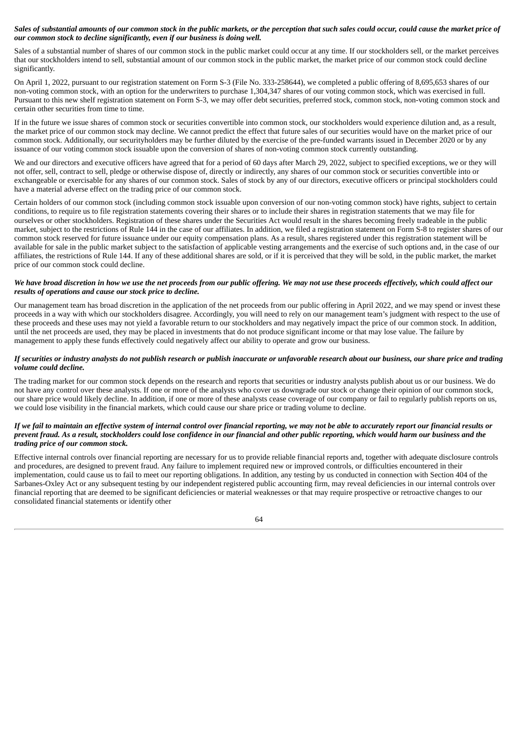***Sales of substantial amounts of our common stock in the public markets, or the perception that such sales could occur, could cause the market price of our common stock to decline significantly, even if our business is doing well.***

Sales of a substantial number of shares of our common stock in the public market could occur at any time. If our stockholders sell, or the market perceives that our stockholders intend to sell, substantial amount of our common stock in the public market, the market price of our common stock could decline significantly.

On April 1, 2022, pursuant to our registration statement on Form S-3 (File No. 333-258644), we completed a public offering of 8,695,653 shares of our non-voting common stock, with an option for the underwriters to purchase 1,304,347 shares of our voting common stock, which was exercised in full. Pursuant to this new shelf registration statement on Form S-3, we may offer debt securities, preferred stock, common stock, non-voting common stock and certain other securities from time to time.

If in the future we issue shares of common stock or securities convertible into common stock, our stockholders would experience dilution and, as a result, the market price of our common stock may decline. We cannot predict the effect that future sales of our securities would have on the market price of our common stock. Additionally, our securityholders may be further diluted by the exercise of the pre-funded warrants issued in December 2020 or by any issuance of our voting common stock issuable upon the conversion of shares of non-voting common stock currently outstanding.

We and our directors and executive officers have agreed that for a period of 60 days after March 29, 2022, subject to specified exceptions, we or they will not offer, sell, contract to sell, pledge or otherwise dispose of, directly or indirectly, any shares of our common stock or securities convertible into or exchangeable or exercisable for any shares of our common stock. Sales of stock by any of our directors, executive officers or principal stockholders could have a material adverse effect on the trading price of our common stock.

Certain holders of our common stock (including common stock issuable upon conversion of our non-voting common stock) have rights, subject to certain conditions, to require us to file registration statements covering their shares or to include their shares in registration statements that we may file for ourselves or other stockholders. Registration of these shares under the Securities Act would result in the shares becoming freely tradeable in the public market, subject to the restrictions of Rule 144 in the case of our affiliates. In addition, we filed a registration statement on Form S-8 to register shares of our common stock reserved for future issuance under our equity compensation plans. As a result, shares registered under this registration statement will be available for sale in the public market subject to the satisfaction of applicable vesting arrangements and the exercise of such options and, in the case of our affiliates, the restrictions of Rule 144. If any of these additional shares are sold, or if it is perceived that they will be sold, in the public market, the market price of our common stock could decline.

***We have broad discretion in how we use the net proceeds from our public offering. We may not use these proceeds effectively, which could affect our results of operations and cause our stock price to decline.***

Our management team has broad discretion in the application of the net proceeds from our public offering in April 2022, and we may spend or invest these proceeds in a way with which our stockholders disagree. Accordingly, you will need to rely on our management team's judgment with respect to the use of these proceeds and these uses may not yield a favorable return to our stockholders and may negatively impact the price of our common stock. In addition, until the net proceeds are used, they may be placed in investments that do not produce significant income or that may lose value. The failure by management to apply these funds effectively could negatively affect our ability to operate and grow our business.

***If securities or industry analysts do not publish research or publish inaccurate or unfavorable research about our business, our share price and trading volume could decline.***

The trading market for our common stock depends on the research and reports that securities or industry analysts publish about us or our business. We do not have any control over these analysts. If one or more of the analysts who cover us downgrade our stock or change their opinion of our common stock, our share price would likely decline. In addition, if one or more of these analysts cease coverage of our company or fail to regularly publish reports on us, we could lose visibility in the financial markets, which could cause our share price or trading volume to decline.

***If we fail to maintain an effective system of internal control over financial reporting, we may not be able to accurately report our financial results or prevent fraud. As a result, stockholders could lose confidence in our financial and other public reporting, which would harm our business and the trading price of our common stock.***

Effective internal controls over financial reporting are necessary for us to provide reliable financial reports and, together with adequate disclosure controls and procedures, are designed to prevent fraud. Any failure to implement required new or improved controls, or difficulties encountered in their implementation, could cause us to fail to meet our reporting obligations. In addition, any testing by us conducted in connection with Section 404 of the Sarbanes-Oxley Act or any subsequent testing by our independent registered public accounting firm, may reveal deficiencies in our internal controls over financial reporting that are deemed to be significant deficiencies or material weaknesses or that may require prospective or retroactive changes to our consolidated financial statements or identify other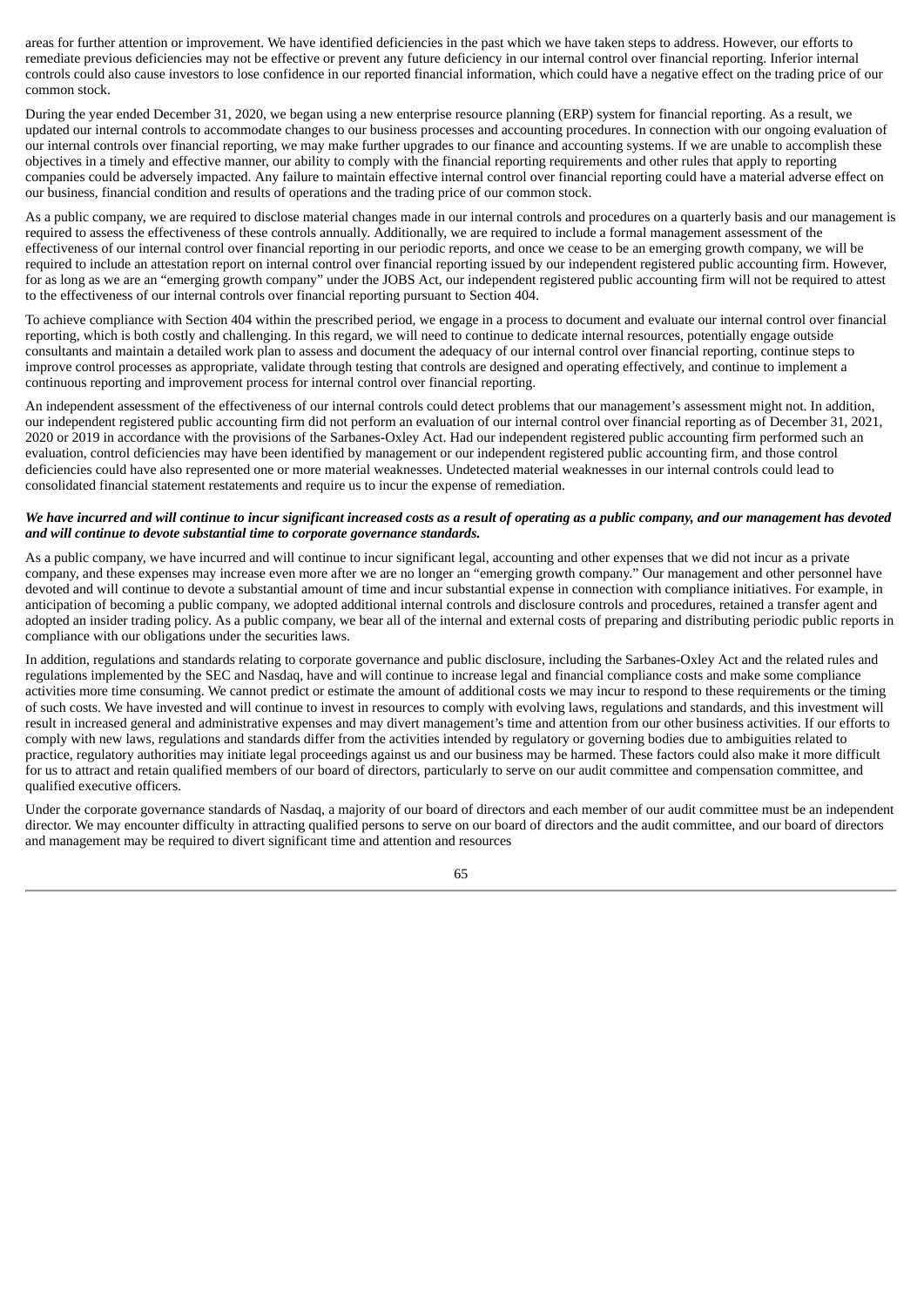areas for further attention or improvement. We have identified deficiencies in the past which we have taken steps to address. However, our efforts to remediate previous deficiencies may not be effective or prevent any future deficiency in our internal control over financial reporting. Inferior internal controls could also cause investors to lose confidence in our reported financial information, which could have a negative effect on the trading price of our common stock.

During the year ended December 31, 2020, we began using a new enterprise resource planning (ERP) system for financial reporting. As a result, we updated our internal controls to accommodate changes to our business processes and accounting procedures. In connection with our ongoing evaluation of our internal controls over financial reporting, we may make further upgrades to our finance and accounting systems. If we are unable to accomplish these objectives in a timely and effective manner, our ability to comply with the financial reporting requirements and other rules that apply to reporting companies could be adversely impacted. Any failure to maintain effective internal control over financial reporting could have a material adverse effect on our business, financial condition and results of operations and the trading price of our common stock.

As a public company, we are required to disclose material changes made in our internal controls and procedures on a quarterly basis and our management is required to assess the effectiveness of these controls annually. Additionally, we are required to include a formal management assessment of the effectiveness of our internal control over financial reporting in our periodic reports, and once we cease to be an emerging growth company, we will be required to include an attestation report on internal control over financial reporting issued by our independent registered public accounting firm. However, for as long as we are an "emerging growth company" under the JOBS Act, our independent registered public accounting firm will not be required to attest to the effectiveness of our internal controls over financial reporting pursuant to Section 404.

To achieve compliance with Section 404 within the prescribed period, we engage in a process to document and evaluate our internal control over financial reporting, which is both costly and challenging. In this regard, we will need to continue to dedicate internal resources, potentially engage outside consultants and maintain a detailed work plan to assess and document the adequacy of our internal control over financial reporting, continue steps to improve control processes as appropriate, validate through testing that controls are designed and operating effectively, and continue to implement a continuous reporting and improvement process for internal control over financial reporting.

An independent assessment of the effectiveness of our internal controls could detect problems that our management's assessment might not. In addition, our independent registered public accounting firm did not perform an evaluation of our internal control over financial reporting as of December 31, 2021, 2020 or 2019 in accordance with the provisions of the Sarbanes-Oxley Act. Had our independent registered public accounting firm performed such an evaluation, control deficiencies may have been identified by management or our independent registered public accounting firm, and those control deficiencies could have also represented one or more material weaknesses. Undetected material weaknesses in our internal controls could lead to consolidated financial statement restatements and require us to incur the expense of remediation.

***We have incurred and will continue to incur significant increased costs as a result of operating as a public company, and our management has devoted and will continue to devote substantial time to corporate governance standards.***

As a public company, we have incurred and will continue to incur significant legal, accounting and other expenses that we did not incur as a private company, and these expenses may increase even more after we are no longer an "emerging growth company." Our management and other personnel have devoted and will continue to devote a substantial amount of time and incur substantial expense in connection with compliance initiatives. For example, in anticipation of becoming a public company, we adopted additional internal controls and disclosure controls and procedures, retained a transfer agent and adopted an insider trading policy. As a public company, we bear all of the internal and external costs of preparing and distributing periodic public reports in compliance with our obligations under the securities laws.

In addition, regulations and standards relating to corporate governance and public disclosure, including the Sarbanes-Oxley Act and the related rules and regulations implemented by the SEC and Nasdaq, have and will continue to increase legal and financial compliance costs and make some compliance activities more time consuming. We cannot predict or estimate the amount of additional costs we may incur to respond to these requirements or the timing of such costs. We have invested and will continue to invest in resources to comply with evolving laws, regulations and standards, and this investment will result in increased general and administrative expenses and may divert management's time and attention from our other business activities. If our efforts to comply with new laws, regulations and standards differ from the activities intended by regulatory or governing bodies due to ambiguities related to practice, regulatory authorities may initiate legal proceedings against us and our business may be harmed. These factors could also make it more difficult for us to attract and retain qualified members of our board of directors, particularly to serve on our audit committee and compensation committee, and qualified executive officers.

Under the corporate governance standards of Nasdaq, a majority of our board of directors and each member of our audit committee must be an independent director. We may encounter difficulty in attracting qualified persons to serve on our board of directors and the audit committee, and our board of directors and management may be required to divert significant time and attention and resources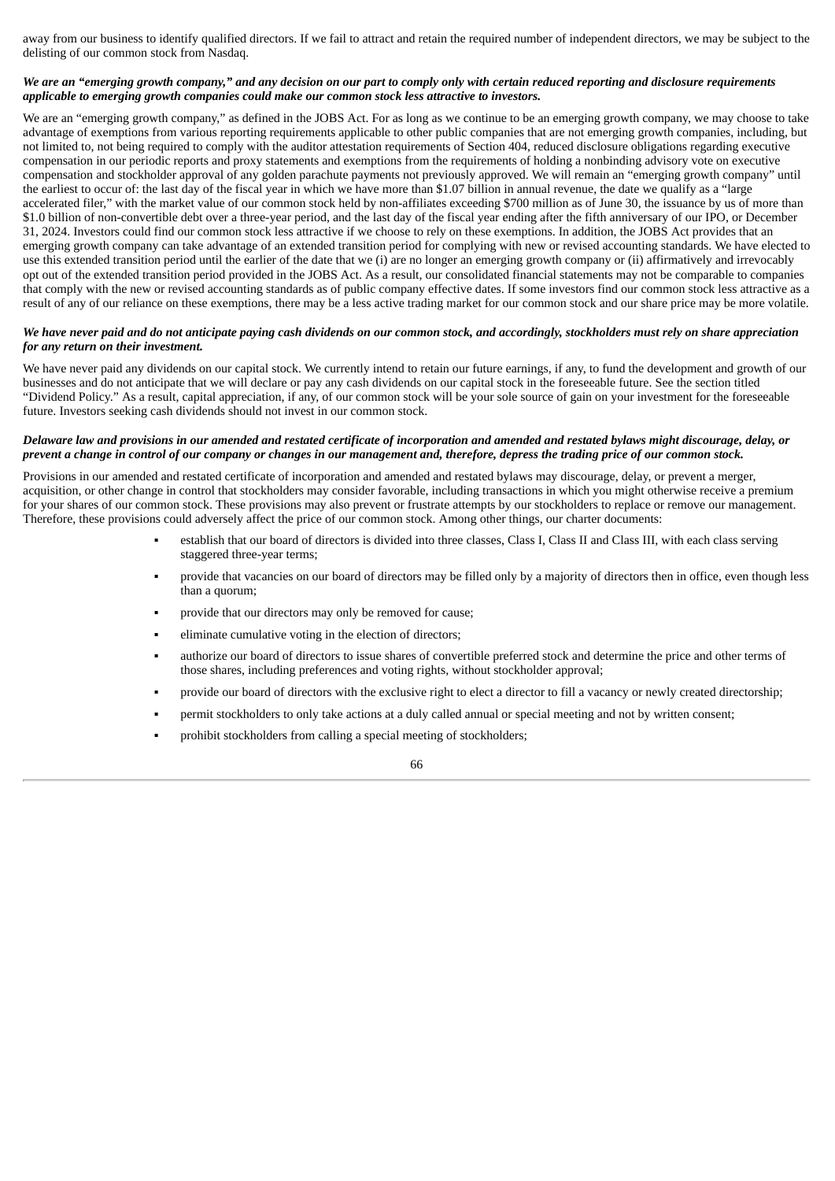away from our business to identify qualified directors. If we fail to attract and retain the required number of independent directors, we may be subject to the delisting of our common stock from Nasdaq.

***We are an "emerging growth company," and any decision on our part to comply only with certain reduced reporting and disclosure requirements applicable to emerging growth companies could make our common stock less attractive to investors.***

We are an "emerging growth company," as defined in the JOBS Act. For as long as we continue to be an emerging growth company, we may choose to take advantage of exemptions from various reporting requirements applicable to other public companies that are not emerging growth companies, including, but not limited to, not being required to comply with the auditor attestation requirements of Section 404, reduced disclosure obligations regarding executive compensation in our periodic reports and proxy statements and exemptions from the requirements of holding a nonbinding advisory vote on executive compensation and stockholder approval of any golden parachute payments not previously approved. We will remain an "emerging growth company" until the earliest to occur of: the last day of the fiscal year in which we have more than $1.07 billion in annual revenue, the date we qualify as a "large accelerated filer," with the market value of our common stock held by non-affiliates exceeding $700 million as of June 30, the issuance by us of more than $1.0 billion of non-convertible debt over a three-year period, and the last day of the fiscal year ending after the fifth anniversary of our IPO, or December 31, 2024. Investors could find our common stock less attractive if we choose to rely on these exemptions. In addition, the JOBS Act provides that an emerging growth company can take advantage of an extended transition period for complying with new or revised accounting standards. We have elected to use this extended transition period until the earlier of the date that we (i) are no longer an emerging growth company or (ii) affirmatively and irrevocably opt out of the extended transition period provided in the JOBS Act. As a result, our consolidated financial statements may not be comparable to companies that comply with the new or revised accounting standards as of public company effective dates. If some investors find our common stock less attractive as a result of any of our reliance on these exemptions, there may be a less active trading market for our common stock and our share price may be more volatile.

***We have never paid and do not anticipate paying cash dividends on our common stock, and accordingly, stockholders must rely on share appreciation for any return on their investment.***

We have never paid any dividends on our capital stock. We currently intend to retain our future earnings, if any, to fund the development and growth of our businesses and do not anticipate that we will declare or pay any cash dividends on our capital stock in the foreseeable future. See the section titled "Dividend Policy." As a result, capital appreciation, if any, of our common stock will be your sole source of gain on your investment for the foreseeable future. Investors seeking cash dividends should not invest in our common stock.

***Delaware law and provisions in our amended and restated certificate of incorporation and amended and restated bylaws might discourage, delay, or prevent a change in control of our company or changes in our management and, therefore, depress the trading price of our common stock.***

Provisions in our amended and restated certificate of incorporation and amended and restated bylaws may discourage, delay, or prevent a merger, acquisition, or other change in control that stockholders may consider favorable, including transactions in which you might otherwise receive a premium for your shares of our common stock. These provisions may also prevent or frustrate attempts by our stockholders to replace or remove our management. Therefore, these provisions could adversely affect the price of our common stock. Among other things, our charter documents:

- establish that our board of directors is divided into three classes, Class I, Class II and Class III, with each class serving staggered three-year terms;
- provide that vacancies on our board of directors may be filled only by a majority of directors then in office, even though less than a quorum;
- provide that our directors may only be removed for cause;
- eliminate cumulative voting in the election of directors;
- authorize our board of directors to issue shares of convertible preferred stock and determine the price and other terms of those shares, including preferences and voting rights, without stockholder approval;
- provide our board of directors with the exclusive right to elect a director to fill a vacancy or newly created directorship;
- permit stockholders to only take actions at a duly called annual or special meeting and not by written consent;
- prohibit stockholders from calling a special meeting of stockholders;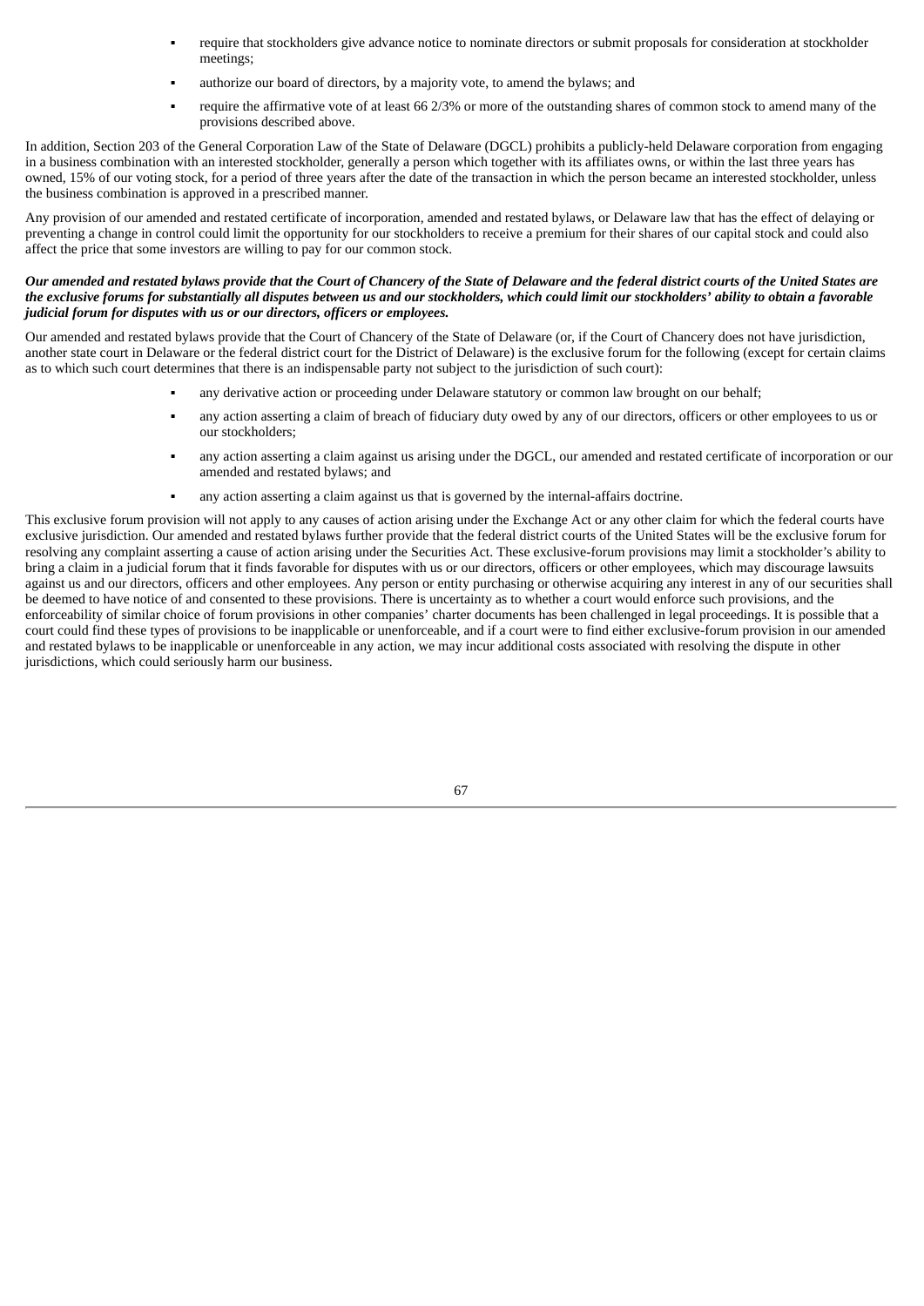- require that stockholders give advance notice to nominate directors or submit proposals for consideration at stockholder meetings;
- authorize our board of directors, by a majority vote, to amend the bylaws; and
- require the affirmative vote of at least 66 2/3% or more of the outstanding shares of common stock to amend many of the provisions described above.

In addition, Section 203 of the General Corporation Law of the State of Delaware (DGCL) prohibits a publicly-held Delaware corporation from engaging in a business combination with an interested stockholder, generally a person which together with its affiliates owns, or within the last three years has owned, 15% of our voting stock, for a period of three years after the date of the transaction in which the person became an interested stockholder, unless the business combination is approved in a prescribed manner.

Any provision of our amended and restated certificate of incorporation, amended and restated bylaws, or Delaware law that has the effect of delaying or preventing a change in control could limit the opportunity for our stockholders to receive a premium for their shares of our capital stock and could also affect the price that some investors are willing to pay for our common stock.

***Our amended and restated bylaws provide that the Court of Chancery of the State of Delaware and the federal district courts of the United States are the exclusive forums for substantially all disputes between us and our stockholders, which could limit our stockholders' ability to obtain a favorable judicial forum for disputes with us or our directors, officers or employees.***

Our amended and restated bylaws provide that the Court of Chancery of the State of Delaware (or, if the Court of Chancery does not have jurisdiction, another state court in Delaware or the federal district court for the District of Delaware) is the exclusive forum for the following (except for certain claims as to which such court determines that there is an indispensable party not subject to the jurisdiction of such court):

- any derivative action or proceeding under Delaware statutory or common law brought on our behalf;
- any action asserting a claim of breach of fiduciary duty owed by any of our directors, officers or other employees to us or our stockholders;
- any action asserting a claim against us arising under the DGCL, our amended and restated certificate of incorporation or our amended and restated bylaws; and
- any action asserting a claim against us that is governed by the internal-affairs doctrine.

This exclusive forum provision will not apply to any causes of action arising under the Exchange Act or any other claim for which the federal courts have exclusive jurisdiction. Our amended and restated bylaws further provide that the federal district courts of the United States will be the exclusive forum for resolving any complaint asserting a cause of action arising under the Securities Act. These exclusive-forum provisions may limit a stockholder's ability to bring a claim in a judicial forum that it finds favorable for disputes with us or our directors, officers or other employees, which may discourage lawsuits against us and our directors, officers and other employees. Any person or entity purchasing or otherwise acquiring any interest in any of our securities shall be deemed to have notice of and consented to these provisions. There is uncertainty as to whether a court would enforce such provisions, and the enforceability of similar choice of forum provisions in other companies' charter documents has been challenged in legal proceedings. It is possible that a court could find these types of provisions to be inapplicable or unenforceable, and if a court were to find either exclusive-forum provision in our amended and restated bylaws to be inapplicable or unenforceable in any action, we may incur additional costs associated with resolving the dispute in other jurisdictions, which could seriously harm our business.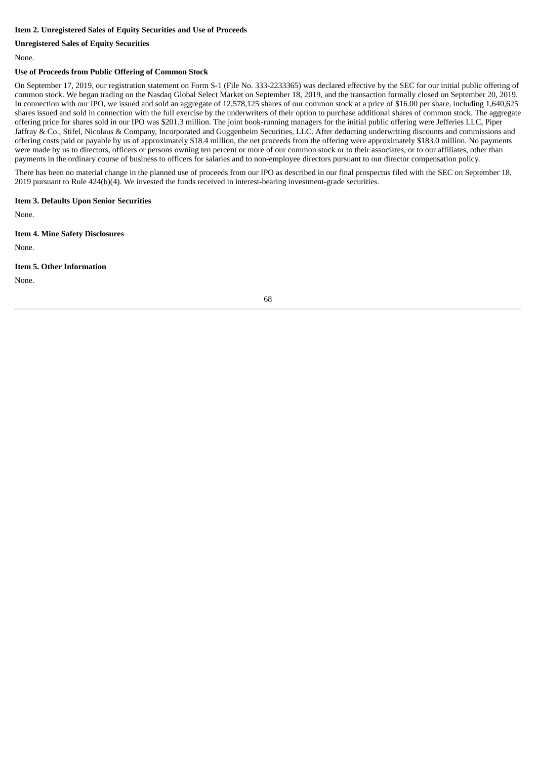**Item 2. Unregistered Sales of Equity Securities and Use of Proceeds**

**Unregistered Sales of Equity Securities**

None.

**Use of Proceeds from Public Offering of Common Stock**

On September 17, 2019, our registration statement on Form S-1 (File No. 333-2233365) was declared effective by the SEC for our initial public offering of common stock. We began trading on the Nasdaq Global Select Market on September 18, 2019, and the transaction formally closed on September 20, 2019. In connection with our IPO, we issued and sold an aggregate of 12,578,125 shares of our common stock at a price of $16.00 per share, including 1,640,625 shares issued and sold in connection with the full exercise by the underwriters of their option to purchase additional shares of common stock. The aggregate offering price for shares sold in our IPO was $201.3 million. The joint book-running managers for the initial public offering were Jefferies LLC, Piper Jaffray & Co., Stifel, Nicolaus & Company, Incorporated and Guggenheim Securities, LLC. After deducting underwriting discounts and commissions and offering costs paid or payable by us of approximately $18.4 million, the net proceeds from the offering were approximately $183.0 million. No payments were made by us to directors, officers or persons owning ten percent or more of our common stock or to their associates, or to our affiliates, other than payments in the ordinary course of business to officers for salaries and to non-employee directors pursuant to our director compensation policy.

There has been no material change in the planned use of proceeds from our IPO as described in our final prospectus filed with the SEC on September 18, 2019 pursuant to Rule 424(b)(4). We invested the funds received in interest-bearing investment-grade securities.

**Item 3. Defaults Upon Senior Securities**

None.

**Item 4. Mine Safety Disclosures**

None.

**Item 5. Other Information**

None.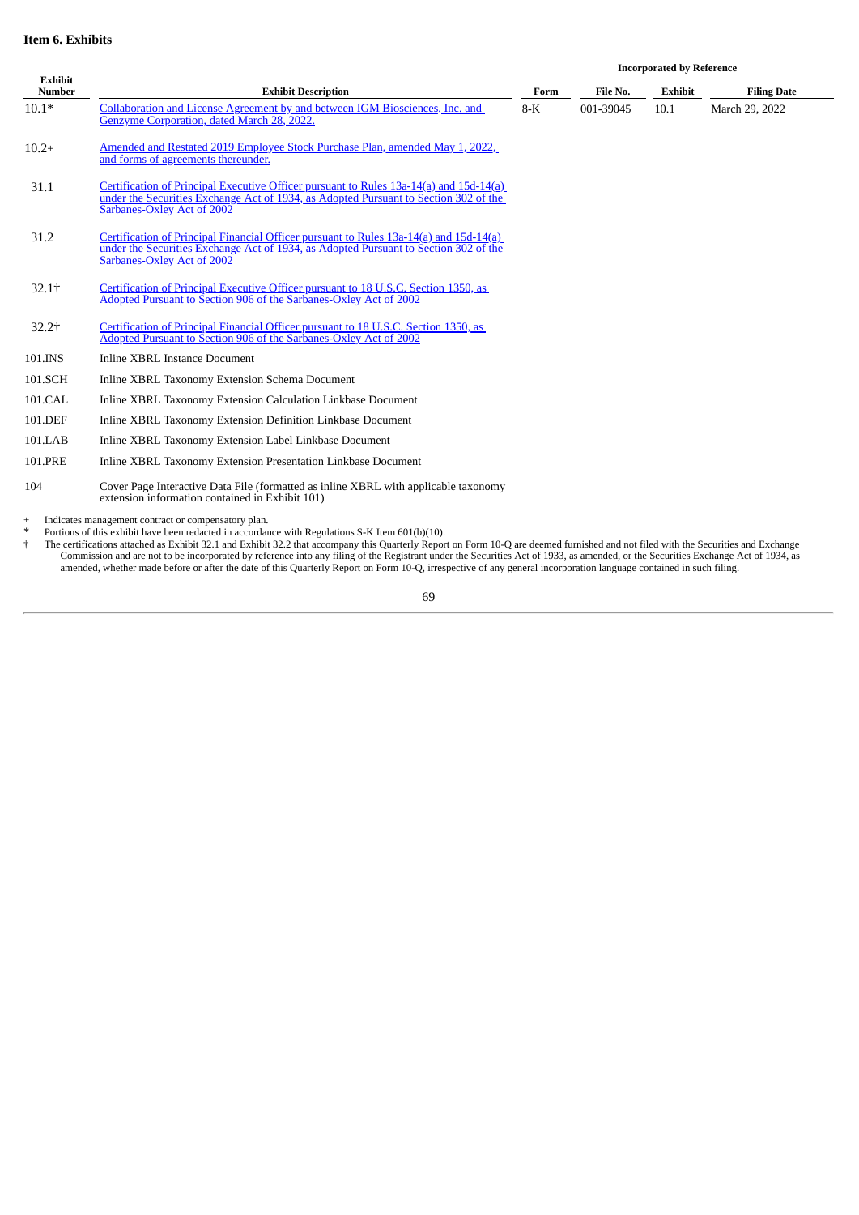**Item 6. Exhibits**

| Exhibit Number | Exhibit Description | Incorporated by Reference | | | |
|---|---|---|---|---|---|
| | | Form | File No. | Exhibit | Filing Date |
| 10.1* | Collaboration and License Agreement by and between IGM Biosciences, Inc. and Genzyme Corporation, dated March 28, 2022. | 8-K | 001-39045 | 10.1 | March 29, 2022 |
| 10.2+ | Amended and Restated 2019 Employee Stock Purchase Plan, amended May 1, 2022, and forms of agreements thereunder. | | | | |
| 31.1 | Certification of Principal Executive Officer pursuant to Rules 13a-14(a) and 15d-14(a) under the Securities Exchange Act of 1934, as Adopted Pursuant to Section 302 of the Sarbanes-Oxley Act of 2002 | | | | |
| 31.2 | Certification of Principal Financial Officer pursuant to Rules 13a-14(a) and 15d-14(a) under the Securities Exchange Act of 1934, as Adopted Pursuant to Section 302 of the Sarbanes-Oxley Act of 2002 | | | | |
| 32.1† | Certification of Principal Executive Officer pursuant to 18 U.S.C. Section 1350, as Adopted Pursuant to Section 906 of the Sarbanes-Oxley Act of 2002 | | | | |
| 32.2† | Certification of Principal Financial Officer pursuant to 18 U.S.C. Section 1350, as Adopted Pursuant to Section 906 of the Sarbanes-Oxley Act of 2002 | | | | |
| 101.INS | Inline XBRL Instance Document | | | | |
| 101.SCH | Inline XBRL Taxonomy Extension Schema Document | | | | |
| 101.CAL | Inline XBRL Taxonomy Extension Calculation Linkbase Document | | | | |
| 101.DEF | Inline XBRL Taxonomy Extension Definition Linkbase Document | | | | |
| 101.LAB | Inline XBRL Taxonomy Extension Label Linkbase Document | | | | |
| 101.PRE | Inline XBRL Taxonomy Extension Presentation Linkbase Document | | | | |
| 104 | Cover Page Interactive Data File (formatted as inline XBRL with applicable taxonomy extension information contained in Exhibit 101) | | | | |

\+ Indicates management contract or compensatory plan.

\* Portions of this exhibit have been redacted in accordance with Regulations S-K Item 601(b)(10).

† The certifications attached as Exhibit 32.1 and Exhibit 32.2 that accompany this Quarterly Report on Form 10-Q are deemed furnished and not filed with the Securities and Exchange Commission and are not to be incorporated by reference into any filing of the Registrant under the Securities Act of 1933, as amended, or the Securities Exchange Act of 1934, as amended, whether made before or after the date of this Quarterly Report on Form 10-Q, irrespective of any general incorporation language contained in such filing.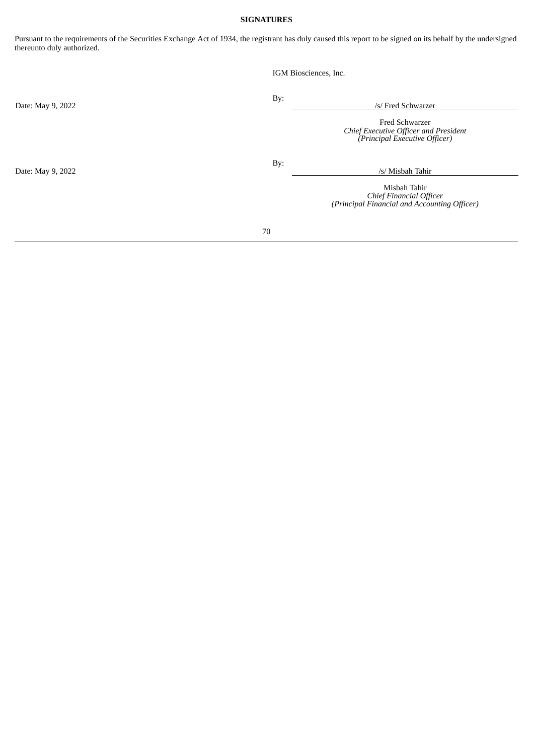**SIGNATURES**

Pursuant to the requirements of the Securities Exchange Act of 1934, the registrant has duly caused this report to be signed on its behalf by the undersigned thereunto duly authorized.

IGM Biosciences, Inc.

| | |
|---|---|
| Date: May 9, 2022 | By: /s/ Fred Schwarzer |
| | Fred Schwarzer<br>*Chief Executive Officer and President*<br>*(Principal Executive Officer)* |
| Date: May 9, 2022 | By: /s/ Misbah Tahir |
| | Misbah Tahir<br>*Chief Financial Officer*<br>*(Principal Financial and Accounting Officer)* |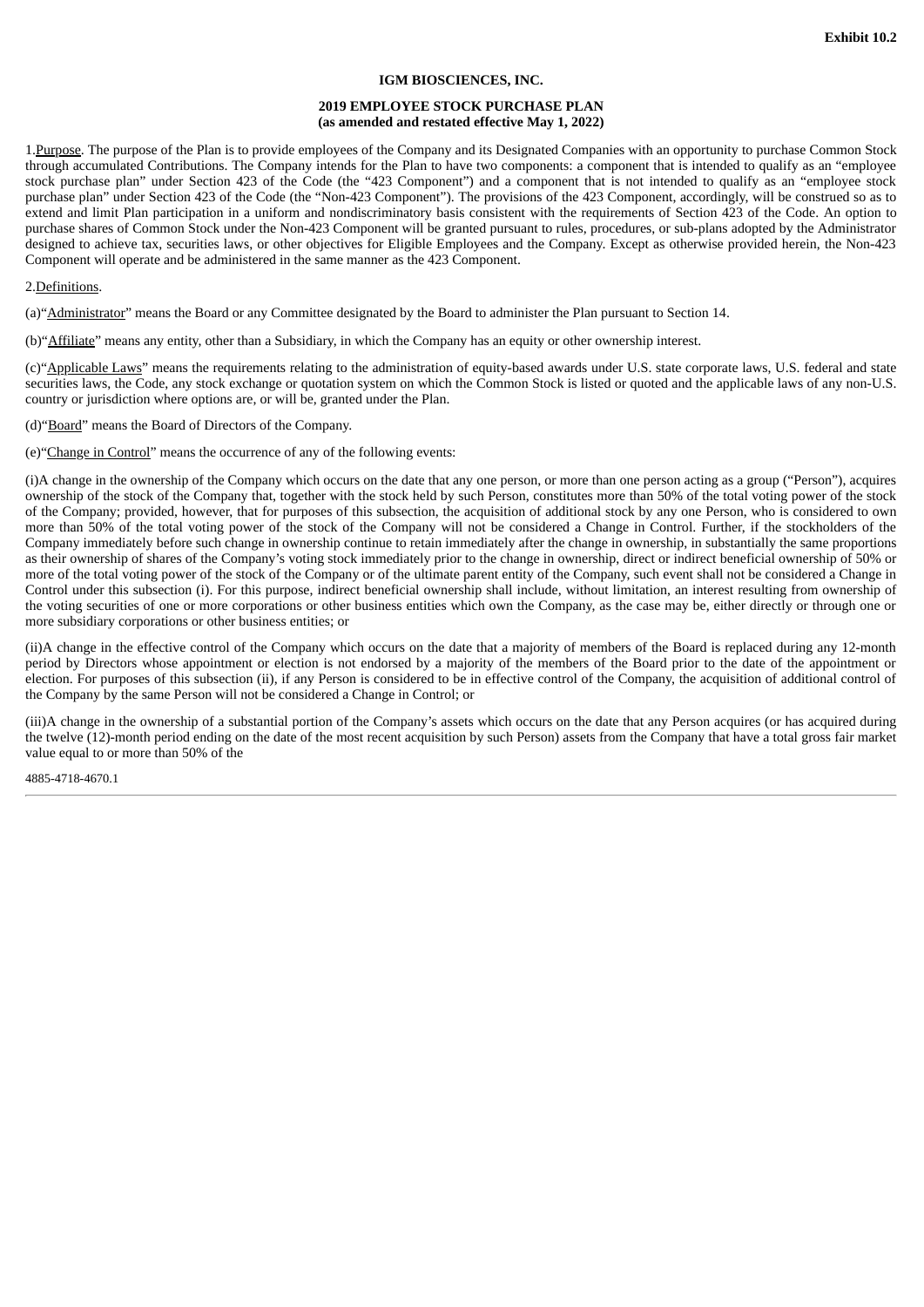**Exhibit 10.2**

**IGM BIOSCIENCES, INC.**

**2019 EMPLOYEE STOCK PURCHASE PLAN**
**(as amended and restated effective May 1, 2022)**

1.Purpose. The purpose of the Plan is to provide employees of the Company and its Designated Companies with an opportunity to purchase Common Stock through accumulated Contributions. The Company intends for the Plan to have two components: a component that is intended to qualify as an "employee stock purchase plan" under Section 423 of the Code (the "423 Component") and a component that is not intended to qualify as an "employee stock purchase plan" under Section 423 of the Code (the "Non-423 Component"). The provisions of the 423 Component, accordingly, will be construed so as to extend and limit Plan participation in a uniform and nondiscriminatory basis consistent with the requirements of Section 423 of the Code. An option to purchase shares of Common Stock under the Non-423 Component will be granted pursuant to rules, procedures, or sub-plans adopted by the Administrator designed to achieve tax, securities laws, or other objectives for Eligible Employees and the Company. Except as otherwise provided herein, the Non-423 Component will operate and be administered in the same manner as the 423 Component.

2.Definitions.

(a)"Administrator" means the Board or any Committee designated by the Board to administer the Plan pursuant to Section 14.

(b)"Affiliate" means any entity, other than a Subsidiary, in which the Company has an equity or other ownership interest.

(c)"Applicable Laws" means the requirements relating to the administration of equity-based awards under U.S. state corporate laws, U.S. federal and state securities laws, the Code, any stock exchange or quotation system on which the Common Stock is listed or quoted and the applicable laws of any non-U.S. country or jurisdiction where options are, or will be, granted under the Plan.

(d)"Board" means the Board of Directors of the Company.

(e)"Change in Control" means the occurrence of any of the following events:

(i)A change in the ownership of the Company which occurs on the date that any one person, or more than one person acting as a group ("Person"), acquires ownership of the stock of the Company that, together with the stock held by such Person, constitutes more than 50% of the total voting power of the stock of the Company; provided, however, that for purposes of this subsection, the acquisition of additional stock by any one Person, who is considered to own more than 50% of the total voting power of the stock of the Company will not be considered a Change in Control. Further, if the stockholders of the Company immediately before such change in ownership continue to retain immediately after the change in ownership, in substantially the same proportions as their ownership of shares of the Company's voting stock immediately prior to the change in ownership, direct or indirect beneficial ownership of 50% or more of the total voting power of the stock of the Company or of the ultimate parent entity of the Company, such event shall not be considered a Change in Control under this subsection (i). For this purpose, indirect beneficial ownership shall include, without limitation, an interest resulting from ownership of the voting securities of one or more corporations or other business entities which own the Company, as the case may be, either directly or through one or more subsidiary corporations or other business entities; or

(ii)A change in the effective control of the Company which occurs on the date that a majority of members of the Board is replaced during any 12-month period by Directors whose appointment or election is not endorsed by a majority of the members of the Board prior to the date of the appointment or election. For purposes of this subsection (ii), if any Person is considered to be in effective control of the Company, the acquisition of additional control of the Company by the same Person will not be considered a Change in Control; or

(iii)A change in the ownership of a substantial portion of the Company's assets which occurs on the date that any Person acquires (or has acquired during the twelve (12)-month period ending on the date of the most recent acquisition by such Person) assets from the Company that have a total gross fair market value equal to or more than 50% of the

4885-4718-4670.1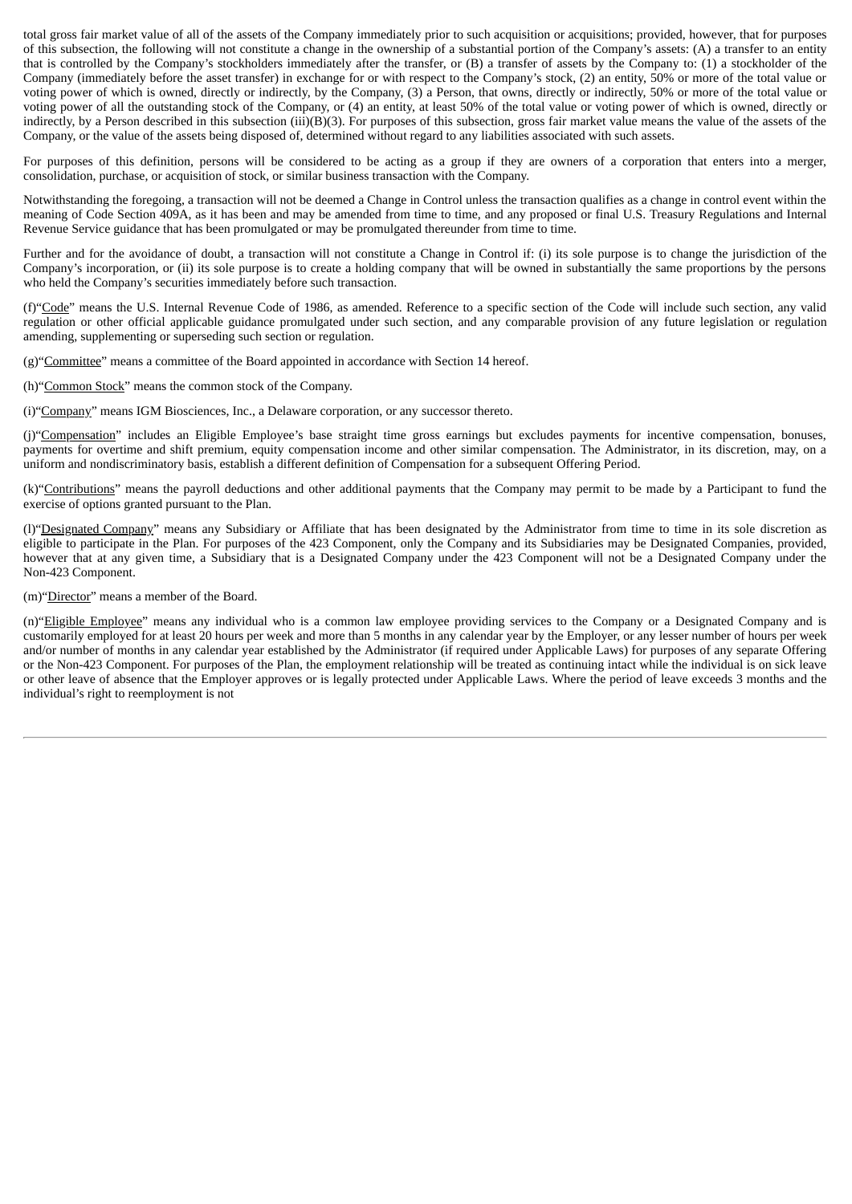total gross fair market value of all of the assets of the Company immediately prior to such acquisition or acquisitions; provided, however, that for purposes of this subsection, the following will not constitute a change in the ownership of a substantial portion of the Company's assets: (A) a transfer to an entity that is controlled by the Company's stockholders immediately after the transfer, or (B) a transfer of assets by the Company to: (1) a stockholder of the Company (immediately before the asset transfer) in exchange for or with respect to the Company's stock, (2) an entity, 50% or more of the total value or voting power of which is owned, directly or indirectly, by the Company, (3) a Person, that owns, directly or indirectly, 50% or more of the total value or voting power of all the outstanding stock of the Company, or (4) an entity, at least 50% of the total value or voting power of which is owned, directly or indirectly, by a Person described in this subsection (iii)(B)(3). For purposes of this subsection, gross fair market value means the value of the assets of the Company, or the value of the assets being disposed of, determined without regard to any liabilities associated with such assets.

For purposes of this definition, persons will be considered to be acting as a group if they are owners of a corporation that enters into a merger, consolidation, purchase, or acquisition of stock, or similar business transaction with the Company.

Notwithstanding the foregoing, a transaction will not be deemed a Change in Control unless the transaction qualifies as a change in control event within the meaning of Code Section 409A, as it has been and may be amended from time to time, and any proposed or final U.S. Treasury Regulations and Internal Revenue Service guidance that has been promulgated or may be promulgated thereunder from time to time.

Further and for the avoidance of doubt, a transaction will not constitute a Change in Control if: (i) its sole purpose is to change the jurisdiction of the Company's incorporation, or (ii) its sole purpose is to create a holding company that will be owned in substantially the same proportions by the persons who held the Company's securities immediately before such transaction.

(f)"Code" means the U.S. Internal Revenue Code of 1986, as amended. Reference to a specific section of the Code will include such section, any valid regulation or other official applicable guidance promulgated under such section, and any comparable provision of any future legislation or regulation amending, supplementing or superseding such section or regulation.

(g)"Committee" means a committee of the Board appointed in accordance with Section 14 hereof.

(h)"Common Stock" means the common stock of the Company.

(i)"Company" means IGM Biosciences, Inc., a Delaware corporation, or any successor thereto.

(j)"Compensation" includes an Eligible Employee's base straight time gross earnings but excludes payments for incentive compensation, bonuses, payments for overtime and shift premium, equity compensation income and other similar compensation. The Administrator, in its discretion, may, on a uniform and nondiscriminatory basis, establish a different definition of Compensation for a subsequent Offering Period.

(k)"Contributions" means the payroll deductions and other additional payments that the Company may permit to be made by a Participant to fund the exercise of options granted pursuant to the Plan.

(l)"Designated Company" means any Subsidiary or Affiliate that has been designated by the Administrator from time to time in its sole discretion as eligible to participate in the Plan. For purposes of the 423 Component, only the Company and its Subsidiaries may be Designated Companies, provided, however that at any given time, a Subsidiary that is a Designated Company under the 423 Component will not be a Designated Company under the Non-423 Component.

(m)"Director" means a member of the Board.

(n)"Eligible Employee" means any individual who is a common law employee providing services to the Company or a Designated Company and is customarily employed for at least 20 hours per week and more than 5 months in any calendar year by the Employer, or any lesser number of hours per week and/or number of months in any calendar year established by the Administrator (if required under Applicable Laws) for purposes of any separate Offering or the Non-423 Component. For purposes of the Plan, the employment relationship will be treated as continuing intact while the individual is on sick leave or other leave of absence that the Employer approves or is legally protected under Applicable Laws. Where the period of leave exceeds 3 months and the individual's right to reemployment is not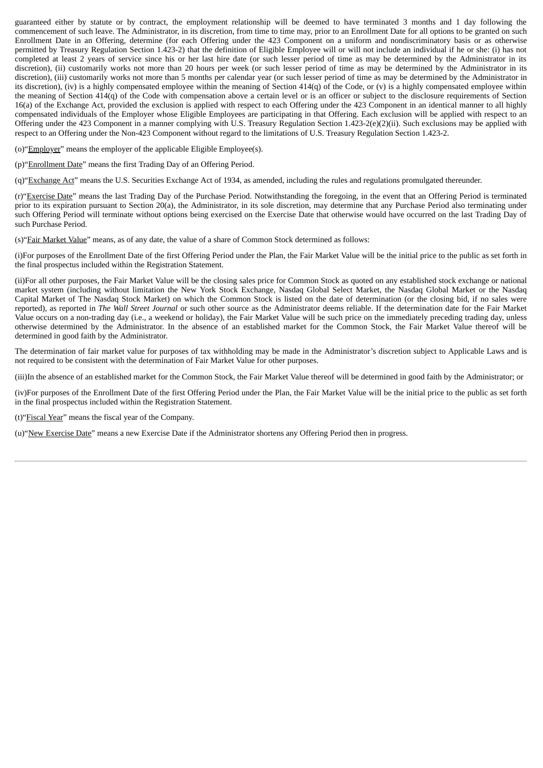guaranteed either by statute or by contract, the employment relationship will be deemed to have terminated 3 months and 1 day following the commencement of such leave. The Administrator, in its discretion, from time to time may, prior to an Enrollment Date for all options to be granted on such Enrollment Date in an Offering, determine (for each Offering under the 423 Component on a uniform and nondiscriminatory basis or as otherwise permitted by Treasury Regulation Section 1.423-2) that the definition of Eligible Employee will or will not include an individual if he or she: (i) has not completed at least 2 years of service since his or her last hire date (or such lesser period of time as may be determined by the Administrator in its discretion), (ii) customarily works not more than 20 hours per week (or such lesser period of time as may be determined by the Administrator in its discretion), (iii) customarily works not more than 5 months per calendar year (or such lesser period of time as may be determined by the Administrator in its discretion), (iv) is a highly compensated employee within the meaning of Section 414(q) of the Code, or (v) is a highly compensated employee within the meaning of Section 414(q) of the Code with compensation above a certain level or is an officer or subject to the disclosure requirements of Section 16(a) of the Exchange Act, provided the exclusion is applied with respect to each Offering under the 423 Component in an identical manner to all highly compensated individuals of the Employer whose Eligible Employees are participating in that Offering. Each exclusion will be applied with respect to an Offering under the 423 Component in a manner complying with U.S. Treasury Regulation Section 1.423-2(e)(2)(ii). Such exclusions may be applied with respect to an Offering under the Non-423 Component without regard to the limitations of U.S. Treasury Regulation Section 1.423-2.

(o)"Employer" means the employer of the applicable Eligible Employee(s).

(p)"Enrollment Date" means the first Trading Day of an Offering Period.

(q)"Exchange Act" means the U.S. Securities Exchange Act of 1934, as amended, including the rules and regulations promulgated thereunder.

(r)"Exercise Date" means the last Trading Day of the Purchase Period. Notwithstanding the foregoing, in the event that an Offering Period is terminated prior to its expiration pursuant to Section 20(a), the Administrator, in its sole discretion, may determine that any Purchase Period also terminating under such Offering Period will terminate without options being exercised on the Exercise Date that otherwise would have occurred on the last Trading Day of such Purchase Period.

(s)"Fair Market Value" means, as of any date, the value of a share of Common Stock determined as follows:

(i)For purposes of the Enrollment Date of the first Offering Period under the Plan, the Fair Market Value will be the initial price to the public as set forth in the final prospectus included within the Registration Statement.

(ii)For all other purposes, the Fair Market Value will be the closing sales price for Common Stock as quoted on any established stock exchange or national market system (including without limitation the New York Stock Exchange, Nasdaq Global Select Market, the Nasdaq Global Market or the Nasdaq Capital Market of The Nasdaq Stock Market) on which the Common Stock is listed on the date of determination (or the closing bid, if no sales were reported), as reported in *The Wall Street Journal* or such other source as the Administrator deems reliable. If the determination date for the Fair Market Value occurs on a non-trading day (i.e., a weekend or holiday), the Fair Market Value will be such price on the immediately preceding trading day, unless otherwise determined by the Administrator. In the absence of an established market for the Common Stock, the Fair Market Value thereof will be determined in good faith by the Administrator.

The determination of fair market value for purposes of tax withholding may be made in the Administrator's discretion subject to Applicable Laws and is not required to be consistent with the determination of Fair Market Value for other purposes.

(iii)In the absence of an established market for the Common Stock, the Fair Market Value thereof will be determined in good faith by the Administrator; or

(iv)For purposes of the Enrollment Date of the first Offering Period under the Plan, the Fair Market Value will be the initial price to the public as set forth in the final prospectus included within the Registration Statement.

(t)"Fiscal Year" means the fiscal year of the Company.

(u)"New Exercise Date" means a new Exercise Date if the Administrator shortens any Offering Period then in progress.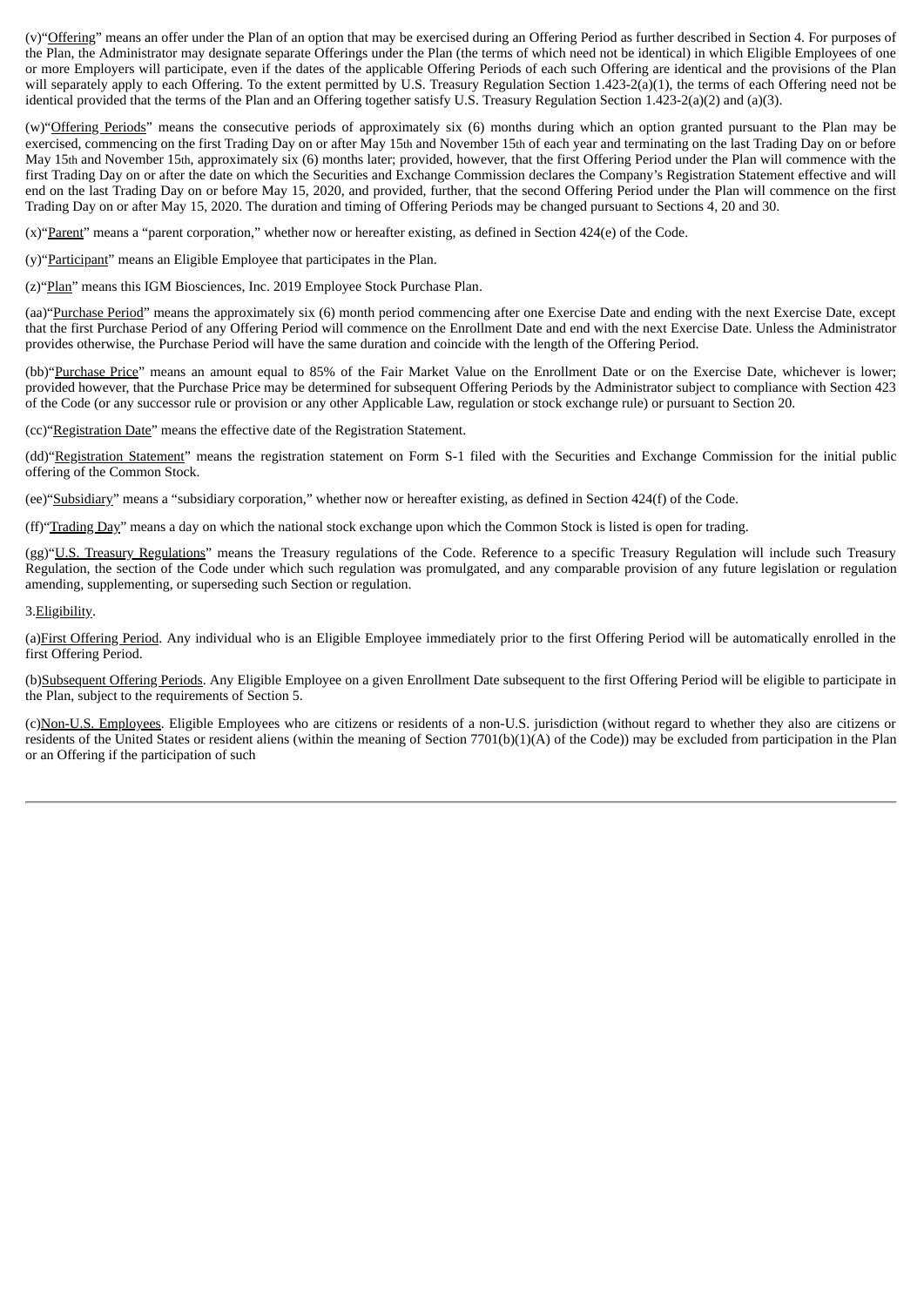(v)"Offering" means an offer under the Plan of an option that may be exercised during an Offering Period as further described in Section 4. For purposes of the Plan, the Administrator may designate separate Offerings under the Plan (the terms of which need not be identical) in which Eligible Employees of one or more Employers will participate, even if the dates of the applicable Offering Periods of each such Offering are identical and the provisions of the Plan will separately apply to each Offering. To the extent permitted by U.S. Treasury Regulation Section 1.423-2(a)(1), the terms of each Offering need not be identical provided that the terms of the Plan and an Offering together satisfy U.S. Treasury Regulation Section 1.423-2(a)(2) and (a)(3).

(w)"Offering Periods" means the consecutive periods of approximately six (6) months during which an option granted pursuant to the Plan may be exercised, commencing on the first Trading Day on or after May 15th and November 15th of each year and terminating on the last Trading Day on or before May 15th and November 15th, approximately six (6) months later; provided, however, that the first Offering Period under the Plan will commence with the first Trading Day on or after the date on which the Securities and Exchange Commission declares the Company's Registration Statement effective and will end on the last Trading Day on or before May 15, 2020, and provided, further, that the second Offering Period under the Plan will commence on the first Trading Day on or after May 15, 2020. The duration and timing of Offering Periods may be changed pursuant to Sections 4, 20 and 30.

(x)"Parent" means a "parent corporation," whether now or hereafter existing, as defined in Section 424(e) of the Code.

(y)"Participant" means an Eligible Employee that participates in the Plan.

(z)"Plan" means this IGM Biosciences, Inc. 2019 Employee Stock Purchase Plan.

(aa)"Purchase Period" means the approximately six (6) month period commencing after one Exercise Date and ending with the next Exercise Date, except that the first Purchase Period of any Offering Period will commence on the Enrollment Date and end with the next Exercise Date. Unless the Administrator provides otherwise, the Purchase Period will have the same duration and coincide with the length of the Offering Period.

(bb)"Purchase Price" means an amount equal to 85% of the Fair Market Value on the Enrollment Date or on the Exercise Date, whichever is lower; provided however, that the Purchase Price may be determined for subsequent Offering Periods by the Administrator subject to compliance with Section 423 of the Code (or any successor rule or provision or any other Applicable Law, regulation or stock exchange rule) or pursuant to Section 20.

(cc)"Registration Date" means the effective date of the Registration Statement.

(dd)"Registration Statement" means the registration statement on Form S-1 filed with the Securities and Exchange Commission for the initial public offering of the Common Stock.

(ee)"Subsidiary" means a "subsidiary corporation," whether now or hereafter existing, as defined in Section 424(f) of the Code.

(ff)"Trading Day" means a day on which the national stock exchange upon which the Common Stock is listed is open for trading.

(gg)"U.S. Treasury Regulations" means the Treasury regulations of the Code. Reference to a specific Treasury Regulation will include such Treasury Regulation, the section of the Code under which such regulation was promulgated, and any comparable provision of any future legislation or regulation amending, supplementing, or superseding such Section or regulation.

3.Eligibility.

(a)First Offering Period. Any individual who is an Eligible Employee immediately prior to the first Offering Period will be automatically enrolled in the first Offering Period.

(b)Subsequent Offering Periods. Any Eligible Employee on a given Enrollment Date subsequent to the first Offering Period will be eligible to participate in the Plan, subject to the requirements of Section 5.

(c)Non-U.S. Employees. Eligible Employees who are citizens or residents of a non-U.S. jurisdiction (without regard to whether they also are citizens or residents of the United States or resident aliens (within the meaning of Section 7701(b)(1)(A) of the Code)) may be excluded from participation in the Plan or an Offering if the participation of such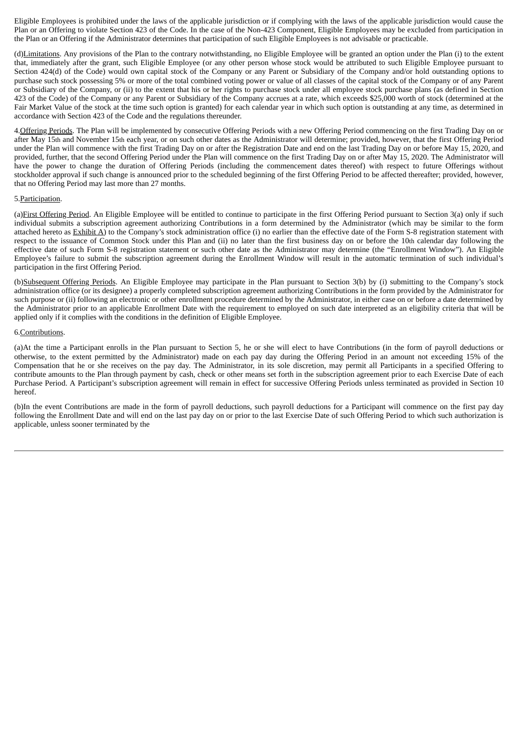Eligible Employees is prohibited under the laws of the applicable jurisdiction or if complying with the laws of the applicable jurisdiction would cause the Plan or an Offering to violate Section 423 of the Code. In the case of the Non-423 Component, Eligible Employees may be excluded from participation in the Plan or an Offering if the Administrator determines that participation of such Eligible Employees is not advisable or practicable.

(d)Limitations. Any provisions of the Plan to the contrary notwithstanding, no Eligible Employee will be granted an option under the Plan (i) to the extent that, immediately after the grant, such Eligible Employee (or any other person whose stock would be attributed to such Eligible Employee pursuant to Section 424(d) of the Code) would own capital stock of the Company or any Parent or Subsidiary of the Company and/or hold outstanding options to purchase such stock possessing 5% or more of the total combined voting power or value of all classes of the capital stock of the Company or of any Parent or Subsidiary of the Company, or (ii) to the extent that his or her rights to purchase stock under all employee stock purchase plans (as defined in Section 423 of the Code) of the Company or any Parent or Subsidiary of the Company accrues at a rate, which exceeds $25,000 worth of stock (determined at the Fair Market Value of the stock at the time such option is granted) for each calendar year in which such option is outstanding at any time, as determined in accordance with Section 423 of the Code and the regulations thereunder.

4.Offering Periods. The Plan will be implemented by consecutive Offering Periods with a new Offering Period commencing on the first Trading Day on or after May 15th and November 15th each year, or on such other dates as the Administrator will determine; provided, however, that the first Offering Period under the Plan will commence with the first Trading Day on or after the Registration Date and end on the last Trading Day on or before May 15, 2020, and provided, further, that the second Offering Period under the Plan will commence on the first Trading Day on or after May 15, 2020. The Administrator will have the power to change the duration of Offering Periods (including the commencement dates thereof) with respect to future Offerings without stockholder approval if such change is announced prior to the scheduled beginning of the first Offering Period to be affected thereafter; provided, however, that no Offering Period may last more than 27 months.

5.Participation.

(a)First Offering Period. An Eligible Employee will be entitled to continue to participate in the first Offering Period pursuant to Section 3(a) only if such individual submits a subscription agreement authorizing Contributions in a form determined by the Administrator (which may be similar to the form attached hereto as Exhibit A) to the Company's stock administration office (i) no earlier than the effective date of the Form S-8 registration statement with respect to the issuance of Common Stock under this Plan and (ii) no later than the first business day on or before the 10th calendar day following the effective date of such Form S-8 registration statement or such other date as the Administrator may determine (the "Enrollment Window"). An Eligible Employee's failure to submit the subscription agreement during the Enrollment Window will result in the automatic termination of such individual's participation in the first Offering Period.

(b)Subsequent Offering Periods. An Eligible Employee may participate in the Plan pursuant to Section 3(b) by (i) submitting to the Company's stock administration office (or its designee) a properly completed subscription agreement authorizing Contributions in the form provided by the Administrator for such purpose or (ii) following an electronic or other enrollment procedure determined by the Administrator, in either case on or before a date determined by the Administrator prior to an applicable Enrollment Date with the requirement to employed on such date interpreted as an eligibility criteria that will be applied only if it complies with the conditions in the definition of Eligible Employee.

6.Contributions.

(a)At the time a Participant enrolls in the Plan pursuant to Section 5, he or she will elect to have Contributions (in the form of payroll deductions or otherwise, to the extent permitted by the Administrator) made on each pay day during the Offering Period in an amount not exceeding 15% of the Compensation that he or she receives on the pay day. The Administrator, in its sole discretion, may permit all Participants in a specified Offering to contribute amounts to the Plan through payment by cash, check or other means set forth in the subscription agreement prior to each Exercise Date of each Purchase Period. A Participant's subscription agreement will remain in effect for successive Offering Periods unless terminated as provided in Section 10 hereof.

(b)In the event Contributions are made in the form of payroll deductions, such payroll deductions for a Participant will commence on the first pay day following the Enrollment Date and will end on the last pay day on or prior to the last Exercise Date of such Offering Period to which such authorization is applicable, unless sooner terminated by the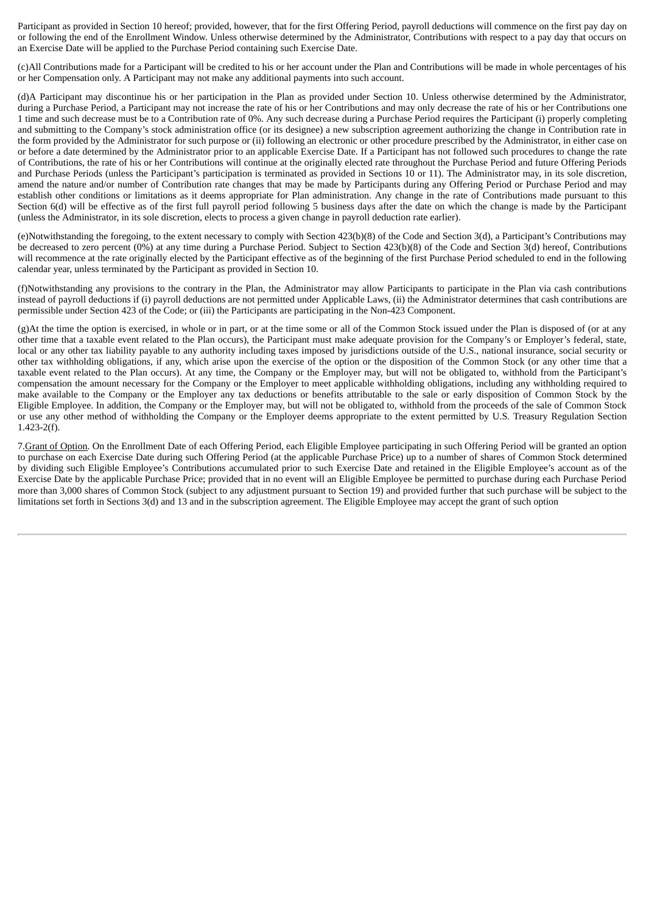Participant as provided in Section 10 hereof; provided, however, that for the first Offering Period, payroll deductions will commence on the first pay day on or following the end of the Enrollment Window. Unless otherwise determined by the Administrator, Contributions with respect to a pay day that occurs on an Exercise Date will be applied to the Purchase Period containing such Exercise Date.

(c)All Contributions made for a Participant will be credited to his or her account under the Plan and Contributions will be made in whole percentages of his or her Compensation only. A Participant may not make any additional payments into such account.

(d)A Participant may discontinue his or her participation in the Plan as provided under Section 10. Unless otherwise determined by the Administrator, during a Purchase Period, a Participant may not increase the rate of his or her Contributions and may only decrease the rate of his or her Contributions one 1 time and such decrease must be to a Contribution rate of 0%. Any such decrease during a Purchase Period requires the Participant (i) properly completing and submitting to the Company's stock administration office (or its designee) a new subscription agreement authorizing the change in Contribution rate in the form provided by the Administrator for such purpose or (ii) following an electronic or other procedure prescribed by the Administrator, in either case on or before a date determined by the Administrator prior to an applicable Exercise Date. If a Participant has not followed such procedures to change the rate of Contributions, the rate of his or her Contributions will continue at the originally elected rate throughout the Purchase Period and future Offering Periods and Purchase Periods (unless the Participant's participation is terminated as provided in Sections 10 or 11). The Administrator may, in its sole discretion, amend the nature and/or number of Contribution rate changes that may be made by Participants during any Offering Period or Purchase Period and may establish other conditions or limitations as it deems appropriate for Plan administration. Any change in the rate of Contributions made pursuant to this Section 6(d) will be effective as of the first full payroll period following 5 business days after the date on which the change is made by the Participant (unless the Administrator, in its sole discretion, elects to process a given change in payroll deduction rate earlier).

(e)Notwithstanding the foregoing, to the extent necessary to comply with Section 423(b)(8) of the Code and Section 3(d), a Participant's Contributions may be decreased to zero percent (0%) at any time during a Purchase Period. Subject to Section 423(b)(8) of the Code and Section 3(d) hereof, Contributions will recommence at the rate originally elected by the Participant effective as of the beginning of the first Purchase Period scheduled to end in the following calendar year, unless terminated by the Participant as provided in Section 10.

(f)Notwithstanding any provisions to the contrary in the Plan, the Administrator may allow Participants to participate in the Plan via cash contributions instead of payroll deductions if (i) payroll deductions are not permitted under Applicable Laws, (ii) the Administrator determines that cash contributions are permissible under Section 423 of the Code; or (iii) the Participants are participating in the Non-423 Component.

(g)At the time the option is exercised, in whole or in part, or at the time some or all of the Common Stock issued under the Plan is disposed of (or at any other time that a taxable event related to the Plan occurs), the Participant must make adequate provision for the Company's or Employer's federal, state, local or any other tax liability payable to any authority including taxes imposed by jurisdictions outside of the U.S., national insurance, social security or other tax withholding obligations, if any, which arise upon the exercise of the option or the disposition of the Common Stock (or any other time that a taxable event related to the Plan occurs). At any time, the Company or the Employer may, but will not be obligated to, withhold from the Participant's compensation the amount necessary for the Company or the Employer to meet applicable withholding obligations, including any withholding required to make available to the Company or the Employer any tax deductions or benefits attributable to the sale or early disposition of Common Stock by the Eligible Employee. In addition, the Company or the Employer may, but will not be obligated to, withhold from the proceeds of the sale of Common Stock or use any other method of withholding the Company or the Employer deems appropriate to the extent permitted by U.S. Treasury Regulation Section 1.423-2(f).

7.Grant of Option. On the Enrollment Date of each Offering Period, each Eligible Employee participating in such Offering Period will be granted an option to purchase on each Exercise Date during such Offering Period (at the applicable Purchase Price) up to a number of shares of Common Stock determined by dividing such Eligible Employee's Contributions accumulated prior to such Exercise Date and retained in the Eligible Employee's account as of the Exercise Date by the applicable Purchase Price; provided that in no event will an Eligible Employee be permitted to purchase during each Purchase Period more than 3,000 shares of Common Stock (subject to any adjustment pursuant to Section 19) and provided further that such purchase will be subject to the limitations set forth in Sections 3(d) and 13 and in the subscription agreement. The Eligible Employee may accept the grant of such option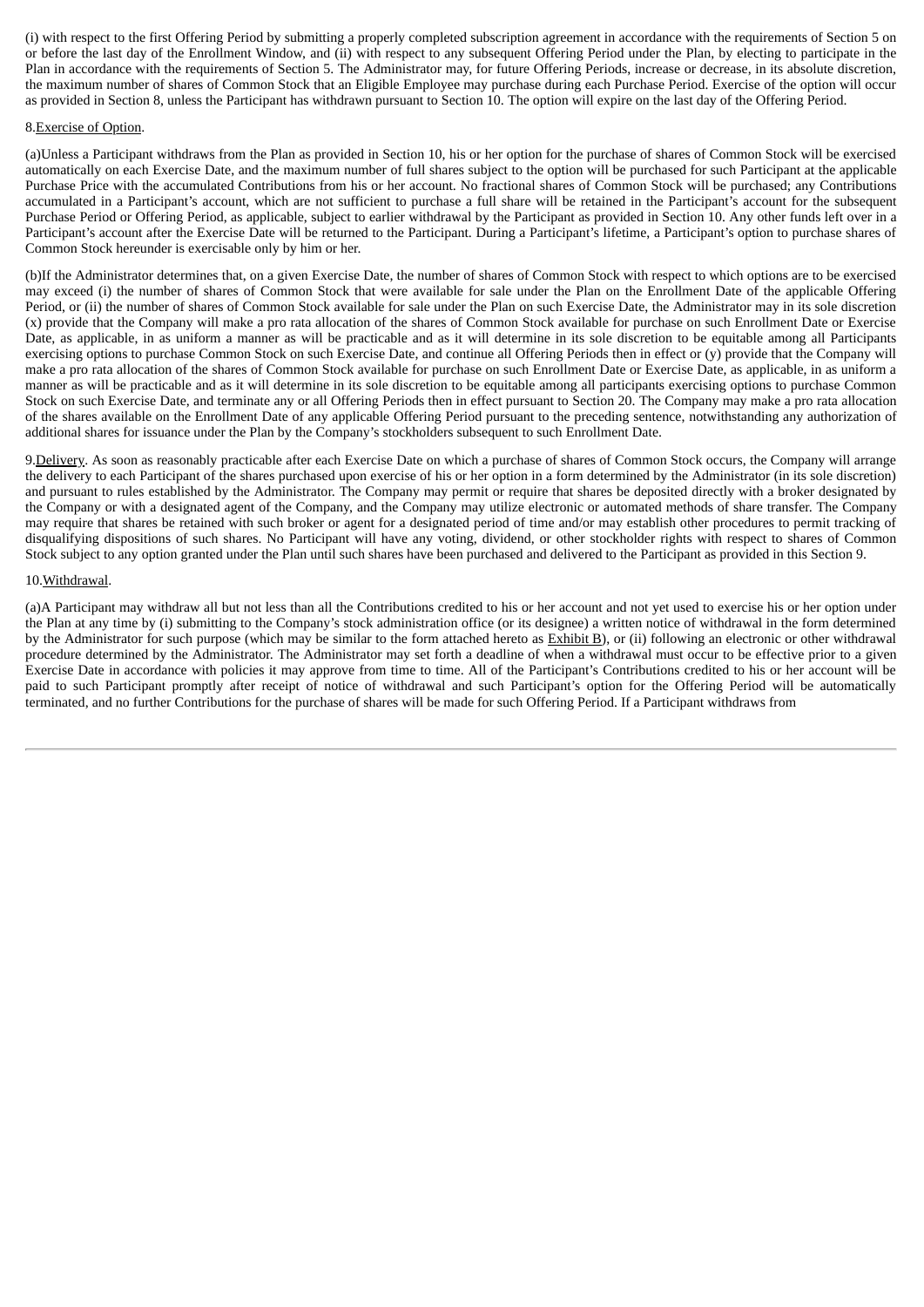(i) with respect to the first Offering Period by submitting a properly completed subscription agreement in accordance with the requirements of Section 5 on or before the last day of the Enrollment Window, and (ii) with respect to any subsequent Offering Period under the Plan, by electing to participate in the Plan in accordance with the requirements of Section 5. The Administrator may, for future Offering Periods, increase or decrease, in its absolute discretion, the maximum number of shares of Common Stock that an Eligible Employee may purchase during each Purchase Period. Exercise of the option will occur as provided in Section 8, unless the Participant has withdrawn pursuant to Section 10. The option will expire on the last day of the Offering Period.

8.Exercise of Option.

(a)Unless a Participant withdraws from the Plan as provided in Section 10, his or her option for the purchase of shares of Common Stock will be exercised automatically on each Exercise Date, and the maximum number of full shares subject to the option will be purchased for such Participant at the applicable Purchase Price with the accumulated Contributions from his or her account. No fractional shares of Common Stock will be purchased; any Contributions accumulated in a Participant's account, which are not sufficient to purchase a full share will be retained in the Participant's account for the subsequent Purchase Period or Offering Period, as applicable, subject to earlier withdrawal by the Participant as provided in Section 10. Any other funds left over in a Participant's account after the Exercise Date will be returned to the Participant. During a Participant's lifetime, a Participant's option to purchase shares of Common Stock hereunder is exercisable only by him or her.

(b)If the Administrator determines that, on a given Exercise Date, the number of shares of Common Stock with respect to which options are to be exercised may exceed (i) the number of shares of Common Stock that were available for sale under the Plan on the Enrollment Date of the applicable Offering Period, or (ii) the number of shares of Common Stock available for sale under the Plan on such Exercise Date, the Administrator may in its sole discretion (x) provide that the Company will make a pro rata allocation of the shares of Common Stock available for purchase on such Enrollment Date or Exercise Date, as applicable, in as uniform a manner as will be practicable and as it will determine in its sole discretion to be equitable among all Participants exercising options to purchase Common Stock on such Exercise Date, and continue all Offering Periods then in effect or (y) provide that the Company will make a pro rata allocation of the shares of Common Stock available for purchase on such Enrollment Date or Exercise Date, as applicable, in as uniform a manner as will be practicable and as it will determine in its sole discretion to be equitable among all participants exercising options to purchase Common Stock on such Exercise Date, and terminate any or all Offering Periods then in effect pursuant to Section 20. The Company may make a pro rata allocation of the shares available on the Enrollment Date of any applicable Offering Period pursuant to the preceding sentence, notwithstanding any authorization of additional shares for issuance under the Plan by the Company's stockholders subsequent to such Enrollment Date.

9.Delivery. As soon as reasonably practicable after each Exercise Date on which a purchase of shares of Common Stock occurs, the Company will arrange the delivery to each Participant of the shares purchased upon exercise of his or her option in a form determined by the Administrator (in its sole discretion) and pursuant to rules established by the Administrator. The Company may permit or require that shares be deposited directly with a broker designated by the Company or with a designated agent of the Company, and the Company may utilize electronic or automated methods of share transfer. The Company may require that shares be retained with such broker or agent for a designated period of time and/or may establish other procedures to permit tracking of disqualifying dispositions of such shares. No Participant will have any voting, dividend, or other stockholder rights with respect to shares of Common Stock subject to any option granted under the Plan until such shares have been purchased and delivered to the Participant as provided in this Section 9.

10.Withdrawal.

(a)A Participant may withdraw all but not less than all the Contributions credited to his or her account and not yet used to exercise his or her option under the Plan at any time by (i) submitting to the Company's stock administration office (or its designee) a written notice of withdrawal in the form determined by the Administrator for such purpose (which may be similar to the form attached hereto as Exhibit B), or (ii) following an electronic or other withdrawal procedure determined by the Administrator. The Administrator may set forth a deadline of when a withdrawal must occur to be effective prior to a given Exercise Date in accordance with policies it may approve from time to time. All of the Participant's Contributions credited to his or her account will be paid to such Participant promptly after receipt of notice of withdrawal and such Participant's option for the Offering Period will be automatically terminated, and no further Contributions for the purchase of shares will be made for such Offering Period. If a Participant withdraws from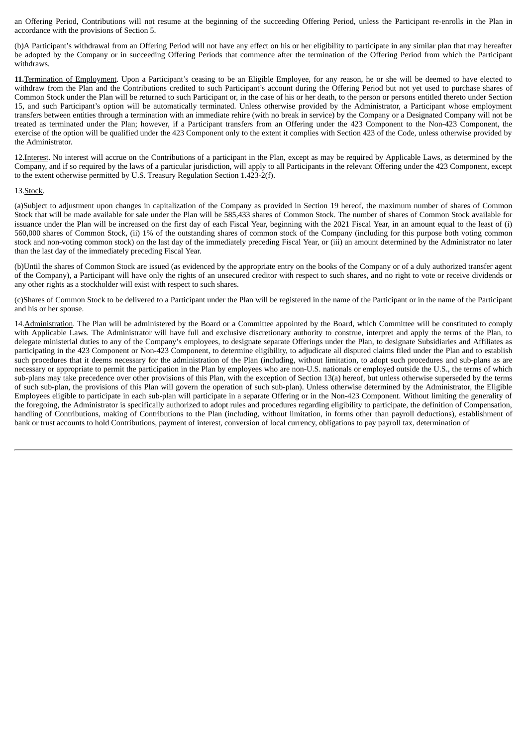an Offering Period, Contributions will not resume at the beginning of the succeeding Offering Period, unless the Participant re-enrolls in the Plan in accordance with the provisions of Section 5.

(b)A Participant's withdrawal from an Offering Period will not have any effect on his or her eligibility to participate in any similar plan that may hereafter be adopted by the Company or in succeeding Offering Periods that commence after the termination of the Offering Period from which the Participant withdraws.

**11.**Termination of Employment. Upon a Participant's ceasing to be an Eligible Employee, for any reason, he or she will be deemed to have elected to withdraw from the Plan and the Contributions credited to such Participant's account during the Offering Period but not yet used to purchase shares of Common Stock under the Plan will be returned to such Participant or, in the case of his or her death, to the person or persons entitled thereto under Section 15, and such Participant's option will be automatically terminated. Unless otherwise provided by the Administrator, a Participant whose employment transfers between entities through a termination with an immediate rehire (with no break in service) by the Company or a Designated Company will not be treated as terminated under the Plan; however, if a Participant transfers from an Offering under the 423 Component to the Non-423 Component, the exercise of the option will be qualified under the 423 Component only to the extent it complies with Section 423 of the Code, unless otherwise provided by the Administrator.

12.Interest. No interest will accrue on the Contributions of a participant in the Plan, except as may be required by Applicable Laws, as determined by the Company, and if so required by the laws of a particular jurisdiction, will apply to all Participants in the relevant Offering under the 423 Component, except to the extent otherwise permitted by U.S. Treasury Regulation Section 1.423-2(f).

13.Stock.

(a)Subject to adjustment upon changes in capitalization of the Company as provided in Section 19 hereof, the maximum number of shares of Common Stock that will be made available for sale under the Plan will be 585,433 shares of Common Stock. The number of shares of Common Stock available for issuance under the Plan will be increased on the first day of each Fiscal Year, beginning with the 2021 Fiscal Year, in an amount equal to the least of (i) 560,000 shares of Common Stock, (ii) 1% of the outstanding shares of common stock of the Company (including for this purpose both voting common stock and non-voting common stock) on the last day of the immediately preceding Fiscal Year, or (iii) an amount determined by the Administrator no later than the last day of the immediately preceding Fiscal Year.

(b)Until the shares of Common Stock are issued (as evidenced by the appropriate entry on the books of the Company or of a duly authorized transfer agent of the Company), a Participant will have only the rights of an unsecured creditor with respect to such shares, and no right to vote or receive dividends or any other rights as a stockholder will exist with respect to such shares.

(c)Shares of Common Stock to be delivered to a Participant under the Plan will be registered in the name of the Participant or in the name of the Participant and his or her spouse.

14.Administration. The Plan will be administered by the Board or a Committee appointed by the Board, which Committee will be constituted to comply with Applicable Laws. The Administrator will have full and exclusive discretionary authority to construe, interpret and apply the terms of the Plan, to delegate ministerial duties to any of the Company's employees, to designate separate Offerings under the Plan, to designate Subsidiaries and Affiliates as participating in the 423 Component or Non-423 Component, to determine eligibility, to adjudicate all disputed claims filed under the Plan and to establish such procedures that it deems necessary for the administration of the Plan (including, without limitation, to adopt such procedures and sub-plans as are necessary or appropriate to permit the participation in the Plan by employees who are non-U.S. nationals or employed outside the U.S., the terms of which sub-plans may take precedence over other provisions of this Plan, with the exception of Section 13(a) hereof, but unless otherwise superseded by the terms of such sub-plan, the provisions of this Plan will govern the operation of such sub-plan). Unless otherwise determined by the Administrator, the Eligible Employees eligible to participate in each sub-plan will participate in a separate Offering or in the Non-423 Component. Without limiting the generality of the foregoing, the Administrator is specifically authorized to adopt rules and procedures regarding eligibility to participate, the definition of Compensation, handling of Contributions, making of Contributions to the Plan (including, without limitation, in forms other than payroll deductions), establishment of bank or trust accounts to hold Contributions, payment of interest, conversion of local currency, obligations to pay payroll tax, determination of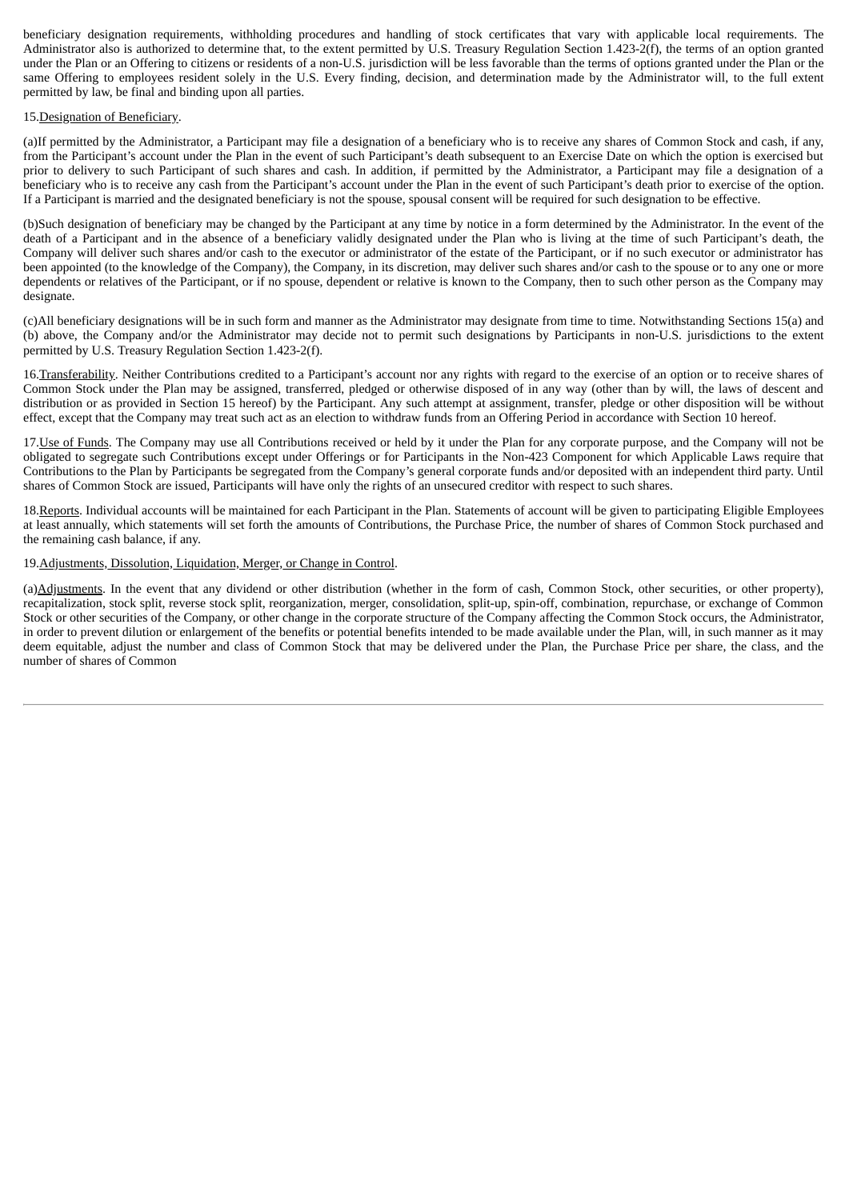beneficiary designation requirements, withholding procedures and handling of stock certificates that vary with applicable local requirements. The Administrator also is authorized to determine that, to the extent permitted by U.S. Treasury Regulation Section 1.423-2(f), the terms of an option granted under the Plan or an Offering to citizens or residents of a non-U.S. jurisdiction will be less favorable than the terms of options granted under the Plan or the same Offering to employees resident solely in the U.S. Every finding, decision, and determination made by the Administrator will, to the full extent permitted by law, be final and binding upon all parties.

15. Designation of Beneficiary.

(a) If permitted by the Administrator, a Participant may file a designation of a beneficiary who is to receive any shares of Common Stock and cash, if any, from the Participant's account under the Plan in the event of such Participant's death subsequent to an Exercise Date on which the option is exercised but prior to delivery to such Participant of such shares and cash. In addition, if permitted by the Administrator, a Participant may file a designation of a beneficiary who is to receive any cash from the Participant's account under the Plan in the event of such Participant's death prior to exercise of the option. If a Participant is married and the designated beneficiary is not the spouse, spousal consent will be required for such designation to be effective.

(b) Such designation of beneficiary may be changed by the Participant at any time by notice in a form determined by the Administrator. In the event of the death of a Participant and in the absence of a beneficiary validly designated under the Plan who is living at the time of such Participant's death, the Company will deliver such shares and/or cash to the executor or administrator of the estate of the Participant, or if no such executor or administrator has been appointed (to the knowledge of the Company), the Company, in its discretion, may deliver such shares and/or cash to the spouse or to any one or more dependents or relatives of the Participant, or if no spouse, dependent or relative is known to the Company, then to such other person as the Company may designate.

(c) All beneficiary designations will be in such form and manner as the Administrator may designate from time to time. Notwithstanding Sections 15(a) and (b) above, the Company and/or the Administrator may decide not to permit such designations by Participants in non-U.S. jurisdictions to the extent permitted by U.S. Treasury Regulation Section 1.423-2(f).

16. Transferability. Neither Contributions credited to a Participant's account nor any rights with regard to the exercise of an option or to receive shares of Common Stock under the Plan may be assigned, transferred, pledged or otherwise disposed of in any way (other than by will, the laws of descent and distribution or as provided in Section 15 hereof) by the Participant. Any such attempt at assignment, transfer, pledge or other disposition will be without effect, except that the Company may treat such act as an election to withdraw funds from an Offering Period in accordance with Section 10 hereof.

17. Use of Funds. The Company may use all Contributions received or held by it under the Plan for any corporate purpose, and the Company will not be obligated to segregate such Contributions except under Offerings or for Participants in the Non-423 Component for which Applicable Laws require that Contributions to the Plan by Participants be segregated from the Company's general corporate funds and/or deposited with an independent third party. Until shares of Common Stock are issued, Participants will have only the rights of an unsecured creditor with respect to such shares.

18. Reports. Individual accounts will be maintained for each Participant in the Plan. Statements of account will be given to participating Eligible Employees at least annually, which statements will set forth the amounts of Contributions, the Purchase Price, the number of shares of Common Stock purchased and the remaining cash balance, if any.

19. Adjustments, Dissolution, Liquidation, Merger, or Change in Control.

(a) Adjustments. In the event that any dividend or other distribution (whether in the form of cash, Common Stock, other securities, or other property), recapitalization, stock split, reverse stock split, reorganization, merger, consolidation, split-up, spin-off, combination, repurchase, or exchange of Common Stock or other securities of the Company, or other change in the corporate structure of the Company affecting the Common Stock occurs, the Administrator, in order to prevent dilution or enlargement of the benefits or potential benefits intended to be made available under the Plan, will, in such manner as it may deem equitable, adjust the number and class of Common Stock that may be delivered under the Plan, the Purchase Price per share, the class, and the number of shares of Common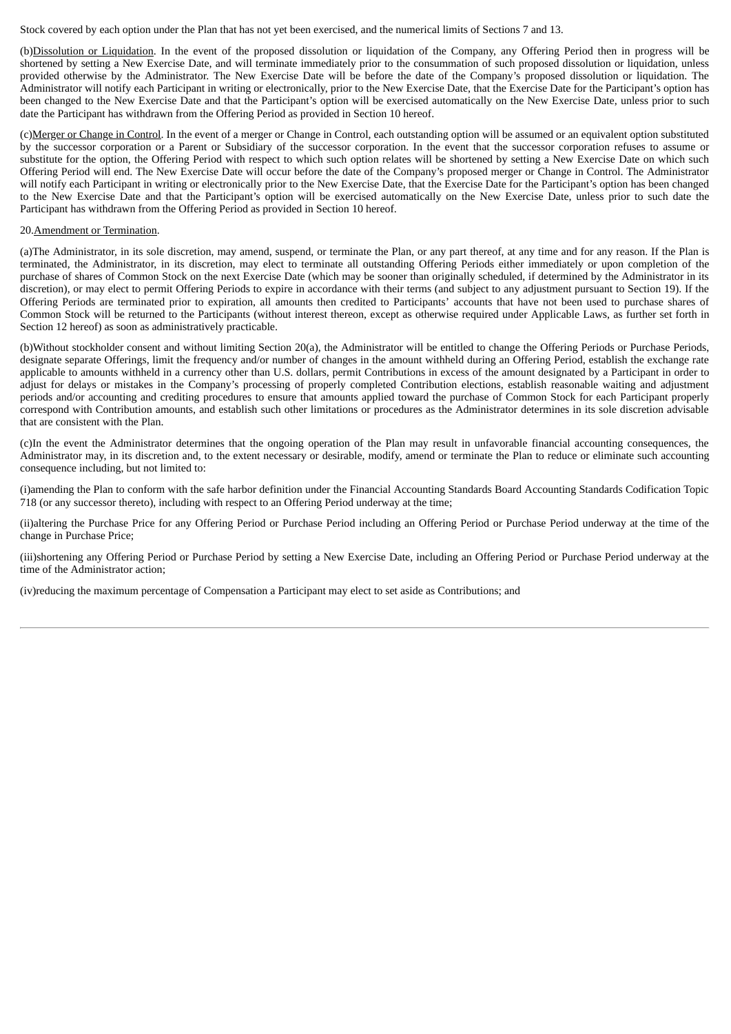Stock covered by each option under the Plan that has not yet been exercised, and the numerical limits of Sections 7 and 13.

(b)Dissolution or Liquidation. In the event of the proposed dissolution or liquidation of the Company, any Offering Period then in progress will be shortened by setting a New Exercise Date, and will terminate immediately prior to the consummation of such proposed dissolution or liquidation, unless provided otherwise by the Administrator. The New Exercise Date will be before the date of the Company's proposed dissolution or liquidation. The Administrator will notify each Participant in writing or electronically, prior to the New Exercise Date, that the Exercise Date for the Participant's option has been changed to the New Exercise Date and that the Participant's option will be exercised automatically on the New Exercise Date, unless prior to such date the Participant has withdrawn from the Offering Period as provided in Section 10 hereof.

(c)Merger or Change in Control. In the event of a merger or Change in Control, each outstanding option will be assumed or an equivalent option substituted by the successor corporation or a Parent or Subsidiary of the successor corporation. In the event that the successor corporation refuses to assume or substitute for the option, the Offering Period with respect to which such option relates will be shortened by setting a New Exercise Date on which such Offering Period will end. The New Exercise Date will occur before the date of the Company's proposed merger or Change in Control. The Administrator will notify each Participant in writing or electronically prior to the New Exercise Date, that the Exercise Date for the Participant's option has been changed to the New Exercise Date and that the Participant's option will be exercised automatically on the New Exercise Date, unless prior to such date the Participant has withdrawn from the Offering Period as provided in Section 10 hereof.

20.Amendment or Termination.

(a)The Administrator, in its sole discretion, may amend, suspend, or terminate the Plan, or any part thereof, at any time and for any reason. If the Plan is terminated, the Administrator, in its discretion, may elect to terminate all outstanding Offering Periods either immediately or upon completion of the purchase of shares of Common Stock on the next Exercise Date (which may be sooner than originally scheduled, if determined by the Administrator in its discretion), or may elect to permit Offering Periods to expire in accordance with their terms (and subject to any adjustment pursuant to Section 19). If the Offering Periods are terminated prior to expiration, all amounts then credited to Participants' accounts that have not been used to purchase shares of Common Stock will be returned to the Participants (without interest thereon, except as otherwise required under Applicable Laws, as further set forth in Section 12 hereof) as soon as administratively practicable.

(b)Without stockholder consent and without limiting Section 20(a), the Administrator will be entitled to change the Offering Periods or Purchase Periods, designate separate Offerings, limit the frequency and/or number of changes in the amount withheld during an Offering Period, establish the exchange rate applicable to amounts withheld in a currency other than U.S. dollars, permit Contributions in excess of the amount designated by a Participant in order to adjust for delays or mistakes in the Company's processing of properly completed Contribution elections, establish reasonable waiting and adjustment periods and/or accounting and crediting procedures to ensure that amounts applied toward the purchase of Common Stock for each Participant properly correspond with Contribution amounts, and establish such other limitations or procedures as the Administrator determines in its sole discretion advisable that are consistent with the Plan.

(c)In the event the Administrator determines that the ongoing operation of the Plan may result in unfavorable financial accounting consequences, the Administrator may, in its discretion and, to the extent necessary or desirable, modify, amend or terminate the Plan to reduce or eliminate such accounting consequence including, but not limited to:

(i)amending the Plan to conform with the safe harbor definition under the Financial Accounting Standards Board Accounting Standards Codification Topic 718 (or any successor thereto), including with respect to an Offering Period underway at the time;

(ii)altering the Purchase Price for any Offering Period or Purchase Period including an Offering Period or Purchase Period underway at the time of the change in Purchase Price;

(iii)shortening any Offering Period or Purchase Period by setting a New Exercise Date, including an Offering Period or Purchase Period underway at the time of the Administrator action;

(iv)reducing the maximum percentage of Compensation a Participant may elect to set aside as Contributions; and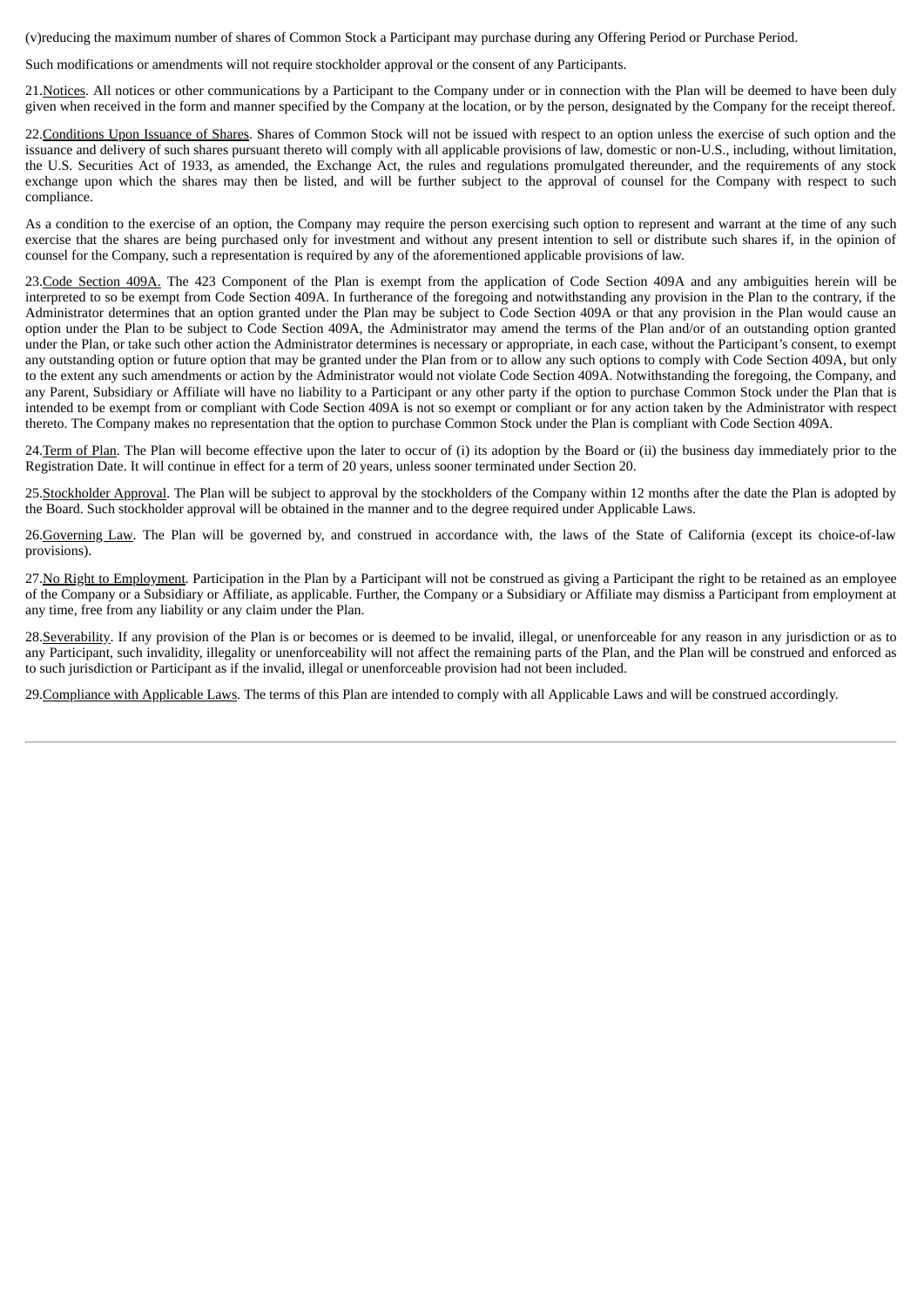(v)reducing the maximum number of shares of Common Stock a Participant may purchase during any Offering Period or Purchase Period.

Such modifications or amendments will not require stockholder approval or the consent of any Participants.

21.Notices. All notices or other communications by a Participant to the Company under or in connection with the Plan will be deemed to have been duly given when received in the form and manner specified by the Company at the location, or by the person, designated by the Company for the receipt thereof.

22.Conditions Upon Issuance of Shares. Shares of Common Stock will not be issued with respect to an option unless the exercise of such option and the issuance and delivery of such shares pursuant thereto will comply with all applicable provisions of law, domestic or non-U.S., including, without limitation, the U.S. Securities Act of 1933, as amended, the Exchange Act, the rules and regulations promulgated thereunder, and the requirements of any stock exchange upon which the shares may then be listed, and will be further subject to the approval of counsel for the Company with respect to such compliance.

As a condition to the exercise of an option, the Company may require the person exercising such option to represent and warrant at the time of any such exercise that the shares are being purchased only for investment and without any present intention to sell or distribute such shares if, in the opinion of counsel for the Company, such a representation is required by any of the aforementioned applicable provisions of law.

23.Code Section 409A. The 423 Component of the Plan is exempt from the application of Code Section 409A and any ambiguities herein will be interpreted to so be exempt from Code Section 409A. In furtherance of the foregoing and notwithstanding any provision in the Plan to the contrary, if the Administrator determines that an option granted under the Plan may be subject to Code Section 409A or that any provision in the Plan would cause an option under the Plan to be subject to Code Section 409A, the Administrator may amend the terms of the Plan and/or of an outstanding option granted under the Plan, or take such other action the Administrator determines is necessary or appropriate, in each case, without the Participant's consent, to exempt any outstanding option or future option that may be granted under the Plan from or to allow any such options to comply with Code Section 409A, but only to the extent any such amendments or action by the Administrator would not violate Code Section 409A. Notwithstanding the foregoing, the Company, and any Parent, Subsidiary or Affiliate will have no liability to a Participant or any other party if the option to purchase Common Stock under the Plan that is intended to be exempt from or compliant with Code Section 409A is not so exempt or compliant or for any action taken by the Administrator with respect thereto. The Company makes no representation that the option to purchase Common Stock under the Plan is compliant with Code Section 409A.

24.Term of Plan. The Plan will become effective upon the later to occur of (i) its adoption by the Board or (ii) the business day immediately prior to the Registration Date. It will continue in effect for a term of 20 years, unless sooner terminated under Section 20.

25.Stockholder Approval. The Plan will be subject to approval by the stockholders of the Company within 12 months after the date the Plan is adopted by the Board. Such stockholder approval will be obtained in the manner and to the degree required under Applicable Laws.

26.Governing Law. The Plan will be governed by, and construed in accordance with, the laws of the State of California (except its choice-of-law provisions).

27.No Right to Employment. Participation in the Plan by a Participant will not be construed as giving a Participant the right to be retained as an employee of the Company or a Subsidiary or Affiliate, as applicable. Further, the Company or a Subsidiary or Affiliate may dismiss a Participant from employment at any time, free from any liability or any claim under the Plan.

28.Severability. If any provision of the Plan is or becomes or is deemed to be invalid, illegal, or unenforceable for any reason in any jurisdiction or as to any Participant, such invalidity, illegality or unenforceability will not affect the remaining parts of the Plan, and the Plan will be construed and enforced as to such jurisdiction or Participant as if the invalid, illegal or unenforceable provision had not been included.

29.Compliance with Applicable Laws. The terms of this Plan are intended to comply with all Applicable Laws and will be construed accordingly.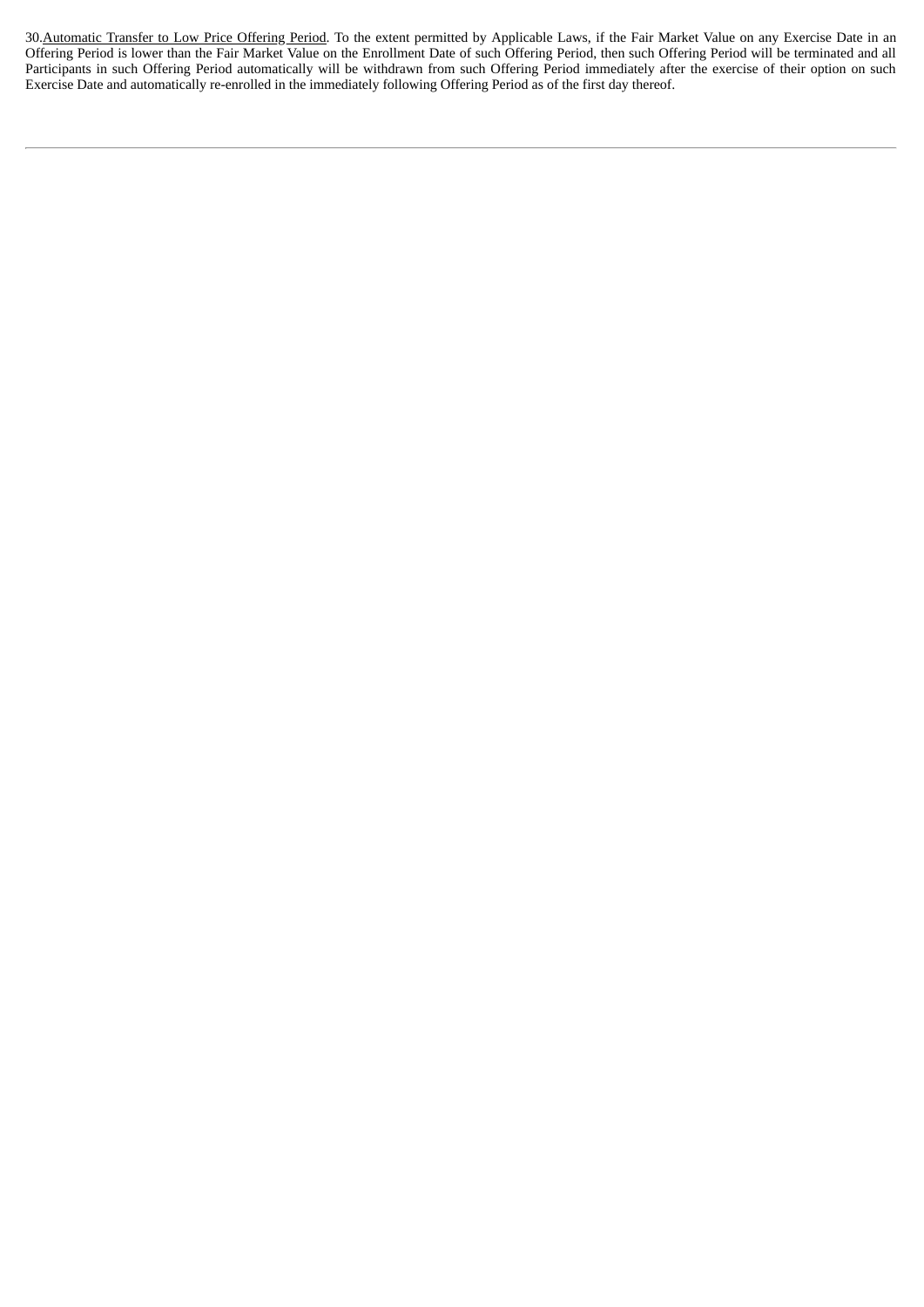30. Automatic Transfer to Low Price Offering Period. To the extent permitted by Applicable Laws, if the Fair Market Value on any Exercise Date in an Offering Period is lower than the Fair Market Value on the Enrollment Date of such Offering Period, then such Offering Period will be terminated and all Participants in such Offering Period automatically will be withdrawn from such Offering Period immediately after the exercise of their option on such Exercise Date and automatically re-enrolled in the immediately following Offering Period as of the first day thereof.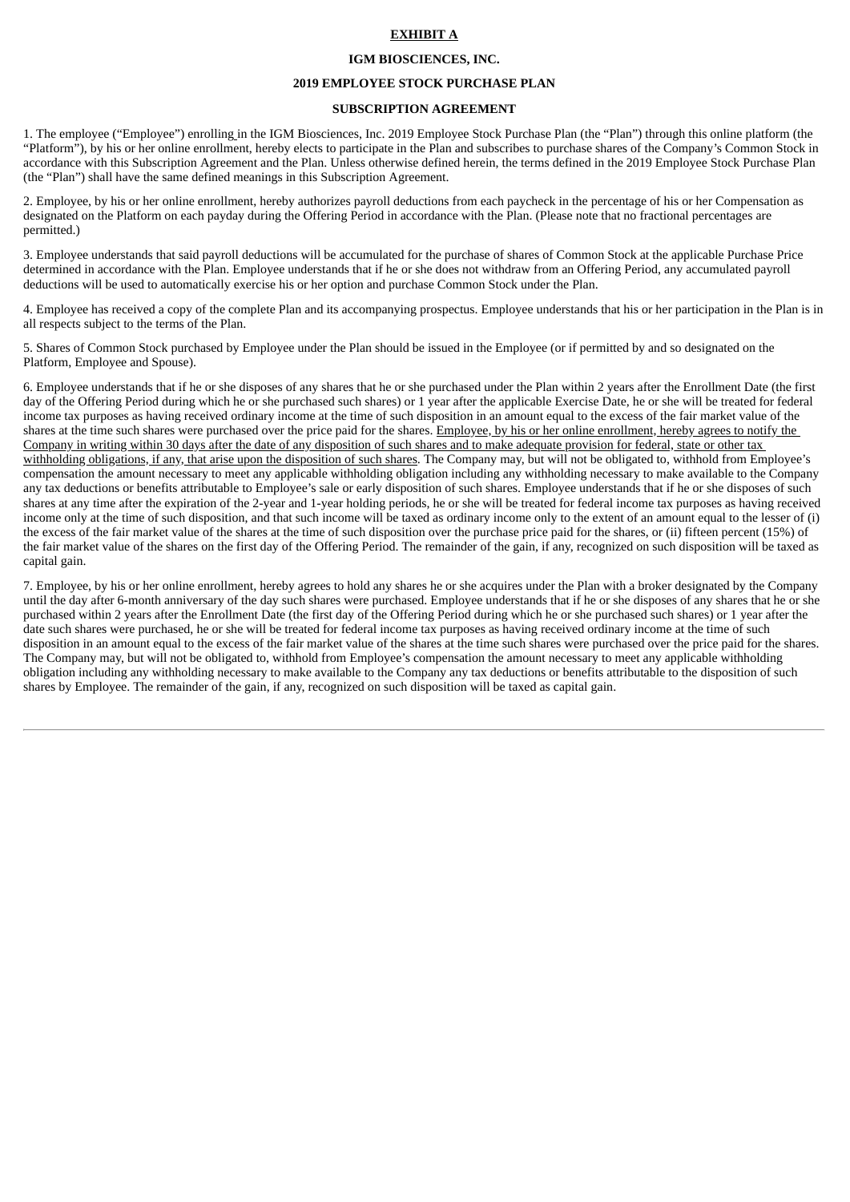**EXHIBIT A**

**IGM BIOSCIENCES, INC.**

**2019 EMPLOYEE STOCK PURCHASE PLAN**

**SUBSCRIPTION AGREEMENT**

1. The employee ("Employee") enrolling in the IGM Biosciences, Inc. 2019 Employee Stock Purchase Plan (the "Plan") through this online platform (the "Platform"), by his or her online enrollment, hereby elects to participate in the Plan and subscribes to purchase shares of the Company's Common Stock in accordance with this Subscription Agreement and the Plan. Unless otherwise defined herein, the terms defined in the 2019 Employee Stock Purchase Plan (the "Plan") shall have the same defined meanings in this Subscription Agreement.

2. Employee, by his or her online enrollment, hereby authorizes payroll deductions from each paycheck in the percentage of his or her Compensation as designated on the Platform on each payday during the Offering Period in accordance with the Plan. (Please note that no fractional percentages are permitted.)

3. Employee understands that said payroll deductions will be accumulated for the purchase of shares of Common Stock at the applicable Purchase Price determined in accordance with the Plan. Employee understands that if he or she does not withdraw from an Offering Period, any accumulated payroll deductions will be used to automatically exercise his or her option and purchase Common Stock under the Plan.

4. Employee has received a copy of the complete Plan and its accompanying prospectus. Employee understands that his or her participation in the Plan is in all respects subject to the terms of the Plan.

5. Shares of Common Stock purchased by Employee under the Plan should be issued in the Employee (or if permitted by and so designated on the Platform, Employee and Spouse).

6. Employee understands that if he or she disposes of any shares that he or she purchased under the Plan within 2 years after the Enrollment Date (the first day of the Offering Period during which he or she purchased such shares) or 1 year after the applicable Exercise Date, he or she will be treated for federal income tax purposes as having received ordinary income at the time of such disposition in an amount equal to the excess of the fair market value of the shares at the time such shares were purchased over the price paid for the shares. Employee, by his or her online enrollment, hereby agrees to notify the Company in writing within 30 days after the date of any disposition of such shares and to make adequate provision for federal, state or other tax withholding obligations, if any, that arise upon the disposition of such shares. The Company may, but will not be obligated to, withhold from Employee's compensation the amount necessary to meet any applicable withholding obligation including any withholding necessary to make available to the Company any tax deductions or benefits attributable to Employee's sale or early disposition of such shares. Employee understands that if he or she disposes of such shares at any time after the expiration of the 2-year and 1-year holding periods, he or she will be treated for federal income tax purposes as having received income only at the time of such disposition, and that such income will be taxed as ordinary income only to the extent of an amount equal to the lesser of (i) the excess of the fair market value of the shares at the time of such disposition over the purchase price paid for the shares, or (ii) fifteen percent (15%) of the fair market value of the shares on the first day of the Offering Period. The remainder of the gain, if any, recognized on such disposition will be taxed as capital gain.

7. Employee, by his or her online enrollment, hereby agrees to hold any shares he or she acquires under the Plan with a broker designated by the Company until the day after 6-month anniversary of the day such shares were purchased. Employee understands that if he or she disposes of any shares that he or she purchased within 2 years after the Enrollment Date (the first day of the Offering Period during which he or she purchased such shares) or 1 year after the date such shares were purchased, he or she will be treated for federal income tax purposes as having received ordinary income at the time of such disposition in an amount equal to the excess of the fair market value of the shares at the time such shares were purchased over the price paid for the shares. The Company may, but will not be obligated to, withhold from Employee's compensation the amount necessary to meet any applicable withholding obligation including any withholding necessary to make available to the Company any tax deductions or benefits attributable to the disposition of such shares by Employee. The remainder of the gain, if any, recognized on such disposition will be taxed as capital gain.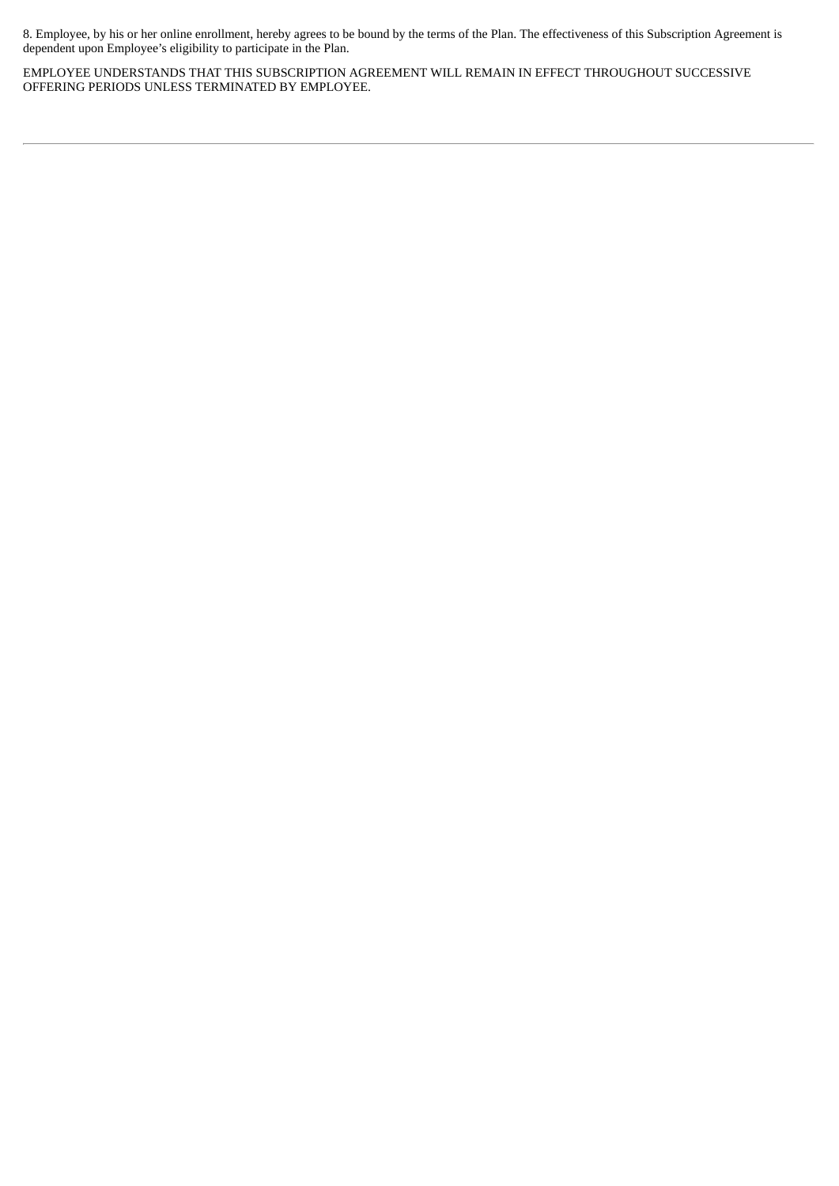8. Employee, by his or her online enrollment, hereby agrees to be bound by the terms of the Plan. The effectiveness of this Subscription Agreement is dependent upon Employee's eligibility to participate in the Plan.

EMPLOYEE UNDERSTANDS THAT THIS SUBSCRIPTION AGREEMENT WILL REMAIN IN EFFECT THROUGHOUT SUCCESSIVE OFFERING PERIODS UNLESS TERMINATED BY EMPLOYEE.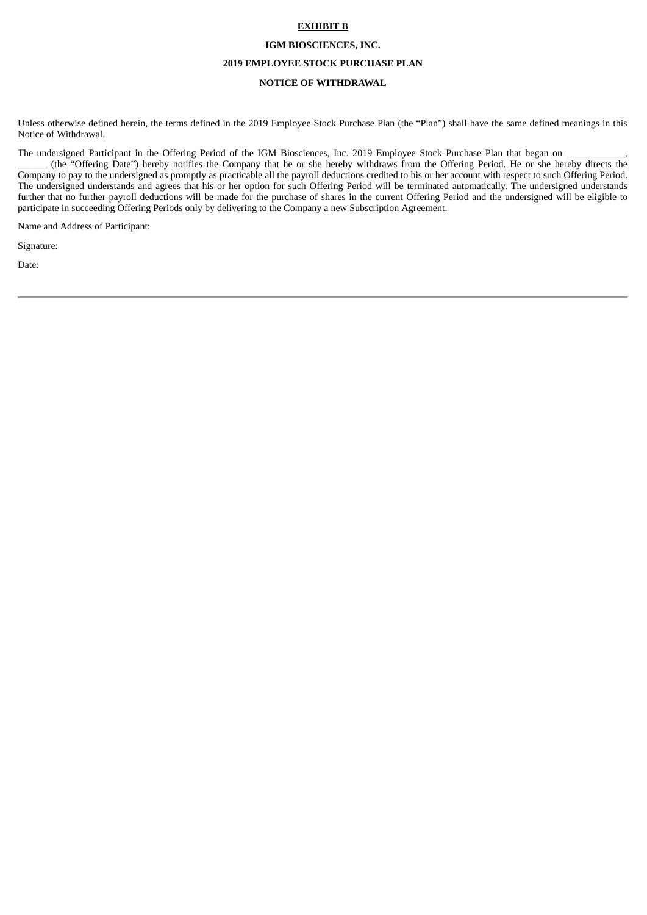**EXHIBIT B**

**IGM BIOSCIENCES, INC.**

**2019 EMPLOYEE STOCK PURCHASE PLAN**

**NOTICE OF WITHDRAWAL**

Unless otherwise defined herein, the terms defined in the 2019 Employee Stock Purchase Plan (the "Plan") shall have the same defined meanings in this Notice of Withdrawal.

The undersigned Participant in the Offering Period of the IGM Biosciences, Inc. 2019 Employee Stock Purchase Plan that began on ____________, ______ (the "Offering Date") hereby notifies the Company that he or she hereby withdraws from the Offering Period. He or she hereby directs the Company to pay to the undersigned as promptly as practicable all the payroll deductions credited to his or her account with respect to such Offering Period. The undersigned understands and agrees that his or her option for such Offering Period will be terminated automatically. The undersigned understands further that no further payroll deductions will be made for the purchase of shares in the current Offering Period and the undersigned will be eligible to participate in succeeding Offering Periods only by delivering to the Company a new Subscription Agreement.

Name and Address of Participant:

Signature:

Date: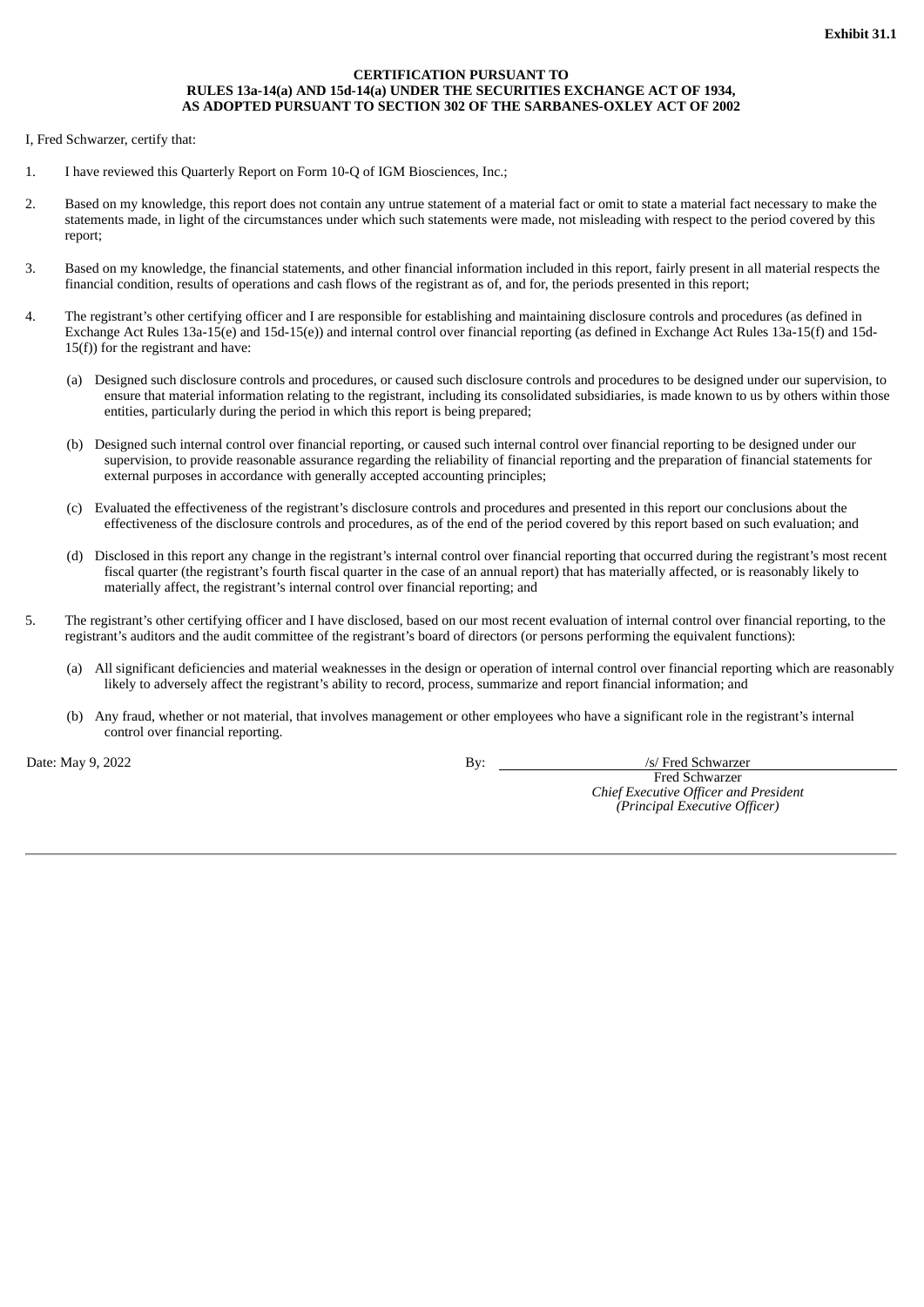**Exhibit 31.1**

**CERTIFICATION PURSUANT TO**
**RULES 13a-14(a) AND 15d-14(a) UNDER THE SECURITIES EXCHANGE ACT OF 1934,**
**AS ADOPTED PURSUANT TO SECTION 302 OF THE SARBANES-OXLEY ACT OF 2002**

I, Fred Schwarzer, certify that:

1. I have reviewed this Quarterly Report on Form 10-Q of IGM Biosciences, Inc.;

2. Based on my knowledge, this report does not contain any untrue statement of a material fact or omit to state a material fact necessary to make the statements made, in light of the circumstances under which such statements were made, not misleading with respect to the period covered by this report;

3. Based on my knowledge, the financial statements, and other financial information included in this report, fairly present in all material respects the financial condition, results of operations and cash flows of the registrant as of, and for, the periods presented in this report;

4. The registrant's other certifying officer and I are responsible for establishing and maintaining disclosure controls and procedures (as defined in Exchange Act Rules 13a-15(e) and 15d-15(e)) and internal control over financial reporting (as defined in Exchange Act Rules 13a-15(f) and 15d-15(f)) for the registrant and have:

   (a) Designed such disclosure controls and procedures, or caused such disclosure controls and procedures to be designed under our supervision, to ensure that material information relating to the registrant, including its consolidated subsidiaries, is made known to us by others within those entities, particularly during the period in which this report is being prepared;

   (b) Designed such internal control over financial reporting, or caused such internal control over financial reporting to be designed under our supervision, to provide reasonable assurance regarding the reliability of financial reporting and the preparation of financial statements for external purposes in accordance with generally accepted accounting principles;

   (c) Evaluated the effectiveness of the registrant's disclosure controls and procedures and presented in this report our conclusions about the effectiveness of the disclosure controls and procedures, as of the end of the period covered by this report based on such evaluation; and

   (d) Disclosed in this report any change in the registrant's internal control over financial reporting that occurred during the registrant's most recent fiscal quarter (the registrant's fourth fiscal quarter in the case of an annual report) that has materially affected, or is reasonably likely to materially affect, the registrant's internal control over financial reporting; and

5. The registrant's other certifying officer and I have disclosed, based on our most recent evaluation of internal control over financial reporting, to the registrant's auditors and the audit committee of the registrant's board of directors (or persons performing the equivalent functions):

   (a) All significant deficiencies and material weaknesses in the design or operation of internal control over financial reporting which are reasonably likely to adversely affect the registrant's ability to record, process, summarize and report financial information; and

   (b) Any fraud, whether or not material, that involves management or other employees who have a significant role in the registrant's internal control over financial reporting.

Date: May 9, 2022

By: /s/ Fred Schwarzer
Fred Schwarzer
*Chief Executive Officer and President*
*(Principal Executive Officer)*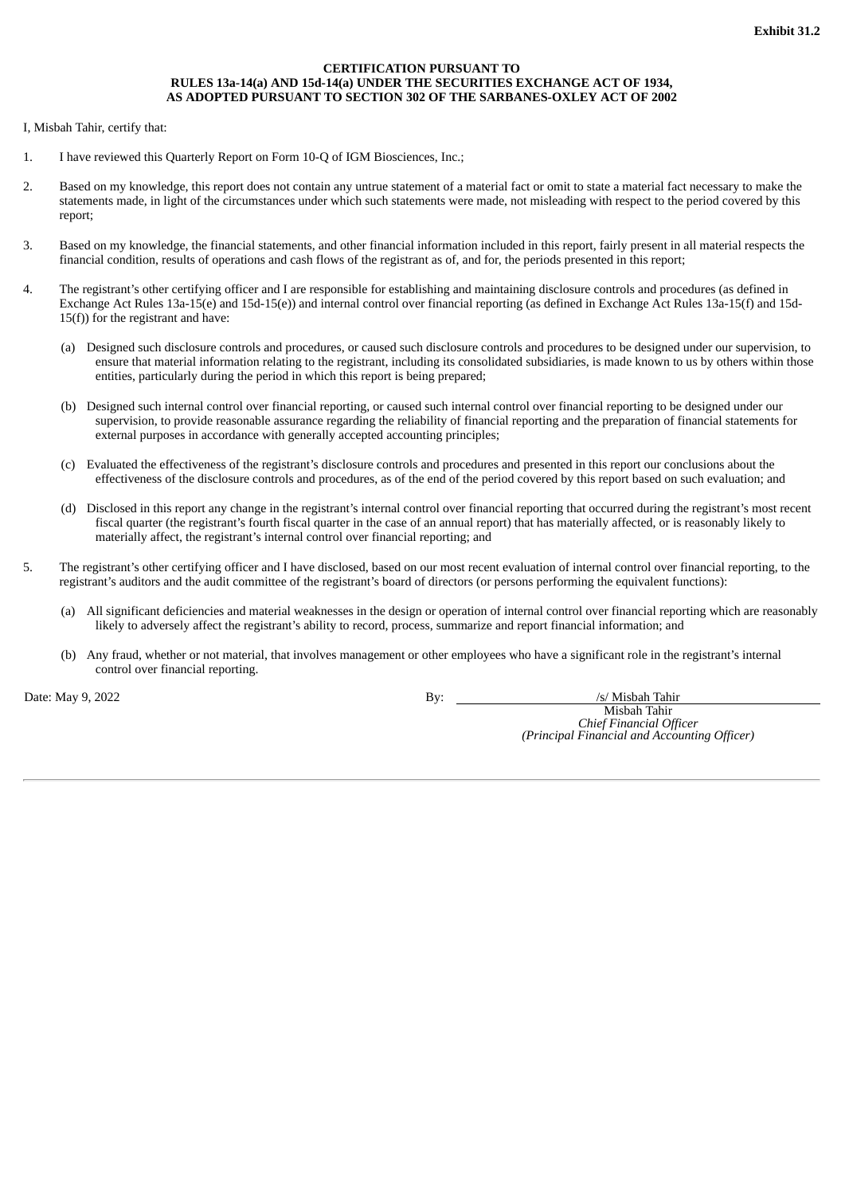**Exhibit 31.2**

**CERTIFICATION PURSUANT TO**
**RULES 13a-14(a) AND 15d-14(a) UNDER THE SECURITIES EXCHANGE ACT OF 1934,**
**AS ADOPTED PURSUANT TO SECTION 302 OF THE SARBANES-OXLEY ACT OF 2002**

I, Misbah Tahir, certify that:

1. I have reviewed this Quarterly Report on Form 10-Q of IGM Biosciences, Inc.;

2. Based on my knowledge, this report does not contain any untrue statement of a material fact or omit to state a material fact necessary to make the statements made, in light of the circumstances under which such statements were made, not misleading with respect to the period covered by this report;

3. Based on my knowledge, the financial statements, and other financial information included in this report, fairly present in all material respects the financial condition, results of operations and cash flows of the registrant as of, and for, the periods presented in this report;

4. The registrant's other certifying officer and I are responsible for establishing and maintaining disclosure controls and procedures (as defined in Exchange Act Rules 13a-15(e) and 15d-15(e)) and internal control over financial reporting (as defined in Exchange Act Rules 13a-15(f) and 15d-15(f)) for the registrant and have:

   (a) Designed such disclosure controls and procedures, or caused such disclosure controls and procedures to be designed under our supervision, to ensure that material information relating to the registrant, including its consolidated subsidiaries, is made known to us by others within those entities, particularly during the period in which this report is being prepared;

   (b) Designed such internal control over financial reporting, or caused such internal control over financial reporting to be designed under our supervision, to provide reasonable assurance regarding the reliability of financial reporting and the preparation of financial statements for external purposes in accordance with generally accepted accounting principles;

   (c) Evaluated the effectiveness of the registrant's disclosure controls and procedures and presented in this report our conclusions about the effectiveness of the disclosure controls and procedures, as of the end of the period covered by this report based on such evaluation; and

   (d) Disclosed in this report any change in the registrant's internal control over financial reporting that occurred during the registrant's most recent fiscal quarter (the registrant's fourth fiscal quarter in the case of an annual report) that has materially affected, or is reasonably likely to materially affect, the registrant's internal control over financial reporting; and

5. The registrant's other certifying officer and I have disclosed, based on our most recent evaluation of internal control over financial reporting, to the registrant's auditors and the audit committee of the registrant's board of directors (or persons performing the equivalent functions):

   (a) All significant deficiencies and material weaknesses in the design or operation of internal control over financial reporting which are reasonably likely to adversely affect the registrant's ability to record, process, summarize and report financial information; and

   (b) Any fraud, whether or not material, that involves management or other employees who have a significant role in the registrant's internal control over financial reporting.

Date: May 9, 2022

By: /s/ Misbah Tahir
Misbah Tahir
*Chief Financial Officer*
*(Principal Financial and Accounting Officer)*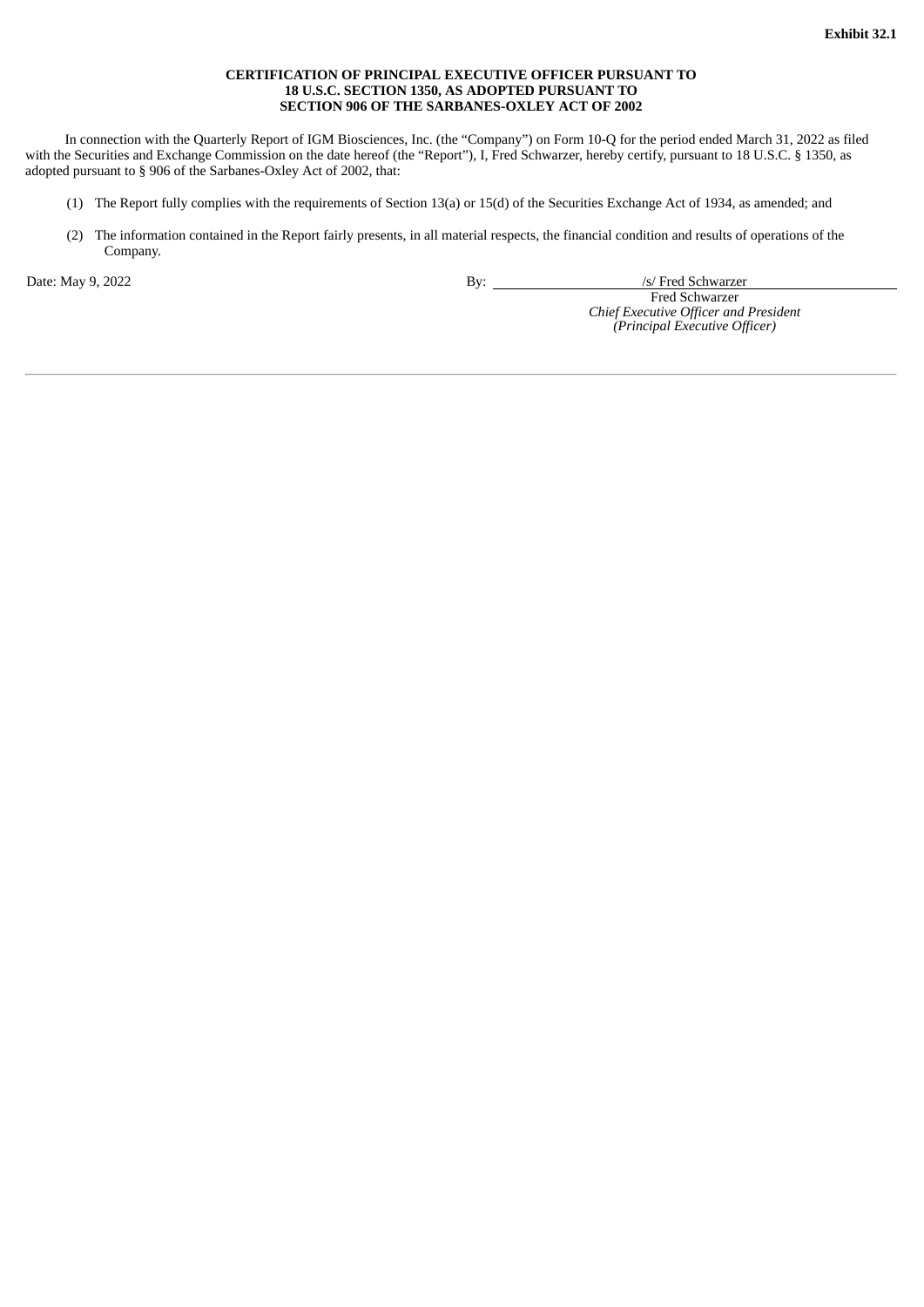**Exhibit 32.1**

**CERTIFICATION OF PRINCIPAL EXECUTIVE OFFICER PURSUANT TO 18 U.S.C. SECTION 1350, AS ADOPTED PURSUANT TO SECTION 906 OF THE SARBANES-OXLEY ACT OF 2002**

In connection with the Quarterly Report of IGM Biosciences, Inc. (the "Company") on Form 10-Q for the period ended March 31, 2022 as filed with the Securities and Exchange Commission on the date hereof (the "Report"), I, Fred Schwarzer, hereby certify, pursuant to 18 U.S.C. § 1350, as adopted pursuant to § 906 of the Sarbanes-Oxley Act of 2002, that:

(1) The Report fully complies with the requirements of Section 13(a) or 15(d) of the Securities Exchange Act of 1934, as amended; and

(2) The information contained in the Report fairly presents, in all material respects, the financial condition and results of operations of the Company.

Date: May 9, 2022

By: /s/ Fred Schwarzer

Fred Schwarzer
*Chief Executive Officer and President*
*(Principal Executive Officer)*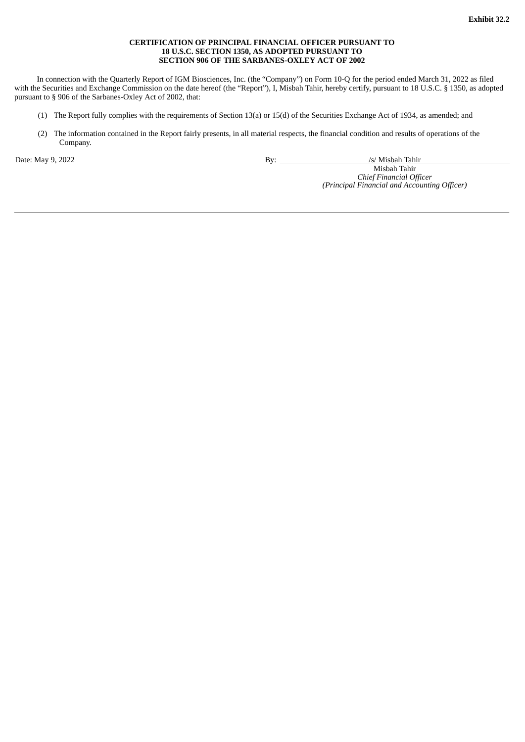**Exhibit 32.2**

**CERTIFICATION OF PRINCIPAL FINANCIAL OFFICER PURSUANT TO 18 U.S.C. SECTION 1350, AS ADOPTED PURSUANT TO SECTION 906 OF THE SARBANES-OXLEY ACT OF 2002**

In connection with the Quarterly Report of IGM Biosciences, Inc. (the "Company") on Form 10-Q for the period ended March 31, 2022 as filed with the Securities and Exchange Commission on the date hereof (the "Report"), I, Misbah Tahir, hereby certify, pursuant to 18 U.S.C. § 1350, as adopted pursuant to § 906 of the Sarbanes-Oxley Act of 2002, that:

(1) The Report fully complies with the requirements of Section 13(a) or 15(d) of the Securities Exchange Act of 1934, as amended; and

(2) The information contained in the Report fairly presents, in all material respects, the financial condition and results of operations of the Company.

Date: May 9, 2022

By: /s/ Misbah Tahir

Misbah Tahir

*Chief Financial Officer*

*(Principal Financial and Accounting Officer)*